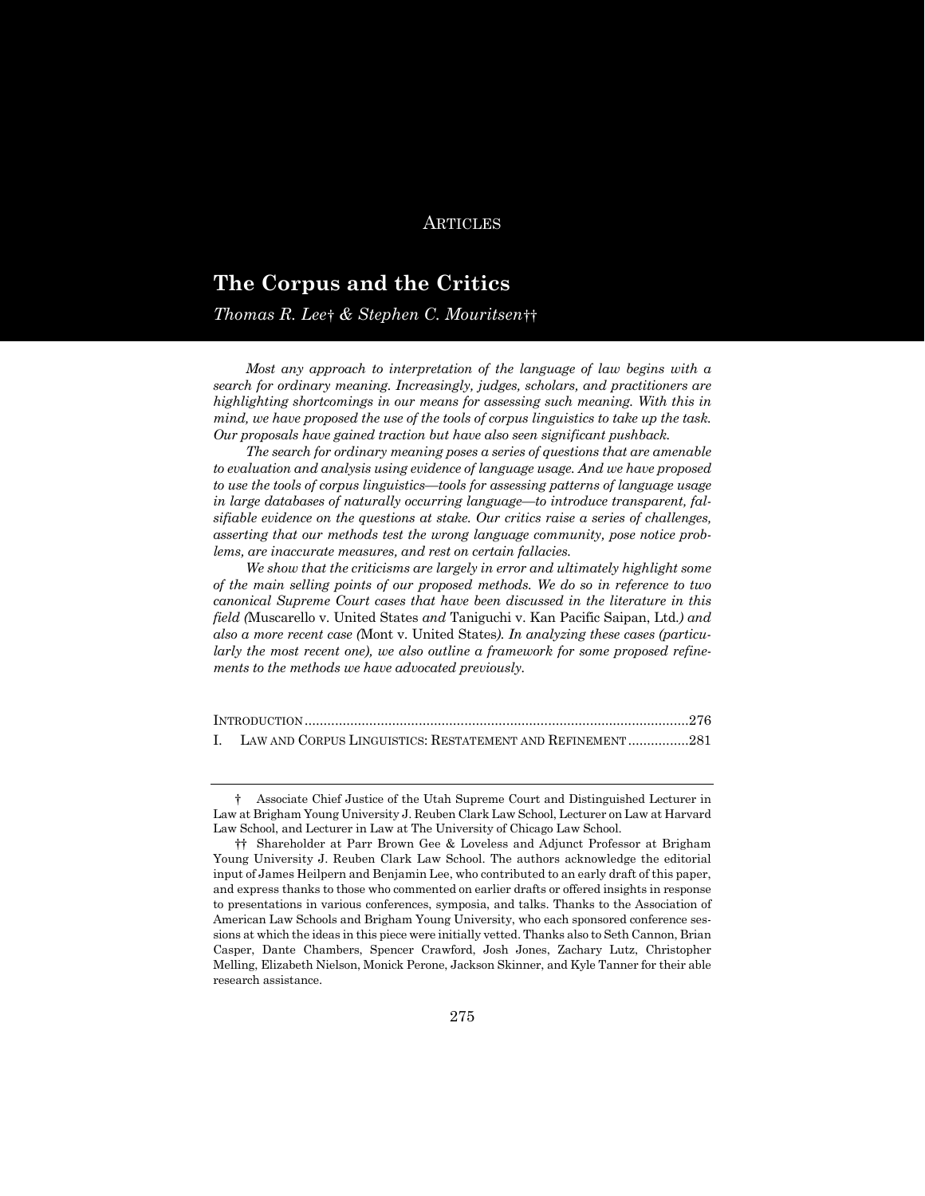ARTICLES

# The Corpus and the Critics

*Thomas R. Lee† & Stephen C. Mouritsen††*

*Most any approach to interpretation of the language of law begins with a search for ordinary meaning. Increasingly, judges, scholars, and practitioners are highlighting shortcomings in our means for assessing such meaning. With this in mind, we have proposed the use of the tools of corpus linguistics to take up the task. Our proposals have gained traction but have also seen significant pushback.*

*The search for ordinary meaning poses a series of questions that are amenable to evaluation and analysis using evidence of language usage. And we have proposed to use the tools of corpus linguistics—tools for assessing patterns of language usage in large databases of naturally occurring language—to introduce transparent, falsifiable evidence on the questions at stake. Our critics raise a series of challenges, asserting that our methods test the wrong language community, pose notice problems, are inaccurate measures, and rest on certain fallacies.*

*We show that the criticisms are largely in error and ultimately highlight some of the main selling points of our proposed methods. We do so in reference to two canonical Supreme Court cases that have been discussed in the literature in this field (*Muscarello v. United States *and* Taniguchi v. Kan Pacific Saipan, Ltd.*) and also a more recent case (*Mont v. United States*). In analyzing these cases (particularly the most recent one), we also outline a framework for some proposed refinements to the methods we have advocated previously.*

INTRODUCTION ....................................................................................................276
I. LAW AND CORPUS LINGUISTICS: RESTATEMENT AND REFINEMENT ................281

† Associate Chief Justice of the Utah Supreme Court and Distinguished Lecturer in Law at Brigham Young University J. Reuben Clark Law School, Lecturer on Law at Harvard Law School, and Lecturer in Law at The University of Chicago Law School.

†† Shareholder at Parr Brown Gee & Loveless and Adjunct Professor at Brigham Young University J. Reuben Clark Law School. The authors acknowledge the editorial input of James Heilpern and Benjamin Lee, who contributed to an early draft of this paper, and express thanks to those who commented on earlier drafts or offered insights in response to presentations in various conferences, symposia, and talks. Thanks to the Association of American Law Schools and Brigham Young University, who each sponsored conference sessions at which the ideas in this piece were initially vetted. Thanks also to Seth Cannon, Brian Casper, Dante Chambers, Spencer Crawford, Josh Jones, Zachary Lutz, Christopher Melling, Elizabeth Nielson, Monick Perone, Jackson Skinner, and Kyle Tanner for their able research assistance.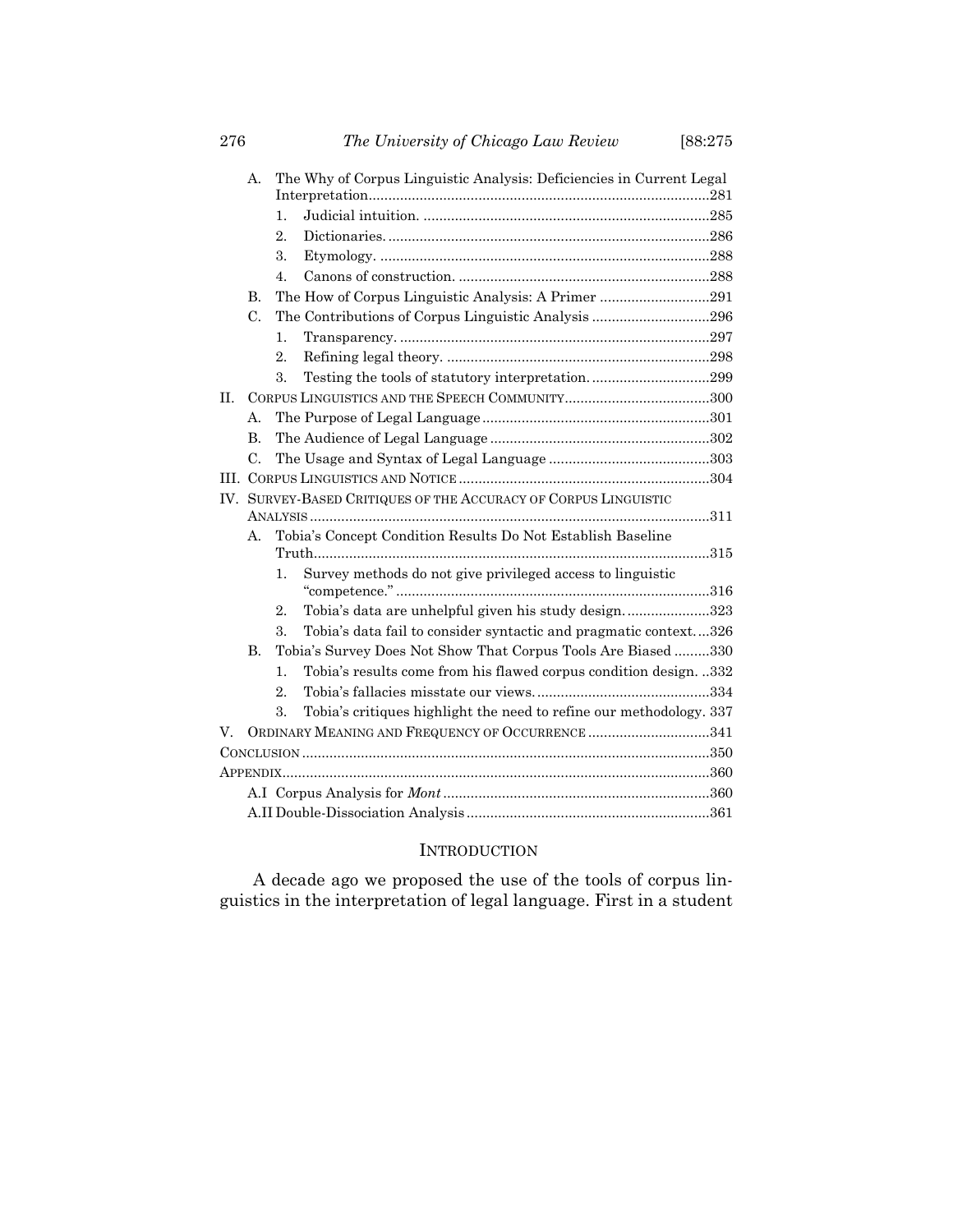- A. The Why of Corpus Linguistic Analysis: Deficiencies in Current Legal Interpretation ......281
  - 1. Judicial intuition. ......285
  - 2. Dictionaries. ......286
  - 3. Etymology. ......288
  - 4. Canons of construction. ......288
- B. The How of Corpus Linguistic Analysis: A Primer ......291
- C. The Contributions of Corpus Linguistic Analysis ......296
  - 1. Transparency. ......297
  - 2. Refining legal theory. ......298
  - 3. Testing the tools of statutory interpretation. ......299

II. CORPUS LINGUISTICS AND THE SPEECH COMMUNITY ......300
- A. The Purpose of Legal Language ......301
- B. The Audience of Legal Language ......302
- C. The Usage and Syntax of Legal Language ......303

III. CORPUS LINGUISTICS AND NOTICE ......304

IV. SURVEY-BASED CRITIQUES OF THE ACCURACY OF CORPUS LINGUISTIC ANALYSIS ......311
- A. Tobia's Concept Condition Results Do Not Establish Baseline Truth ......315
  - 1. Survey methods do not give privileged access to linguistic "competence." ......316
  - 2. Tobia's data are unhelpful given his study design. ......323
  - 3. Tobia's data fail to consider syntactic and pragmatic context. ......326
- B. Tobia's Survey Does Not Show That Corpus Tools Are Biased ......330
  - 1. Tobia's results come from his flawed corpus condition design. ......332
  - 2. Tobia's fallacies misstate our views. ......334
  - 3. Tobia's critiques highlight the need to refine our methodology. 337

V. ORDINARY MEANING AND FREQUENCY OF OCCURRENCE ......341

CONCLUSION ......350

APPENDIX ......360
- A.I Corpus Analysis for *Mont* ......360
- A.II Double-Dissociation Analysis ......361

## INTRODUCTION

A decade ago we proposed the use of the tools of corpus linguistics in the interpretation of legal language. First in a student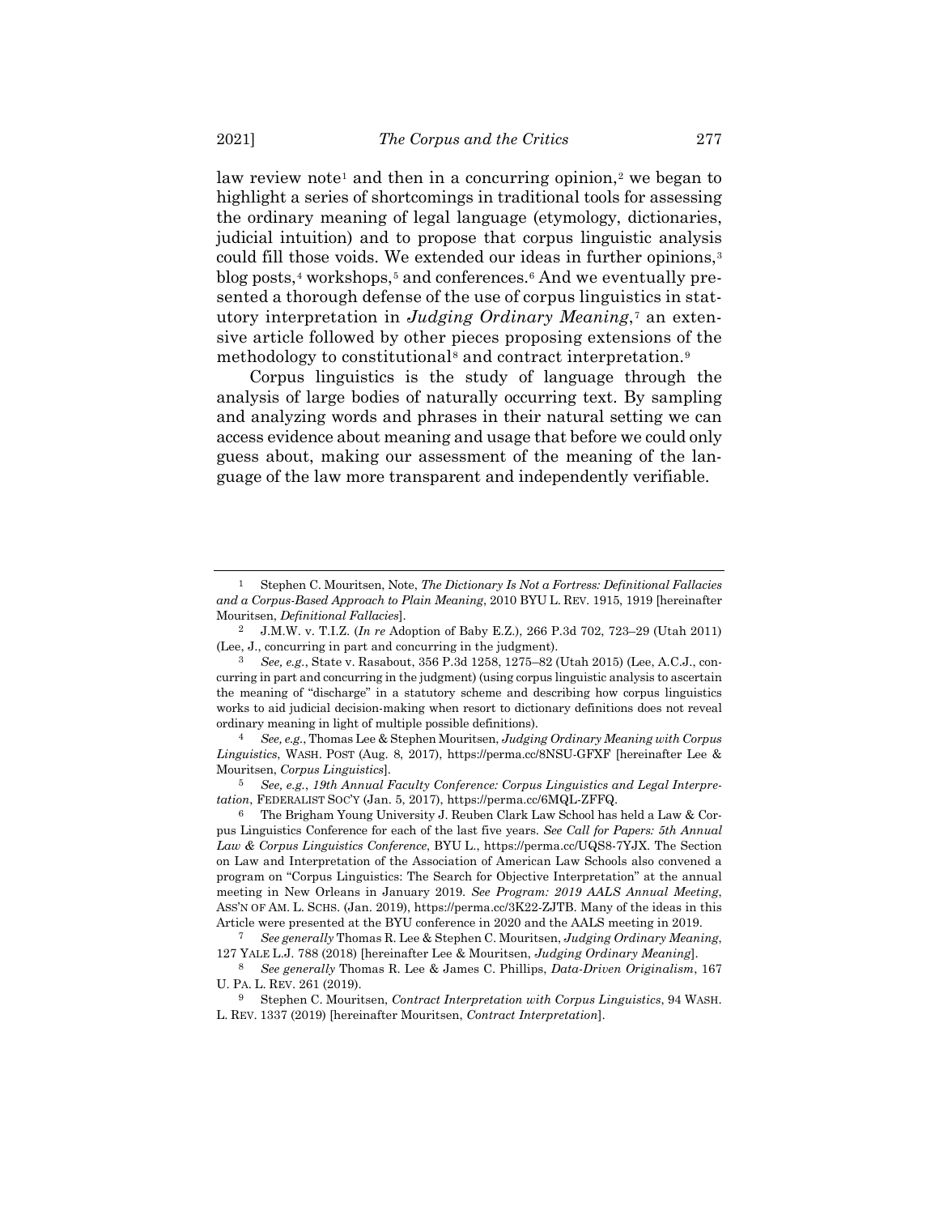law review note[1] and then in a concurring opinion,[2] we began to highlight a series of shortcomings in traditional tools for assessing the ordinary meaning of legal language (etymology, dictionaries, judicial intuition) and to propose that corpus linguistic analysis could fill those voids. We extended our ideas in further opinions,[3] blog posts,[4] workshops,[5] and conferences.[6] And we eventually presented a thorough defense of the use of corpus linguistics in statutory interpretation in *Judging Ordinary Meaning*,[7] an extensive article followed by other pieces proposing extensions of the methodology to constitutional[8] and contract interpretation.[9]

Corpus linguistics is the study of language through the analysis of large bodies of naturally occurring text. By sampling and analyzing words and phrases in their natural setting we can access evidence about meaning and usage that before we could only guess about, making our assessment of the meaning of the language of the law more transparent and independently verifiable.

---

1 Stephen C. Mouritsen, Note, *The Dictionary Is Not a Fortress: Definitional Fallacies and a Corpus-Based Approach to Plain Meaning*, 2010 BYU L. REV. 1915, 1919 [hereinafter Mouritsen, *Definitional Fallacies*].

2 J.M.W. v. T.I.Z. (*In re* Adoption of Baby E.Z.), 266 P.3d 702, 723–29 (Utah 2011) (Lee, J., concurring in part and concurring in the judgment).

3 *See, e.g.*, State v. Rasabout, 356 P.3d 1258, 1275–82 (Utah 2015) (Lee, A.C.J., concurring in part and concurring in the judgment) (using corpus linguistic analysis to ascertain the meaning of "discharge" in a statutory scheme and describing how corpus linguistics works to aid judicial decision-making when resort to dictionary definitions does not reveal ordinary meaning in light of multiple possible definitions).

4 *See, e.g.*, Thomas Lee & Stephen Mouritsen, *Judging Ordinary Meaning with Corpus Linguistics*, WASH. POST (Aug. 8, 2017), https://perma.cc/8NSU-GFXF [hereinafter Lee & Mouritsen, *Corpus Linguistics*].

5 *See, e.g.*, *19th Annual Faculty Conference: Corpus Linguistics and Legal Interpretation*, FEDERALIST SOC'Y (Jan. 5, 2017), https://perma.cc/6MQL-ZFFQ.

6 The Brigham Young University J. Reuben Clark Law School has held a Law & Corpus Linguistics Conference for each of the last five years. *See Call for Papers: 5th Annual Law & Corpus Linguistics Conference*, BYU L., https://perma.cc/UQS8-7YJX. The Section on Law and Interpretation of the Association of American Law Schools also convened a program on "Corpus Linguistics: The Search for Objective Interpretation" at the annual meeting in New Orleans in January 2019. *See Program: 2019 AALS Annual Meeting*, ASS'N OF AM. L. SCHS. (Jan. 2019), https://perma.cc/3K22-ZJTB. Many of the ideas in this Article were presented at the BYU conference in 2020 and the AALS meeting in 2019.

7 *See generally* Thomas R. Lee & Stephen C. Mouritsen, *Judging Ordinary Meaning*, 127 YALE L.J. 788 (2018) [hereinafter Lee & Mouritsen, *Judging Ordinary Meaning*].

8 *See generally* Thomas R. Lee & James C. Phillips, *Data-Driven Originalism*, 167 U. PA. L. REV. 261 (2019).

9 Stephen C. Mouritsen, *Contract Interpretation with Corpus Linguistics*, 94 WASH. L. REV. 1337 (2019) [hereinafter Mouritsen, *Contract Interpretation*].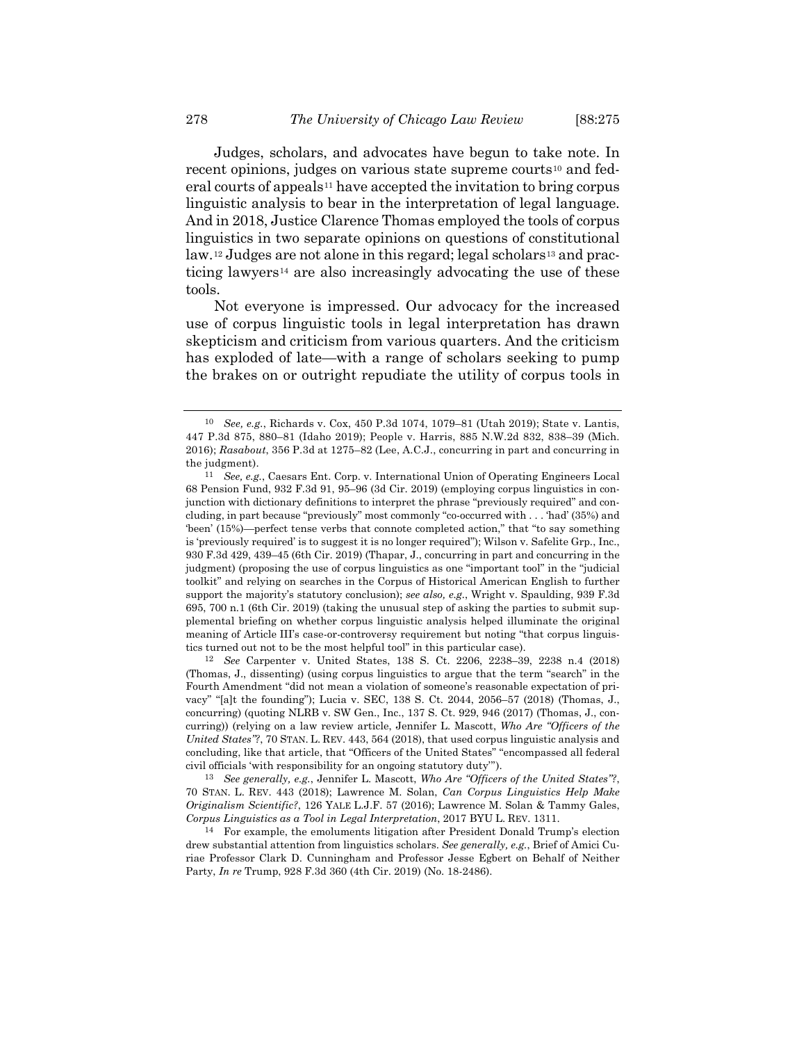Judges, scholars, and advocates have begun to take note. In recent opinions, judges on various state supreme courts[10] and federal courts of appeals[11] have accepted the invitation to bring corpus linguistic analysis to bear in the interpretation of legal language. And in 2018, Justice Clarence Thomas employed the tools of corpus linguistics in two separate opinions on questions of constitutional law.[12] Judges are not alone in this regard; legal scholars[13] and practicing lawyers[14] are also increasingly advocating the use of these tools.

Not everyone is impressed. Our advocacy for the increased use of corpus linguistic tools in legal interpretation has drawn skepticism and criticism from various quarters. And the criticism has exploded of late—with a range of scholars seeking to pump the brakes on or outright repudiate the utility of corpus tools in

---

[10] *See, e.g.*, Richards v. Cox, 450 P.3d 1074, 1079–81 (Utah 2019); State v. Lantis, 447 P.3d 875, 880–81 (Idaho 2019); People v. Harris, 885 N.W.2d 832, 838–39 (Mich. 2016); *Rasabout*, 356 P.3d at 1275–82 (Lee, A.C.J., concurring in part and concurring in the judgment).

[11] *See, e.g.*, Caesars Ent. Corp. v. International Union of Operating Engineers Local 68 Pension Fund, 932 F.3d 91, 95–96 (3d Cir. 2019) (employing corpus linguistics in conjunction with dictionary definitions to interpret the phrase "previously required" and concluding, in part because "previously" most commonly "co-occurred with . . . 'had' (35%) and 'been' (15%)—perfect tense verbs that connote completed action," that "to say something is 'previously required' is to suggest it is no longer required"); Wilson v. Safelite Grp., Inc., 930 F.3d 429, 439–45 (6th Cir. 2019) (Thapar, J., concurring in part and concurring in the judgment) (proposing the use of corpus linguistics as one "important tool" in the "judicial toolkit" and relying on searches in the Corpus of Historical American English to further support the majority's statutory conclusion); *see also, e.g.*, Wright v. Spaulding, 939 F.3d 695, 700 n.1 (6th Cir. 2019) (taking the unusual step of asking the parties to submit supplemental briefing on whether corpus linguistic analysis helped illuminate the original meaning of Article III's case-or-controversy requirement but noting "that corpus linguistics turned out not to be the most helpful tool" in this particular case).

[12] *See* Carpenter v. United States, 138 S. Ct. 2206, 2238–39, 2238 n.4 (2018) (Thomas, J., dissenting) (using corpus linguistics to argue that the term "search" in the Fourth Amendment "did not mean a violation of someone's reasonable expectation of privacy" "[a]t the founding"); Lucia v. SEC, 138 S. Ct. 2044, 2056–57 (2018) (Thomas, J., concurring) (quoting NLRB v. SW Gen., Inc., 137 S. Ct. 929, 946 (2017) (Thomas, J., concurring)) (relying on a law review article, Jennifer L. Mascott, *Who Are "Officers of the United States"?*, 70 STAN. L. REV. 443, 564 (2018), that used corpus linguistic analysis and concluding, like that article, that "Officers of the United States" "encompassed all federal civil officials 'with responsibility for an ongoing statutory duty'").

[13] *See generally, e.g.*, Jennifer L. Mascott, *Who Are "Officers of the United States"?*, 70 STAN. L. REV. 443 (2018); Lawrence M. Solan, *Can Corpus Linguistics Help Make Originalism Scientific?*, 126 YALE L.J.F. 57 (2016); Lawrence M. Solan & Tammy Gales, *Corpus Linguistics as a Tool in Legal Interpretation*, 2017 BYU L. REV. 1311.

[14] For example, the emoluments litigation after President Donald Trump's election drew substantial attention from linguistics scholars. *See generally, e.g.*, Brief of Amici Curiae Professor Clark D. Cunningham and Professor Jesse Egbert on Behalf of Neither Party, *In re* Trump, 928 F.3d 360 (4th Cir. 2019) (No. 18-2486).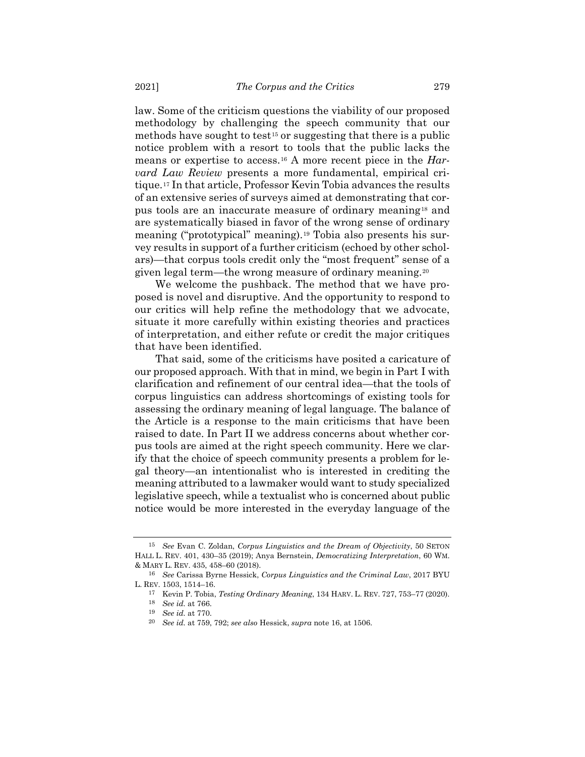law. Some of the criticism questions the viability of our proposed methodology by challenging the speech community that our methods have sought to test[15] or suggesting that there is a public notice problem with a resort to tools that the public lacks the means or expertise to access.[16] A more recent piece in the *Harvard Law Review* presents a more fundamental, empirical critique.[17] In that article, Professor Kevin Tobia advances the results of an extensive series of surveys aimed at demonstrating that corpus tools are an inaccurate measure of ordinary meaning[18] and are systematically biased in favor of the wrong sense of ordinary meaning ("prototypical" meaning).[19] Tobia also presents his survey results in support of a further criticism (echoed by other scholars)—that corpus tools credit only the "most frequent" sense of a given legal term—the wrong measure of ordinary meaning.[20]

We welcome the pushback. The method that we have proposed is novel and disruptive. And the opportunity to respond to our critics will help refine the methodology that we advocate, situate it more carefully within existing theories and practices of interpretation, and either refute or credit the major critiques that have been identified.

That said, some of the criticisms have posited a caricature of our proposed approach. With that in mind, we begin in Part I with clarification and refinement of our central idea—that the tools of corpus linguistics can address shortcomings of existing tools for assessing the ordinary meaning of legal language. The balance of the Article is a response to the main criticisms that have been raised to date. In Part II we address concerns about whether corpus tools are aimed at the right speech community. Here we clarify that the choice of speech community presents a problem for legal theory—an intentionalist who is interested in crediting the meaning attributed to a lawmaker would want to study specialized legislative speech, while a textualist who is concerned about public notice would be more interested in the everyday language of the

---

[15] *See* Evan C. Zoldan, *Corpus Linguistics and the Dream of Objectivity*, 50 SETON HALL L. REV. 401, 430–35 (2019); Anya Bernstein, *Democratizing Interpretation*, 60 WM. & MARY L. REV. 435, 458–60 (2018).

[16] *See* Carissa Byrne Hessick, *Corpus Linguistics and the Criminal Law*, 2017 BYU L. REV. 1503, 1514–16.

[17] Kevin P. Tobia, *Testing Ordinary Meaning*, 134 HARV. L. REV. 727, 753–77 (2020).

[18] *See id.* at 766.

[19] *See id.* at 770.

[20] *See id.* at 759, 792; *see also* Hessick, *supra* note 16, at 1506.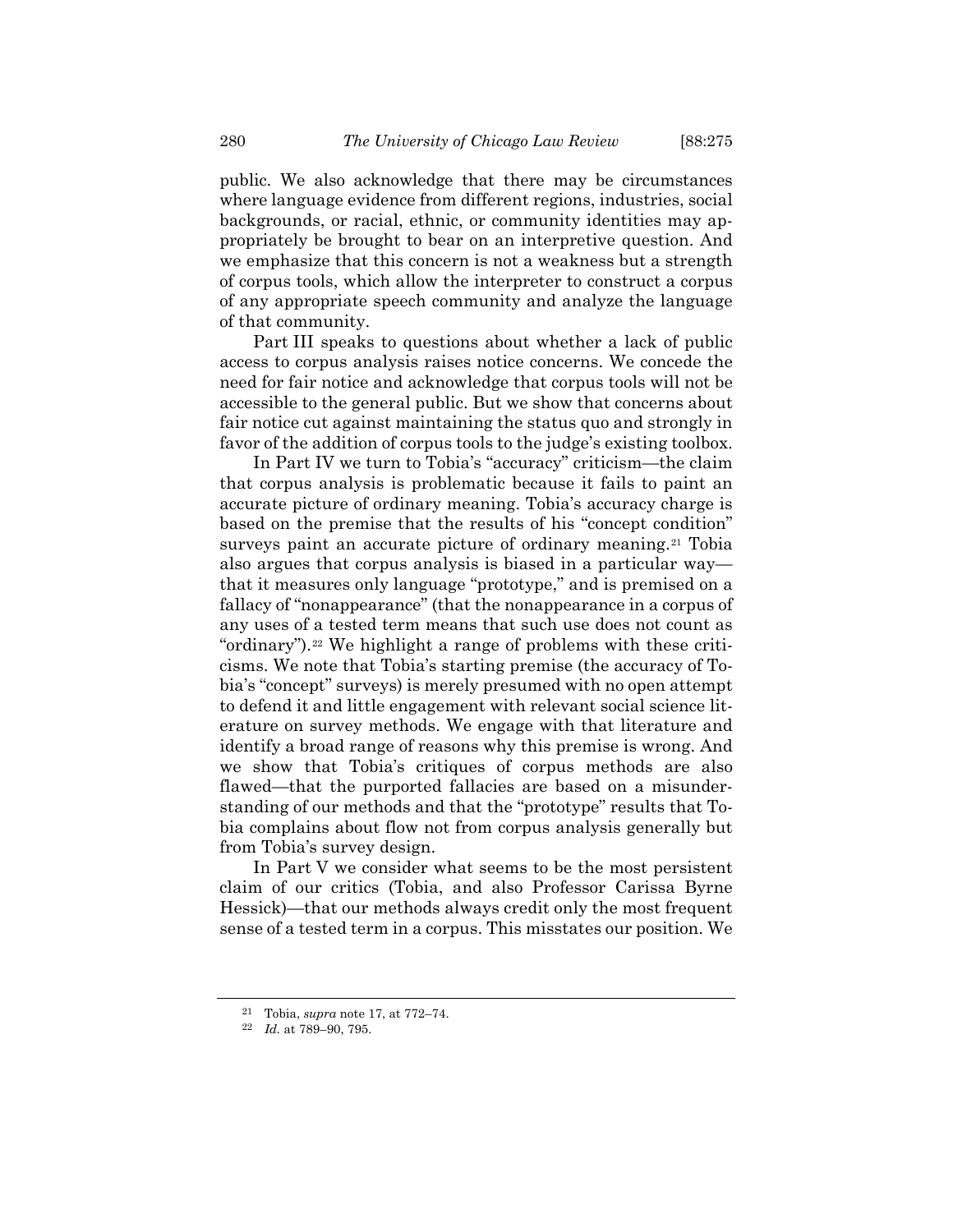public. We also acknowledge that there may be circumstances where language evidence from different regions, industries, social backgrounds, or racial, ethnic, or community identities may appropriately be brought to bear on an interpretive question. And we emphasize that this concern is not a weakness but a strength of corpus tools, which allow the interpreter to construct a corpus of any appropriate speech community and analyze the language of that community.

Part III speaks to questions about whether a lack of public access to corpus analysis raises notice concerns. We concede the need for fair notice and acknowledge that corpus tools will not be accessible to the general public. But we show that concerns about fair notice cut against maintaining the status quo and strongly in favor of the addition of corpus tools to the judge's existing toolbox.

In Part IV we turn to Tobia's "accuracy" criticism—the claim that corpus analysis is problematic because it fails to paint an accurate picture of ordinary meaning. Tobia's accuracy charge is based on the premise that the results of his "concept condition" surveys paint an accurate picture of ordinary meaning.[21] Tobia also argues that corpus analysis is biased in a particular way—that it measures only language "prototype," and is premised on a fallacy of "nonappearance" (that the nonappearance in a corpus of any uses of a tested term means that such use does not count as "ordinary").[22] We highlight a range of problems with these criticisms. We note that Tobia's starting premise (the accuracy of Tobia's "concept" surveys) is merely presumed with no open attempt to defend it and little engagement with relevant social science literature on survey methods. We engage with that literature and identify a broad range of reasons why this premise is wrong. And we show that Tobia's critiques of corpus methods are also flawed—that the purported fallacies are based on a misunderstanding of our methods and that the "prototype" results that Tobia complains about flow not from corpus analysis generally but from Tobia's survey design.

In Part V we consider what seems to be the most persistent claim of our critics (Tobia, and also Professor Carissa Byrne Hessick)—that our methods always credit only the most frequent sense of a tested term in a corpus. This misstates our position. We

---

[21] Tobia, *supra* note 17, at 772–74.

[22] *Id.* at 789–90, 795.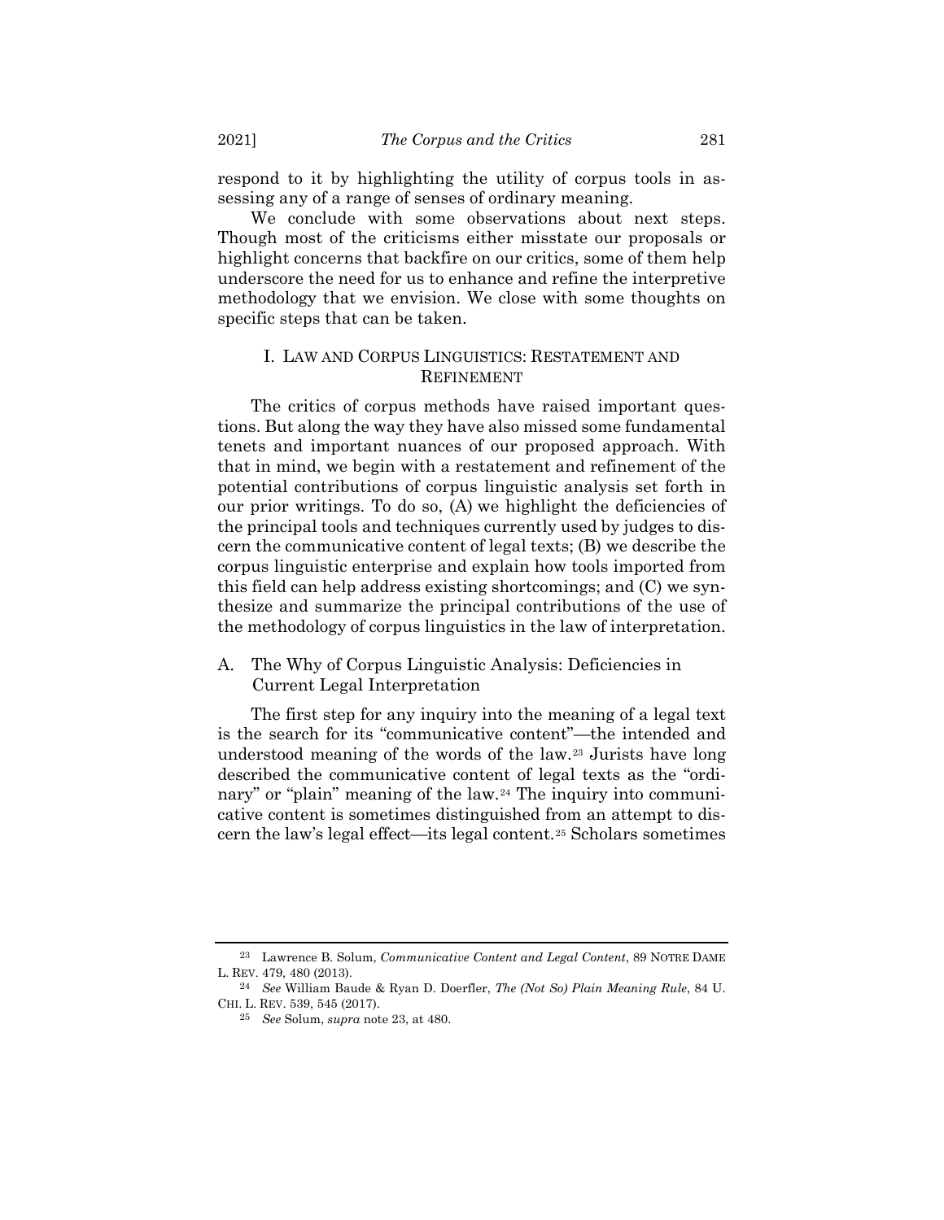respond to it by highlighting the utility of corpus tools in assessing any of a range of senses of ordinary meaning.

We conclude with some observations about next steps. Though most of the criticisms either misstate our proposals or highlight concerns that backfire on our critics, some of them help underscore the need for us to enhance and refine the interpretive methodology that we envision. We close with some thoughts on specific steps that can be taken.

## I. LAW AND CORPUS LINGUISTICS: RESTATEMENT AND REFINEMENT

The critics of corpus methods have raised important questions. But along the way they have also missed some fundamental tenets and important nuances of our proposed approach. With that in mind, we begin with a restatement and refinement of the potential contributions of corpus linguistic analysis set forth in our prior writings. To do so, (A) we highlight the deficiencies of the principal tools and techniques currently used by judges to discern the communicative content of legal texts; (B) we describe the corpus linguistic enterprise and explain how tools imported from this field can help address existing shortcomings; and (C) we synthesize and summarize the principal contributions of the use of the methodology of corpus linguistics in the law of interpretation.

### A. The Why of Corpus Linguistic Analysis: Deficiencies in Current Legal Interpretation

The first step for any inquiry into the meaning of a legal text is the search for its "communicative content"—the intended and understood meaning of the words of the law.[23] Jurists have long described the communicative content of legal texts as the "ordinary" or "plain" meaning of the law.[24] The inquiry into communicative content is sometimes distinguished from an attempt to discern the law's legal effect—its legal content.[25] Scholars sometimes

---

[23] Lawrence B. Solum, *Communicative Content and Legal Content*, 89 NOTRE DAME L. REV. 479, 480 (2013).

[24] *See* William Baude & Ryan D. Doerfler, *The (Not So) Plain Meaning Rule*, 84 U. CHI. L. REV. 539, 545 (2017).

[25] *See* Solum, *supra* note 23, at 480.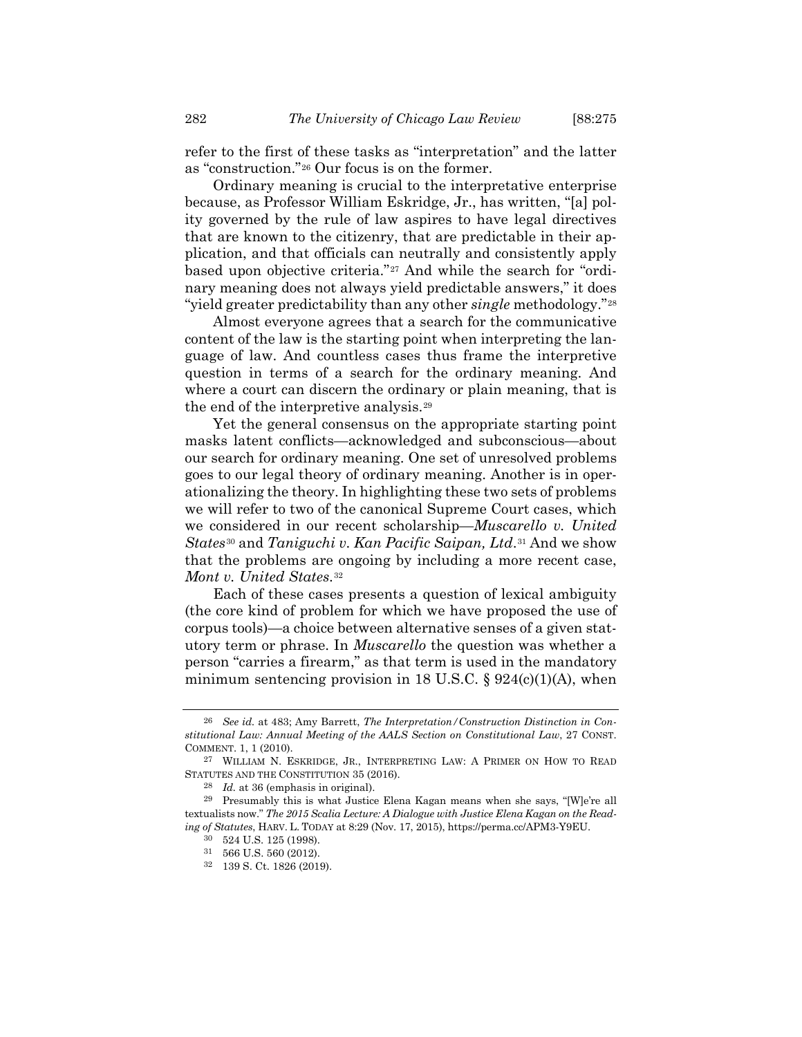refer to the first of these tasks as "interpretation" and the latter as "construction."[26] Our focus is on the former.

Ordinary meaning is crucial to the interpretative enterprise because, as Professor William Eskridge, Jr., has written, "[a] polity governed by the rule of law aspires to have legal directives that are known to the citizenry, that are predictable in their application, and that officials can neutrally and consistently apply based upon objective criteria."[27] And while the search for "ordinary meaning does not always yield predictable answers," it does "yield greater predictability than any other *single* methodology."[28]

Almost everyone agrees that a search for the communicative content of the law is the starting point when interpreting the language of law. And countless cases thus frame the interpretive question in terms of a search for the ordinary meaning. And where a court can discern the ordinary or plain meaning, that is the end of the interpretive analysis.[29]

Yet the general consensus on the appropriate starting point masks latent conflicts—acknowledged and subconscious—about our search for ordinary meaning. One set of unresolved problems goes to our legal theory of ordinary meaning. Another is in operationalizing the theory. In highlighting these two sets of problems we will refer to two of the canonical Supreme Court cases, which we considered in our recent scholarship—*Muscarello v. United States*[30] and *Taniguchi v. Kan Pacific Saipan, Ltd.*[31] And we show that the problems are ongoing by including a more recent case, *Mont v. United States*.[32]

Each of these cases presents a question of lexical ambiguity (the core kind of problem for which we have proposed the use of corpus tools)—a choice between alternative senses of a given statutory term or phrase. In *Muscarello* the question was whether a person "carries a firearm," as that term is used in the mandatory minimum sentencing provision in 18 U.S.C. § 924(c)(1)(A), when

---

[26] *See id.* at 483; Amy Barrett, *The Interpretation/Construction Distinction in Constitutional Law: Annual Meeting of the AALS Section on Constitutional Law*, 27 CONST. COMMENT. 1, 1 (2010).

[27] WILLIAM N. ESKRIDGE, JR., INTERPRETING LAW: A PRIMER ON HOW TO READ STATUTES AND THE CONSTITUTION 35 (2016).

[28] *Id.* at 36 (emphasis in original).

[29] Presumably this is what Justice Elena Kagan means when she says, "[W]e're all textualists now." *The 2015 Scalia Lecture: A Dialogue with Justice Elena Kagan on the Reading of Statutes*, HARV. L. TODAY at 8:29 (Nov. 17, 2015), https://perma.cc/APM3-Y9EU.

[30] 524 U.S. 125 (1998).

[31] 566 U.S. 560 (2012).

[32] 139 S. Ct. 1826 (2019).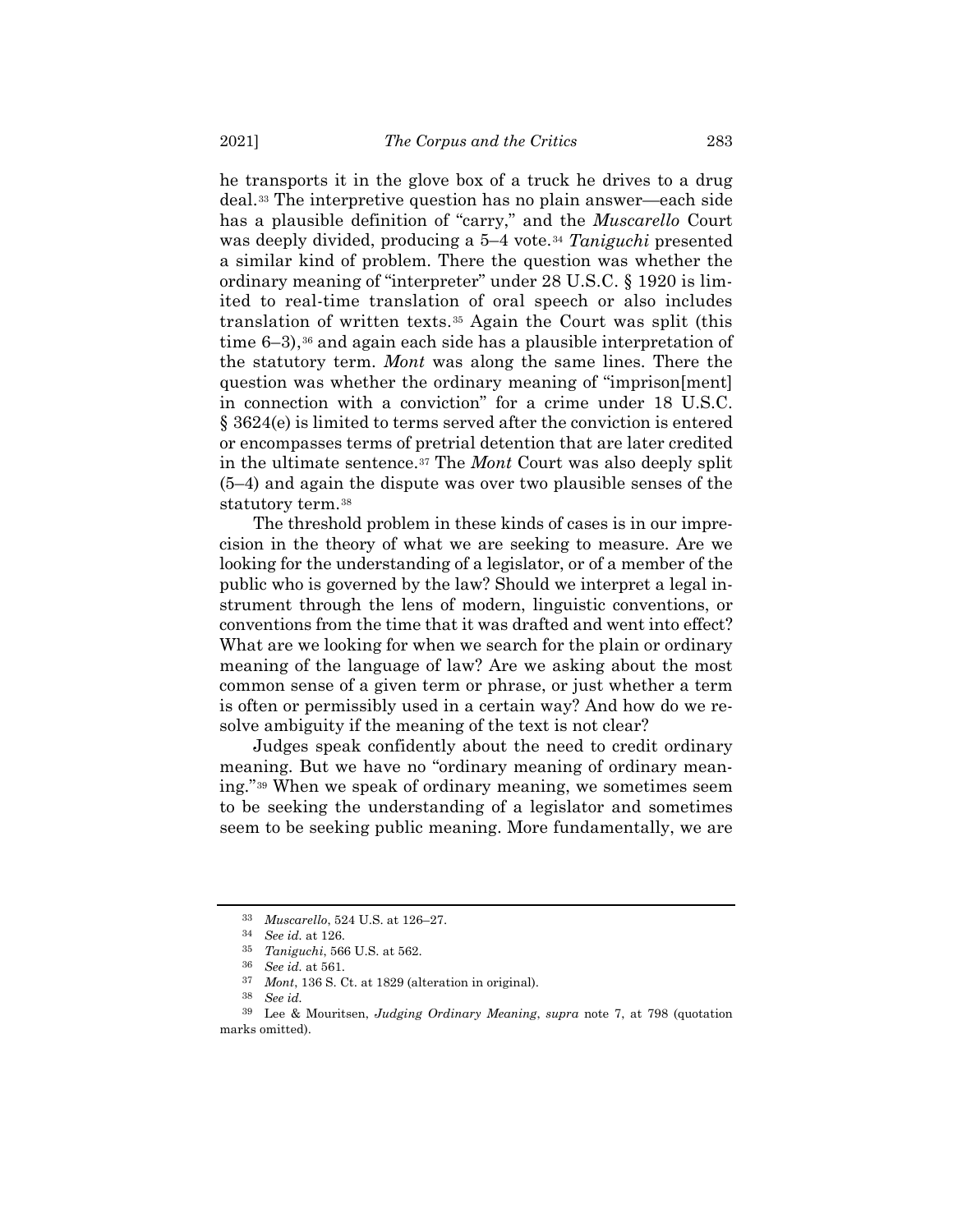he transports it in the glove box of a truck he drives to a drug deal.[33] The interpretive question has no plain answer—each side has a plausible definition of "carry," and the *Muscarello* Court was deeply divided, producing a 5–4 vote.[34] *Taniguchi* presented a similar kind of problem. There the question was whether the ordinary meaning of "interpreter" under 28 U.S.C. § 1920 is limited to real-time translation of oral speech or also includes translation of written texts.[35] Again the Court was split (this time 6–3),[36] and again each side has a plausible interpretation of the statutory term. *Mont* was along the same lines. There the question was whether the ordinary meaning of "imprison[ment] in connection with a conviction" for a crime under 18 U.S.C. § 3624(e) is limited to terms served after the conviction is entered or encompasses terms of pretrial detention that are later credited in the ultimate sentence.[37] The *Mont* Court was also deeply split (5–4) and again the dispute was over two plausible senses of the statutory term.[38]

The threshold problem in these kinds of cases is in our imprecision in the theory of what we are seeking to measure. Are we looking for the understanding of a legislator, or of a member of the public who is governed by the law? Should we interpret a legal instrument through the lens of modern, linguistic conventions, or conventions from the time that it was drafted and went into effect? What are we looking for when we search for the plain or ordinary meaning of the language of law? Are we asking about the most common sense of a given term or phrase, or just whether a term is often or permissibly used in a certain way? And how do we resolve ambiguity if the meaning of the text is not clear?

Judges speak confidently about the need to credit ordinary meaning. But we have no "ordinary meaning of ordinary meaning."[39] When we speak of ordinary meaning, we sometimes seem to be seeking the understanding of a legislator and sometimes seem to be seeking public meaning. More fundamentally, we are

---

[33] *Muscarello*, 524 U.S. at 126–27.

[34] *See id.* at 126.

[35] *Taniguchi*, 566 U.S. at 562.

[36] *See id.* at 561.

[37] *Mont*, 136 S. Ct. at 1829 (alteration in original).

[38] *See id.*

[39] Lee & Mouritsen, *Judging Ordinary Meaning*, *supra* note 7, at 798 (quotation marks omitted).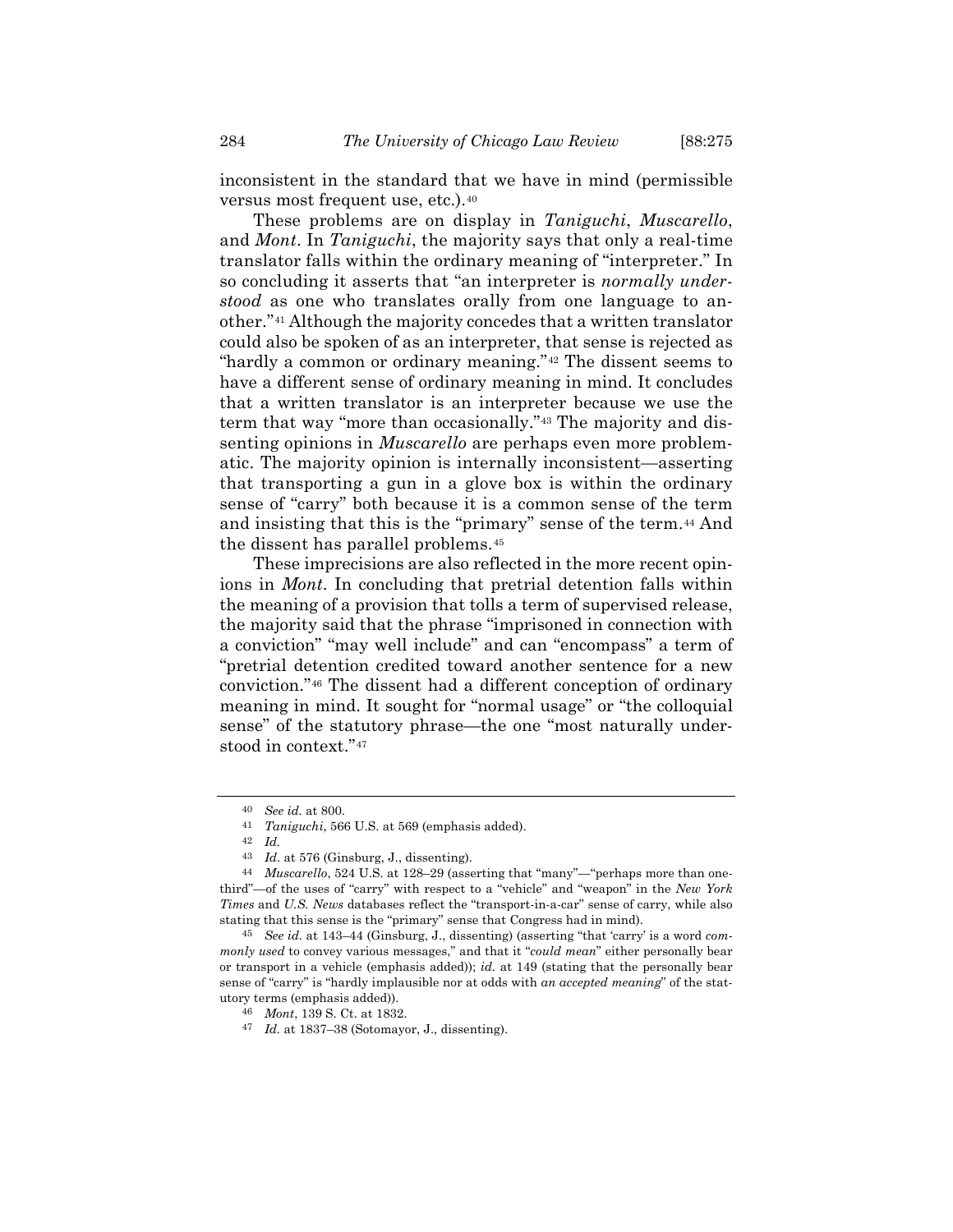inconsistent in the standard that we have in mind (permissible versus most frequent use, etc.).[40]

These problems are on display in *Taniguchi*, *Muscarello*, and *Mont*. In *Taniguchi*, the majority says that only a real-time translator falls within the ordinary meaning of "interpreter." In so concluding it asserts that "an interpreter is *normally understood* as one who translates orally from one language to another."[41] Although the majority concedes that a written translator could also be spoken of as an interpreter, that sense is rejected as "hardly a common or ordinary meaning."[42] The dissent seems to have a different sense of ordinary meaning in mind. It concludes that a written translator is an interpreter because we use the term that way "more than occasionally."[43] The majority and dissenting opinions in *Muscarello* are perhaps even more problematic. The majority opinion is internally inconsistent—asserting that transporting a gun in a glove box is within the ordinary sense of "carry" both because it is a common sense of the term and insisting that this is the "primary" sense of the term.[44] And the dissent has parallel problems.[45]

These imprecisions are also reflected in the more recent opinions in *Mont*. In concluding that pretrial detention falls within the meaning of a provision that tolls a term of supervised release, the majority said that the phrase "imprisoned in connection with a conviction" "may well include" and can "encompass" a term of "pretrial detention credited toward another sentence for a new conviction."[46] The dissent had a different conception of ordinary meaning in mind. It sought for "normal usage" or "the colloquial sense" of the statutory phrase—the one "most naturally understood in context."[47]

---

[40] *See id.* at 800.

[41] *Taniguchi*, 566 U.S. at 569 (emphasis added).

[42] *Id.*

[43] *Id.* at 576 (Ginsburg, J., dissenting).

[44] *Muscarello*, 524 U.S. at 128–29 (asserting that "many"—"perhaps more than one-third"—of the uses of "carry" with respect to a "vehicle" and "weapon" in the *New York Times* and *U.S. News* databases reflect the "transport-in-a-car" sense of carry, while also stating that this sense is the "primary" sense that Congress had in mind).

[45] *See id.* at 143–44 (Ginsburg, J., dissenting) (asserting "that 'carry' is a word *commonly used* to convey various messages," and that it "*could mean*" either personally bear or transport in a vehicle (emphasis added)); *id.* at 149 (stating that the personally bear sense of "carry" is "hardly implausible nor at odds with *an accepted meaning*" of the statutory terms (emphasis added)).

[46] *Mont*, 139 S. Ct. at 1832.

[47] *Id.* at 1837–38 (Sotomayor, J., dissenting).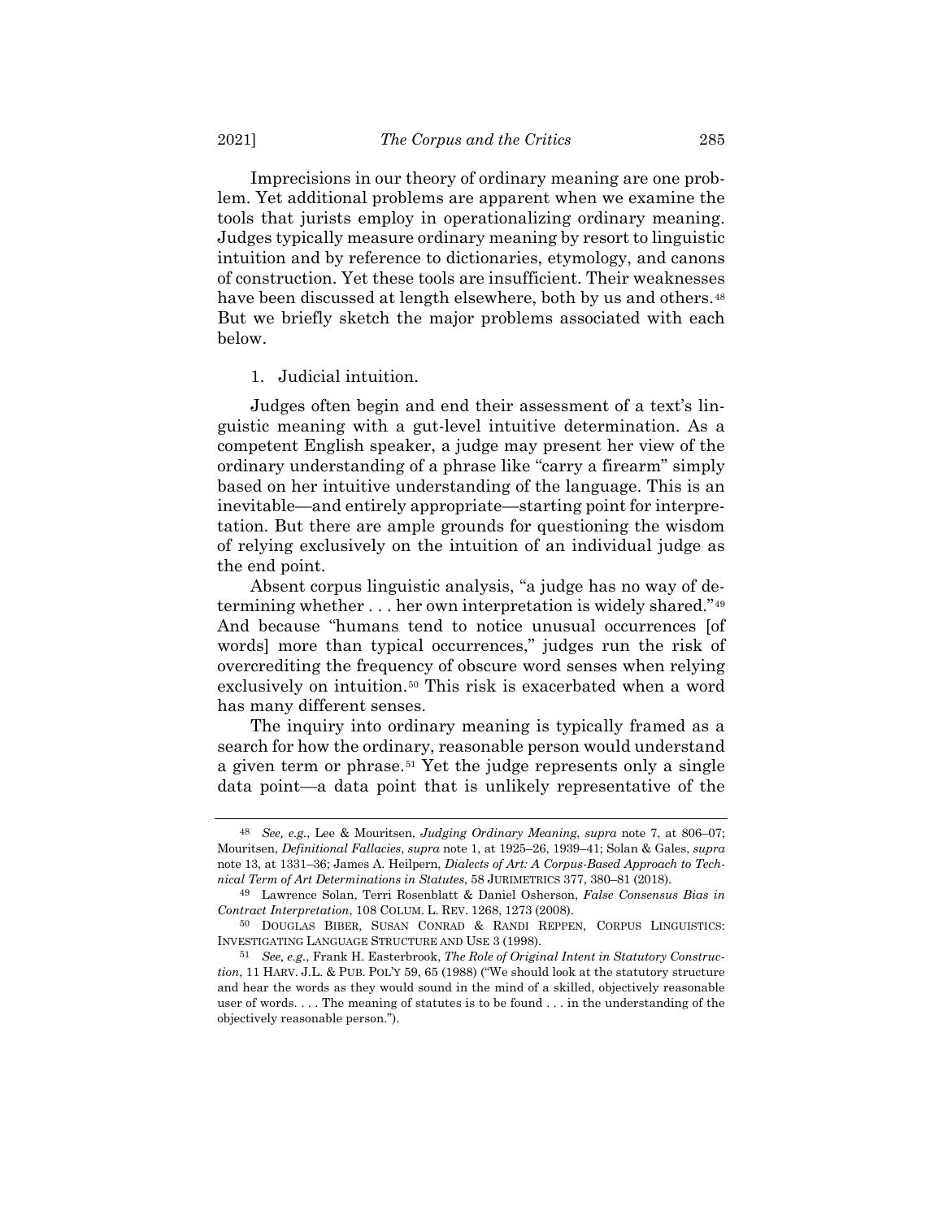Imprecisions in our theory of ordinary meaning are one problem. Yet additional problems are apparent when we examine the tools that jurists employ in operationalizing ordinary meaning. Judges typically measure ordinary meaning by resort to linguistic intuition and by reference to dictionaries, etymology, and canons of construction. Yet these tools are insufficient. Their weaknesses have been discussed at length elsewhere, both by us and others.[48] But we briefly sketch the major problems associated with each below.

1. Judicial intuition.

Judges often begin and end their assessment of a text's linguistic meaning with a gut-level intuitive determination. As a competent English speaker, a judge may present her view of the ordinary understanding of a phrase like "carry a firearm" simply based on her intuitive understanding of the language. This is an inevitable—and entirely appropriate—starting point for interpretation. But there are ample grounds for questioning the wisdom of relying exclusively on the intuition of an individual judge as the end point.

Absent corpus linguistic analysis, "a judge has no way of determining whether . . . her own interpretation is widely shared."[49] And because "humans tend to notice unusual occurrences [of words] more than typical occurrences," judges run the risk of overcrediting the frequency of obscure word senses when relying exclusively on intuition.[50] This risk is exacerbated when a word has many different senses.

The inquiry into ordinary meaning is typically framed as a search for how the ordinary, reasonable person would understand a given term or phrase.[51] Yet the judge represents only a single data point—a data point that is unlikely representative of the

---

[48] *See, e.g.*, Lee & Mouritsen, *Judging Ordinary Meaning*, *supra* note 7, at 806–07; Mouritsen, *Definitional Fallacies*, *supra* note 1, at 1925–26, 1939–41; Solan & Gales, *supra* note 13, at 1331–36; James A. Heilpern, *Dialects of Art: A Corpus-Based Approach to Technical Term of Art Determinations in Statutes*, 58 JURIMETRICS 377, 380–81 (2018).

[49] Lawrence Solan, Terri Rosenblatt & Daniel Osherson, *False Consensus Bias in Contract Interpretation*, 108 COLUM. L. REV. 1268, 1273 (2008).

[50] DOUGLAS BIBER, SUSAN CONRAD & RANDI REPPEN, CORPUS LINGUISTICS: INVESTIGATING LANGUAGE STRUCTURE AND USE 3 (1998).

[51] *See, e.g.*, Frank H. Easterbrook, *The Role of Original Intent in Statutory Construction*, 11 HARV. J.L. & PUB. POL'Y 59, 65 (1988) ("We should look at the statutory structure and hear the words as they would sound in the mind of a skilled, objectively reasonable user of words. . . . The meaning of statutes is to be found . . . in the understanding of the objectively reasonable person.").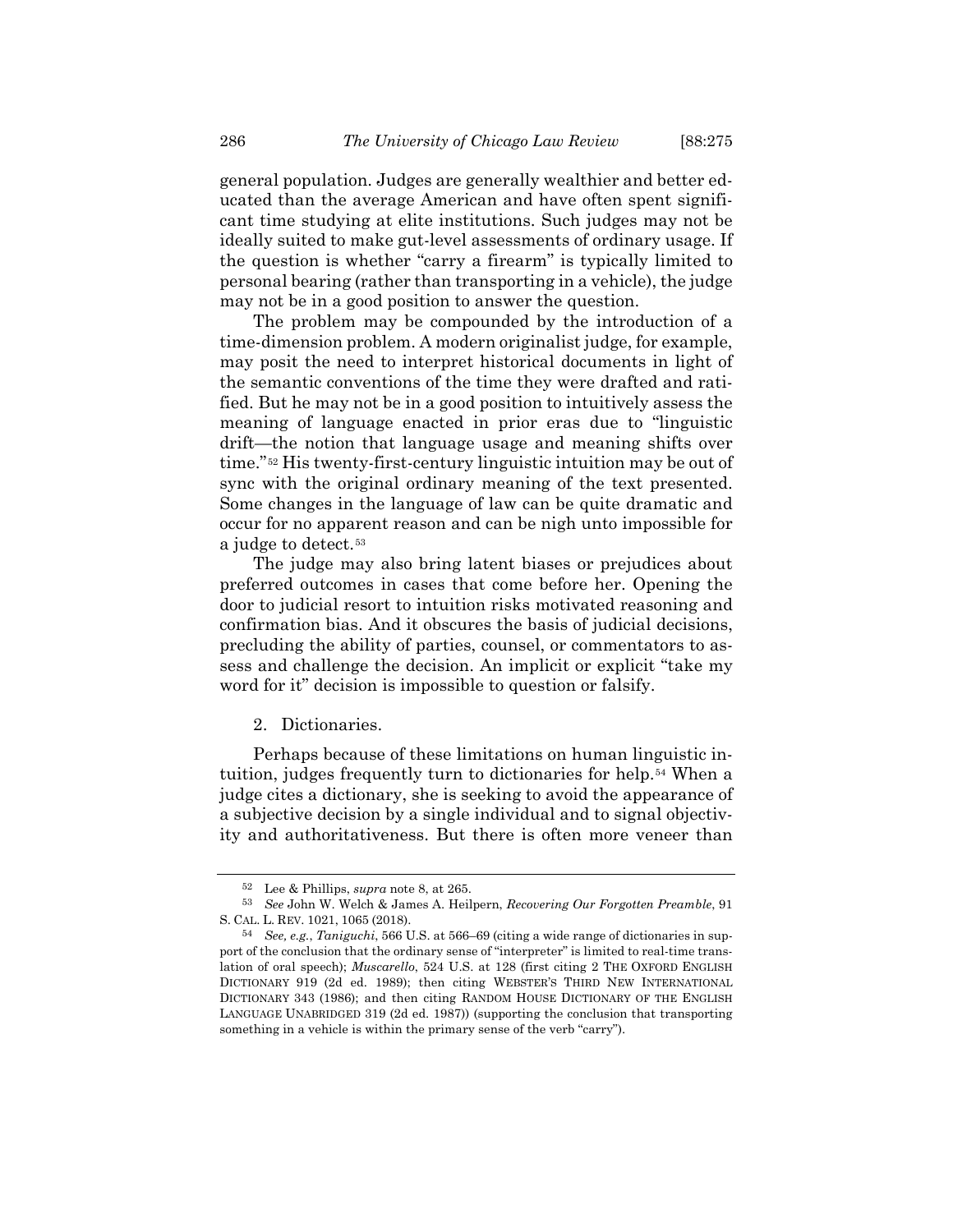general population. Judges are generally wealthier and better educated than the average American and have often spent significant time studying at elite institutions. Such judges may not be ideally suited to make gut-level assessments of ordinary usage. If the question is whether "carry a firearm" is typically limited to personal bearing (rather than transporting in a vehicle), the judge may not be in a good position to answer the question.

The problem may be compounded by the introduction of a time-dimension problem. A modern originalist judge, for example, may posit the need to interpret historical documents in light of the semantic conventions of the time they were drafted and ratified. But he may not be in a good position to intuitively assess the meaning of language enacted in prior eras due to "linguistic drift—the notion that language usage and meaning shifts over time."[52] His twenty-first-century linguistic intuition may be out of sync with the original ordinary meaning of the text presented. Some changes in the language of law can be quite dramatic and occur for no apparent reason and can be nigh unto impossible for a judge to detect.[53]

The judge may also bring latent biases or prejudices about preferred outcomes in cases that come before her. Opening the door to judicial resort to intuition risks motivated reasoning and confirmation bias. And it obscures the basis of judicial decisions, precluding the ability of parties, counsel, or commentators to assess and challenge the decision. An implicit or explicit "take my word for it" decision is impossible to question or falsify.

2. Dictionaries.

Perhaps because of these limitations on human linguistic intuition, judges frequently turn to dictionaries for help.[54] When a judge cites a dictionary, she is seeking to avoid the appearance of a subjective decision by a single individual and to signal objectivity and authoritativeness. But there is often more veneer than

---

[52] Lee & Phillips, *supra* note 8, at 265.

[53] *See* John W. Welch & James A. Heilpern, *Recovering Our Forgotten Preamble*, 91 S. CAL. L. REV. 1021, 1065 (2018).

[54] *See, e.g.*, *Taniguchi*, 566 U.S. at 566–69 (citing a wide range of dictionaries in support of the conclusion that the ordinary sense of "interpreter" is limited to real-time translation of oral speech); *Muscarello*, 524 U.S. at 128 (first citing 2 THE OXFORD ENGLISH DICTIONARY 919 (2d ed. 1989); then citing WEBSTER'S THIRD NEW INTERNATIONAL DICTIONARY 343 (1986); and then citing RANDOM HOUSE DICTIONARY OF THE ENGLISH LANGUAGE UNABRIDGED 319 (2d ed. 1987)) (supporting the conclusion that transporting something in a vehicle is within the primary sense of the verb "carry").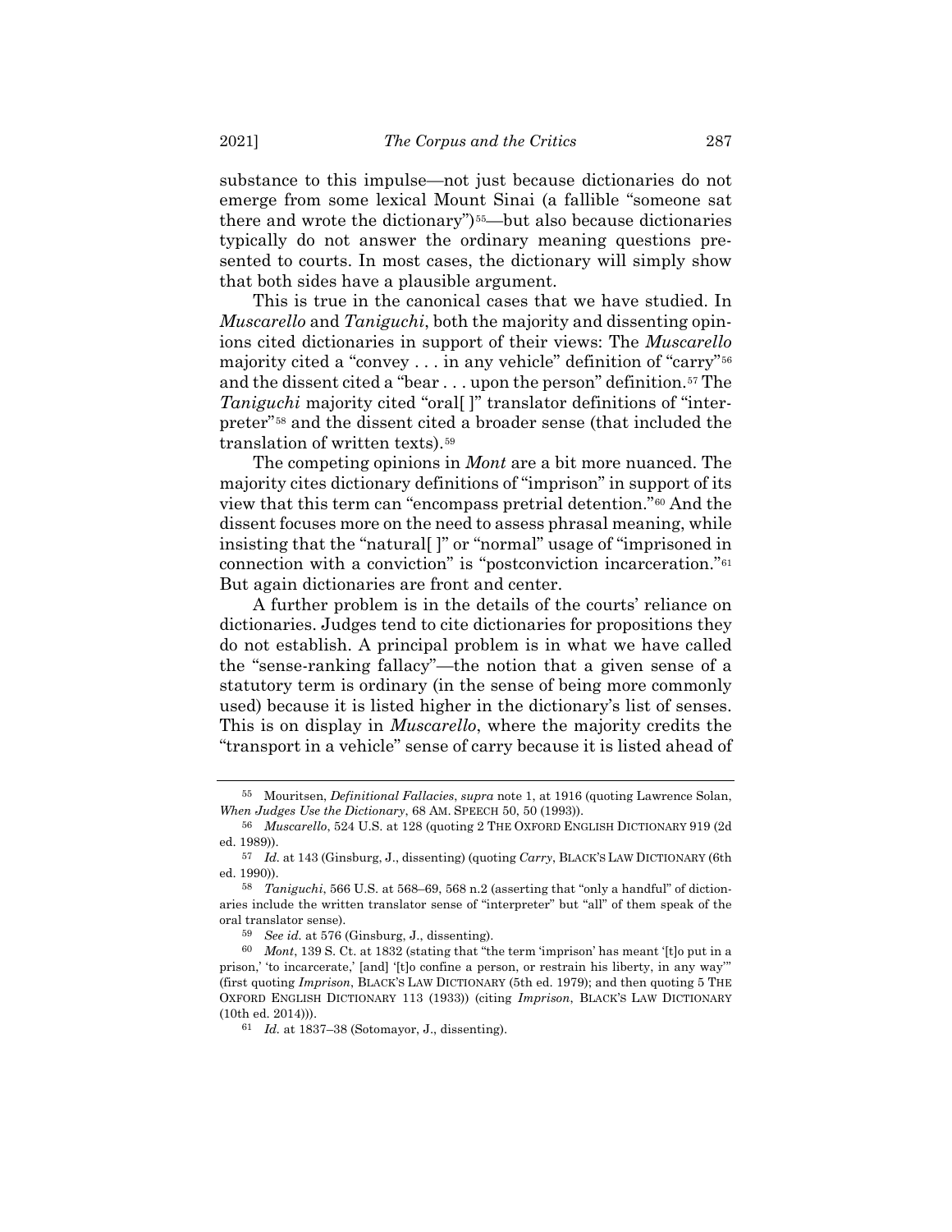substance to this impulse—not just because dictionaries do not emerge from some lexical Mount Sinai (a fallible "someone sat there and wrote the dictionary")[55]—but also because dictionaries typically do not answer the ordinary meaning questions presented to courts. In most cases, the dictionary will simply show that both sides have a plausible argument.

This is true in the canonical cases that we have studied. In *Muscarello* and *Taniguchi*, both the majority and dissenting opinions cited dictionaries in support of their views: The *Muscarello* majority cited a "convey . . . in any vehicle" definition of "carry"[56] and the dissent cited a "bear . . . upon the person" definition.[57] The *Taniguchi* majority cited "oral[ ]" translator definitions of "interpreter"[58] and the dissent cited a broader sense (that included the translation of written texts).[59]

The competing opinions in *Mont* are a bit more nuanced. The majority cites dictionary definitions of "imprison" in support of its view that this term can "encompass pretrial detention."[60] And the dissent focuses more on the need to assess phrasal meaning, while insisting that the "natural[ ]" or "normal" usage of "imprisoned in connection with a conviction" is "postconviction incarceration."[61] But again dictionaries are front and center.

A further problem is in the details of the courts' reliance on dictionaries. Judges tend to cite dictionaries for propositions they do not establish. A principal problem is in what we have called the "sense-ranking fallacy"—the notion that a given sense of a statutory term is ordinary (in the sense of being more commonly used) because it is listed higher in the dictionary's list of senses. This is on display in *Muscarello*, where the majority credits the "transport in a vehicle" sense of carry because it is listed ahead of

---

[55] Mouritsen, *Definitional Fallacies*, *supra* note 1, at 1916 (quoting Lawrence Solan, *When Judges Use the Dictionary*, 68 AM. SPEECH 50, 50 (1993)).

[56] *Muscarello*, 524 U.S. at 128 (quoting 2 THE OXFORD ENGLISH DICTIONARY 919 (2d ed. 1989)).

[57] *Id.* at 143 (Ginsburg, J., dissenting) (quoting *Carry*, BLACK'S LAW DICTIONARY (6th ed. 1990)).

[58] *Taniguchi*, 566 U.S. at 568–69, 568 n.2 (asserting that "only a handful" of dictionaries include the written translator sense of "interpreter" but "all" of them speak of the oral translator sense).

[59] *See id.* at 576 (Ginsburg, J., dissenting).

[60] *Mont*, 139 S. Ct. at 1832 (stating that "the term 'imprison' has meant '[t]o put in a prison,' 'to incarcerate,' [and] '[t]o confine a person, or restrain his liberty, in any way'" (first quoting *Imprison*, BLACK'S LAW DICTIONARY (5th ed. 1979); and then quoting 5 THE OXFORD ENGLISH DICTIONARY 113 (1933)) (citing *Imprison*, BLACK'S LAW DICTIONARY (10th ed. 2014))).

[61] *Id.* at 1837–38 (Sotomayor, J., dissenting).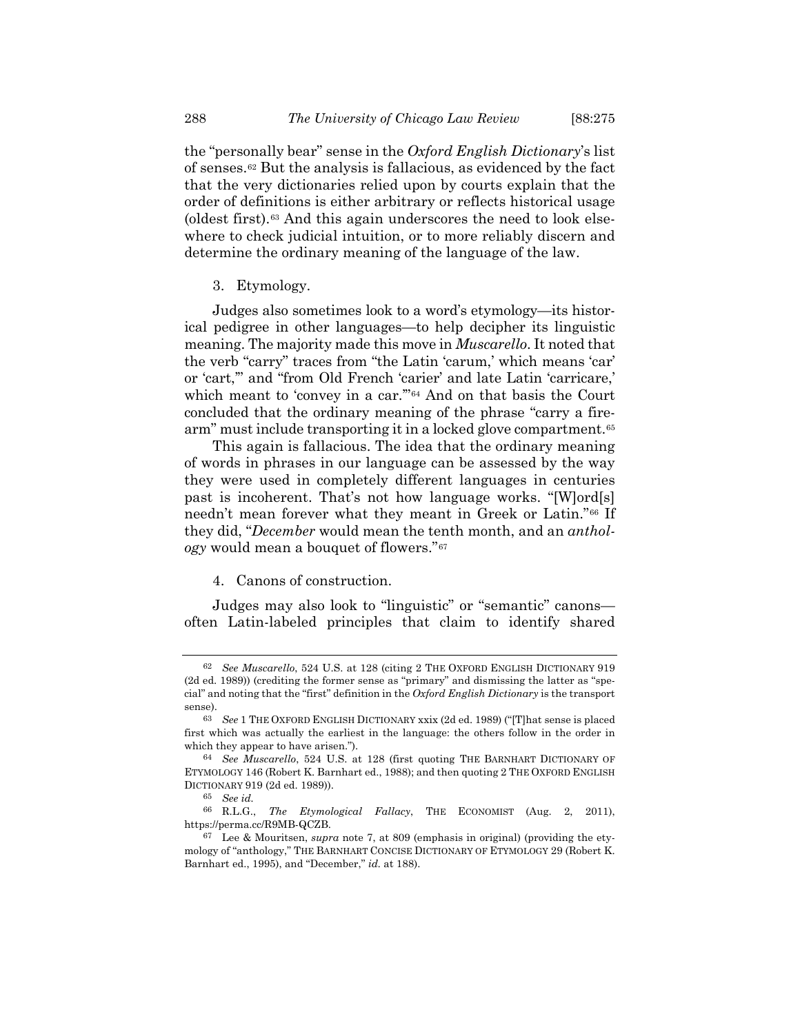the "personally bear" sense in the *Oxford English Dictionary*'s list of senses.[62] But the analysis is fallacious, as evidenced by the fact that the very dictionaries relied upon by courts explain that the order of definitions is either arbitrary or reflects historical usage (oldest first).[63] And this again underscores the need to look elsewhere to check judicial intuition, or to more reliably discern and determine the ordinary meaning of the language of the law.

### 3. Etymology.

Judges also sometimes look to a word's etymology—its historical pedigree in other languages—to help decipher its linguistic meaning. The majority made this move in *Muscarello*. It noted that the verb "carry" traces from "the Latin 'carum,' which means 'car' or 'cart,'" and "from Old French 'carier' and late Latin 'carricare,' which meant to 'convey in a car.'"[64] And on that basis the Court concluded that the ordinary meaning of the phrase "carry a firearm" must include transporting it in a locked glove compartment.[65]

This again is fallacious. The idea that the ordinary meaning of words in phrases in our language can be assessed by the way they were used in completely different languages in centuries past is incoherent. That's not how language works. "[W]ord[s] needn't mean forever what they meant in Greek or Latin."[66] If they did, "*December* would mean the tenth month, and an *anthology* would mean a bouquet of flowers."[67]

### 4. Canons of construction.

Judges may also look to "linguistic" or "semantic" canons—often Latin-labeled principles that claim to identify shared

---

[62] *See Muscarello*, 524 U.S. at 128 (citing 2 THE OXFORD ENGLISH DICTIONARY 919 (2d ed. 1989)) (crediting the former sense as "primary" and dismissing the latter as "special" and noting that the "first" definition in the *Oxford English Dictionary* is the transport sense).

[63] *See* 1 THE OXFORD ENGLISH DICTIONARY xxix (2d ed. 1989) ("[T]hat sense is placed first which was actually the earliest in the language: the others follow in the order in which they appear to have arisen.").

[64] *See Muscarello*, 524 U.S. at 128 (first quoting THE BARNHART DICTIONARY OF ETYMOLOGY 146 (Robert K. Barnhart ed., 1988); and then quoting 2 THE OXFORD ENGLISH DICTIONARY 919 (2d ed. 1989)).

[65] *See id.*

[66] R.L.G., *The Etymological Fallacy*, THE ECONOMIST (Aug. 2, 2011), https://perma.cc/R9MB-QCZB.

[67] Lee & Mouritsen, *supra* note 7, at 809 (emphasis in original) (providing the etymology of "anthology," THE BARNHART CONCISE DICTIONARY OF ETYMOLOGY 29 (Robert K. Barnhart ed., 1995), and "December," *id.* at 188).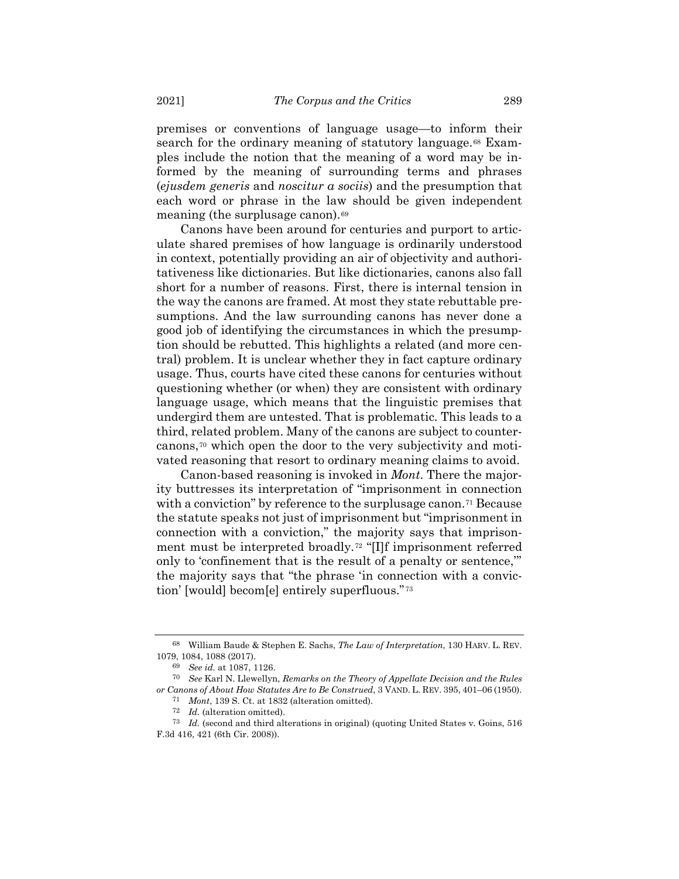premises or conventions of language usage—to inform their search for the ordinary meaning of statutory language.[68] Examples include the notion that the meaning of a word may be informed by the meaning of surrounding terms and phrases (*ejusdem generis* and *noscitur a sociis*) and the presumption that each word or phrase in the law should be given independent meaning (the surplusage canon).[69]

Canons have been around for centuries and purport to articulate shared premises of how language is ordinarily understood in context, potentially providing an air of objectivity and authoritativeness like dictionaries. But like dictionaries, canons also fall short for a number of reasons. First, there is internal tension in the way the canons are framed. At most they state rebuttable presumptions. And the law surrounding canons has never done a good job of identifying the circumstances in which the presumption should be rebutted. This highlights a related (and more central) problem. It is unclear whether they in fact capture ordinary usage. Thus, courts have cited these canons for centuries without questioning whether (or when) they are consistent with ordinary language usage, which means that the linguistic premises that undergird them are untested. That is problematic. This leads to a third, related problem. Many of the canons are subject to countercanons,[70] which open the door to the very subjectivity and motivated reasoning that resort to ordinary meaning claims to avoid.

Canon-based reasoning is invoked in *Mont*. There the majority buttresses its interpretation of "imprisonment in connection with a conviction" by reference to the surplusage canon.[71] Because the statute speaks not just of imprisonment but "imprisonment in connection with a conviction," the majority says that imprisonment must be interpreted broadly.[72] "[I]f imprisonment referred only to 'confinement that is the result of a penalty or sentence,'" the majority says that "the phrase 'in connection with a conviction' [would] becom[e] entirely superfluous."[73]

---

[68] William Baude & Stephen E. Sachs, *The Law of Interpretation*, 130 HARV. L. REV. 1079, 1084, 1088 (2017).

[69] *See id.* at 1087, 1126.

[70] *See* Karl N. Llewellyn, *Remarks on the Theory of Appellate Decision and the Rules or Canons of About How Statutes Are to Be Construed*, 3 VAND. L. REV. 395, 401–06 (1950).

[71] *Mont*, 139 S. Ct. at 1832 (alteration omitted).

[72] *Id.* (alteration omitted).

[73] *Id.* (second and third alterations in original) (quoting United States v. Goins, 516 F.3d 416, 421 (6th Cir. 2008)).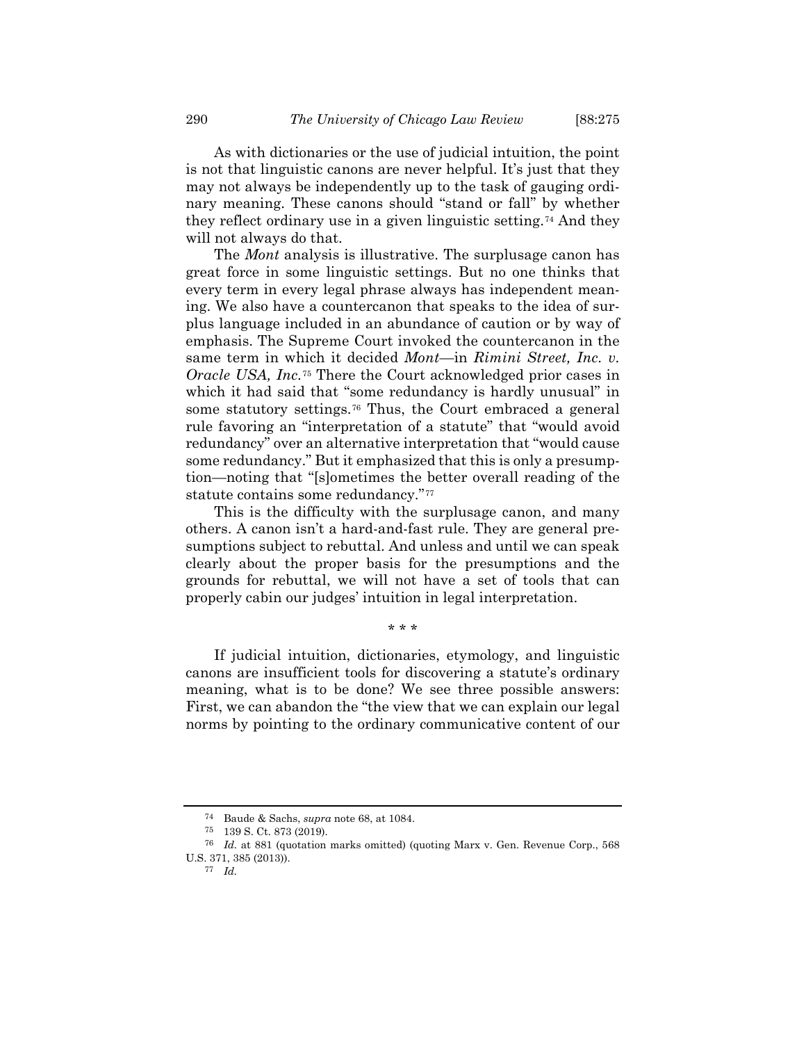As with dictionaries or the use of judicial intuition, the point is not that linguistic canons are never helpful. It's just that they may not always be independently up to the task of gauging ordinary meaning. These canons should "stand or fall" by whether they reflect ordinary use in a given linguistic setting.[74] And they will not always do that.

The *Mont* analysis is illustrative. The surplusage canon has great force in some linguistic settings. But no one thinks that every term in every legal phrase always has independent meaning. We also have a countercanon that speaks to the idea of surplus language included in an abundance of caution or by way of emphasis. The Supreme Court invoked the countercanon in the same term in which it decided *Mont*—in *Rimini Street, Inc. v. Oracle USA, Inc.*[75] There the Court acknowledged prior cases in which it had said that "some redundancy is hardly unusual" in some statutory settings.[76] Thus, the Court embraced a general rule favoring an "interpretation of a statute" that "would avoid redundancy" over an alternative interpretation that "would cause some redundancy." But it emphasized that this is only a presumption—noting that "[s]ometimes the better overall reading of the statute contains some redundancy."[77]

This is the difficulty with the surplusage canon, and many others. A canon isn't a hard-and-fast rule. They are general presumptions subject to rebuttal. And unless and until we can speak clearly about the proper basis for the presumptions and the grounds for rebuttal, we will not have a set of tools that can properly cabin our judges' intuition in legal interpretation.

\* \* \*

If judicial intuition, dictionaries, etymology, and linguistic canons are insufficient tools for discovering a statute's ordinary meaning, what is to be done? We see three possible answers: First, we can abandon the "the view that we can explain our legal norms by pointing to the ordinary communicative content of our

---

[74] Baude & Sachs, *supra* note 68, at 1084.

[75] 139 S. Ct. 873 (2019).

[76] *Id.* at 881 (quotation marks omitted) (quoting Marx v. Gen. Revenue Corp., 568 U.S. 371, 385 (2013)).

[77] *Id.*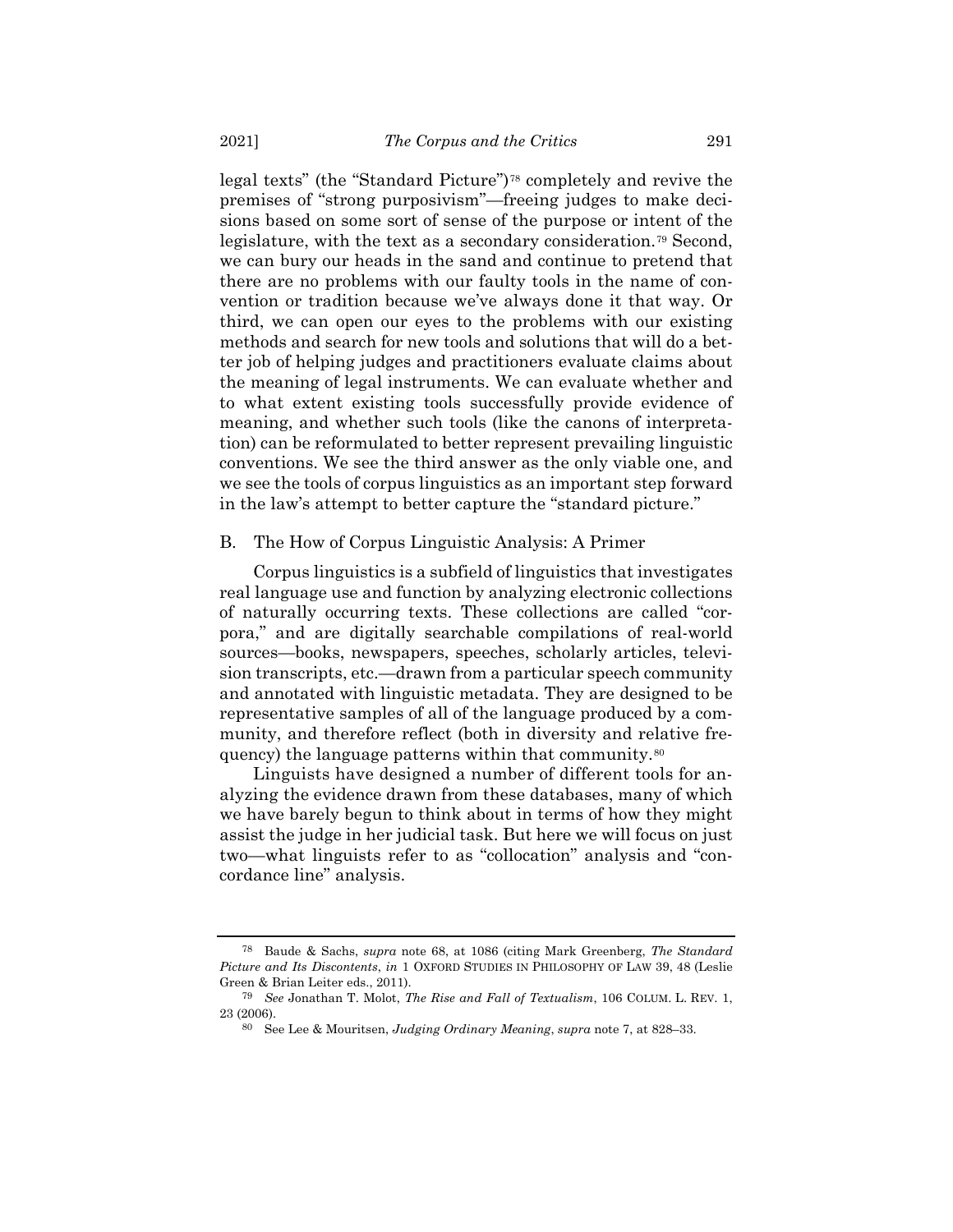legal texts" (the "Standard Picture")[78] completely and revive the premises of "strong purposivism"—freeing judges to make decisions based on some sort of sense of the purpose or intent of the legislature, with the text as a secondary consideration.[79] Second, we can bury our heads in the sand and continue to pretend that there are no problems with our faulty tools in the name of convention or tradition because we've always done it that way. Or third, we can open our eyes to the problems with our existing methods and search for new tools and solutions that will do a better job of helping judges and practitioners evaluate claims about the meaning of legal instruments. We can evaluate whether and to what extent existing tools successfully provide evidence of meaning, and whether such tools (like the canons of interpretation) can be reformulated to better represent prevailing linguistic conventions. We see the third answer as the only viable one, and we see the tools of corpus linguistics as an important step forward in the law's attempt to better capture the "standard picture."

## B. The How of Corpus Linguistic Analysis: A Primer

Corpus linguistics is a subfield of linguistics that investigates real language use and function by analyzing electronic collections of naturally occurring texts. These collections are called "corpora," and are digitally searchable compilations of real-world sources—books, newspapers, speeches, scholarly articles, television transcripts, etc.—drawn from a particular speech community and annotated with linguistic metadata. They are designed to be representative samples of all of the language produced by a community, and therefore reflect (both in diversity and relative frequency) the language patterns within that community.[80]

Linguists have designed a number of different tools for analyzing the evidence drawn from these databases, many of which we have barely begun to think about in terms of how they might assist the judge in her judicial task. But here we will focus on just two—what linguists refer to as "collocation" analysis and "concordance line" analysis.

---

[78] Baude & Sachs, *supra* note 68, at 1086 (citing Mark Greenberg, *The Standard Picture and Its Discontents*, *in* 1 OXFORD STUDIES IN PHILOSOPHY OF LAW 39, 48 (Leslie Green & Brian Leiter eds., 2011).

[79] *See* Jonathan T. Molot, *The Rise and Fall of Textualism*, 106 COLUM. L. REV. 1, 23 (2006).

[80] See Lee & Mouritsen, *Judging Ordinary Meaning*, *supra* note 7, at 828–33.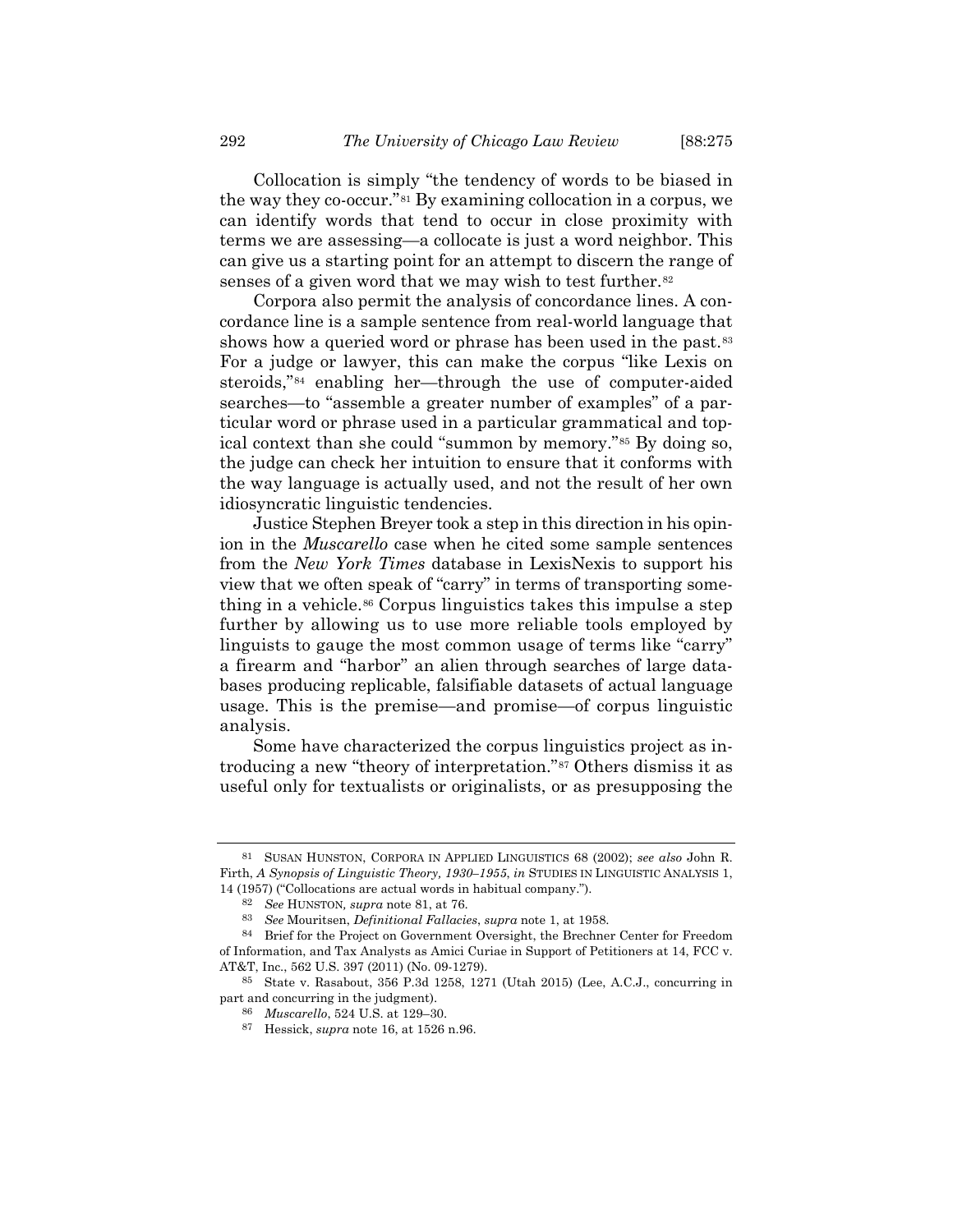Collocation is simply "the tendency of words to be biased in the way they co-occur."[81] By examining collocation in a corpus, we can identify words that tend to occur in close proximity with terms we are assessing—a collocate is just a word neighbor. This can give us a starting point for an attempt to discern the range of senses of a given word that we may wish to test further.[82]

Corpora also permit the analysis of concordance lines. A concordance line is a sample sentence from real-world language that shows how a queried word or phrase has been used in the past.[83] For a judge or lawyer, this can make the corpus "like Lexis on steroids,"[84] enabling her—through the use of computer-aided searches—to "assemble a greater number of examples" of a particular word or phrase used in a particular grammatical and topical context than she could "summon by memory."[85] By doing so, the judge can check her intuition to ensure that it conforms with the way language is actually used, and not the result of her own idiosyncratic linguistic tendencies.

Justice Stephen Breyer took a step in this direction in his opinion in the *Muscarello* case when he cited some sample sentences from the *New York Times* database in LexisNexis to support his view that we often speak of "carry" in terms of transporting something in a vehicle.[86] Corpus linguistics takes this impulse a step further by allowing us to use more reliable tools employed by linguists to gauge the most common usage of terms like "carry" a firearm and "harbor" an alien through searches of large databases producing replicable, falsifiable datasets of actual language usage. This is the premise—and promise—of corpus linguistic analysis.

Some have characterized the corpus linguistics project as introducing a new "theory of interpretation."[87] Others dismiss it as useful only for textualists or originalists, or as presupposing the

---

[81] SUSAN HUNSTON, CORPORA IN APPLIED LINGUISTICS 68 (2002); *see also* John R. Firth, *A Synopsis of Linguistic Theory, 1930–1955*, *in* STUDIES IN LINGUISTIC ANALYSIS 1, 14 (1957) ("Collocations are actual words in habitual company.").

[82] *See* HUNSTON, *supra* note 81, at 76.

[83] *See* Mouritsen, *Definitional Fallacies*, *supra* note 1, at 1958.

[84] Brief for the Project on Government Oversight, the Brechner Center for Freedom of Information, and Tax Analysts as Amici Curiae in Support of Petitioners at 14, FCC v. AT&T, Inc., 562 U.S. 397 (2011) (No. 09-1279).

[85] State v. Rasabout, 356 P.3d 1258, 1271 (Utah 2015) (Lee, A.C.J., concurring in part and concurring in the judgment).

[86] *Muscarello*, 524 U.S. at 129–30.

[87] Hessick, *supra* note 16, at 1526 n.96.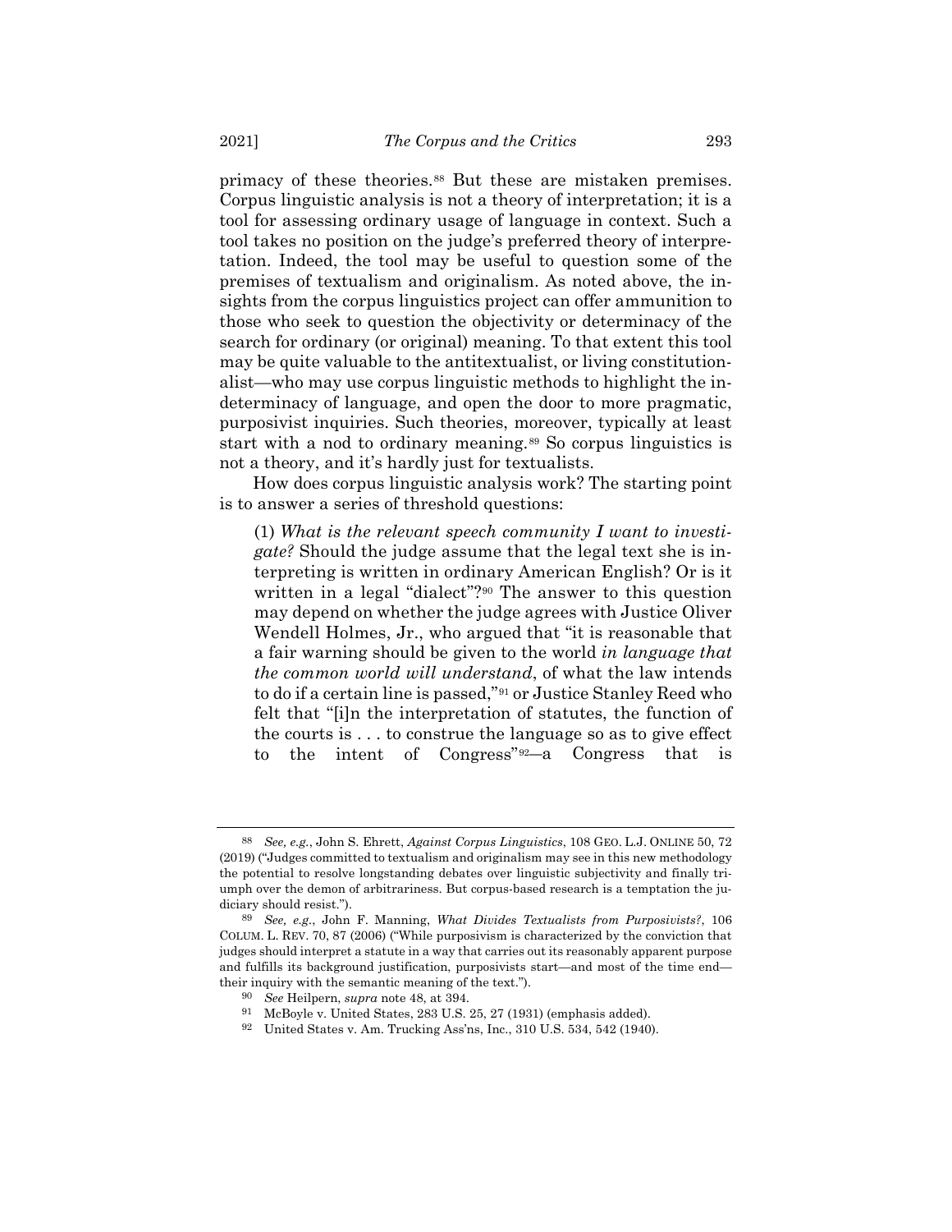primacy of these theories.[88] But these are mistaken premises. Corpus linguistic analysis is not a theory of interpretation; it is a tool for assessing ordinary usage of language in context. Such a tool takes no position on the judge's preferred theory of interpretation. Indeed, the tool may be useful to question some of the premises of textualism and originalism. As noted above, the insights from the corpus linguistics project can offer ammunition to those who seek to question the objectivity or determinacy of the search for ordinary (or original) meaning. To that extent this tool may be quite valuable to the antitextualist, or living constitutionalist—who may use corpus linguistic methods to highlight the indeterminacy of language, and open the door to more pragmatic, purposivist inquiries. Such theories, moreover, typically at least start with a nod to ordinary meaning.[89] So corpus linguistics is not a theory, and it's hardly just for textualists.

How does corpus linguistic analysis work? The starting point is to answer a series of threshold questions:

> (1) *What is the relevant speech community I want to investigate?* Should the judge assume that the legal text she is interpreting is written in ordinary American English? Or is it written in a legal "dialect"?[90] The answer to this question may depend on whether the judge agrees with Justice Oliver Wendell Holmes, Jr., who argued that "it is reasonable that a fair warning should be given to the world *in language that the common world will understand*, of what the law intends to do if a certain line is passed,"[91] or Justice Stanley Reed who felt that "[i]n the interpretation of statutes, the function of the courts is . . . to construe the language so as to give effect to the intent of Congress"[92]—a Congress that is

---

[88] *See, e.g.*, John S. Ehrett, *Against Corpus Linguistics*, 108 GEO. L.J. ONLINE 50, 72 (2019) ("Judges committed to textualism and originalism may see in this new methodology the potential to resolve longstanding debates over linguistic subjectivity and finally triumph over the demon of arbitrariness. But corpus-based research is a temptation the judiciary should resist.").

[89] *See, e.g.*, John F. Manning, *What Divides Textualists from Purposivists?*, 106 COLUM. L. REV. 70, 87 (2006) ("While purposivism is characterized by the conviction that judges should interpret a statute in a way that carries out its reasonably apparent purpose and fulfills its background justification, purposivists start—and most of the time end—their inquiry with the semantic meaning of the text.").

[90] *See* Heilpern, *supra* note 48, at 394.

[91] McBoyle v. United States, 283 U.S. 25, 27 (1931) (emphasis added).

[92] United States v. Am. Trucking Ass'ns, Inc., 310 U.S. 534, 542 (1940).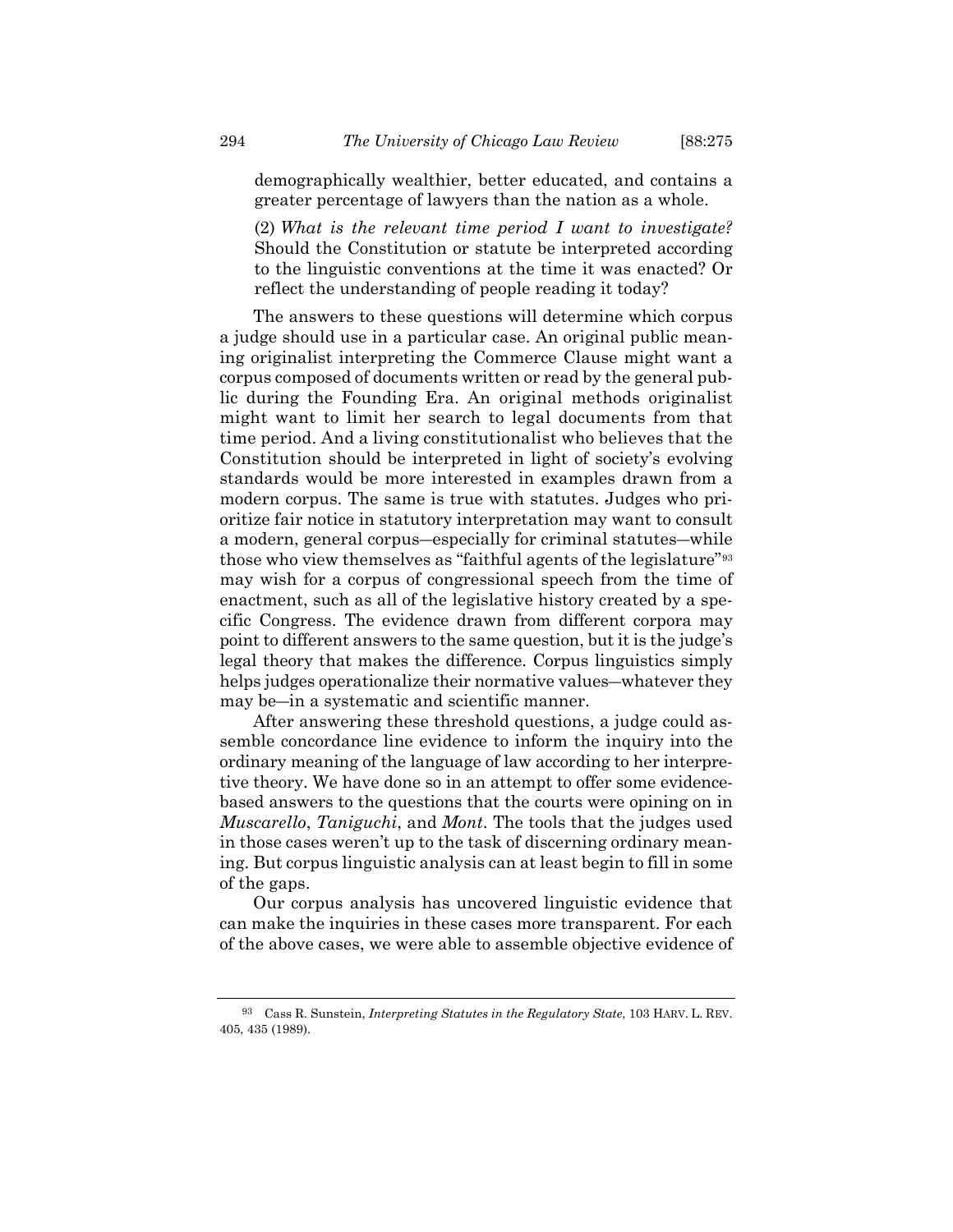demographically wealthier, better educated, and contains a greater percentage of lawyers than the nation as a whole.

(2) *What is the relevant time period I want to investigate?* Should the Constitution or statute be interpreted according to the linguistic conventions at the time it was enacted? Or reflect the understanding of people reading it today?

The answers to these questions will determine which corpus a judge should use in a particular case. An original public meaning originalist interpreting the Commerce Clause might want a corpus composed of documents written or read by the general public during the Founding Era. An original methods originalist might want to limit her search to legal documents from that time period. And a living constitutionalist who believes that the Constitution should be interpreted in light of society's evolving standards would be more interested in examples drawn from a modern corpus. The same is true with statutes. Judges who prioritize fair notice in statutory interpretation may want to consult a modern, general corpus—especially for criminal statutes—while those who view themselves as "faithful agents of the legislature"[93] may wish for a corpus of congressional speech from the time of enactment, such as all of the legislative history created by a specific Congress. The evidence drawn from different corpora may point to different answers to the same question, but it is the judge's legal theory that makes the difference. Corpus linguistics simply helps judges operationalize their normative values—whatever they may be—in a systematic and scientific manner.

After answering these threshold questions, a judge could assemble concordance line evidence to inform the inquiry into the ordinary meaning of the language of law according to her interpretive theory. We have done so in an attempt to offer some evidence-based answers to the questions that the courts were opining on in *Muscarello*, *Taniguchi*, and *Mont*. The tools that the judges used in those cases weren't up to the task of discerning ordinary meaning. But corpus linguistic analysis can at least begin to fill in some of the gaps.

Our corpus analysis has uncovered linguistic evidence that can make the inquiries in these cases more transparent. For each of the above cases, we were able to assemble objective evidence of

---

[93] Cass R. Sunstein, *Interpreting Statutes in the Regulatory State*, 103 HARV. L. REV. 405, 435 (1989).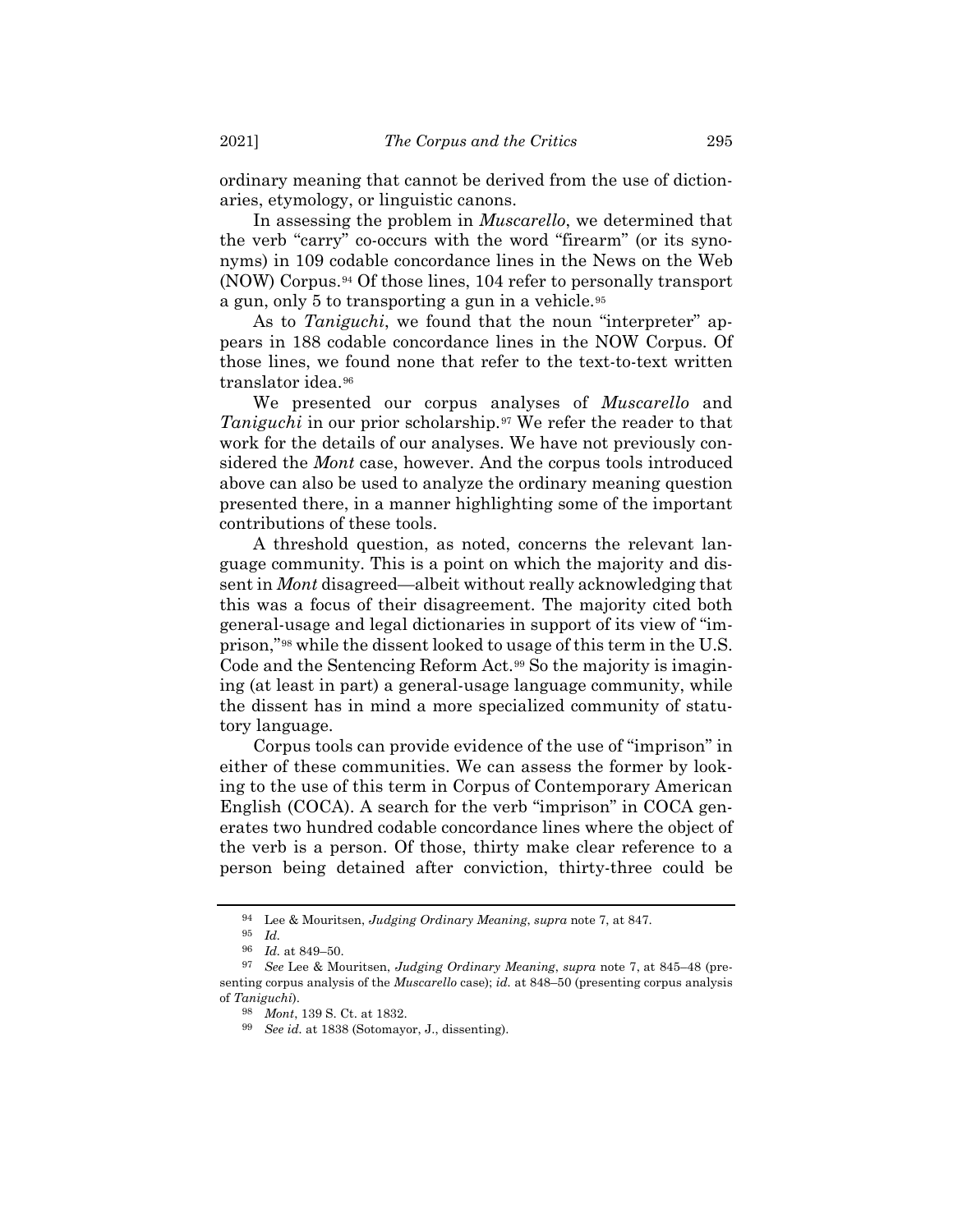ordinary meaning that cannot be derived from the use of dictionaries, etymology, or linguistic canons.

In assessing the problem in *Muscarello*, we determined that the verb "carry" co-occurs with the word "firearm" (or its synonyms) in 109 codable concordance lines in the News on the Web (NOW) Corpus.[94] Of those lines, 104 refer to personally transport a gun, only 5 to transporting a gun in a vehicle.[95]

As to *Taniguchi*, we found that the noun "interpreter" appears in 188 codable concordance lines in the NOW Corpus. Of those lines, we found none that refer to the text-to-text written translator idea.[96]

We presented our corpus analyses of *Muscarello* and *Taniguchi* in our prior scholarship.[97] We refer the reader to that work for the details of our analyses. We have not previously considered the *Mont* case, however. And the corpus tools introduced above can also be used to analyze the ordinary meaning question presented there, in a manner highlighting some of the important contributions of these tools.

A threshold question, as noted, concerns the relevant language community. This is a point on which the majority and dissent in *Mont* disagreed—albeit without really acknowledging that this was a focus of their disagreement. The majority cited both general-usage and legal dictionaries in support of its view of "imprison,"[98] while the dissent looked to usage of this term in the U.S. Code and the Sentencing Reform Act.[99] So the majority is imagining (at least in part) a general-usage language community, while the dissent has in mind a more specialized community of statutory language.

Corpus tools can provide evidence of the use of "imprison" in either of these communities. We can assess the former by looking to the use of this term in Corpus of Contemporary American English (COCA). A search for the verb "imprison" in COCA generates two hundred codable concordance lines where the object of the verb is a person. Of those, thirty make clear reference to a person being detained after conviction, thirty-three could be

---

[94] Lee & Mouritsen, *Judging Ordinary Meaning*, *supra* note 7, at 847.

[95] *Id.*

[96] *Id.* at 849–50.

[97] *See* Lee & Mouritsen, *Judging Ordinary Meaning*, *supra* note 7, at 845–48 (presenting corpus analysis of the *Muscarello* case); *id.* at 848–50 (presenting corpus analysis of *Taniguchi*).

[98] *Mont*, 139 S. Ct. at 1832.

[99] *See id.* at 1838 (Sotomayor, J., dissenting).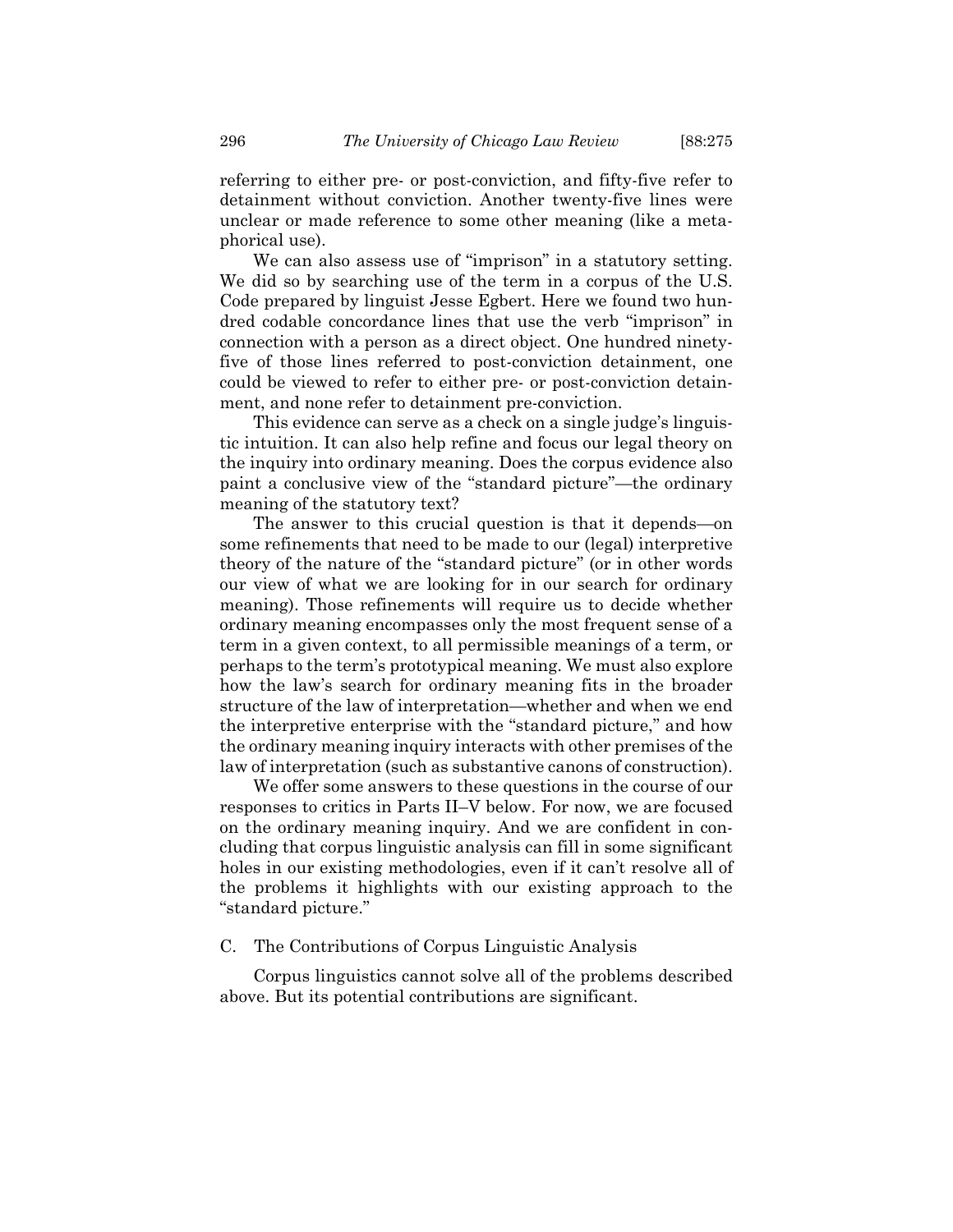referring to either pre- or post-conviction, and fifty-five refer to detainment without conviction. Another twenty-five lines were unclear or made reference to some other meaning (like a metaphorical use).

We can also assess use of "imprison" in a statutory setting. We did so by searching use of the term in a corpus of the U.S. Code prepared by linguist Jesse Egbert. Here we found two hundred codable concordance lines that use the verb "imprison" in connection with a person as a direct object. One hundred ninety-five of those lines referred to post-conviction detainment, one could be viewed to refer to either pre- or post-conviction detainment, and none refer to detainment pre-conviction.

This evidence can serve as a check on a single judge's linguistic intuition. It can also help refine and focus our legal theory on the inquiry into ordinary meaning. Does the corpus evidence also paint a conclusive view of the "standard picture"—the ordinary meaning of the statutory text?

The answer to this crucial question is that it depends—on some refinements that need to be made to our (legal) interpretive theory of the nature of the "standard picture" (or in other words our view of what we are looking for in our search for ordinary meaning). Those refinements will require us to decide whether ordinary meaning encompasses only the most frequent sense of a term in a given context, to all permissible meanings of a term, or perhaps to the term's prototypical meaning. We must also explore how the law's search for ordinary meaning fits in the broader structure of the law of interpretation—whether and when we end the interpretive enterprise with the "standard picture," and how the ordinary meaning inquiry interacts with other premises of the law of interpretation (such as substantive canons of construction).

We offer some answers to these questions in the course of our responses to critics in Parts II–V below. For now, we are focused on the ordinary meaning inquiry. And we are confident in concluding that corpus linguistic analysis can fill in some significant holes in our existing methodologies, even if it can't resolve all of the problems it highlights with our existing approach to the "standard picture."

### C. The Contributions of Corpus Linguistic Analysis

Corpus linguistics cannot solve all of the problems described above. But its potential contributions are significant.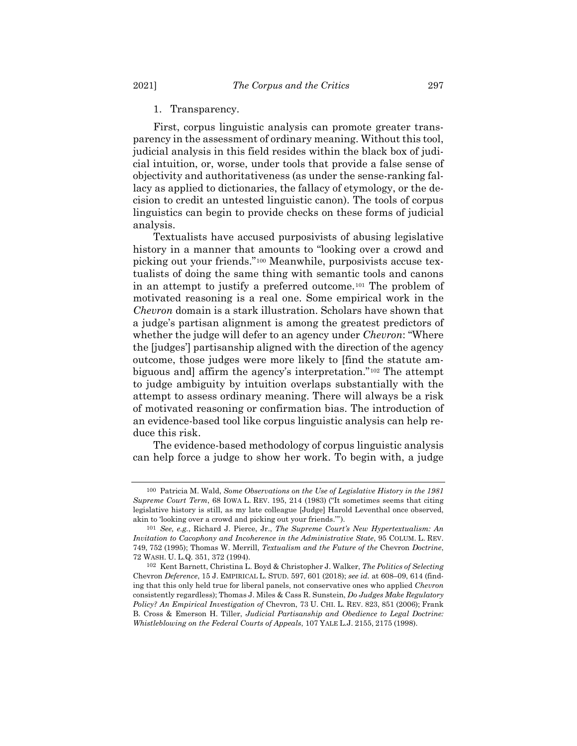1. Transparency.

First, corpus linguistic analysis can promote greater transparency in the assessment of ordinary meaning. Without this tool, judicial analysis in this field resides within the black box of judicial intuition, or, worse, under tools that provide a false sense of objectivity and authoritativeness (as under the sense-ranking fallacy as applied to dictionaries, the fallacy of etymology, or the decision to credit an untested linguistic canon). The tools of corpus linguistics can begin to provide checks on these forms of judicial analysis.

Textualists have accused purposivists of abusing legislative history in a manner that amounts to "looking over a crowd and picking out your friends."[100] Meanwhile, purposivists accuse textualists of doing the same thing with semantic tools and canons in an attempt to justify a preferred outcome.[101] The problem of motivated reasoning is a real one. Some empirical work in the *Chevron* domain is a stark illustration. Scholars have shown that a judge's partisan alignment is among the greatest predictors of whether the judge will defer to an agency under *Chevron*: "Where the [judges'] partisanship aligned with the direction of the agency outcome, those judges were more likely to [find the statute ambiguous and] affirm the agency's interpretation."[102] The attempt to judge ambiguity by intuition overlaps substantially with the attempt to assess ordinary meaning. There will always be a risk of motivated reasoning or confirmation bias. The introduction of an evidence-based tool like corpus linguistic analysis can help reduce this risk.

The evidence-based methodology of corpus linguistic analysis can help force a judge to show her work. To begin with, a judge

---

[100] Patricia M. Wald, *Some Observations on the Use of Legislative History in the 1981 Supreme Court Term*, 68 IOWA L. REV. 195, 214 (1983) ("It sometimes seems that citing legislative history is still, as my late colleague [Judge] Harold Leventhal once observed, akin to 'looking over a crowd and picking out your friends.'").

[101] *See, e.g.*, Richard J. Pierce, Jr., *The Supreme Court's New Hypertextualism: An Invitation to Cacophony and Incoherence in the Administrative State*, 95 COLUM. L. REV. 749, 752 (1995); Thomas W. Merrill, *Textualism and the Future of the* Chevron *Doctrine*, 72 WASH. U. L.Q. 351, 372 (1994).

[102] Kent Barnett, Christina L. Boyd & Christopher J. Walker, *The Politics of Selecting* Chevron *Deference*, 15 J. EMPIRICAL L. STUD. 597, 601 (2018); *see id.* at 608–09, 614 (finding that this only held true for liberal panels, not conservative ones who applied *Chevron* consistently regardless); Thomas J. Miles & Cass R. Sunstein, *Do Judges Make Regulatory Policy? An Empirical Investigation of* Chevron, 73 U. CHI. L. REV. 823, 851 (2006); Frank B. Cross & Emerson H. Tiller, *Judicial Partisanship and Obedience to Legal Doctrine: Whistleblowing on the Federal Courts of Appeals*, 107 YALE L.J. 2155, 2175 (1998).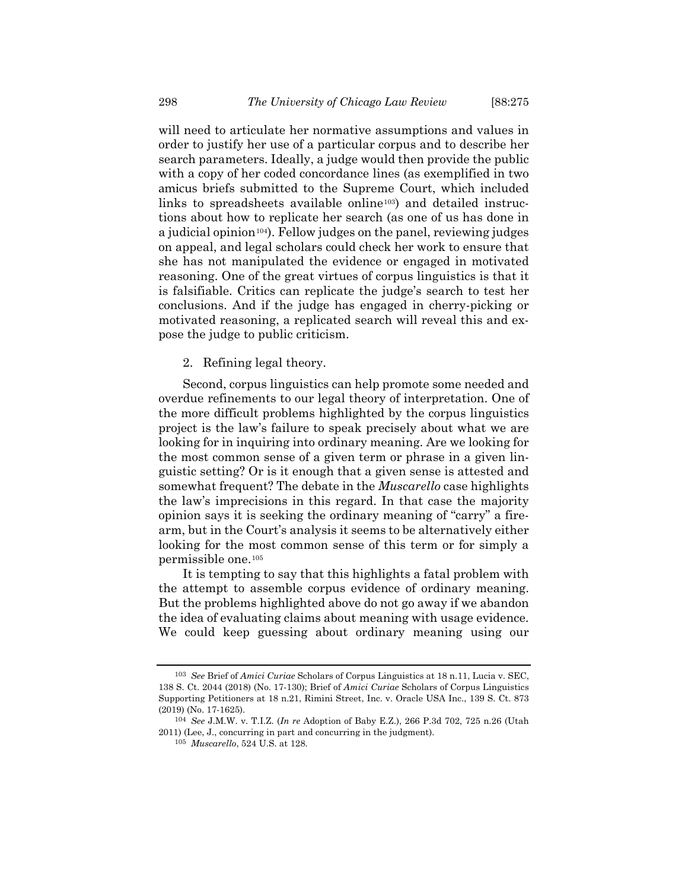will need to articulate her normative assumptions and values in order to justify her use of a particular corpus and to describe her search parameters. Ideally, a judge would then provide the public with a copy of her coded concordance lines (as exemplified in two amicus briefs submitted to the Supreme Court, which included links to spreadsheets available online[103]) and detailed instructions about how to replicate her search (as one of us has done in a judicial opinion[104]). Fellow judges on the panel, reviewing judges on appeal, and legal scholars could check her work to ensure that she has not manipulated the evidence or engaged in motivated reasoning. One of the great virtues of corpus linguistics is that it is falsifiable. Critics can replicate the judge's search to test her conclusions. And if the judge has engaged in cherry-picking or motivated reasoning, a replicated search will reveal this and expose the judge to public criticism.

2. Refining legal theory.

Second, corpus linguistics can help promote some needed and overdue refinements to our legal theory of interpretation. One of the more difficult problems highlighted by the corpus linguistics project is the law's failure to speak precisely about what we are looking for in inquiring into ordinary meaning. Are we looking for the most common sense of a given term or phrase in a given linguistic setting? Or is it enough that a given sense is attested and somewhat frequent? The debate in the *Muscarello* case highlights the law's imprecisions in this regard. In that case the majority opinion says it is seeking the ordinary meaning of "carry" a firearm, but in the Court's analysis it seems to be alternatively either looking for the most common sense of this term or for simply a permissible one.[105]

It is tempting to say that this highlights a fatal problem with the attempt to assemble corpus evidence of ordinary meaning. But the problems highlighted above do not go away if we abandon the idea of evaluating claims about meaning with usage evidence. We could keep guessing about ordinary meaning using our

---

[103] *See* Brief of *Amici Curiae* Scholars of Corpus Linguistics at 18 n.11, Lucia v. SEC, 138 S. Ct. 2044 (2018) (No. 17-130); Brief of *Amici Curiae* Scholars of Corpus Linguistics Supporting Petitioners at 18 n.21, Rimini Street, Inc. v. Oracle USA Inc., 139 S. Ct. 873 (2019) (No. 17-1625).

[104] *See* J.M.W. v. T.I.Z. (*In re* Adoption of Baby E.Z.), 266 P.3d 702, 725 n.26 (Utah 2011) (Lee, J., concurring in part and concurring in the judgment).

[105] *Muscarello*, 524 U.S. at 128.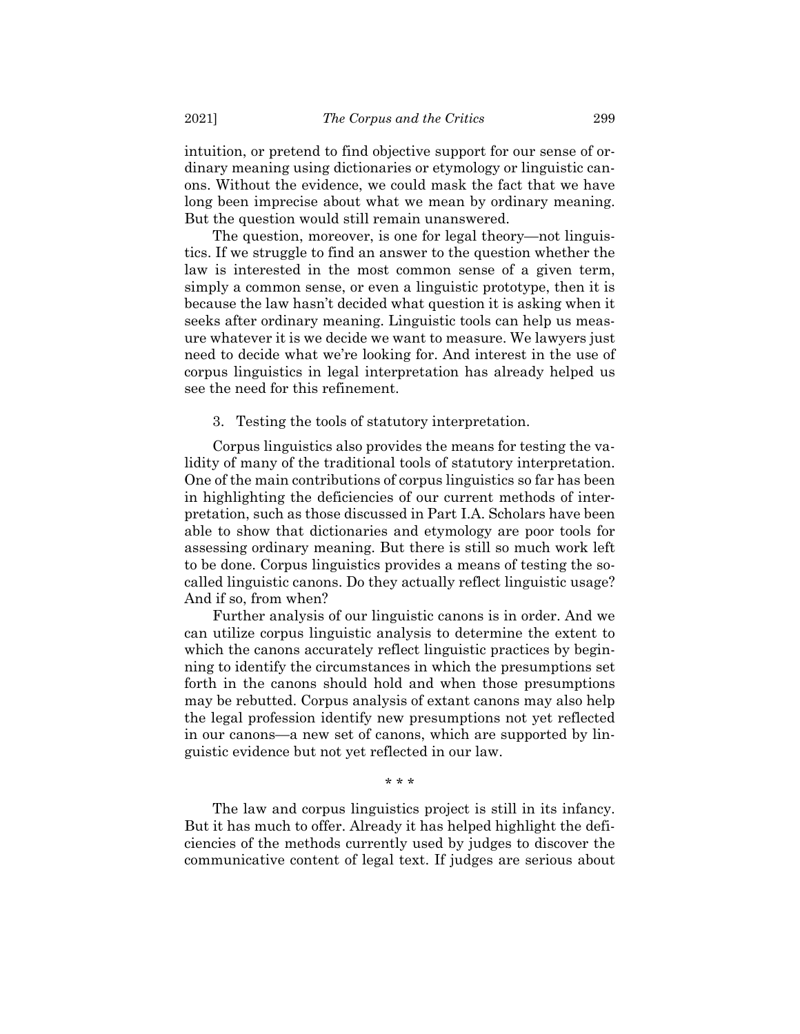intuition, or pretend to find objective support for our sense of ordinary meaning using dictionaries or etymology or linguistic canons. Without the evidence, we could mask the fact that we have long been imprecise about what we mean by ordinary meaning. But the question would still remain unanswered.

The question, moreover, is one for legal theory—not linguistics. If we struggle to find an answer to the question whether the law is interested in the most common sense of a given term, simply a common sense, or even a linguistic prototype, then it is because the law hasn't decided what question it is asking when it seeks after ordinary meaning. Linguistic tools can help us measure whatever it is we decide we want to measure. We lawyers just need to decide what we're looking for. And interest in the use of corpus linguistics in legal interpretation has already helped us see the need for this refinement.

3. Testing the tools of statutory interpretation.

Corpus linguistics also provides the means for testing the validity of many of the traditional tools of statutory interpretation. One of the main contributions of corpus linguistics so far has been in highlighting the deficiencies of our current methods of interpretation, such as those discussed in Part I.A. Scholars have been able to show that dictionaries and etymology are poor tools for assessing ordinary meaning. But there is still so much work left to be done. Corpus linguistics provides a means of testing the so-called linguistic canons. Do they actually reflect linguistic usage? And if so, from when?

Further analysis of our linguistic canons is in order. And we can utilize corpus linguistic analysis to determine the extent to which the canons accurately reflect linguistic practices by beginning to identify the circumstances in which the presumptions set forth in the canons should hold and when those presumptions may be rebutted. Corpus analysis of extant canons may also help the legal profession identify new presumptions not yet reflected in our canons—a new set of canons, which are supported by linguistic evidence but not yet reflected in our law.

\* \* \*

The law and corpus linguistics project is still in its infancy. But it has much to offer. Already it has helped highlight the deficiencies of the methods currently used by judges to discover the communicative content of legal text. If judges are serious about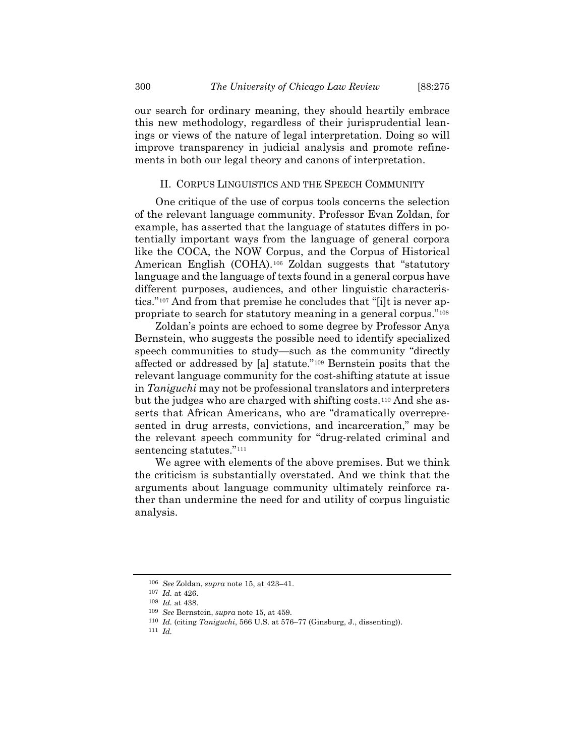our search for ordinary meaning, they should heartily embrace this new methodology, regardless of their jurisprudential leanings or views of the nature of legal interpretation. Doing so will improve transparency in judicial analysis and promote refinements in both our legal theory and canons of interpretation.

## II. CORPUS LINGUISTICS AND THE SPEECH COMMUNITY

One critique of the use of corpus tools concerns the selection of the relevant language community. Professor Evan Zoldan, for example, has asserted that the language of statutes differs in potentially important ways from the language of general corpora like the COCA, the NOW Corpus, and the Corpus of Historical American English (COHA).[106] Zoldan suggests that "statutory language and the language of texts found in a general corpus have different purposes, audiences, and other linguistic characteristics."[107] And from that premise he concludes that "[i]t is never appropriate to search for statutory meaning in a general corpus."[108]

Zoldan's points are echoed to some degree by Professor Anya Bernstein, who suggests the possible need to identify specialized speech communities to study—such as the community "directly affected or addressed by [a] statute."[109] Bernstein posits that the relevant language community for the cost-shifting statute at issue in *Taniguchi* may not be professional translators and interpreters but the judges who are charged with shifting costs.[110] And she asserts that African Americans, who are "dramatically overrepresented in drug arrests, convictions, and incarceration," may be the relevant speech community for "drug-related criminal and sentencing statutes."[111]

We agree with elements of the above premises. But we think the criticism is substantially overstated. And we think that the arguments about language community ultimately reinforce rather than undermine the need for and utility of corpus linguistic analysis.

---

106 *See* Zoldan, *supra* note 15, at 423–41.

107 *Id.* at 426.

108 *Id.* at 438.

109 *See* Bernstein, *supra* note 15, at 459.

110 *Id.* (citing *Taniguchi*, 566 U.S. at 576–77 (Ginsburg, J., dissenting)).

111 *Id.*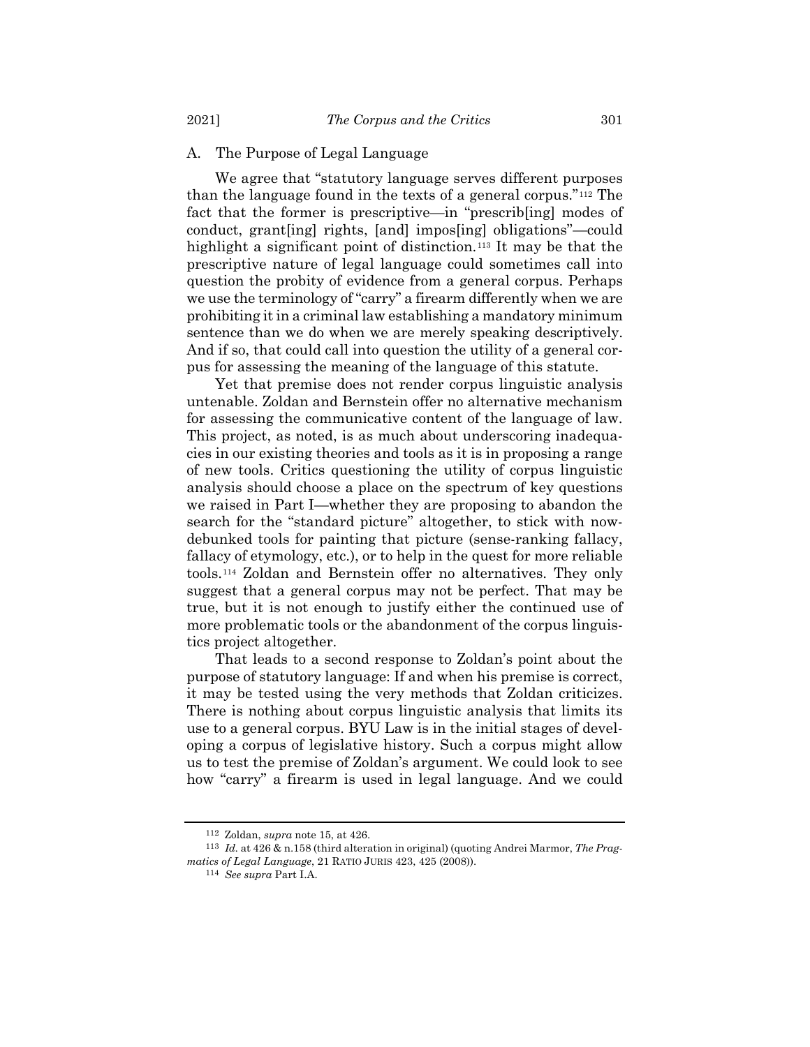### A. The Purpose of Legal Language

We agree that "statutory language serves different purposes than the language found in the texts of a general corpus."[112] The fact that the former is prescriptive—in "prescrib[ing] modes of conduct, grant[ing] rights, [and] impos[ing] obligations"—could highlight a significant point of distinction.[113] It may be that the prescriptive nature of legal language could sometimes call into question the probity of evidence from a general corpus. Perhaps we use the terminology of "carry" a firearm differently when we are prohibiting it in a criminal law establishing a mandatory minimum sentence than we do when we are merely speaking descriptively. And if so, that could call into question the utility of a general corpus for assessing the meaning of the language of this statute.

Yet that premise does not render corpus linguistic analysis untenable. Zoldan and Bernstein offer no alternative mechanism for assessing the communicative content of the language of law. This project, as noted, is as much about underscoring inadequacies in our existing theories and tools as it is in proposing a range of new tools. Critics questioning the utility of corpus linguistic analysis should choose a place on the spectrum of key questions we raised in Part I—whether they are proposing to abandon the search for the "standard picture" altogether, to stick with now-debunked tools for painting that picture (sense-ranking fallacy, fallacy of etymology, etc.), or to help in the quest for more reliable tools.[114] Zoldan and Bernstein offer no alternatives. They only suggest that a general corpus may not be perfect. That may be true, but it is not enough to justify either the continued use of more problematic tools or the abandonment of the corpus linguistics project altogether.

That leads to a second response to Zoldan's point about the purpose of statutory language: If and when his premise is correct, it may be tested using the very methods that Zoldan criticizes. There is nothing about corpus linguistic analysis that limits its use to a general corpus. BYU Law is in the initial stages of developing a corpus of legislative history. Such a corpus might allow us to test the premise of Zoldan's argument. We could look to see how "carry" a firearm is used in legal language. And we could

---

[112] Zoldan, *supra* note 15, at 426.

[113] *Id.* at 426 & n.158 (third alteration in original) (quoting Andrei Marmor, *The Pragmatics of Legal Language*, 21 RATIO JURIS 423, 425 (2008)).

[114] *See supra* Part I.A.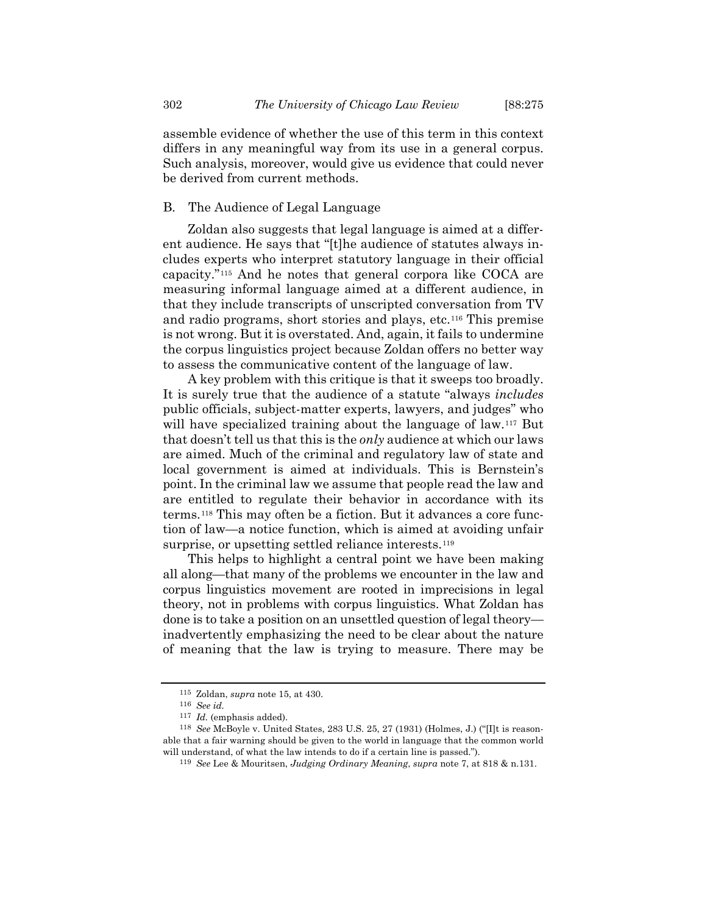assemble evidence of whether the use of this term in this context differs in any meaningful way from its use in a general corpus. Such analysis, moreover, would give us evidence that could never be derived from current methods.

## B. The Audience of Legal Language

Zoldan also suggests that legal language is aimed at a different audience. He says that "[t]he audience of statutes always includes experts who interpret statutory language in their official capacity."[115] And he notes that general corpora like COCA are measuring informal language aimed at a different audience, in that they include transcripts of unscripted conversation from TV and radio programs, short stories and plays, etc.[116] This premise is not wrong. But it is overstated. And, again, it fails to undermine the corpus linguistics project because Zoldan offers no better way to assess the communicative content of the language of law.

A key problem with this critique is that it sweeps too broadly. It is surely true that the audience of a statute "always *includes* public officials, subject-matter experts, lawyers, and judges" who will have specialized training about the language of law.[117] But that doesn't tell us that this is the *only* audience at which our laws are aimed. Much of the criminal and regulatory law of state and local government is aimed at individuals. This is Bernstein's point. In the criminal law we assume that people read the law and are entitled to regulate their behavior in accordance with its terms.[118] This may often be a fiction. But it advances a core function of law—a notice function, which is aimed at avoiding unfair surprise, or upsetting settled reliance interests.[119]

This helps to highlight a central point we have been making all along—that many of the problems we encounter in the law and corpus linguistics movement are rooted in imprecisions in legal theory, not in problems with corpus linguistics. What Zoldan has done is to take a position on an unsettled question of legal theory—inadvertently emphasizing the need to be clear about the nature of meaning that the law is trying to measure. There may be

---

[115] Zoldan, *supra* note 15, at 430.

[116] *See id.*

[117] *Id.* (emphasis added).

[118] *See* McBoyle v. United States, 283 U.S. 25, 27 (1931) (Holmes, J.) ("[I]t is reasonable that a fair warning should be given to the world in language that the common world will understand, of what the law intends to do if a certain line is passed.").

[119] *See* Lee & Mouritsen, *Judging Ordinary Meaning*, *supra* note 7, at 818 & n.131.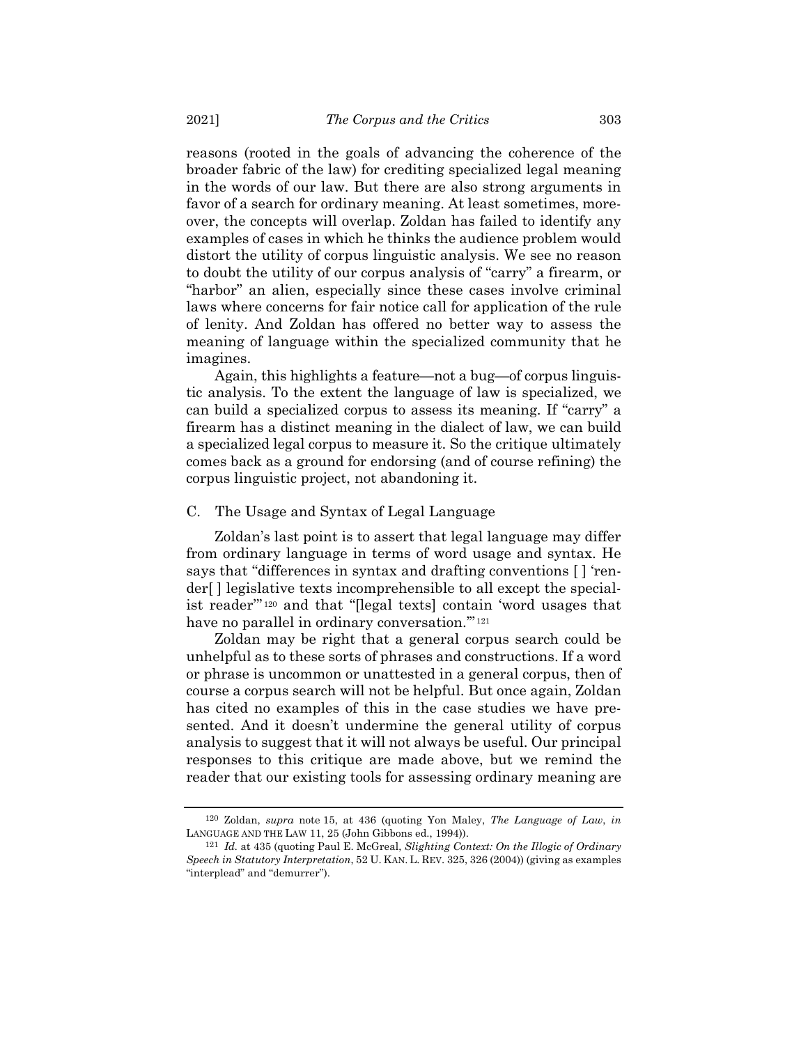reasons (rooted in the goals of advancing the coherence of the broader fabric of the law) for crediting specialized legal meaning in the words of our law. But there are also strong arguments in favor of a search for ordinary meaning. At least sometimes, moreover, the concepts will overlap. Zoldan has failed to identify any examples of cases in which he thinks the audience problem would distort the utility of corpus linguistic analysis. We see no reason to doubt the utility of our corpus analysis of "carry" a firearm, or "harbor" an alien, especially since these cases involve criminal laws where concerns for fair notice call for application of the rule of lenity. And Zoldan has offered no better way to assess the meaning of language within the specialized community that he imagines.

Again, this highlights a feature—not a bug—of corpus linguistic analysis. To the extent the language of law is specialized, we can build a specialized corpus to assess its meaning. If "carry" a firearm has a distinct meaning in the dialect of law, we can build a specialized legal corpus to measure it. So the critique ultimately comes back as a ground for endorsing (and of course refining) the corpus linguistic project, not abandoning it.

### C. The Usage and Syntax of Legal Language

Zoldan's last point is to assert that legal language may differ from ordinary language in terms of word usage and syntax. He says that "differences in syntax and drafting conventions [ ] 'render[ ] legislative texts incomprehensible to all except the specialist reader'"[120] and that "[legal texts] contain 'word usages that have no parallel in ordinary conversation.'"[121]

Zoldan may be right that a general corpus search could be unhelpful as to these sorts of phrases and constructions. If a word or phrase is uncommon or unattested in a general corpus, then of course a corpus search will not be helpful. But once again, Zoldan has cited no examples of this in the case studies we have presented. And it doesn't undermine the general utility of corpus analysis to suggest that it will not always be useful. Our principal responses to this critique are made above, but we remind the reader that our existing tools for assessing ordinary meaning are

---

[120] Zoldan, *supra* note 15, at 436 (quoting Yon Maley, *The Language of Law*, *in* LANGUAGE AND THE LAW 11, 25 (John Gibbons ed., 1994)).

[121] *Id.* at 435 (quoting Paul E. McGreal, *Slighting Context: On the Illogic of Ordinary Speech in Statutory Interpretation*, 52 U. KAN. L. REV. 325, 326 (2004)) (giving as examples "interplead" and "demurrer").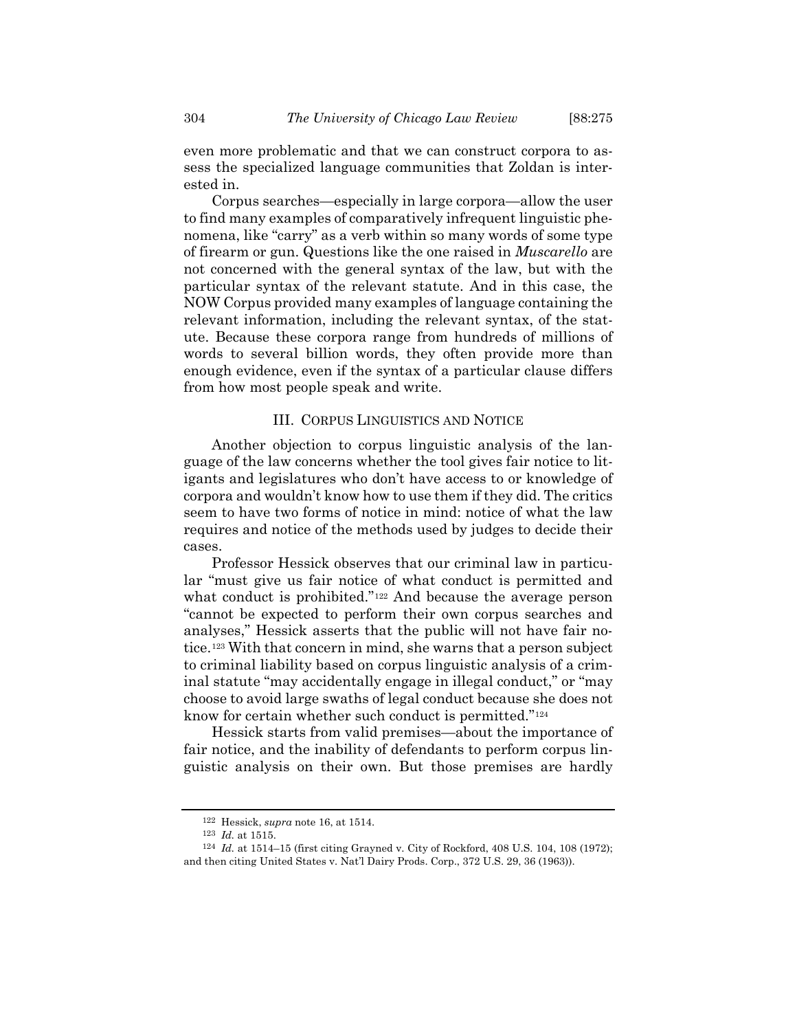even more problematic and that we can construct corpora to assess the specialized language communities that Zoldan is interested in.

Corpus searches—especially in large corpora—allow the user to find many examples of comparatively infrequent linguistic phenomena, like "carry" as a verb within so many words of some type of firearm or gun. Questions like the one raised in *Muscarello* are not concerned with the general syntax of the law, but with the particular syntax of the relevant statute. And in this case, the NOW Corpus provided many examples of language containing the relevant information, including the relevant syntax, of the statute. Because these corpora range from hundreds of millions of words to several billion words, they often provide more than enough evidence, even if the syntax of a particular clause differs from how most people speak and write.

## III. Corpus Linguistics and Notice

Another objection to corpus linguistic analysis of the language of the law concerns whether the tool gives fair notice to litigants and legislatures who don't have access to or knowledge of corpora and wouldn't know how to use them if they did. The critics seem to have two forms of notice in mind: notice of what the law requires and notice of the methods used by judges to decide their cases.

Professor Hessick observes that our criminal law in particular "must give us fair notice of what conduct is permitted and what conduct is prohibited."[122] And because the average person "cannot be expected to perform their own corpus searches and analyses," Hessick asserts that the public will not have fair notice.[123] With that concern in mind, she warns that a person subject to criminal liability based on corpus linguistic analysis of a criminal statute "may accidentally engage in illegal conduct," or "may choose to avoid large swaths of legal conduct because she does not know for certain whether such conduct is permitted."[124]

Hessick starts from valid premises—about the importance of fair notice, and the inability of defendants to perform corpus linguistic analysis on their own. But those premises are hardly

---

[122] Hessick, *supra* note 16, at 1514.

[123] *Id.* at 1515.

[124] *Id.* at 1514–15 (first citing Grayned v. City of Rockford, 408 U.S. 104, 108 (1972); and then citing United States v. Nat'l Dairy Prods. Corp., 372 U.S. 29, 36 (1963)).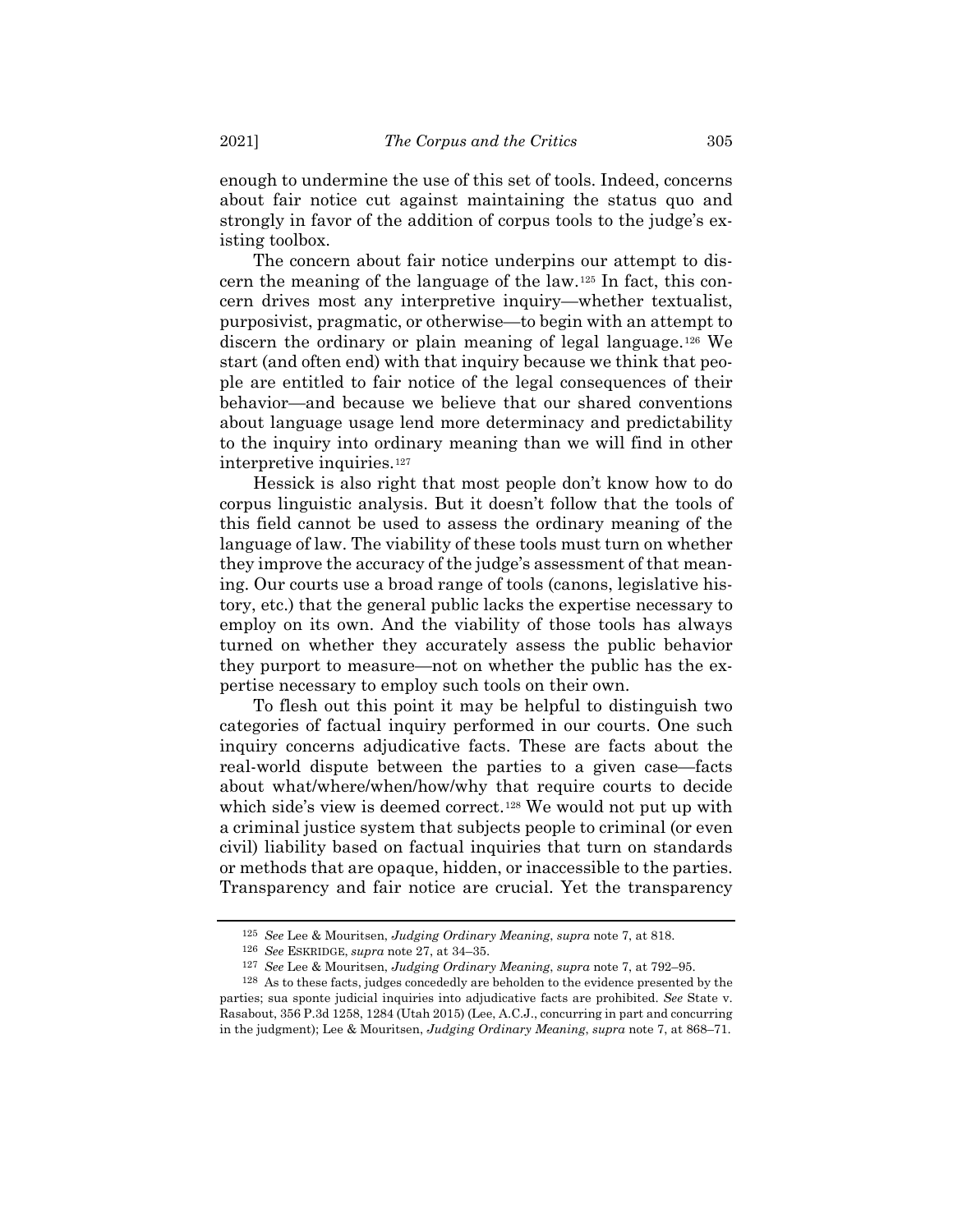enough to undermine the use of this set of tools. Indeed, concerns about fair notice cut against maintaining the status quo and strongly in favor of the addition of corpus tools to the judge's existing toolbox.

The concern about fair notice underpins our attempt to discern the meaning of the language of the law.[125] In fact, this concern drives most any interpretive inquiry—whether textualist, purposivist, pragmatic, or otherwise—to begin with an attempt to discern the ordinary or plain meaning of legal language.[126] We start (and often end) with that inquiry because we think that people are entitled to fair notice of the legal consequences of their behavior—and because we believe that our shared conventions about language usage lend more determinacy and predictability to the inquiry into ordinary meaning than we will find in other interpretive inquiries.[127]

Hessick is also right that most people don't know how to do corpus linguistic analysis. But it doesn't follow that the tools of this field cannot be used to assess the ordinary meaning of the language of law. The viability of these tools must turn on whether they improve the accuracy of the judge's assessment of that meaning. Our courts use a broad range of tools (canons, legislative history, etc.) that the general public lacks the expertise necessary to employ on its own. And the viability of those tools has always turned on whether they accurately assess the public behavior they purport to measure—not on whether the public has the expertise necessary to employ such tools on their own.

To flesh out this point it may be helpful to distinguish two categories of factual inquiry performed in our courts. One such inquiry concerns adjudicative facts. These are facts about the real-world dispute between the parties to a given case—facts about what/where/when/how/why that require courts to decide which side's view is deemed correct.[128] We would not put up with a criminal justice system that subjects people to criminal (or even civil) liability based on factual inquiries that turn on standards or methods that are opaque, hidden, or inaccessible to the parties. Transparency and fair notice are crucial. Yet the transparency

---

[125] *See* Lee & Mouritsen, *Judging Ordinary Meaning*, *supra* note 7, at 818.

[126] *See* ESKRIDGE, *supra* note 27, at 34–35.

[127] *See* Lee & Mouritsen, *Judging Ordinary Meaning*, *supra* note 7, at 792–95.

[128] As to these facts, judges concededly are beholden to the evidence presented by the parties; sua sponte judicial inquiries into adjudicative facts are prohibited. *See* State v. Rasabout, 356 P.3d 1258, 1284 (Utah 2015) (Lee, A.C.J., concurring in part and concurring in the judgment); Lee & Mouritsen, *Judging Ordinary Meaning*, *supra* note 7, at 868–71.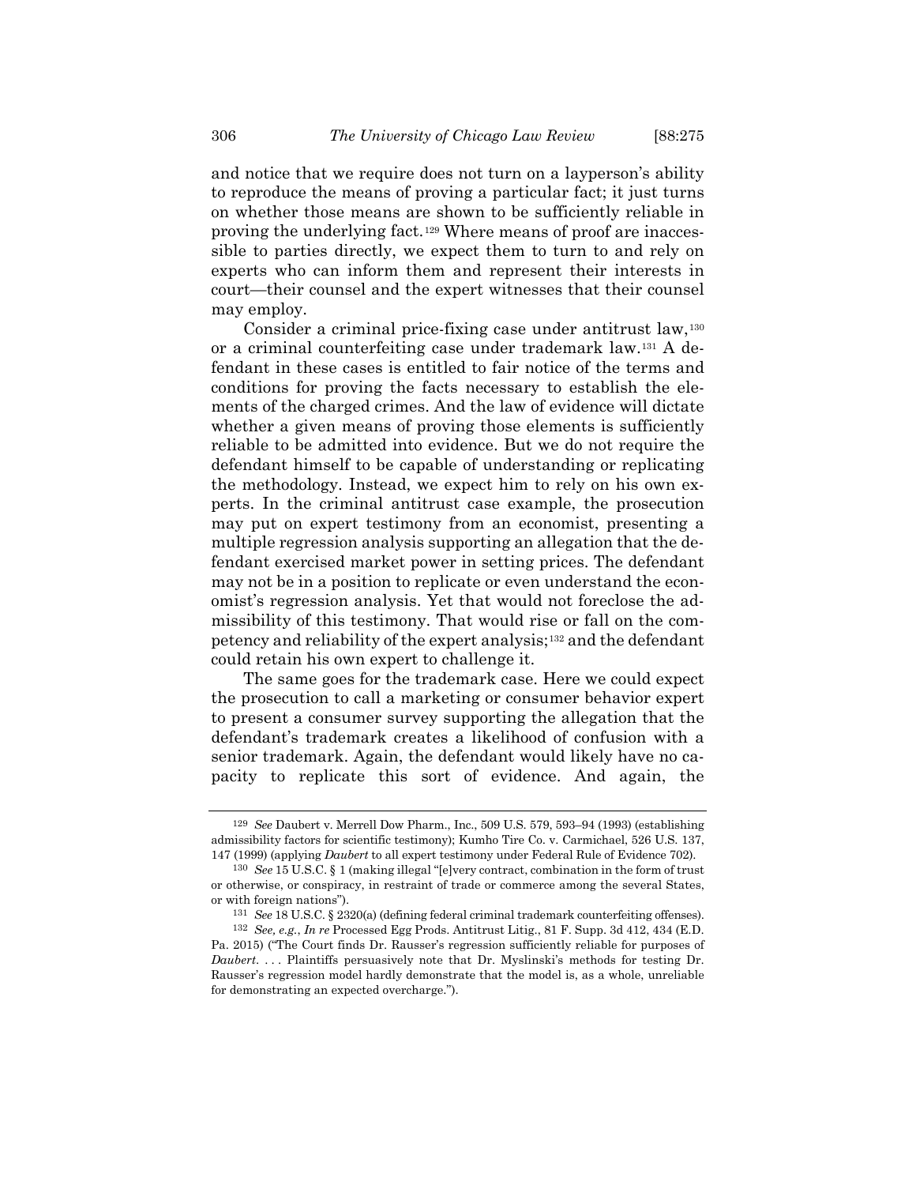and notice that we require does not turn on a layperson's ability to reproduce the means of proving a particular fact; it just turns on whether those means are shown to be sufficiently reliable in proving the underlying fact.[129] Where means of proof are inaccessible to parties directly, we expect them to turn to and rely on experts who can inform them and represent their interests in court—their counsel and the expert witnesses that their counsel may employ.

Consider a criminal price-fixing case under antitrust law,[130] or a criminal counterfeiting case under trademark law.[131] A defendant in these cases is entitled to fair notice of the terms and conditions for proving the facts necessary to establish the elements of the charged crimes. And the law of evidence will dictate whether a given means of proving those elements is sufficiently reliable to be admitted into evidence. But we do not require the defendant himself to be capable of understanding or replicating the methodology. Instead, we expect him to rely on his own experts. In the criminal antitrust case example, the prosecution may put on expert testimony from an economist, presenting a multiple regression analysis supporting an allegation that the defendant exercised market power in setting prices. The defendant may not be in a position to replicate or even understand the economist's regression analysis. Yet that would not foreclose the admissibility of this testimony. That would rise or fall on the competency and reliability of the expert analysis;[132] and the defendant could retain his own expert to challenge it.

The same goes for the trademark case. Here we could expect the prosecution to call a marketing or consumer behavior expert to present a consumer survey supporting the allegation that the defendant's trademark creates a likelihood of confusion with a senior trademark. Again, the defendant would likely have no capacity to replicate this sort of evidence. And again, the

---

[129] *See* Daubert v. Merrell Dow Pharm., Inc., 509 U.S. 579, 593–94 (1993) (establishing admissibility factors for scientific testimony); Kumho Tire Co. v. Carmichael, 526 U.S. 137, 147 (1999) (applying *Daubert* to all expert testimony under Federal Rule of Evidence 702).

[130] *See* 15 U.S.C. § 1 (making illegal "[e]very contract, combination in the form of trust or otherwise, or conspiracy, in restraint of trade or commerce among the several States, or with foreign nations").

[131] *See* 18 U.S.C. § 2320(a) (defining federal criminal trademark counterfeiting offenses).

[132] *See, e.g.*, *In re* Processed Egg Prods. Antitrust Litig., 81 F. Supp. 3d 412, 434 (E.D. Pa. 2015) ("The Court finds Dr. Rausser's regression sufficiently reliable for purposes of *Daubert*. . . . Plaintiffs persuasively note that Dr. Myslinski's methods for testing Dr. Rausser's regression model hardly demonstrate that the model is, as a whole, unreliable for demonstrating an expected overcharge.").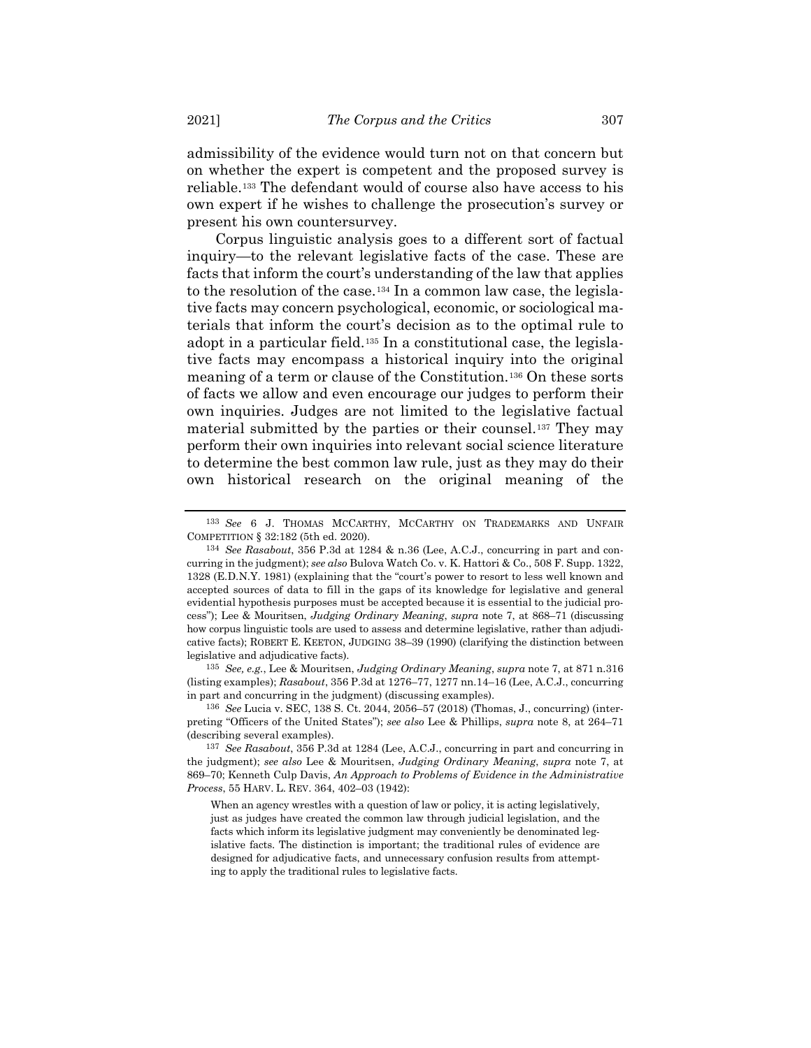admissibility of the evidence would turn not on that concern but on whether the expert is competent and the proposed survey is reliable.[133] The defendant would of course also have access to his own expert if he wishes to challenge the prosecution's survey or present his own countersurvey.

Corpus linguistic analysis goes to a different sort of factual inquiry—to the relevant legislative facts of the case. These are facts that inform the court's understanding of the law that applies to the resolution of the case.[134] In a common law case, the legislative facts may concern psychological, economic, or sociological materials that inform the court's decision as to the optimal rule to adopt in a particular field.[135] In a constitutional case, the legislative facts may encompass a historical inquiry into the original meaning of a term or clause of the Constitution.[136] On these sorts of facts we allow and even encourage our judges to perform their own inquiries. Judges are not limited to the legislative factual material submitted by the parties or their counsel.[137] They may perform their own inquiries into relevant social science literature to determine the best common law rule, just as they may do their own historical research on the original meaning of the

---

[133] *See* 6 J. THOMAS MCCARTHY, MCCARTHY ON TRADEMARKS AND UNFAIR COMPETITION § 32:182 (5th ed. 2020).

[134] *See Rasabout*, 356 P.3d at 1284 & n.36 (Lee, A.C.J., concurring in part and concurring in the judgment); *see also* Bulova Watch Co. v. K. Hattori & Co., 508 F. Supp. 1322, 1328 (E.D.N.Y. 1981) (explaining that the "court's power to resort to less well known and accepted sources of data to fill in the gaps of its knowledge for legislative and general evidential hypothesis purposes must be accepted because it is essential to the judicial process"); Lee & Mouritsen, *Judging Ordinary Meaning*, *supra* note 7, at 868–71 (discussing how corpus linguistic tools are used to assess and determine legislative, rather than adjudicative facts); ROBERT E. KEETON, JUDGING 38–39 (1990) (clarifying the distinction between legislative and adjudicative facts).

[135] *See, e.g.*, Lee & Mouritsen, *Judging Ordinary Meaning*, *supra* note 7, at 871 n.316 (listing examples); *Rasabout*, 356 P.3d at 1276–77, 1277 nn.14–16 (Lee, A.C.J., concurring in part and concurring in the judgment) (discussing examples).

[136] *See* Lucia v. SEC, 138 S. Ct. 2044, 2056–57 (2018) (Thomas, J., concurring) (interpreting "Officers of the United States"); *see also* Lee & Phillips, *supra* note 8, at 264–71 (describing several examples).

[137] *See Rasabout*, 356 P.3d at 1284 (Lee, A.C.J., concurring in part and concurring in the judgment); *see also* Lee & Mouritsen, *Judging Ordinary Meaning*, *supra* note 7, at 869–70; Kenneth Culp Davis, *An Approach to Problems of Evidence in the Administrative Process*, 55 HARV. L. REV. 364, 402–03 (1942):

> When an agency wrestles with a question of law or policy, it is acting legislatively, just as judges have created the common law through judicial legislation, and the facts which inform its legislative judgment may conveniently be denominated legislative facts. The distinction is important; the traditional rules of evidence are designed for adjudicative facts, and unnecessary confusion results from attempting to apply the traditional rules to legislative facts.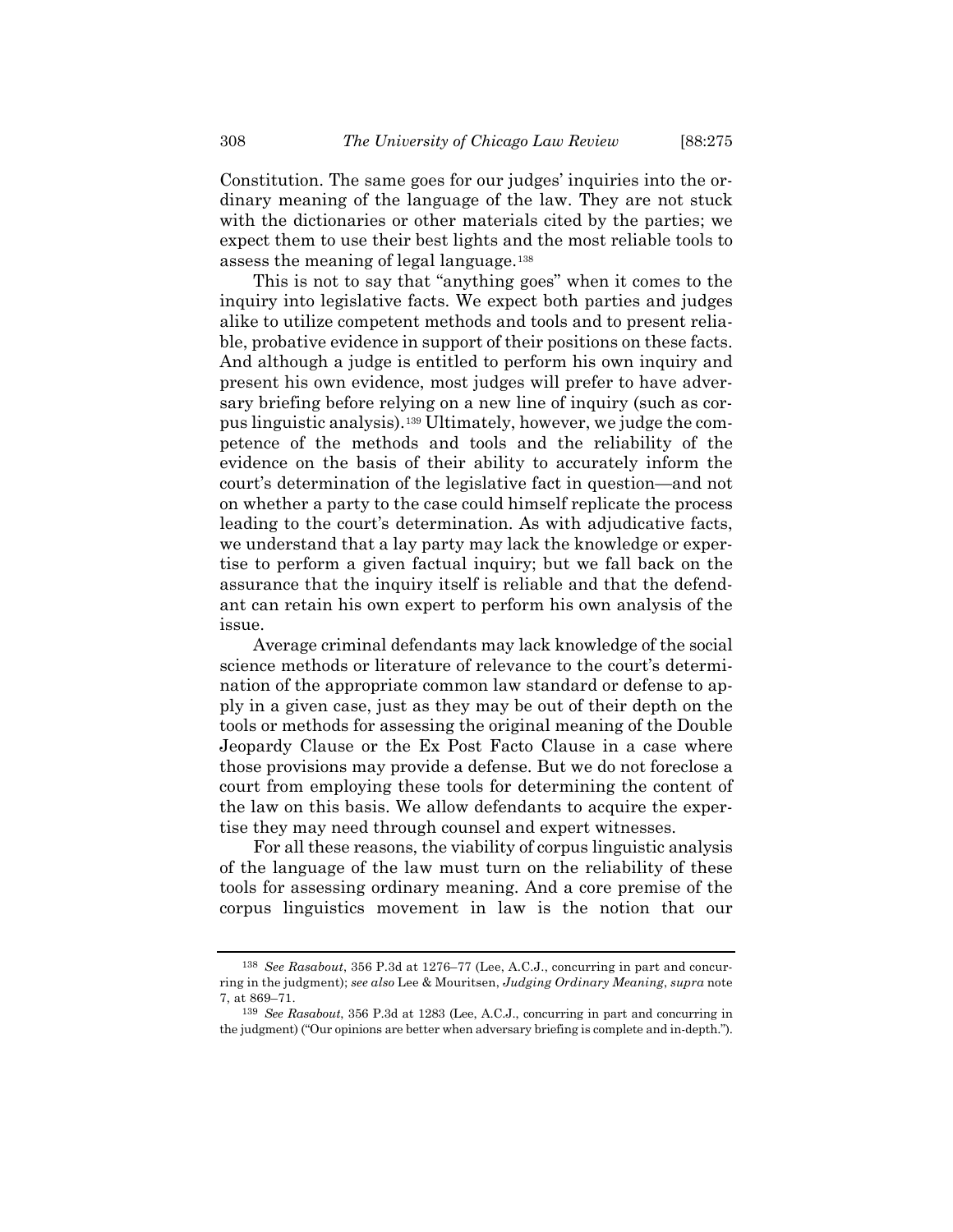Constitution. The same goes for our judges' inquiries into the ordinary meaning of the language of the law. They are not stuck with the dictionaries or other materials cited by the parties; we expect them to use their best lights and the most reliable tools to assess the meaning of legal language.[138]

This is not to say that "anything goes" when it comes to the inquiry into legislative facts. We expect both parties and judges alike to utilize competent methods and tools and to present reliable, probative evidence in support of their positions on these facts. And although a judge is entitled to perform his own inquiry and present his own evidence, most judges will prefer to have adversary briefing before relying on a new line of inquiry (such as corpus linguistic analysis).[139] Ultimately, however, we judge the competence of the methods and tools and the reliability of the evidence on the basis of their ability to accurately inform the court's determination of the legislative fact in question—and not on whether a party to the case could himself replicate the process leading to the court's determination. As with adjudicative facts, we understand that a lay party may lack the knowledge or expertise to perform a given factual inquiry; but we fall back on the assurance that the inquiry itself is reliable and that the defendant can retain his own expert to perform his own analysis of the issue.

Average criminal defendants may lack knowledge of the social science methods or literature of relevance to the court's determination of the appropriate common law standard or defense to apply in a given case, just as they may be out of their depth on the tools or methods for assessing the original meaning of the Double Jeopardy Clause or the Ex Post Facto Clause in a case where those provisions may provide a defense. But we do not foreclose a court from employing these tools for determining the content of the law on this basis. We allow defendants to acquire the expertise they may need through counsel and expert witnesses.

For all these reasons, the viability of corpus linguistic analysis of the language of the law must turn on the reliability of these tools for assessing ordinary meaning. And a core premise of the corpus linguistics movement in law is the notion that our

---

[138] *See Rasabout*, 356 P.3d at 1276–77 (Lee, A.C.J., concurring in part and concurring in the judgment); *see also* Lee & Mouritsen, *Judging Ordinary Meaning*, *supra* note 7, at 869–71.

[139] *See Rasabout*, 356 P.3d at 1283 (Lee, A.C.J., concurring in part and concurring in the judgment) ("Our opinions are better when adversary briefing is complete and in-depth.").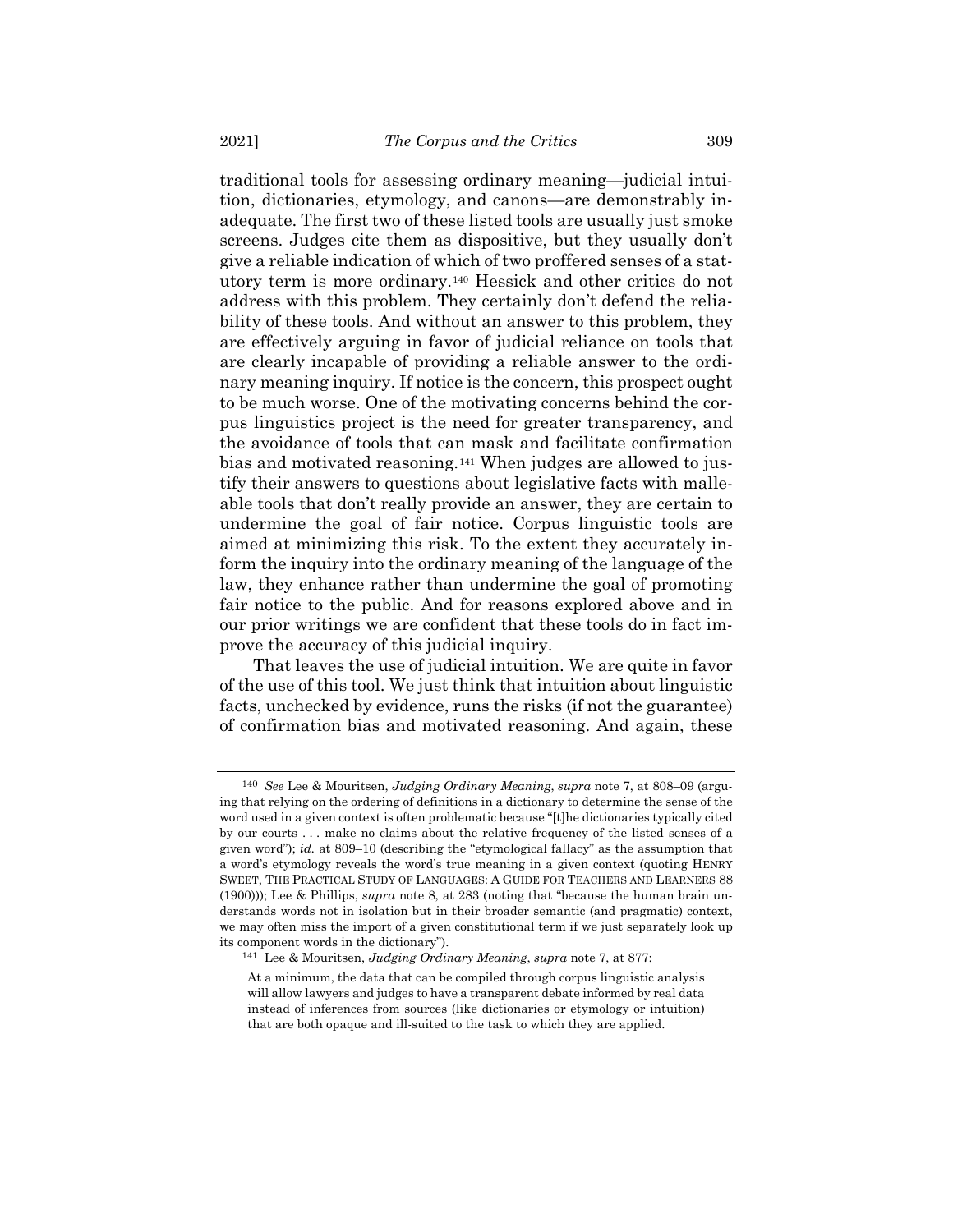traditional tools for assessing ordinary meaning—judicial intuition, dictionaries, etymology, and canons—are demonstrably inadequate. The first two of these listed tools are usually just smoke screens. Judges cite them as dispositive, but they usually don't give a reliable indication of which of two proffered senses of a statutory term is more ordinary.[140] Hessick and other critics do not address with this problem. They certainly don't defend the reliability of these tools. And without an answer to this problem, they are effectively arguing in favor of judicial reliance on tools that are clearly incapable of providing a reliable answer to the ordinary meaning inquiry. If notice is the concern, this prospect ought to be much worse. One of the motivating concerns behind the corpus linguistics project is the need for greater transparency, and the avoidance of tools that can mask and facilitate confirmation bias and motivated reasoning.[141] When judges are allowed to justify their answers to questions about legislative facts with malleable tools that don't really provide an answer, they are certain to undermine the goal of fair notice. Corpus linguistic tools are aimed at minimizing this risk. To the extent they accurately inform the inquiry into the ordinary meaning of the language of the law, they enhance rather than undermine the goal of promoting fair notice to the public. And for reasons explored above and in our prior writings we are confident that these tools do in fact improve the accuracy of this judicial inquiry.

That leaves the use of judicial intuition. We are quite in favor of the use of this tool. We just think that intuition about linguistic facts, unchecked by evidence, runs the risks (if not the guarantee) of confirmation bias and motivated reasoning. And again, these

---

[140] *See* Lee & Mouritsen, *Judging Ordinary Meaning*, *supra* note 7, at 808–09 (arguing that relying on the ordering of definitions in a dictionary to determine the sense of the word used in a given context is often problematic because "[t]he dictionaries typically cited by our courts . . . make no claims about the relative frequency of the listed senses of a given word"); *id.* at 809–10 (describing the "etymological fallacy" as the assumption that a word's etymology reveals the word's true meaning in a given context (quoting HENRY SWEET, THE PRACTICAL STUDY OF LANGUAGES: A GUIDE FOR TEACHERS AND LEARNERS 88 (1900))); Lee & Phillips, *supra* note 8, at 283 (noting that "because the human brain understands words not in isolation but in their broader semantic (and pragmatic) context, we may often miss the import of a given constitutional term if we just separately look up its component words in the dictionary").

[141] Lee & Mouritsen, *Judging Ordinary Meaning*, *supra* note 7, at 877:

> At a minimum, the data that can be compiled through corpus linguistic analysis will allow lawyers and judges to have a transparent debate informed by real data instead of inferences from sources (like dictionaries or etymology or intuition) that are both opaque and ill-suited to the task to which they are applied.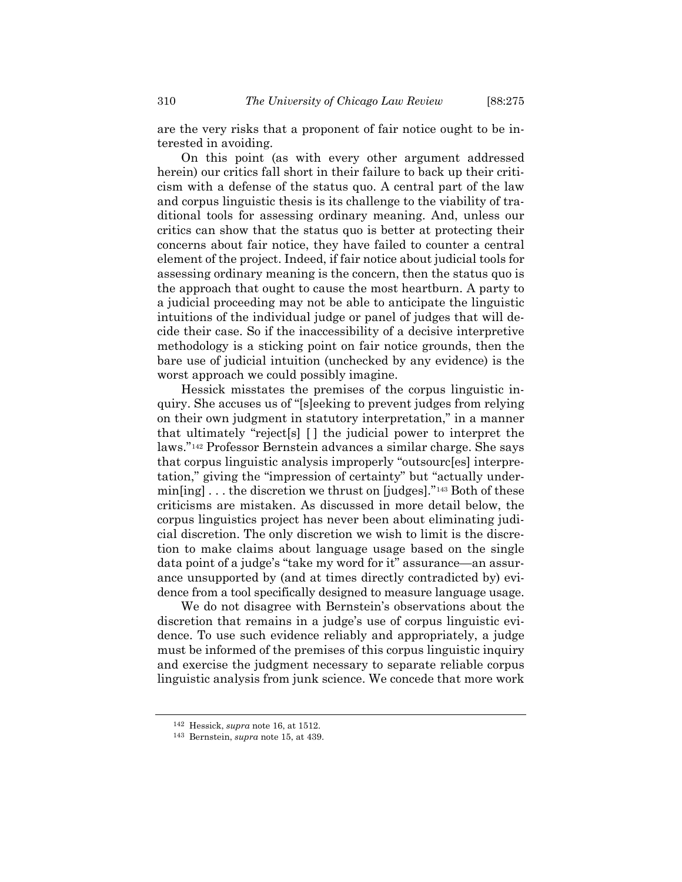are the very risks that a proponent of fair notice ought to be interested in avoiding.

On this point (as with every other argument addressed herein) our critics fall short in their failure to back up their criticism with a defense of the status quo. A central part of the law and corpus linguistic thesis is its challenge to the viability of traditional tools for assessing ordinary meaning. And, unless our critics can show that the status quo is better at protecting their concerns about fair notice, they have failed to counter a central element of the project. Indeed, if fair notice about judicial tools for assessing ordinary meaning is the concern, then the status quo is the approach that ought to cause the most heartburn. A party to a judicial proceeding may not be able to anticipate the linguistic intuitions of the individual judge or panel of judges that will decide their case. So if the inaccessibility of a decisive interpretive methodology is a sticking point on fair notice grounds, then the bare use of judicial intuition (unchecked by any evidence) is the worst approach we could possibly imagine.

Hessick misstates the premises of the corpus linguistic inquiry. She accuses us of "[s]eeking to prevent judges from relying on their own judgment in statutory interpretation," in a manner that ultimately "reject[s] [ ] the judicial power to interpret the laws."[142] Professor Bernstein advances a similar charge. She says that corpus linguistic analysis improperly "outsourc[es] interpretation," giving the "impression of certainty" but "actually undermin[ing] . . . the discretion we thrust on [judges]."[143] Both of these criticisms are mistaken. As discussed in more detail below, the corpus linguistics project has never been about eliminating judicial discretion. The only discretion we wish to limit is the discretion to make claims about language usage based on the single data point of a judge's "take my word for it" assurance—an assurance unsupported by (and at times directly contradicted by) evidence from a tool specifically designed to measure language usage.

We do not disagree with Bernstein's observations about the discretion that remains in a judge's use of corpus linguistic evidence. To use such evidence reliably and appropriately, a judge must be informed of the premises of this corpus linguistic inquiry and exercise the judgment necessary to separate reliable corpus linguistic analysis from junk science. We concede that more work

[142] Hessick, *supra* note 16, at 1512.

[143] Bernstein, *supra* note 15, at 439.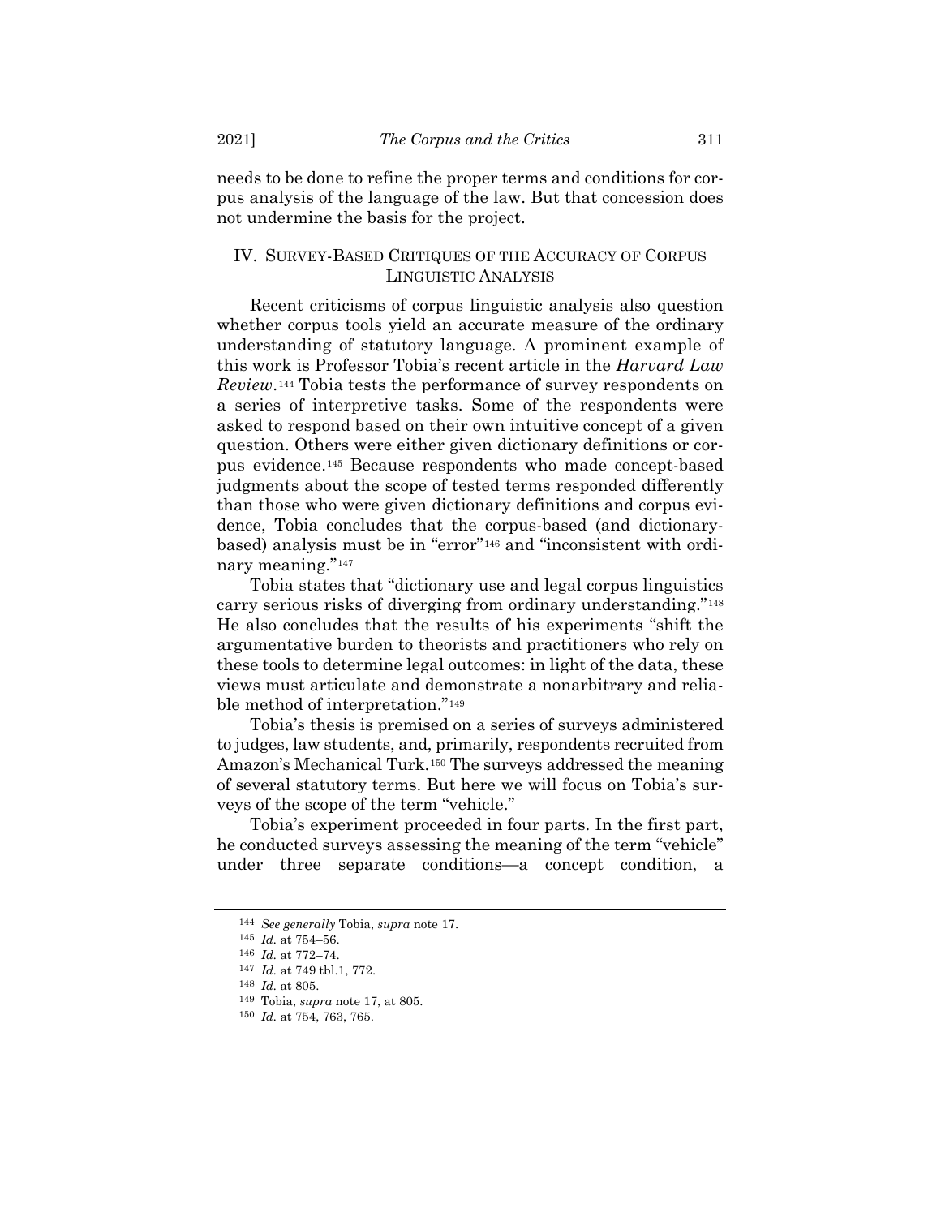needs to be done to refine the proper terms and conditions for corpus analysis of the language of the law. But that concession does not undermine the basis for the project.

## IV. Survey-Based Critiques of the Accuracy of Corpus Linguistic Analysis

Recent criticisms of corpus linguistic analysis also question whether corpus tools yield an accurate measure of the ordinary understanding of statutory language. A prominent example of this work is Professor Tobia's recent article in the *Harvard Law Review*.[144] Tobia tests the performance of survey respondents on a series of interpretive tasks. Some of the respondents were asked to respond based on their own intuitive concept of a given question. Others were either given dictionary definitions or corpus evidence.[145] Because respondents who made concept-based judgments about the scope of tested terms responded differently than those who were given dictionary definitions and corpus evidence, Tobia concludes that the corpus-based (and dictionary-based) analysis must be in "error"[146] and "inconsistent with ordinary meaning."[147]

Tobia states that "dictionary use and legal corpus linguistics carry serious risks of diverging from ordinary understanding."[148] He also concludes that the results of his experiments "shift the argumentative burden to theorists and practitioners who rely on these tools to determine legal outcomes: in light of the data, these views must articulate and demonstrate a nonarbitrary and reliable method of interpretation."[149]

Tobia's thesis is premised on a series of surveys administered to judges, law students, and, primarily, respondents recruited from Amazon's Mechanical Turk.[150] The surveys addressed the meaning of several statutory terms. But here we will focus on Tobia's surveys of the scope of the term "vehicle."

Tobia's experiment proceeded in four parts. In the first part, he conducted surveys assessing the meaning of the term "vehicle" under three separate conditions—a concept condition, a

---

[144] *See generally* Tobia, *supra* note 17.

[145] *Id.* at 754–56.

[146] *Id.* at 772–74.

[147] *Id.* at 749 tbl.1, 772.

[148] *Id.* at 805.

[149] Tobia, *supra* note 17, at 805.

[150] *Id.* at 754, 763, 765.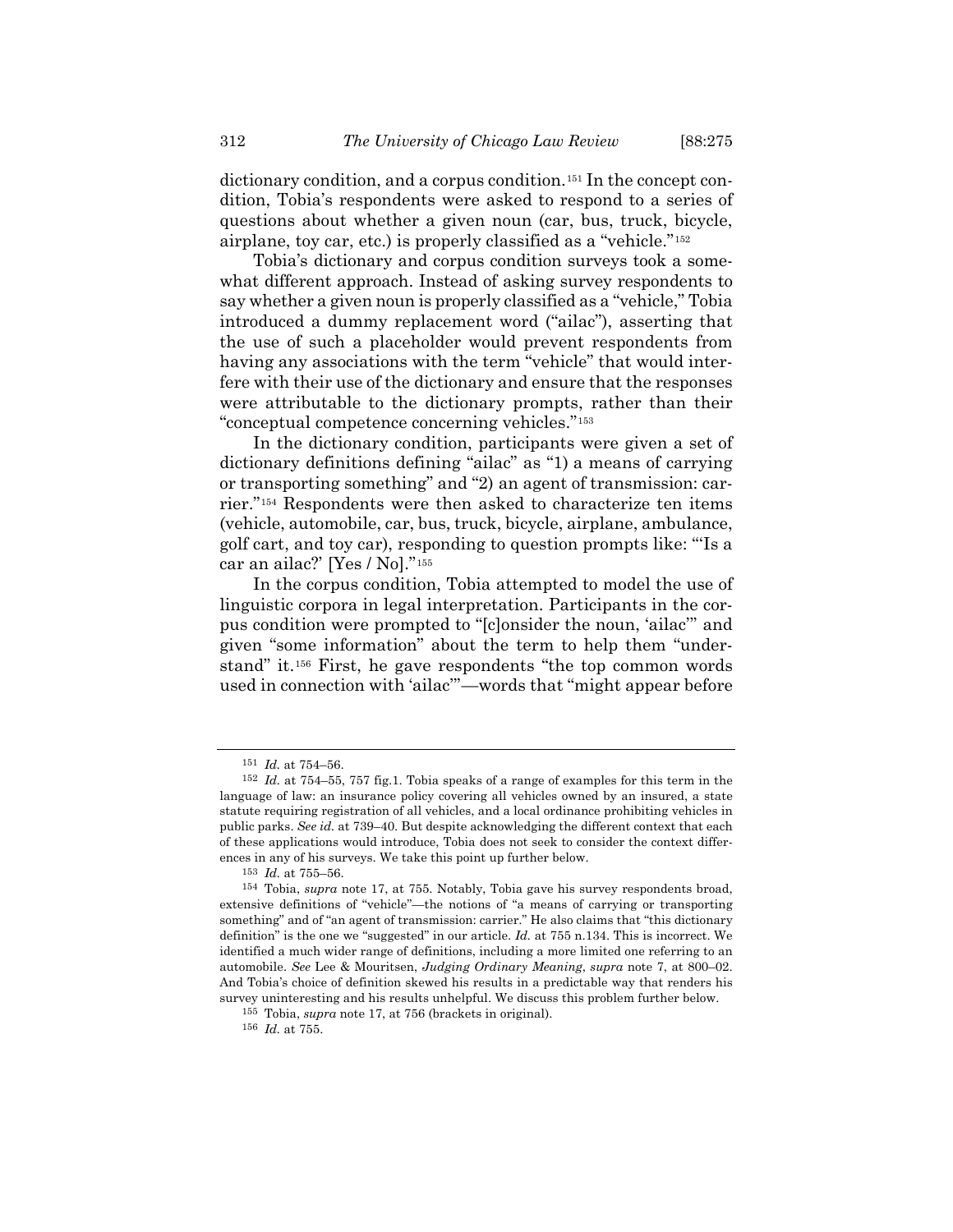dictionary condition, and a corpus condition.[151] In the concept condition, Tobia's respondents were asked to respond to a series of questions about whether a given noun (car, bus, truck, bicycle, airplane, toy car, etc.) is properly classified as a "vehicle."[152]

Tobia's dictionary and corpus condition surveys took a somewhat different approach. Instead of asking survey respondents to say whether a given noun is properly classified as a "vehicle," Tobia introduced a dummy replacement word ("ailac"), asserting that the use of such a placeholder would prevent respondents from having any associations with the term "vehicle" that would interfere with their use of the dictionary and ensure that the responses were attributable to the dictionary prompts, rather than their "conceptual competence concerning vehicles."[153]

In the dictionary condition, participants were given a set of dictionary definitions defining "ailac" as "1) a means of carrying or transporting something" and "2) an agent of transmission: carrier."[154] Respondents were then asked to characterize ten items (vehicle, automobile, car, bus, truck, bicycle, airplane, ambulance, golf cart, and toy car), responding to question prompts like: "'Is a car an ailac?' [Yes / No]."[155]

In the corpus condition, Tobia attempted to model the use of linguistic corpora in legal interpretation. Participants in the corpus condition were prompted to "[c]onsider the noun, 'ailac'" and given "some information" about the term to help them "understand" it.[156] First, he gave respondents "the top common words used in connection with 'ailac'"—words that "might appear before

---

[151] *Id.* at 754–56.

[152] *Id.* at 754–55, 757 fig.1. Tobia speaks of a range of examples for this term in the language of law: an insurance policy covering all vehicles owned by an insured, a state statute requiring registration of all vehicles, and a local ordinance prohibiting vehicles in public parks. *See id.* at 739–40. But despite acknowledging the different context that each of these applications would introduce, Tobia does not seek to consider the context differences in any of his surveys. We take this point up further below.

[153] *Id.* at 755–56.

[154] Tobia, *supra* note 17, at 755. Notably, Tobia gave his survey respondents broad, extensive definitions of "vehicle"—the notions of "a means of carrying or transporting something" and of "an agent of transmission: carrier." He also claims that "this dictionary definition" is the one we "suggested" in our article. *Id.* at 755 n.134. This is incorrect. We identified a much wider range of definitions, including a more limited one referring to an automobile. *See* Lee & Mouritsen, *Judging Ordinary Meaning*, *supra* note 7, at 800–02. And Tobia's choice of definition skewed his results in a predictable way that renders his survey uninteresting and his results unhelpful. We discuss this problem further below.

[155] Tobia, *supra* note 17, at 756 (brackets in original).

[156] *Id.* at 755.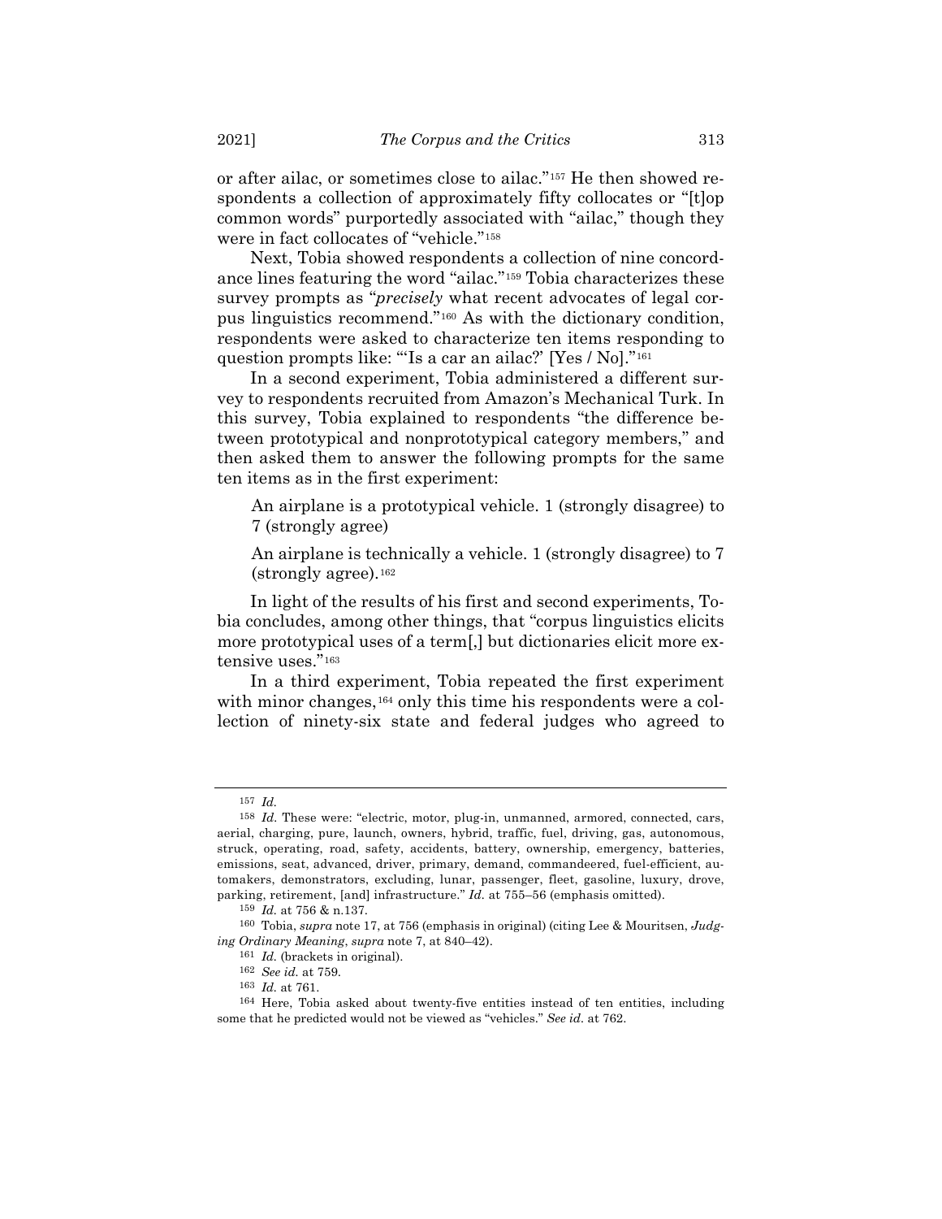or after ailac, or sometimes close to ailac."[157] He then showed respondents a collection of approximately fifty collocates or "[t]op common words" purportedly associated with "ailac," though they were in fact collocates of "vehicle."[158]

Next, Tobia showed respondents a collection of nine concordance lines featuring the word "ailac."[159] Tobia characterizes these survey prompts as "*precisely* what recent advocates of legal corpus linguistics recommend."[160] As with the dictionary condition, respondents were asked to characterize ten items responding to question prompts like: "'Is a car an ailac?' [Yes / No]."[161]

In a second experiment, Tobia administered a different survey to respondents recruited from Amazon's Mechanical Turk. In this survey, Tobia explained to respondents "the difference between prototypical and nonprototypical category members," and then asked them to answer the following prompts for the same ten items as in the first experiment:

> An airplane is a prototypical vehicle. 1 (strongly disagree) to 7 (strongly agree)
>
> An airplane is technically a vehicle. 1 (strongly disagree) to 7 (strongly agree).[162]

In light of the results of his first and second experiments, Tobia concludes, among other things, that "corpus linguistics elicits more prototypical uses of a term[,] but dictionaries elicit more extensive uses."[163]

In a third experiment, Tobia repeated the first experiment with minor changes,[164] only this time his respondents were a collection of ninety-six state and federal judges who agreed to

---

[157] *Id.*

[158] *Id.* These were: "electric, motor, plug-in, unmanned, armored, connected, cars, aerial, charging, pure, launch, owners, hybrid, traffic, fuel, driving, gas, autonomous, struck, operating, road, safety, accidents, battery, ownership, emergency, batteries, emissions, seat, advanced, driver, primary, demand, commandeered, fuel-efficient, automakers, demonstrators, excluding, lunar, passenger, fleet, gasoline, luxury, drove, parking, retirement, [and] infrastructure." *Id.* at 755–56 (emphasis omitted).

[159] *Id.* at 756 & n.137.

[160] Tobia, *supra* note 17, at 756 (emphasis in original) (citing Lee & Mouritsen, *Judging Ordinary Meaning*, *supra* note 7, at 840–42).

[161] *Id.* (brackets in original).

[162] *See id.* at 759.

[163] *Id.* at 761.

[164] Here, Tobia asked about twenty-five entities instead of ten entities, including some that he predicted would not be viewed as "vehicles." *See id.* at 762.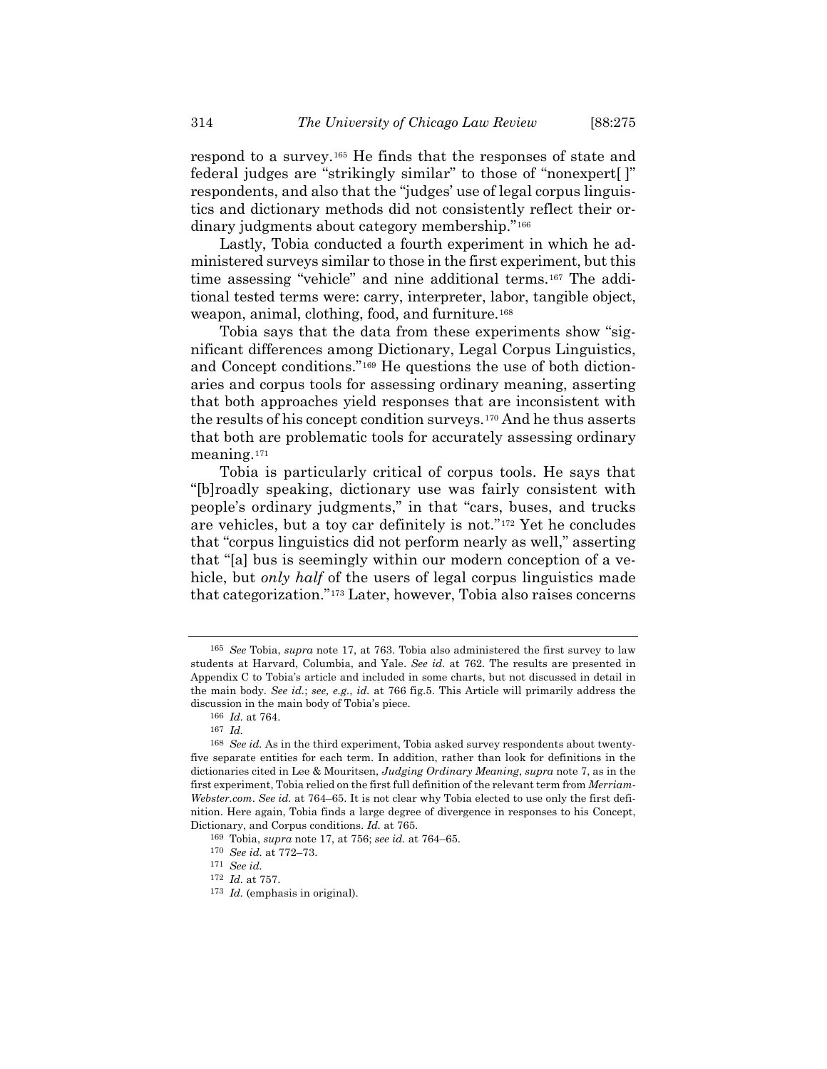respond to a survey.[165] He finds that the responses of state and federal judges are "strikingly similar" to those of "nonexpert[ ]" respondents, and also that the "judges' use of legal corpus linguistics and dictionary methods did not consistently reflect their ordinary judgments about category membership."[166]

Lastly, Tobia conducted a fourth experiment in which he administered surveys similar to those in the first experiment, but this time assessing "vehicle" and nine additional terms.[167] The additional tested terms were: carry, interpreter, labor, tangible object, weapon, animal, clothing, food, and furniture.[168]

Tobia says that the data from these experiments show "significant differences among Dictionary, Legal Corpus Linguistics, and Concept conditions."[169] He questions the use of both dictionaries and corpus tools for assessing ordinary meaning, asserting that both approaches yield responses that are inconsistent with the results of his concept condition surveys.[170] And he thus asserts that both are problematic tools for accurately assessing ordinary meaning.[171]

Tobia is particularly critical of corpus tools. He says that "[b]roadly speaking, dictionary use was fairly consistent with people's ordinary judgments," in that "cars, buses, and trucks are vehicles, but a toy car definitely is not."[172] Yet he concludes that "corpus linguistics did not perform nearly as well," asserting that "[a] bus is seemingly within our modern conception of a vehicle, but *only half* of the users of legal corpus linguistics made that categorization."[173] Later, however, Tobia also raises concerns

---

[165] *See* Tobia, *supra* note 17, at 763. Tobia also administered the first survey to law students at Harvard, Columbia, and Yale. *See id.* at 762. The results are presented in Appendix C to Tobia's article and included in some charts, but not discussed in detail in the main body. *See id.*; *see, e.g.*, *id.* at 766 fig.5. This Article will primarily address the discussion in the main body of Tobia's piece.

[166] *Id.* at 764.

[167] *Id.*

[168] *See id.* As in the third experiment, Tobia asked survey respondents about twenty-five separate entities for each term. In addition, rather than look for definitions in the dictionaries cited in Lee & Mouritsen, *Judging Ordinary Meaning*, *supra* note 7, as in the first experiment, Tobia relied on the first full definition of the relevant term from *Merriam-Webster.com*. *See id.* at 764–65. It is not clear why Tobia elected to use only the first definition. Here again, Tobia finds a large degree of divergence in responses to his Concept, Dictionary, and Corpus conditions. *Id.* at 765.

[169] Tobia, *supra* note 17, at 756; *see id.* at 764–65.

[170] *See id.* at 772–73.

[171] *See id.*

[172] *Id.* at 757.

[173] *Id.* (emphasis in original).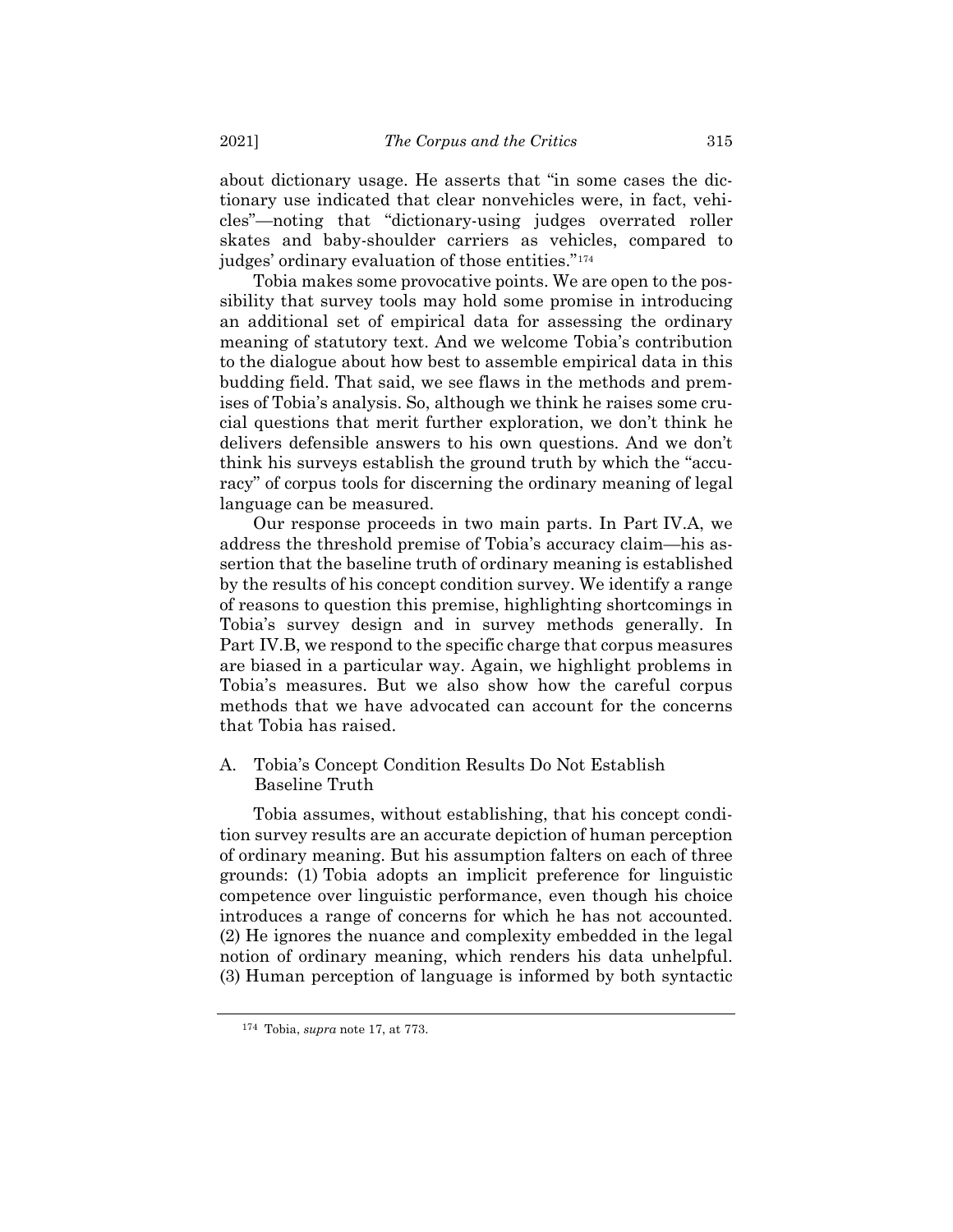about dictionary usage. He asserts that "in some cases the dictionary use indicated that clear nonvehicles were, in fact, vehicles"—noting that "dictionary-using judges overrated roller skates and baby-shoulder carriers as vehicles, compared to judges' ordinary evaluation of those entities."[174]

Tobia makes some provocative points. We are open to the possibility that survey tools may hold some promise in introducing an additional set of empirical data for assessing the ordinary meaning of statutory text. And we welcome Tobia's contribution to the dialogue about how best to assemble empirical data in this budding field. That said, we see flaws in the methods and premises of Tobia's analysis. So, although we think he raises some crucial questions that merit further exploration, we don't think he delivers defensible answers to his own questions. And we don't think his surveys establish the ground truth by which the "accuracy" of corpus tools for discerning the ordinary meaning of legal language can be measured.

Our response proceeds in two main parts. In Part IV.A, we address the threshold premise of Tobia's accuracy claim—his assertion that the baseline truth of ordinary meaning is established by the results of his concept condition survey. We identify a range of reasons to question this premise, highlighting shortcomings in Tobia's survey design and in survey methods generally. In Part IV.B, we respond to the specific charge that corpus measures are biased in a particular way. Again, we highlight problems in Tobia's measures. But we also show how the careful corpus methods that we have advocated can account for the concerns that Tobia has raised.

### A. Tobia's Concept Condition Results Do Not Establish Baseline Truth

Tobia assumes, without establishing, that his concept condition survey results are an accurate depiction of human perception of ordinary meaning. But his assumption falters on each of three grounds: (1) Tobia adopts an implicit preference for linguistic competence over linguistic performance, even though his choice introduces a range of concerns for which he has not accounted. (2) He ignores the nuance and complexity embedded in the legal notion of ordinary meaning, which renders his data unhelpful. (3) Human perception of language is informed by both syntactic

---

[174] Tobia, *supra* note 17, at 773.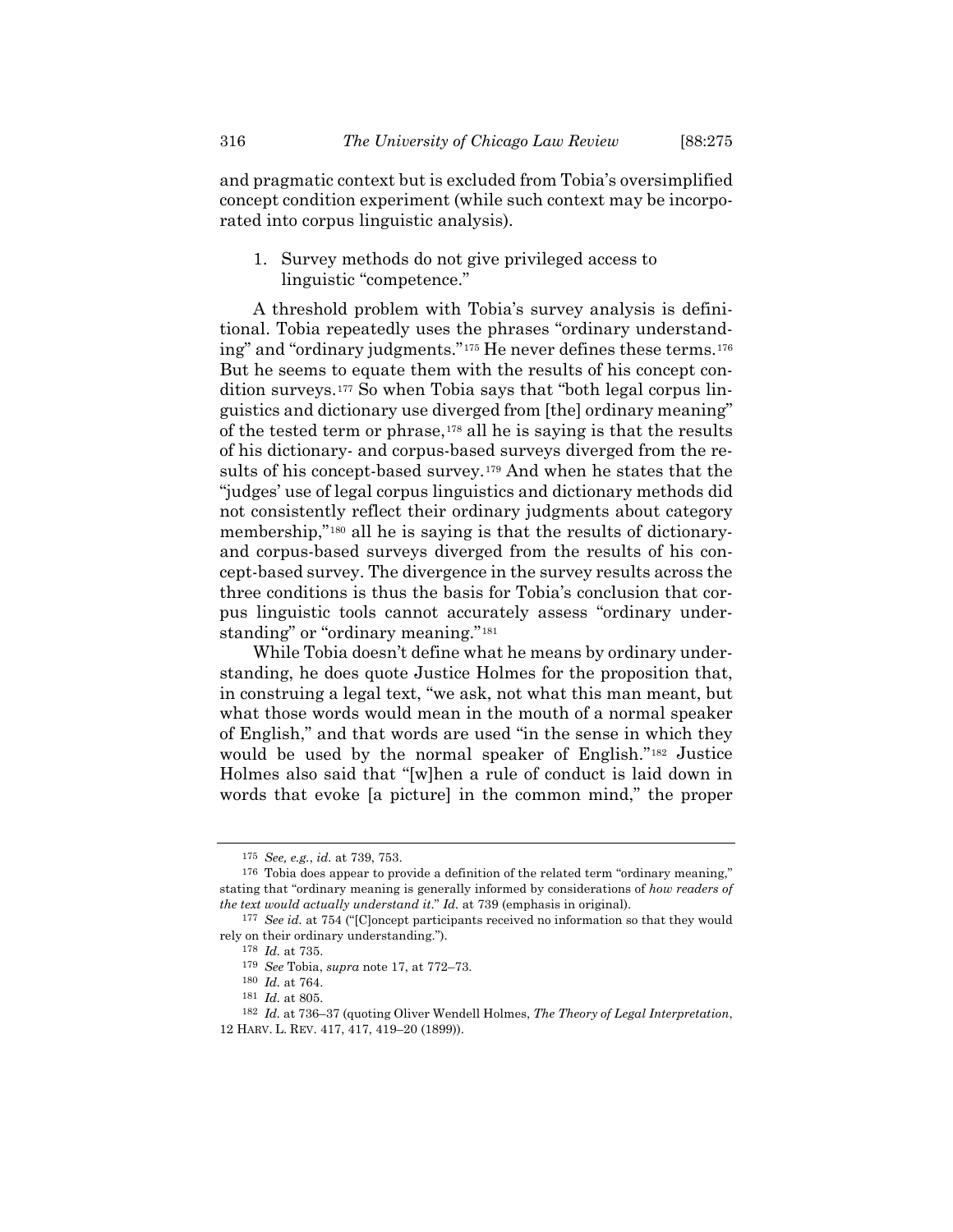and pragmatic context but is excluded from Tobia's oversimplified concept condition experiment (while such context may be incorporated into corpus linguistic analysis).

1. Survey methods do not give privileged access to linguistic "competence."

A threshold problem with Tobia's survey analysis is definitional. Tobia repeatedly uses the phrases "ordinary understanding" and "ordinary judgments."[175] He never defines these terms.[176] But he seems to equate them with the results of his concept condition surveys.[177] So when Tobia says that "both legal corpus linguistics and dictionary use diverged from [the] ordinary meaning" of the tested term or phrase,[178] all he is saying is that the results of his dictionary- and corpus-based surveys diverged from the results of his concept-based survey.[179] And when he states that the "judges' use of legal corpus linguistics and dictionary methods did not consistently reflect their ordinary judgments about category membership,"[180] all he is saying is that the results of dictionary- and corpus-based surveys diverged from the results of his concept-based survey. The divergence in the survey results across the three conditions is thus the basis for Tobia's conclusion that corpus linguistic tools cannot accurately assess "ordinary understanding" or "ordinary meaning."[181]

While Tobia doesn't define what he means by ordinary understanding, he does quote Justice Holmes for the proposition that, in construing a legal text, "we ask, not what this man meant, but what those words would mean in the mouth of a normal speaker of English," and that words are used "in the sense in which they would be used by the normal speaker of English."[182] Justice Holmes also said that "[w]hen a rule of conduct is laid down in words that evoke [a picture] in the common mind," the proper

---

[175] *See, e.g.*, *id.* at 739, 753.

[176] Tobia does appear to provide a definition of the related term "ordinary meaning," stating that "ordinary meaning is generally informed by considerations of *how readers of the text would actually understand it*." *Id.* at 739 (emphasis in original).

[177] *See id.* at 754 ("[C]oncept participants received no information so that they would rely on their ordinary understanding.").

[178] *Id.* at 735.

[179] *See* Tobia, *supra* note 17, at 772–73.

[180] *Id.* at 764.

[181] *Id.* at 805.

[182] *Id.* at 736–37 (quoting Oliver Wendell Holmes, *The Theory of Legal Interpretation*, 12 HARV. L. REV. 417, 417, 419–20 (1899)).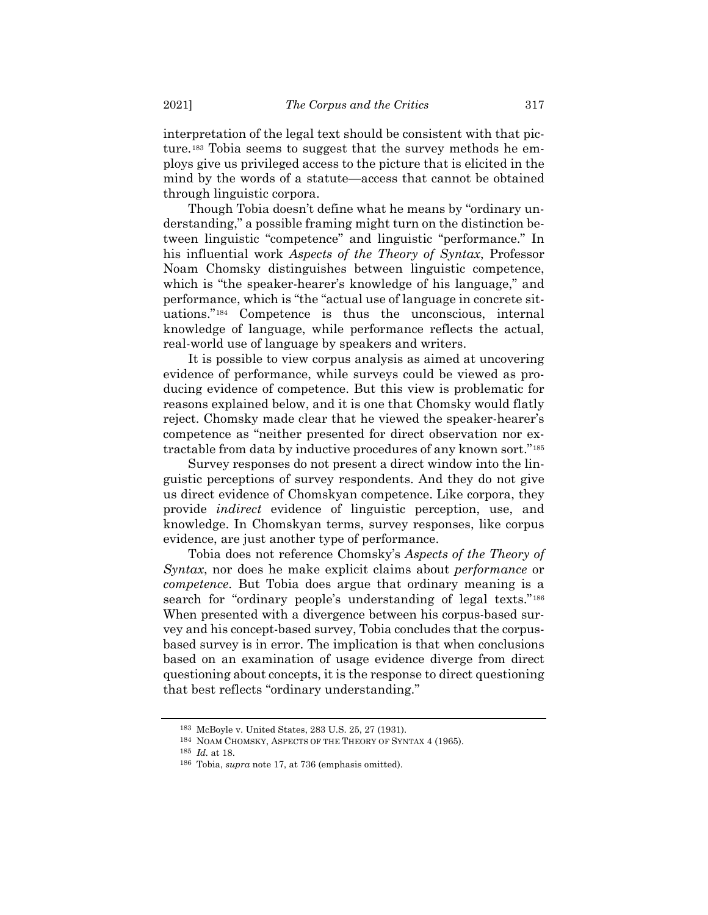interpretation of the legal text should be consistent with that picture.[183] Tobia seems to suggest that the survey methods he employs give us privileged access to the picture that is elicited in the mind by the words of a statute—access that cannot be obtained through linguistic corpora.

Though Tobia doesn't define what he means by "ordinary understanding," a possible framing might turn on the distinction between linguistic "competence" and linguistic "performance." In his influential work *Aspects of the Theory of Syntax*, Professor Noam Chomsky distinguishes between linguistic competence, which is "the speaker-hearer's knowledge of his language," and performance, which is "the "actual use of language in concrete situations."[184] Competence is thus the unconscious, internal knowledge of language, while performance reflects the actual, real-world use of language by speakers and writers.

It is possible to view corpus analysis as aimed at uncovering evidence of performance, while surveys could be viewed as producing evidence of competence. But this view is problematic for reasons explained below, and it is one that Chomsky would flatly reject. Chomsky made clear that he viewed the speaker-hearer's competence as "neither presented for direct observation nor extractable from data by inductive procedures of any known sort."[185]

Survey responses do not present a direct window into the linguistic perceptions of survey respondents. And they do not give us direct evidence of Chomskyan competence. Like corpora, they provide *indirect* evidence of linguistic perception, use, and knowledge. In Chomskyan terms, survey responses, like corpus evidence, are just another type of performance.

Tobia does not reference Chomsky's *Aspects of the Theory of Syntax*, nor does he make explicit claims about *performance* or *competence*. But Tobia does argue that ordinary meaning is a search for "ordinary people's understanding of legal texts."[186] When presented with a divergence between his corpus-based survey and his concept-based survey, Tobia concludes that the corpus-based survey is in error. The implication is that when conclusions based on an examination of usage evidence diverge from direct questioning about concepts, it is the response to direct questioning that best reflects "ordinary understanding."

---

[183] McBoyle v. United States, 283 U.S. 25, 27 (1931).

[184] NOAM CHOMSKY, ASPECTS OF THE THEORY OF SYNTAX 4 (1965).

[185] *Id.* at 18.

[186] Tobia, *supra* note 17, at 736 (emphasis omitted).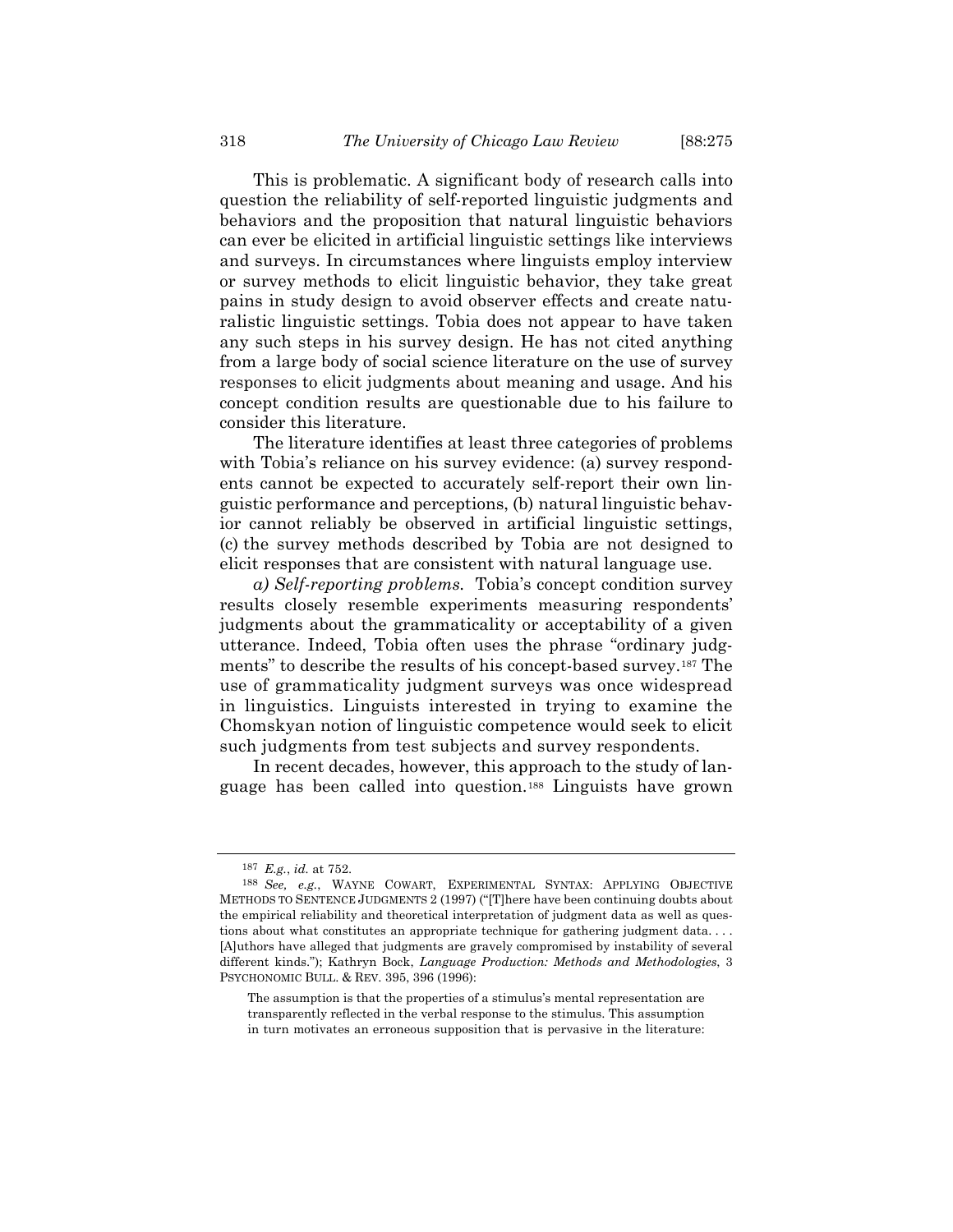This is problematic. A significant body of research calls into question the reliability of self-reported linguistic judgments and behaviors and the proposition that natural linguistic behaviors can ever be elicited in artificial linguistic settings like interviews and surveys. In circumstances where linguists employ interview or survey methods to elicit linguistic behavior, they take great pains in study design to avoid observer effects and create naturalistic linguistic settings. Tobia does not appear to have taken any such steps in his survey design. He has not cited anything from a large body of social science literature on the use of survey responses to elicit judgments about meaning and usage. And his concept condition results are questionable due to his failure to consider this literature.

The literature identifies at least three categories of problems with Tobia's reliance on his survey evidence: (a) survey respondents cannot be expected to accurately self-report their own linguistic performance and perceptions, (b) natural linguistic behavior cannot reliably be observed in artificial linguistic settings, (c) the survey methods described by Tobia are not designed to elicit responses that are consistent with natural language use.

*a) Self-reporting problems.* Tobia's concept condition survey results closely resemble experiments measuring respondents' judgments about the grammaticality or acceptability of a given utterance. Indeed, Tobia often uses the phrase "ordinary judgments" to describe the results of his concept-based survey.[187] The use of grammaticality judgment surveys was once widespread in linguistics. Linguists interested in trying to examine the Chomskyan notion of linguistic competence would seek to elicit such judgments from test subjects and survey respondents.

In recent decades, however, this approach to the study of language has been called into question.[188] Linguists have grown

---

[187] *E.g.*, *id.* at 752.

[188] *See, e.g.*, WAYNE COWART, EXPERIMENTAL SYNTAX: APPLYING OBJECTIVE METHODS TO SENTENCE JUDGMENTS 2 (1997) ("[T]here have been continuing doubts about the empirical reliability and theoretical interpretation of judgment data as well as questions about what constitutes an appropriate technique for gathering judgment data. . . . [A]uthors have alleged that judgments are gravely compromised by instability of several different kinds."); Kathryn Bock, *Language Production: Methods and Methodologies*, 3 PSYCHONOMIC BULL. & REV. 395, 396 (1996):

> The assumption is that the properties of a stimulus's mental representation are transparently reflected in the verbal response to the stimulus. This assumption in turn motivates an erroneous supposition that is pervasive in the literature: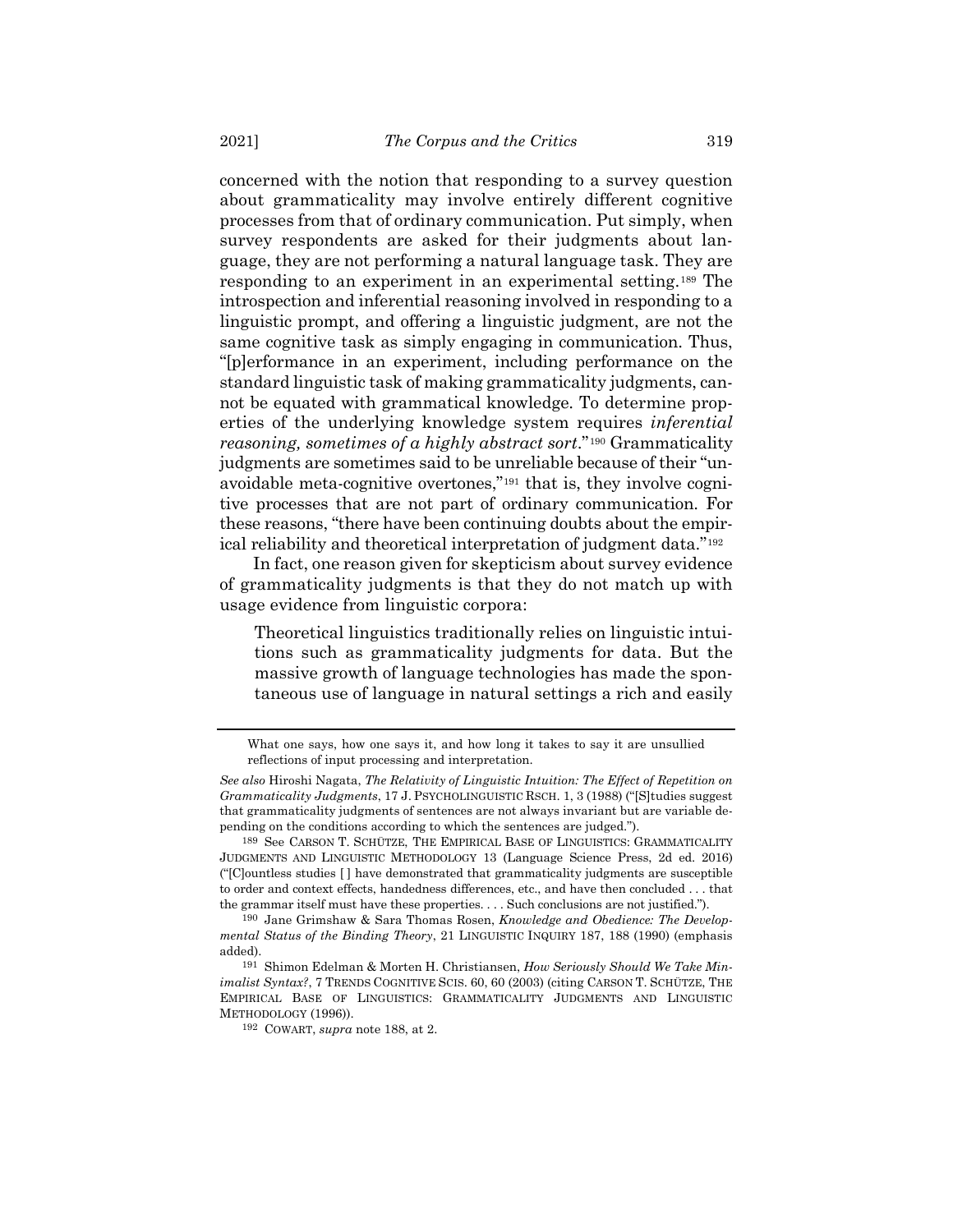concerned with the notion that responding to a survey question about grammaticality may involve entirely different cognitive processes from that of ordinary communication. Put simply, when survey respondents are asked for their judgments about language, they are not performing a natural language task. They are responding to an experiment in an experimental setting.[189] The introspection and inferential reasoning involved in responding to a linguistic prompt, and offering a linguistic judgment, are not the same cognitive task as simply engaging in communication. Thus, "[p]erformance in an experiment, including performance on the standard linguistic task of making grammaticality judgments, cannot be equated with grammatical knowledge. To determine properties of the underlying knowledge system requires *inferential reasoning, sometimes of a highly abstract sort*."[190] Grammaticality judgments are sometimes said to be unreliable because of their "unavoidable meta-cognitive overtones,"[191] that is, they involve cognitive processes that are not part of ordinary communication. For these reasons, "there have been continuing doubts about the empirical reliability and theoretical interpretation of judgment data."[192]

In fact, one reason given for skepticism about survey evidence of grammaticality judgments is that they do not match up with usage evidence from linguistic corpora:

> Theoretical linguistics traditionally relies on linguistic intuitions such as grammaticality judgments for data. But the massive growth of language technologies has made the spontaneous use of language in natural settings a rich and easily

---

What one says, how one says it, and how long it takes to say it are unsullied reflections of input processing and interpretation.

*See also* Hiroshi Nagata, *The Relativity of Linguistic Intuition: The Effect of Repetition on Grammaticality Judgments*, 17 J. PSYCHOLINGUISTIC RSCH. 1, 3 (1988) ("[S]tudies suggest that grammaticality judgments of sentences are not always invariant but are variable depending on the conditions according to which the sentences are judged.").

[189] See CARSON T. SCHÜTZE, THE EMPIRICAL BASE OF LINGUISTICS: GRAMMATICALITY JUDGMENTS AND LINGUISTIC METHODOLOGY 13 (Language Science Press, 2d ed. 2016) ("[C]ountless studies [ ] have demonstrated that grammaticality judgments are susceptible to order and context effects, handedness differences, etc., and have then concluded . . . that the grammar itself must have these properties. . . . Such conclusions are not justified.").

[190] Jane Grimshaw & Sara Thomas Rosen, *Knowledge and Obedience: The Developmental Status of the Binding Theory*, 21 LINGUISTIC INQUIRY 187, 188 (1990) (emphasis added).

[191] Shimon Edelman & Morten H. Christiansen, *How Seriously Should We Take Minimalist Syntax?*, 7 TRENDS COGNITIVE SCIS. 60, 60 (2003) (citing CARSON T. SCHÜTZE, THE EMPIRICAL BASE OF LINGUISTICS: GRAMMATICALITY JUDGMENTS AND LINGUISTIC METHODOLOGY (1996)).

[192] COWART, *supra* note 188, at 2.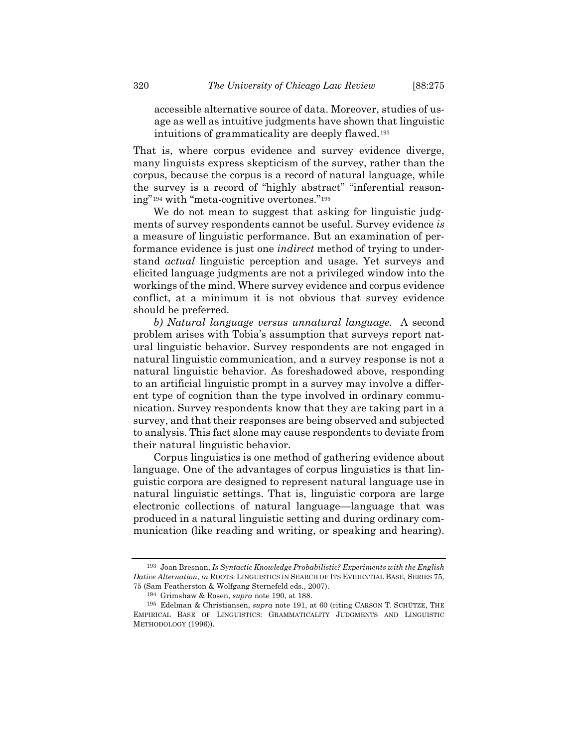accessible alternative source of data. Moreover, studies of usage as well as intuitive judgments have shown that linguistic intuitions of grammaticality are deeply flawed.[193]

That is, where corpus evidence and survey evidence diverge, many linguists express skepticism of the survey, rather than the corpus, because the corpus is a record of natural language, while the survey is a record of "highly abstract" "inferential reasoning"[194] with "meta-cognitive overtones."[195]

We do not mean to suggest that asking for linguistic judgments of survey respondents cannot be useful. Survey evidence *is* a measure of linguistic performance. But an examination of performance evidence is just one *indirect* method of trying to understand *actual* linguistic perception and usage. Yet surveys and elicited language judgments are not a privileged window into the workings of the mind. Where survey evidence and corpus evidence conflict, at a minimum it is not obvious that survey evidence should be preferred.

*b) Natural language versus unnatural language.* A second problem arises with Tobia's assumption that surveys report natural linguistic behavior. Survey respondents are not engaged in natural linguistic communication, and a survey response is not a natural linguistic behavior. As foreshadowed above, responding to an artificial linguistic prompt in a survey may involve a different type of cognition than the type involved in ordinary communication. Survey respondents know that they are taking part in a survey, and that their responses are being observed and subjected to analysis. This fact alone may cause respondents to deviate from their natural linguistic behavior.

Corpus linguistics is one method of gathering evidence about language. One of the advantages of corpus linguistics is that linguistic corpora are designed to represent natural language use in natural linguistic settings. That is, linguistic corpora are large electronic collections of natural language—language that was produced in a natural linguistic setting and during ordinary communication (like reading and writing, or speaking and hearing).

---

[193] Joan Bresnan, *Is Syntactic Knowledge Probabilistic? Experiments with the English Dative Alternation*, *in* ROOTS: LINGUISTICS IN SEARCH OF ITS EVIDENTIAL BASE, SERIES 75, 75 (Sam Featherston & Wolfgang Sternefeld eds., 2007).

[194] Grimshaw & Rosen, *supra* note 190, at 188.

[195] Edelman & Christiansen, *supra* note 191, at 60 (citing CARSON T. SCHÜTZE, THE EMPIRICAL BASE OF LINGUISTICS: GRAMMATICALITY JUDGMENTS AND LINGUISTIC METHODOLOGY (1996)).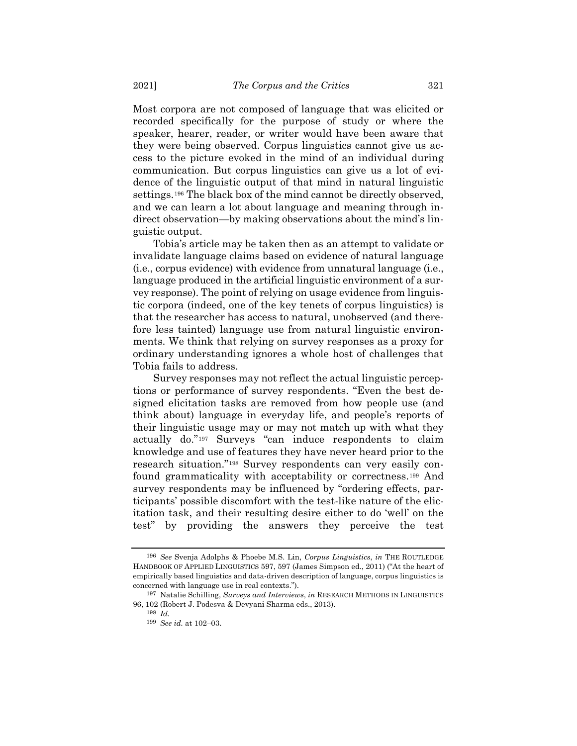Most corpora are not composed of language that was elicited or recorded specifically for the purpose of study or where the speaker, hearer, reader, or writer would have been aware that they were being observed. Corpus linguistics cannot give us access to the picture evoked in the mind of an individual during communication. But corpus linguistics can give us a lot of evidence of the linguistic output of that mind in natural linguistic settings.[196] The black box of the mind cannot be directly observed, and we can learn a lot about language and meaning through indirect observation—by making observations about the mind's linguistic output.

Tobia's article may be taken then as an attempt to validate or invalidate language claims based on evidence of natural language (i.e., corpus evidence) with evidence from unnatural language (i.e., language produced in the artificial linguistic environment of a survey response). The point of relying on usage evidence from linguistic corpora (indeed, one of the key tenets of corpus linguistics) is that the researcher has access to natural, unobserved (and therefore less tainted) language use from natural linguistic environments. We think that relying on survey responses as a proxy for ordinary understanding ignores a whole host of challenges that Tobia fails to address.

Survey responses may not reflect the actual linguistic perceptions or performance of survey respondents. "Even the best designed elicitation tasks are removed from how people use (and think about) language in everyday life, and people's reports of their linguistic usage may or may not match up with what they actually do."[197] Surveys "can induce respondents to claim knowledge and use of features they have never heard prior to the research situation."[198] Survey respondents can very easily confound grammaticality with acceptability or correctness.[199] And survey respondents may be influenced by "ordering effects, participants' possible discomfort with the test-like nature of the elicitation task, and their resulting desire either to do 'well' on the test" by providing the answers they perceive the test

---

[196] *See* Svenja Adolphs & Phoebe M.S. Lin, *Corpus Linguistics*, *in* THE ROUTLEDGE HANDBOOK OF APPLIED LINGUISTICS 597, 597 (James Simpson ed., 2011) ("At the heart of empirically based linguistics and data-driven description of language, corpus linguistics is concerned with language use in real contexts.").

[197] Natalie Schilling, *Surveys and Interviews*, *in* RESEARCH METHODS IN LINGUISTICS 96, 102 (Robert J. Podesva & Devyani Sharma eds., 2013).

[198] *Id.*

[199] *See id.* at 102–03.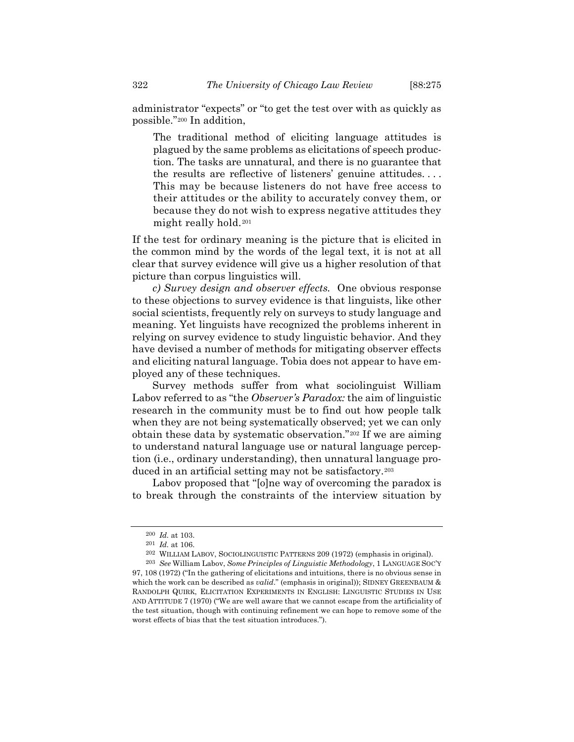administrator "expects" or "to get the test over with as quickly as possible."[200] In addition,

> The traditional method of eliciting language attitudes is plagued by the same problems as elicitations of speech production. The tasks are unnatural, and there is no guarantee that the results are reflective of listeners' genuine attitudes. . . . This may be because listeners do not have free access to their attitudes or the ability to accurately convey them, or because they do not wish to express negative attitudes they might really hold.[201]

If the test for ordinary meaning is the picture that is elicited in the common mind by the words of the legal text, it is not at all clear that survey evidence will give us a higher resolution of that picture than corpus linguistics will.

*c) Survey design and observer effects.* One obvious response to these objections to survey evidence is that linguists, like other social scientists, frequently rely on surveys to study language and meaning. Yet linguists have recognized the problems inherent in relying on survey evidence to study linguistic behavior. And they have devised a number of methods for mitigating observer effects and eliciting natural language. Tobia does not appear to have employed any of these techniques.

Survey methods suffer from what sociolinguist William Labov referred to as "the *Observer's Paradox:* the aim of linguistic research in the community must be to find out how people talk when they are not being systematically observed; yet we can only obtain these data by systematic observation."[202] If we are aiming to understand natural language use or natural language perception (i.e., ordinary understanding), then unnatural language produced in an artificial setting may not be satisfactory.[203]

Labov proposed that "[o]ne way of overcoming the paradox is to break through the constraints of the interview situation by

---

[200] *Id.* at 103.

[201] *Id.* at 106.

[202] WILLIAM LABOV, SOCIOLINGUISTIC PATTERNS 209 (1972) (emphasis in original).

[203] *See* William Labov, *Some Principles of Linguistic Methodology*, 1 LANGUAGE SOC'Y 97, 108 (1972) ("In the gathering of elicitations and intuitions, there is no obvious sense in which the work can be described as *valid*." (emphasis in original)); SIDNEY GREENBAUM & RANDOLPH QUIRK, ELICITATION EXPERIMENTS IN ENGLISH: LINGUISTIC STUDIES IN USE AND ATTITUDE 7 (1970) ("We are well aware that we cannot escape from the artificiality of the test situation, though with continuing refinement we can hope to remove some of the worst effects of bias that the test situation introduces.").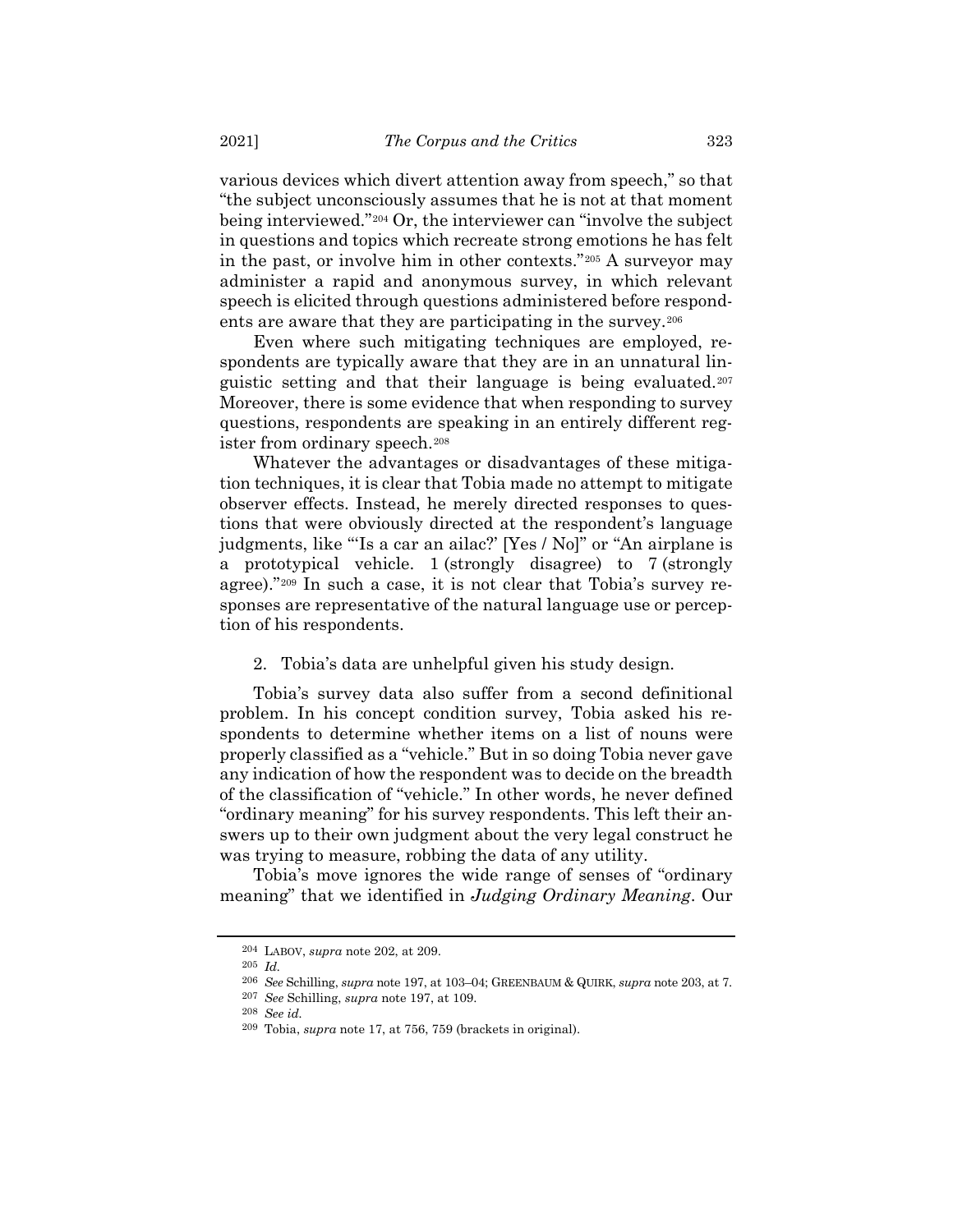various devices which divert attention away from speech," so that "the subject unconsciously assumes that he is not at that moment being interviewed."[204] Or, the interviewer can "involve the subject in questions and topics which recreate strong emotions he has felt in the past, or involve him in other contexts."[205] A surveyor may administer a rapid and anonymous survey, in which relevant speech is elicited through questions administered before respondents are aware that they are participating in the survey.[206]

Even where such mitigating techniques are employed, respondents are typically aware that they are in an unnatural linguistic setting and that their language is being evaluated.[207] Moreover, there is some evidence that when responding to survey questions, respondents are speaking in an entirely different register from ordinary speech.[208]

Whatever the advantages or disadvantages of these mitigation techniques, it is clear that Tobia made no attempt to mitigate observer effects. Instead, he merely directed responses to questions that were obviously directed at the respondent's language judgments, like "'Is a car an ailac?' [Yes / No]" or "An airplane is a prototypical vehicle. 1 (strongly disagree) to 7 (strongly agree)."[209] In such a case, it is not clear that Tobia's survey responses are representative of the natural language use or perception of his respondents.

2. Tobia's data are unhelpful given his study design.

Tobia's survey data also suffer from a second definitional problem. In his concept condition survey, Tobia asked his respondents to determine whether items on a list of nouns were properly classified as a "vehicle." But in so doing Tobia never gave any indication of how the respondent was to decide on the breadth of the classification of "vehicle." In other words, he never defined "ordinary meaning" for his survey respondents. This left their answers up to their own judgment about the very legal construct he was trying to measure, robbing the data of any utility.

Tobia's move ignores the wide range of senses of "ordinary meaning" that we identified in *Judging Ordinary Meaning*. Our

---

[204] LABOV, *supra* note 202, at 209.

[205] *Id.*

[206] *See* Schilling, *supra* note 197, at 103–04; GREENBAUM & QUIRK, *supra* note 203, at 7.

[207] *See* Schilling, *supra* note 197, at 109.

[208] *See id.*

[209] Tobia, *supra* note 17, at 756, 759 (brackets in original).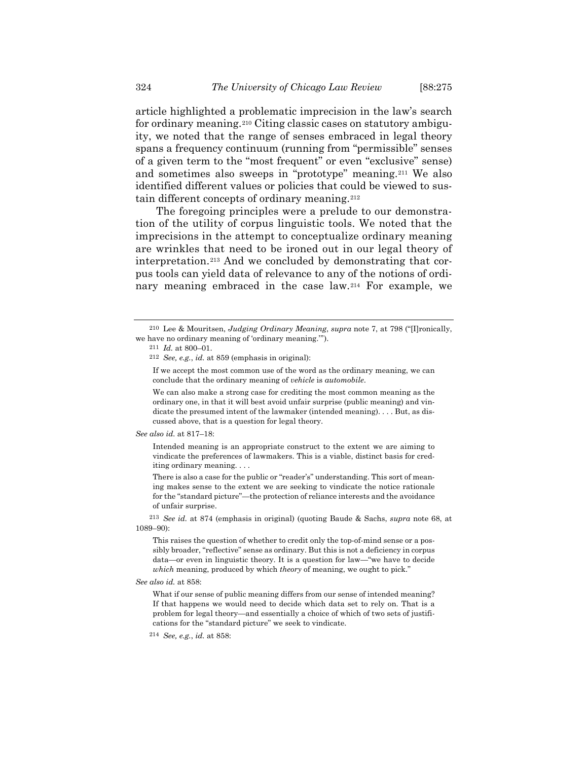article highlighted a problematic imprecision in the law's search for ordinary meaning.[210] Citing classic cases on statutory ambiguity, we noted that the range of senses embraced in legal theory spans a frequency continuum (running from "permissible" senses of a given term to the "most frequent" or even "exclusive" sense) and sometimes also sweeps in "prototype" meaning.[211] We also identified different values or policies that could be viewed to sustain different concepts of ordinary meaning.[212]

The foregoing principles were a prelude to our demonstration of the utility of corpus linguistic tools. We noted that the imprecisions in the attempt to conceptualize ordinary meaning are wrinkles that need to be ironed out in our legal theory of interpretation.[213] And we concluded by demonstrating that corpus tools can yield data of relevance to any of the notions of ordinary meaning embraced in the case law.[214] For example, we

---

[210] Lee & Mouritsen, *Judging Ordinary Meaning*, *supra* note 7, at 798 ("[I]ronically, we have no ordinary meaning of 'ordinary meaning.'").

[211] *Id.* at 800–01.

[212] *See, e.g.*, *id.* at 859 (emphasis in original):

> If we accept the most common use of the word as the ordinary meaning, we can conclude that the ordinary meaning of *vehicle* is *automobile*.
>
> We can also make a strong case for crediting the most common meaning as the ordinary one, in that it will best avoid unfair surprise (public meaning) and vindicate the presumed intent of the lawmaker (intended meaning). . . . But, as discussed above, that is a question for legal theory.

*See also id.* at 817–18:

> Intended meaning is an appropriate construct to the extent we are aiming to vindicate the preferences of lawmakers. This is a viable, distinct basis for crediting ordinary meaning. . . .
>
> There is also a case for the public or "reader's" understanding. This sort of meaning makes sense to the extent we are seeking to vindicate the notice rationale for the "standard picture"—the protection of reliance interests and the avoidance of unfair surprise.

[213] *See id.* at 874 (emphasis in original) (quoting Baude & Sachs, *supra* note 68, at 1089–90):

> This raises the question of whether to credit only the top-of-mind sense or a possibly broader, "reflective" sense as ordinary. But this is not a deficiency in corpus data—or even in linguistic theory. It is a question for law—"we have to decide *which* meaning, produced by which *theory* of meaning, we ought to pick."

*See also id.* at 858:

> What if our sense of public meaning differs from our sense of intended meaning? If that happens we would need to decide which data set to rely on. That is a problem for legal theory—and essentially a choice of which of two sets of justifications for the "standard picture" we seek to vindicate.

[214] *See, e.g.*, *id.* at 858: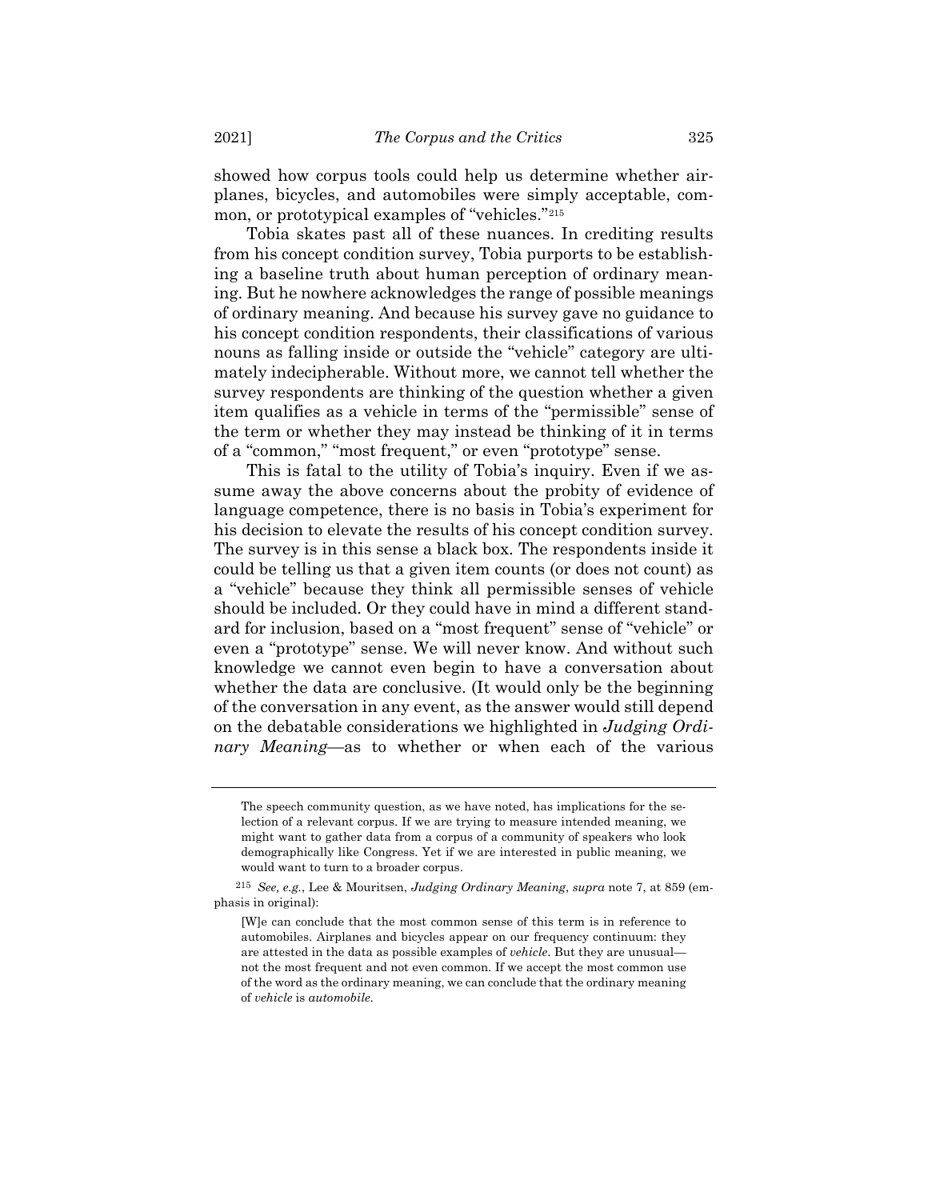showed how corpus tools could help us determine whether airplanes, bicycles, and automobiles were simply acceptable, common, or prototypical examples of "vehicles."[215]

Tobia skates past all of these nuances. In crediting results from his concept condition survey, Tobia purports to be establishing a baseline truth about human perception of ordinary meaning. But he nowhere acknowledges the range of possible meanings of ordinary meaning. And because his survey gave no guidance to his concept condition respondents, their classifications of various nouns as falling inside or outside the "vehicle" category are ultimately indecipherable. Without more, we cannot tell whether the survey respondents are thinking of the question whether a given item qualifies as a vehicle in terms of the "permissible" sense of the term or whether they may instead be thinking of it in terms of a "common," "most frequent," or even "prototype" sense.

This is fatal to the utility of Tobia's inquiry. Even if we assume away the above concerns about the probity of evidence of language competence, there is no basis in Tobia's experiment for his decision to elevate the results of his concept condition survey. The survey is in this sense a black box. The respondents inside it could be telling us that a given item counts (or does not count) as a "vehicle" because they think all permissible senses of vehicle should be included. Or they could have in mind a different standard for inclusion, based on a "most frequent" sense of "vehicle" or even a "prototype" sense. We will never know. And without such knowledge we cannot even begin to have a conversation about whether the data are conclusive. (It would only be the beginning of the conversation in any event, as the answer would still depend on the debatable considerations we highlighted in *Judging Ordinary Meaning*—as to whether or when each of the various

---

The speech community question, as we have noted, has implications for the selection of a relevant corpus. If we are trying to measure intended meaning, we might want to gather data from a corpus of a community of speakers who look demographically like Congress. Yet if we are interested in public meaning, we would want to turn to a broader corpus.

[215] *See, e.g.*, Lee & Mouritsen, *Judging Ordinary Meaning*, *supra* note 7, at 859 (emphasis in original):

> [W]e can conclude that the most common sense of this term is in reference to automobiles. Airplanes and bicycles appear on our frequency continuum: they are attested in the data as possible examples of *vehicle*. But they are unusual—not the most frequent and not even common. If we accept the most common use of the word as the ordinary meaning, we can conclude that the ordinary meaning of *vehicle* is *automobile*.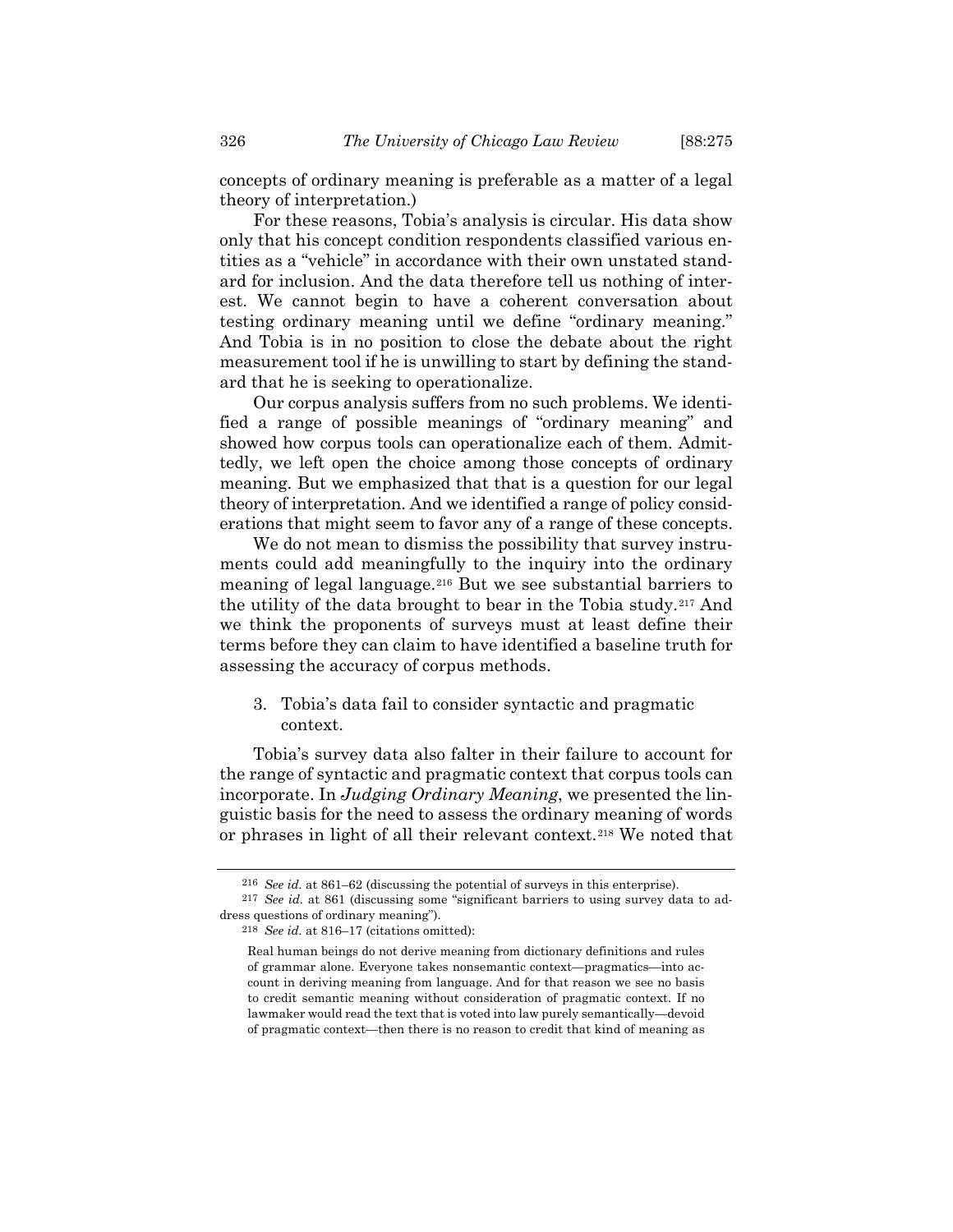concepts of ordinary meaning is preferable as a matter of a legal theory of interpretation.)

For these reasons, Tobia's analysis is circular. His data show only that his concept condition respondents classified various entities as a "vehicle" in accordance with their own unstated standard for inclusion. And the data therefore tell us nothing of interest. We cannot begin to have a coherent conversation about testing ordinary meaning until we define "ordinary meaning." And Tobia is in no position to close the debate about the right measurement tool if he is unwilling to start by defining the standard that he is seeking to operationalize.

Our corpus analysis suffers from no such problems. We identified a range of possible meanings of "ordinary meaning" and showed how corpus tools can operationalize each of them. Admittedly, we left open the choice among those concepts of ordinary meaning. But we emphasized that that is a question for our legal theory of interpretation. And we identified a range of policy considerations that might seem to favor any of a range of these concepts.

We do not mean to dismiss the possibility that survey instruments could add meaningfully to the inquiry into the ordinary meaning of legal language.[216] But we see substantial barriers to the utility of the data brought to bear in the Tobia study.[217] And we think the proponents of surveys must at least define their terms before they can claim to have identified a baseline truth for assessing the accuracy of corpus methods.

3. Tobia's data fail to consider syntactic and pragmatic context.

Tobia's survey data also falter in their failure to account for the range of syntactic and pragmatic context that corpus tools can incorporate. In *Judging Ordinary Meaning*, we presented the linguistic basis for the need to assess the ordinary meaning of words or phrases in light of all their relevant context.[218] We noted that

---

[216] *See id.* at 861–62 (discussing the potential of surveys in this enterprise).

[217] *See id.* at 861 (discussing some "significant barriers to using survey data to address questions of ordinary meaning").

[218] *See id.* at 816–17 (citations omitted):

> Real human beings do not derive meaning from dictionary definitions and rules of grammar alone. Everyone takes nonsemantic context—pragmatics—into account in deriving meaning from language. And for that reason we see no basis to credit semantic meaning without consideration of pragmatic context. If no lawmaker would read the text that is voted into law purely semantically—devoid of pragmatic context—then there is no reason to credit that kind of meaning as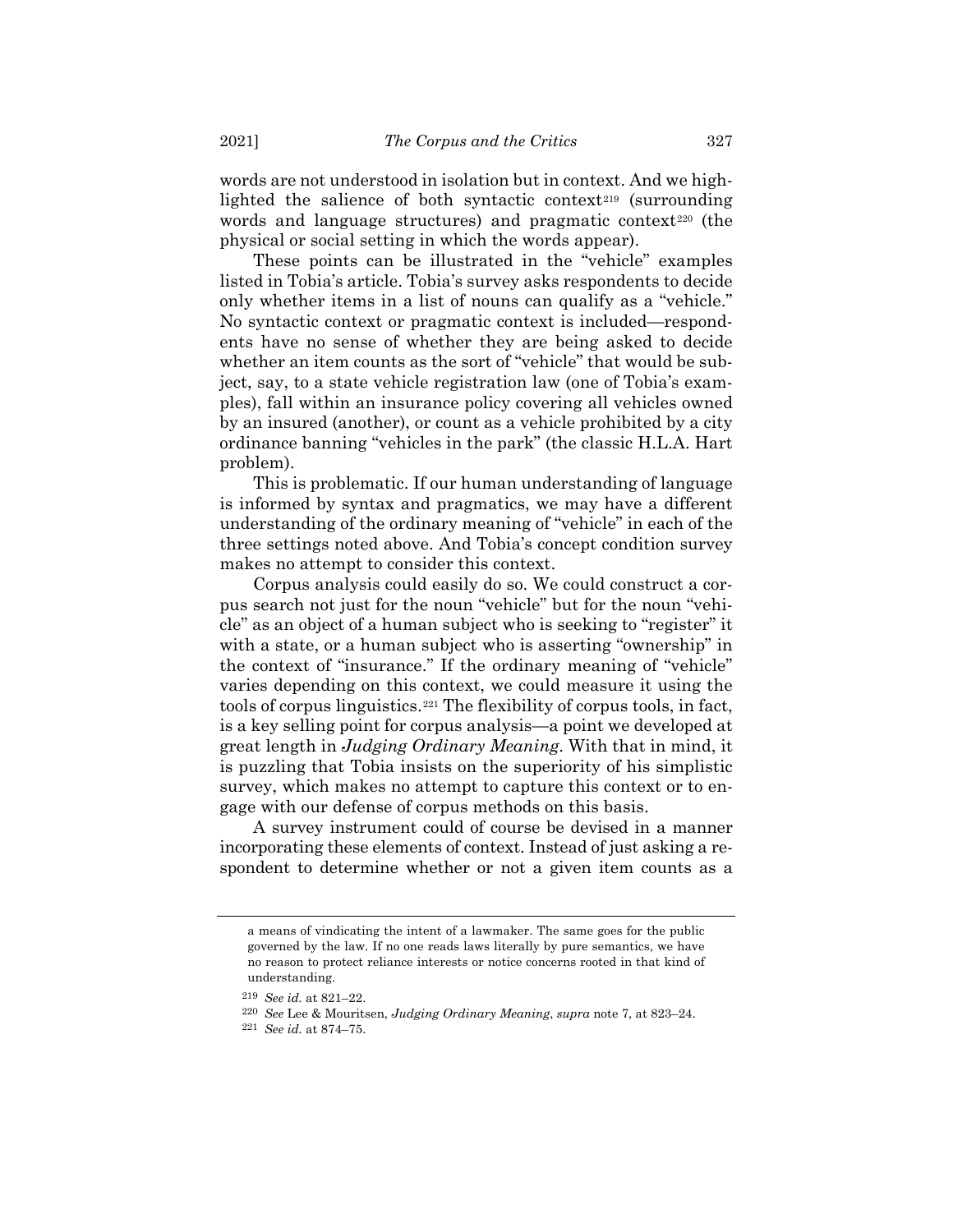words are not understood in isolation but in context. And we highlighted the salience of both syntactic context[219] (surrounding words and language structures) and pragmatic context[220] (the physical or social setting in which the words appear).

These points can be illustrated in the "vehicle" examples listed in Tobia's article. Tobia's survey asks respondents to decide only whether items in a list of nouns can qualify as a "vehicle." No syntactic context or pragmatic context is included—respondents have no sense of whether they are being asked to decide whether an item counts as the sort of "vehicle" that would be subject, say, to a state vehicle registration law (one of Tobia's examples), fall within an insurance policy covering all vehicles owned by an insured (another), or count as a vehicle prohibited by a city ordinance banning "vehicles in the park" (the classic H.L.A. Hart problem).

This is problematic. If our human understanding of language is informed by syntax and pragmatics, we may have a different understanding of the ordinary meaning of "vehicle" in each of the three settings noted above. And Tobia's concept condition survey makes no attempt to consider this context.

Corpus analysis could easily do so. We could construct a corpus search not just for the noun "vehicle" but for the noun "vehicle" as an object of a human subject who is seeking to "register" it with a state, or a human subject who is asserting "ownership" in the context of "insurance." If the ordinary meaning of "vehicle" varies depending on this context, we could measure it using the tools of corpus linguistics.[221] The flexibility of corpus tools, in fact, is a key selling point for corpus analysis—a point we developed at great length in *Judging Ordinary Meaning*. With that in mind, it is puzzling that Tobia insists on the superiority of his simplistic survey, which makes no attempt to capture this context or to engage with our defense of corpus methods on this basis.

A survey instrument could of course be devised in a manner incorporating these elements of context. Instead of just asking a respondent to determine whether or not a given item counts as a

---

a means of vindicating the intent of a lawmaker. The same goes for the public governed by the law. If no one reads laws literally by pure semantics, we have no reason to protect reliance interests or notice concerns rooted in that kind of understanding.

[219] *See id.* at 821–22.

[220] *See* Lee & Mouritsen, *Judging Ordinary Meaning*, *supra* note 7, at 823–24.

[221] *See id.* at 874–75.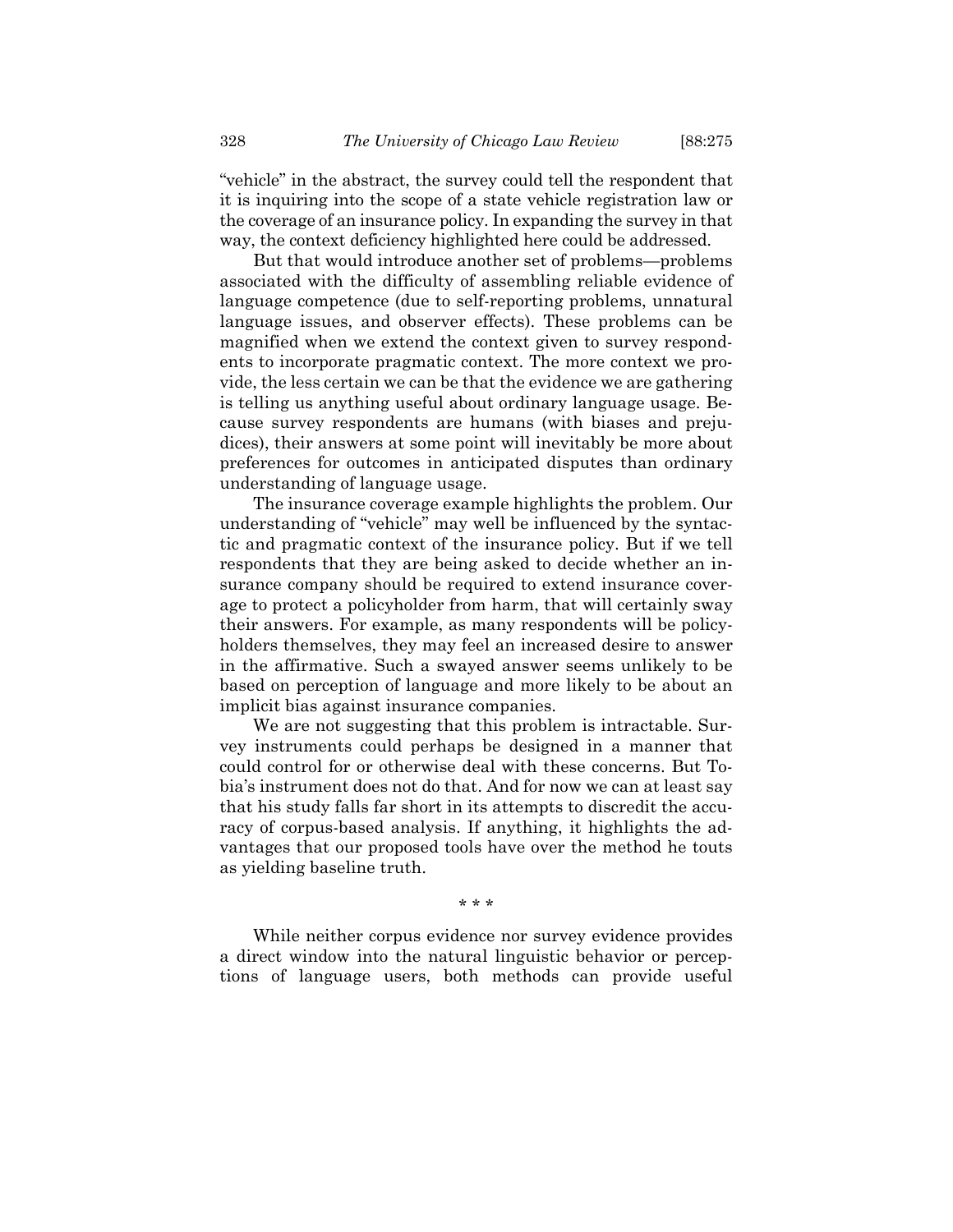"vehicle" in the abstract, the survey could tell the respondent that it is inquiring into the scope of a state vehicle registration law or the coverage of an insurance policy. In expanding the survey in that way, the context deficiency highlighted here could be addressed.

But that would introduce another set of problems—problems associated with the difficulty of assembling reliable evidence of language competence (due to self-reporting problems, unnatural language issues, and observer effects). These problems can be magnified when we extend the context given to survey respondents to incorporate pragmatic context. The more context we provide, the less certain we can be that the evidence we are gathering is telling us anything useful about ordinary language usage. Because survey respondents are humans (with biases and prejudices), their answers at some point will inevitably be more about preferences for outcomes in anticipated disputes than ordinary understanding of language usage.

The insurance coverage example highlights the problem. Our understanding of "vehicle" may well be influenced by the syntactic and pragmatic context of the insurance policy. But if we tell respondents that they are being asked to decide whether an insurance company should be required to extend insurance coverage to protect a policyholder from harm, that will certainly sway their answers. For example, as many respondents will be policyholders themselves, they may feel an increased desire to answer in the affirmative. Such a swayed answer seems unlikely to be based on perception of language and more likely to be about an implicit bias against insurance companies.

We are not suggesting that this problem is intractable. Survey instruments could perhaps be designed in a manner that could control for or otherwise deal with these concerns. But Tobia's instrument does not do that. And for now we can at least say that his study falls far short in its attempts to discredit the accuracy of corpus-based analysis. If anything, it highlights the advantages that our proposed tools have over the method he touts as yielding baseline truth.

\* \* \*

While neither corpus evidence nor survey evidence provides a direct window into the natural linguistic behavior or perceptions of language users, both methods can provide useful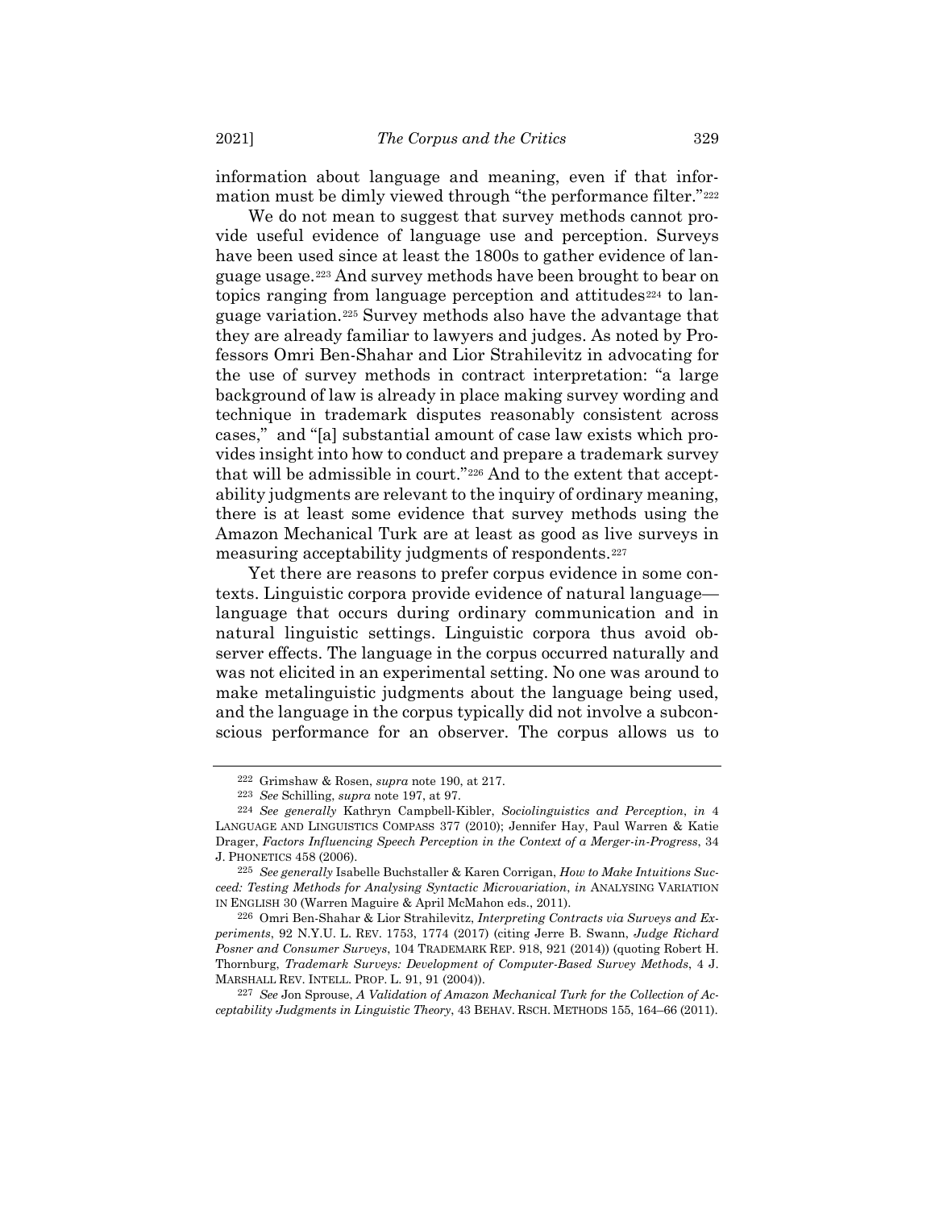information about language and meaning, even if that information must be dimly viewed through "the performance filter."[222]

We do not mean to suggest that survey methods cannot provide useful evidence of language use and perception. Surveys have been used since at least the 1800s to gather evidence of language usage.[223] And survey methods have been brought to bear on topics ranging from language perception and attitudes[224] to language variation.[225] Survey methods also have the advantage that they are already familiar to lawyers and judges. As noted by Professors Omri Ben-Shahar and Lior Strahilevitz in advocating for the use of survey methods in contract interpretation: "a large background of law is already in place making survey wording and technique in trademark disputes reasonably consistent across cases," and "[a] substantial amount of case law exists which provides insight into how to conduct and prepare a trademark survey that will be admissible in court."[226] And to the extent that acceptability judgments are relevant to the inquiry of ordinary meaning, there is at least some evidence that survey methods using the Amazon Mechanical Turk are at least as good as live surveys in measuring acceptability judgments of respondents.[227]

Yet there are reasons to prefer corpus evidence in some contexts. Linguistic corpora provide evidence of natural language—language that occurs during ordinary communication and in natural linguistic settings. Linguistic corpora thus avoid observer effects. The language in the corpus occurred naturally and was not elicited in an experimental setting. No one was around to make metalinguistic judgments about the language being used, and the language in the corpus typically did not involve a subconscious performance for an observer. The corpus allows us to

---

[222] Grimshaw & Rosen, *supra* note 190, at 217.

[223] *See* Schilling, *supra* note 197, at 97.

[224] *See generally* Kathryn Campbell-Kibler, *Sociolinguistics and Perception*, *in* 4 LANGUAGE AND LINGUISTICS COMPASS 377 (2010); Jennifer Hay, Paul Warren & Katie Drager, *Factors Influencing Speech Perception in the Context of a Merger-in-Progress*, 34 J. PHONETICS 458 (2006).

[225] *See generally* Isabelle Buchstaller & Karen Corrigan, *How to Make Intuitions Succeed: Testing Methods for Analysing Syntactic Microvariation*, *in* ANALYSING VARIATION IN ENGLISH 30 (Warren Maguire & April McMahon eds., 2011).

[226] Omri Ben-Shahar & Lior Strahilevitz, *Interpreting Contracts via Surveys and Experiments*, 92 N.Y.U. L. REV. 1753, 1774 (2017) (citing Jerre B. Swann, *Judge Richard Posner and Consumer Surveys*, 104 TRADEMARK REP. 918, 921 (2014)) (quoting Robert H. Thornburg, *Trademark Surveys: Development of Computer-Based Survey Methods*, 4 J. MARSHALL REV. INTELL. PROP. L. 91, 91 (2004)).

[227] *See* Jon Sprouse, *A Validation of Amazon Mechanical Turk for the Collection of Acceptability Judgments in Linguistic Theory*, 43 BEHAV. RSCH. METHODS 155, 164–66 (2011).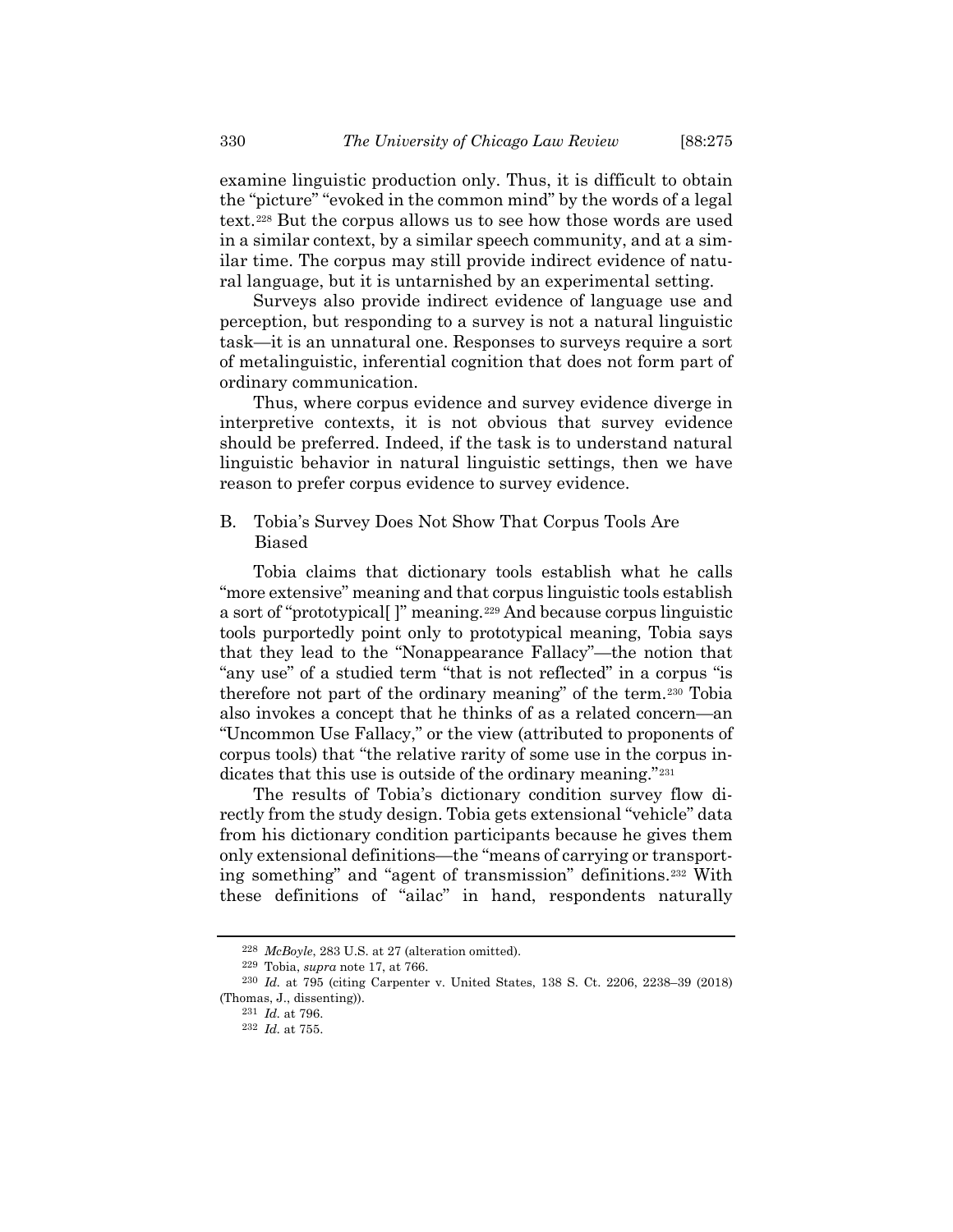examine linguistic production only. Thus, it is difficult to obtain the "picture" "evoked in the common mind" by the words of a legal text.[228] But the corpus allows us to see how those words are used in a similar context, by a similar speech community, and at a similar time. The corpus may still provide indirect evidence of natural language, but it is untarnished by an experimental setting.

Surveys also provide indirect evidence of language use and perception, but responding to a survey is not a natural linguistic task—it is an unnatural one. Responses to surveys require a sort of metalinguistic, inferential cognition that does not form part of ordinary communication.

Thus, where corpus evidence and survey evidence diverge in interpretive contexts, it is not obvious that survey evidence should be preferred. Indeed, if the task is to understand natural linguistic behavior in natural linguistic settings, then we have reason to prefer corpus evidence to survey evidence.

### B. Tobia's Survey Does Not Show That Corpus Tools Are Biased

Tobia claims that dictionary tools establish what he calls "more extensive" meaning and that corpus linguistic tools establish a sort of "prototypical[ ]" meaning.[229] And because corpus linguistic tools purportedly point only to prototypical meaning, Tobia says that they lead to the "Nonappearance Fallacy"—the notion that "any use" of a studied term "that is not reflected" in a corpus "is therefore not part of the ordinary meaning" of the term.[230] Tobia also invokes a concept that he thinks of as a related concern—an "Uncommon Use Fallacy," or the view (attributed to proponents of corpus tools) that "the relative rarity of some use in the corpus indicates that this use is outside of the ordinary meaning."[231]

The results of Tobia's dictionary condition survey flow directly from the study design. Tobia gets extensional "vehicle" data from his dictionary condition participants because he gives them only extensional definitions—the "means of carrying or transporting something" and "agent of transmission" definitions.[232] With these definitions of "ailac" in hand, respondents naturally

---

[228] *McBoyle*, 283 U.S. at 27 (alteration omitted).

[229] Tobia, *supra* note 17, at 766.

[230] *Id.* at 795 (citing Carpenter v. United States, 138 S. Ct. 2206, 2238–39 (2018) (Thomas, J., dissenting)).

[231] *Id.* at 796.

[232] *Id.* at 755.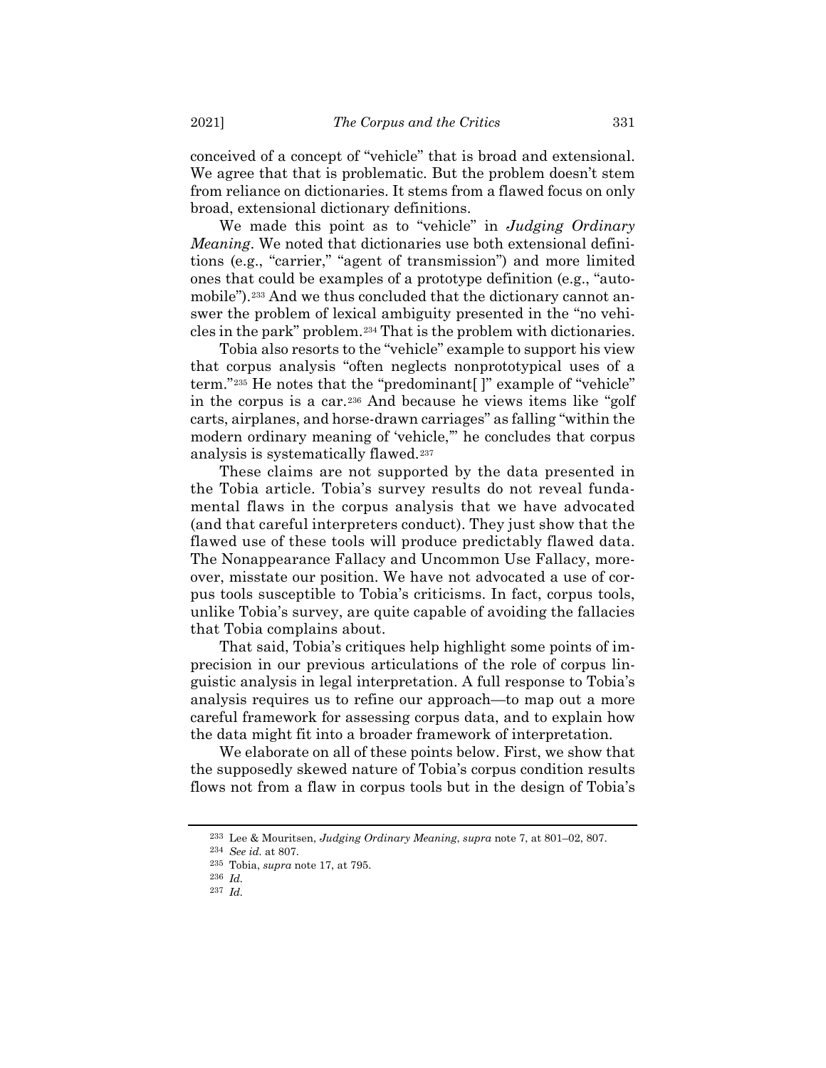conceived of a concept of "vehicle" that is broad and extensional. We agree that that is problematic. But the problem doesn't stem from reliance on dictionaries. It stems from a flawed focus on only broad, extensional dictionary definitions.

We made this point as to "vehicle" in *Judging Ordinary Meaning*. We noted that dictionaries use both extensional definitions (e.g., "carrier," "agent of transmission") and more limited ones that could be examples of a prototype definition (e.g., "automobile").[233] And we thus concluded that the dictionary cannot answer the problem of lexical ambiguity presented in the "no vehicles in the park" problem.[234] That is the problem with dictionaries.

Tobia also resorts to the "vehicle" example to support his view that corpus analysis "often neglects nonprototypical uses of a term."[235] He notes that the "predominant[ ]" example of "vehicle" in the corpus is a car.[236] And because he views items like "golf carts, airplanes, and horse-drawn carriages" as falling "within the modern ordinary meaning of 'vehicle,'" he concludes that corpus analysis is systematically flawed.[237]

These claims are not supported by the data presented in the Tobia article. Tobia's survey results do not reveal fundamental flaws in the corpus analysis that we have advocated (and that careful interpreters conduct). They just show that the flawed use of these tools will produce predictably flawed data. The Nonappearance Fallacy and Uncommon Use Fallacy, moreover, misstate our position. We have not advocated a use of corpus tools susceptible to Tobia's criticisms. In fact, corpus tools, unlike Tobia's survey, are quite capable of avoiding the fallacies that Tobia complains about.

That said, Tobia's critiques help highlight some points of imprecision in our previous articulations of the role of corpus linguistic analysis in legal interpretation. A full response to Tobia's analysis requires us to refine our approach—to map out a more careful framework for assessing corpus data, and to explain how the data might fit into a broader framework of interpretation.

We elaborate on all of these points below. First, we show that the supposedly skewed nature of Tobia's corpus condition results flows not from a flaw in corpus tools but in the design of Tobia's

---

[233] Lee & Mouritsen, *Judging Ordinary Meaning*, *supra* note 7, at 801–02, 807.

[234] *See id.* at 807.

[235] Tobia, *supra* note 17, at 795.

[236] *Id.*

[237] *Id.*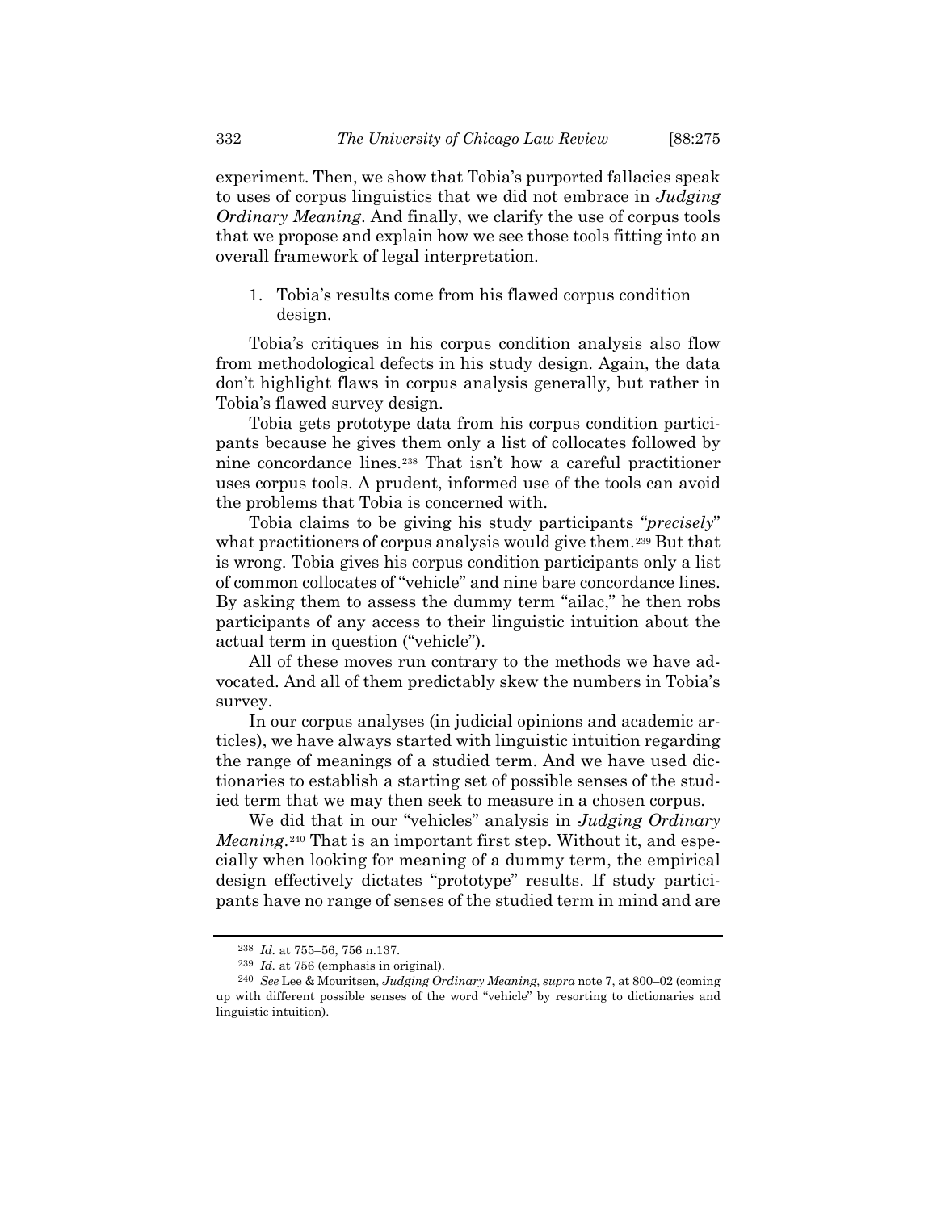experiment. Then, we show that Tobia's purported fallacies speak to uses of corpus linguistics that we did not embrace in *Judging Ordinary Meaning*. And finally, we clarify the use of corpus tools that we propose and explain how we see those tools fitting into an overall framework of legal interpretation.

1. Tobia's results come from his flawed corpus condition design.

Tobia's critiques in his corpus condition analysis also flow from methodological defects in his study design. Again, the data don't highlight flaws in corpus analysis generally, but rather in Tobia's flawed survey design.

Tobia gets prototype data from his corpus condition participants because he gives them only a list of collocates followed by nine concordance lines.[238] That isn't how a careful practitioner uses corpus tools. A prudent, informed use of the tools can avoid the problems that Tobia is concerned with.

Tobia claims to be giving his study participants "*precisely*" what practitioners of corpus analysis would give them.[239] But that is wrong. Tobia gives his corpus condition participants only a list of common collocates of "vehicle" and nine bare concordance lines. By asking them to assess the dummy term "ailac," he then robs participants of any access to their linguistic intuition about the actual term in question ("vehicle").

All of these moves run contrary to the methods we have advocated. And all of them predictably skew the numbers in Tobia's survey.

In our corpus analyses (in judicial opinions and academic articles), we have always started with linguistic intuition regarding the range of meanings of a studied term. And we have used dictionaries to establish a starting set of possible senses of the studied term that we may then seek to measure in a chosen corpus.

We did that in our "vehicles" analysis in *Judging Ordinary Meaning*.[240] That is an important first step. Without it, and especially when looking for meaning of a dummy term, the empirical design effectively dictates "prototype" results. If study participants have no range of senses of the studied term in mind and are

---

[238] *Id.* at 755–56, 756 n.137.

[239] *Id.* at 756 (emphasis in original).

[240] *See* Lee & Mouritsen, *Judging Ordinary Meaning*, *supra* note 7, at 800–02 (coming up with different possible senses of the word "vehicle" by resorting to dictionaries and linguistic intuition).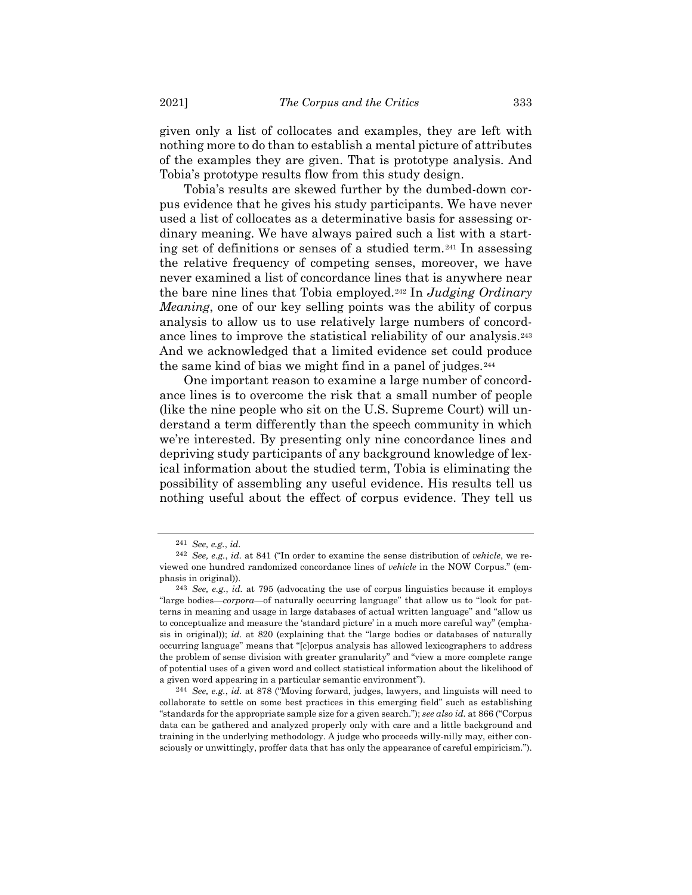given only a list of collocates and examples, they are left with nothing more to do than to establish a mental picture of attributes of the examples they are given. That is prototype analysis. And Tobia's prototype results flow from this study design.

Tobia's results are skewed further by the dumbed-down corpus evidence that he gives his study participants. We have never used a list of collocates as a determinative basis for assessing ordinary meaning. We have always paired such a list with a starting set of definitions or senses of a studied term.[241] In assessing the relative frequency of competing senses, moreover, we have never examined a list of concordance lines that is anywhere near the bare nine lines that Tobia employed.[242] In *Judging Ordinary Meaning*, one of our key selling points was the ability of corpus analysis to allow us to use relatively large numbers of concordance lines to improve the statistical reliability of our analysis.[243] And we acknowledged that a limited evidence set could produce the same kind of bias we might find in a panel of judges.[244]

One important reason to examine a large number of concordance lines is to overcome the risk that a small number of people (like the nine people who sit on the U.S. Supreme Court) will understand a term differently than the speech community in which we're interested. By presenting only nine concordance lines and depriving study participants of any background knowledge of lexical information about the studied term, Tobia is eliminating the possibility of assembling any useful evidence. His results tell us nothing useful about the effect of corpus evidence. They tell us

---

[241] *See, e.g.*, *id.*

[242] *See, e.g.*, *id.* at 841 ("In order to examine the sense distribution of *vehicle*, we reviewed one hundred randomized concordance lines of *vehicle* in the NOW Corpus." (emphasis in original)).

[243] *See, e.g.*, *id.* at 795 (advocating the use of corpus linguistics because it employs "large bodies—*corpora*—of naturally occurring language" that allow us to "look for patterns in meaning and usage in large databases of actual written language" and "allow us to conceptualize and measure the 'standard picture' in a much more careful way" (emphasis in original)); *id.* at 820 (explaining that the "large bodies or databases of naturally occurring language" means that "[c]orpus analysis has allowed lexicographers to address the problem of sense division with greater granularity" and "view a more complete range of potential uses of a given word and collect statistical information about the likelihood of a given word appearing in a particular semantic environment").

[244] *See, e.g.*, *id.* at 878 ("Moving forward, judges, lawyers, and linguists will need to collaborate to settle on some best practices in this emerging field" such as establishing "standards for the appropriate sample size for a given search."); *see also id.* at 866 ("Corpus data can be gathered and analyzed properly only with care and a little background and training in the underlying methodology. A judge who proceeds willy-nilly may, either consciously or unwittingly, proffer data that has only the appearance of careful empiricism.").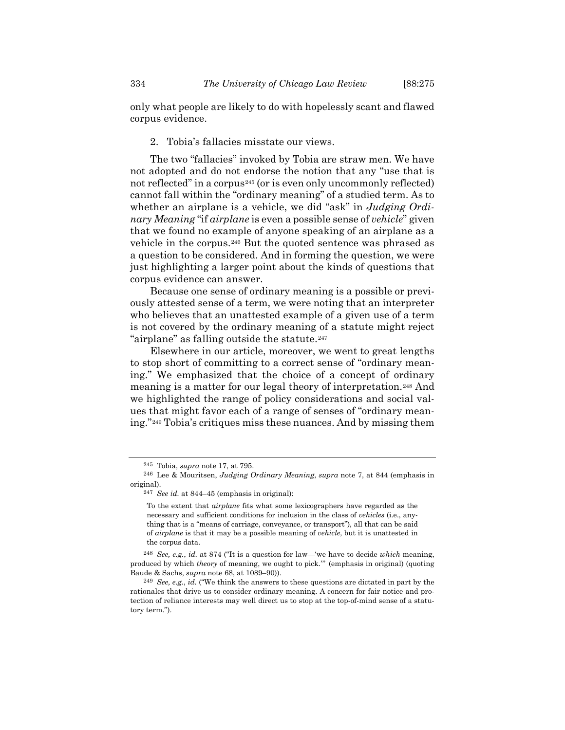only what people are likely to do with hopelessly scant and flawed corpus evidence.

2. Tobia's fallacies misstate our views.

The two "fallacies" invoked by Tobia are straw men. We have not adopted and do not endorse the notion that any "use that is not reflected" in a corpus[245] (or is even only uncommonly reflected) cannot fall within the "ordinary meaning" of a studied term. As to whether an airplane is a vehicle, we did "ask" in *Judging Ordinary Meaning* "if *airplane* is even a possible sense of *vehicle*" given that we found no example of anyone speaking of an airplane as a vehicle in the corpus.[246] But the quoted sentence was phrased as a question to be considered. And in forming the question, we were just highlighting a larger point about the kinds of questions that corpus evidence can answer.

Because one sense of ordinary meaning is a possible or previously attested sense of a term, we were noting that an interpreter who believes that an unattested example of a given use of a term is not covered by the ordinary meaning of a statute might reject "airplane" as falling outside the statute.[247]

Elsewhere in our article, moreover, we went to great lengths to stop short of committing to a correct sense of "ordinary meaning." We emphasized that the choice of a concept of ordinary meaning is a matter for our legal theory of interpretation.[248] And we highlighted the range of policy considerations and social values that might favor each of a range of senses of "ordinary meaning."[249] Tobia's critiques miss these nuances. And by missing them

---

[245] Tobia, *supra* note 17, at 795.

[246] Lee & Mouritsen, *Judging Ordinary Meaning*, *supra* note 7, at 844 (emphasis in original).

[247] *See id.* at 844–45 (emphasis in original):

> To the extent that *airplane* fits what some lexicographers have regarded as the necessary and sufficient conditions for inclusion in the class of *vehicles* (i.e., anything that is a "means of carriage, conveyance, or transport"), all that can be said of *airplane* is that it may be a possible meaning of *vehicle*, but it is unattested in the corpus data.

[248] *See, e.g.*, *id.* at 874 ("It is a question for law—'we have to decide *which* meaning, produced by which *theory* of meaning, we ought to pick.'" (emphasis in original) (quoting Baude & Sachs, *supra* note 68, at 1089–90)).

[249] *See, e.g.*, *id.* ("We think the answers to these questions are dictated in part by the rationales that drive us to consider ordinary meaning. A concern for fair notice and protection of reliance interests may well direct us to stop at the top-of-mind sense of a statutory term.").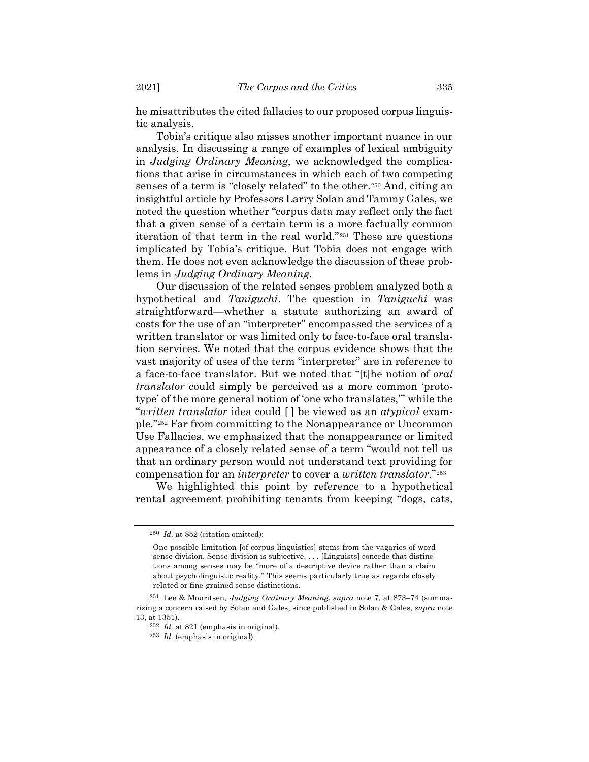he misattributes the cited fallacies to our proposed corpus linguistic analysis.

Tobia's critique also misses another important nuance in our analysis. In discussing a range of examples of lexical ambiguity in *Judging Ordinary Meaning*, we acknowledged the complications that arise in circumstances in which each of two competing senses of a term is "closely related" to the other.[250] And, citing an insightful article by Professors Larry Solan and Tammy Gales, we noted the question whether "corpus data may reflect only the fact that a given sense of a certain term is a more factually common iteration of that term in the real world."[251] These are questions implicated by Tobia's critique. But Tobia does not engage with them. He does not even acknowledge the discussion of these problems in *Judging Ordinary Meaning*.

Our discussion of the related senses problem analyzed both a hypothetical and *Taniguchi*. The question in *Taniguchi* was straightforward—whether a statute authorizing an award of costs for the use of an "interpreter" encompassed the services of a written translator or was limited only to face-to-face oral translation services. We noted that the corpus evidence shows that the vast majority of uses of the term "interpreter" are in reference to a face-to-face translator. But we noted that "[t]he notion of *oral translator* could simply be perceived as a more common 'prototype' of the more general notion of 'one who translates,'" while the "*written translator* idea could [ ] be viewed as an *atypical* example."[252] Far from committing to the Nonappearance or Uncommon Use Fallacies, we emphasized that the nonappearance or limited appearance of a closely related sense of a term "would not tell us that an ordinary person would not understand text providing for compensation for an *interpreter* to cover a *written translator*."[253]

We highlighted this point by reference to a hypothetical rental agreement prohibiting tenants from keeping "dogs, cats,

---

[250] *Id.* at 852 (citation omitted):

> One possible limitation [of corpus linguistics] stems from the vagaries of word sense division. Sense division is subjective. . . . [Linguists] concede that distinctions among senses may be "more of a descriptive device rather than a claim about psycholinguistic reality." This seems particularly true as regards closely related or fine-grained sense distinctions.

[251] Lee & Mouritsen, *Judging Ordinary Meaning*, *supra* note 7, at 873–74 (summarizing a concern raised by Solan and Gales, since published in Solan & Gales, *supra* note 13, at 1351).

[252] *Id.* at 821 (emphasis in original).

[253] *Id.* (emphasis in original).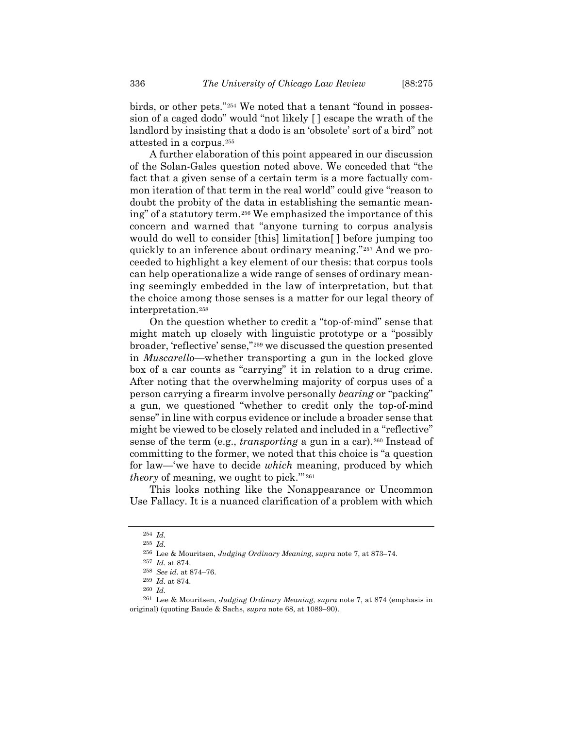birds, or other pets."[254] We noted that a tenant "found in possession of a caged dodo" would "not likely [ ] escape the wrath of the landlord by insisting that a dodo is an 'obsolete' sort of a bird" not attested in a corpus.[255]

A further elaboration of this point appeared in our discussion of the Solan-Gales question noted above. We conceded that "the fact that a given sense of a certain term is a more factually common iteration of that term in the real world" could give "reason to doubt the probity of the data in establishing the semantic meaning" of a statutory term.[256] We emphasized the importance of this concern and warned that "anyone turning to corpus analysis would do well to consider [this] limitation[ ] before jumping too quickly to an inference about ordinary meaning."[257] And we proceeded to highlight a key element of our thesis: that corpus tools can help operationalize a wide range of senses of ordinary meaning seemingly embedded in the law of interpretation, but that the choice among those senses is a matter for our legal theory of interpretation.[258]

On the question whether to credit a "top-of-mind" sense that might match up closely with linguistic prototype or a "possibly broader, 'reflective' sense,"[259] we discussed the question presented in *Muscarello*—whether transporting a gun in the locked glove box of a car counts as "carrying" it in relation to a drug crime. After noting that the overwhelming majority of corpus uses of a person carrying a firearm involve personally *bearing* or "packing" a gun, we questioned "whether to credit only the top-of-mind sense" in line with corpus evidence or include a broader sense that might be viewed to be closely related and included in a "reflective" sense of the term (e.g., *transporting* a gun in a car).[260] Instead of committing to the former, we noted that this choice is "a question for law—'we have to decide *which* meaning, produced by which *theory* of meaning, we ought to pick.'"[261]

This looks nothing like the Nonappearance or Uncommon Use Fallacy. It is a nuanced clarification of a problem with which

---

[254] *Id.*

[255] *Id.*

[256] Lee & Mouritsen, *Judging Ordinary Meaning*, *supra* note 7, at 873–74.

[257] *Id.* at 874.

[258] *See id.* at 874–76.

[259] *Id.* at 874.

[260] *Id.*

[261] Lee & Mouritsen, *Judging Ordinary Meaning*, *supra* note 7, at 874 (emphasis in original) (quoting Baude & Sachs, *supra* note 68, at 1089–90).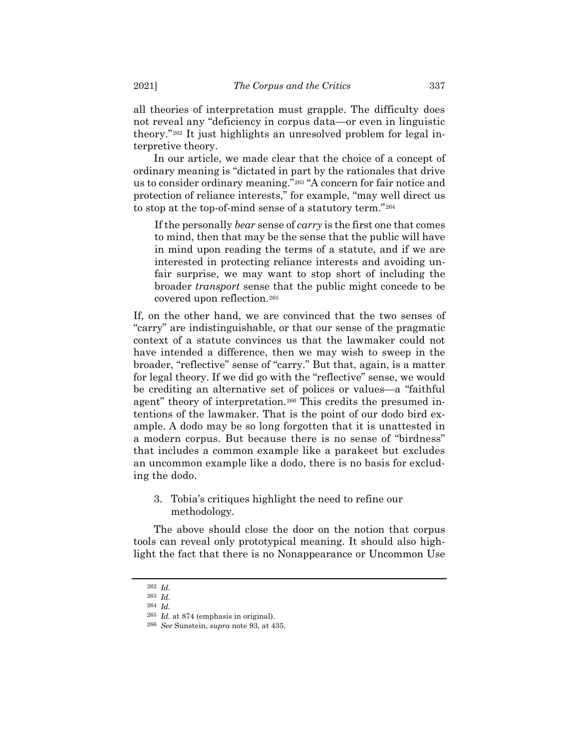all theories of interpretation must grapple. The difficulty does not reveal any "deficiency in corpus data—or even in linguistic theory."[262] It just highlights an unresolved problem for legal interpretive theory.

In our article, we made clear that the choice of a concept of ordinary meaning is "dictated in part by the rationales that drive us to consider ordinary meaning."[263] "A concern for fair notice and protection of reliance interests," for example, "may well direct us to stop at the top-of-mind sense of a statutory term."[264]

> If the personally *bear* sense of *carry* is the first one that comes to mind, then that may be the sense that the public will have in mind upon reading the terms of a statute, and if we are interested in protecting reliance interests and avoiding unfair surprise, we may want to stop short of including the broader *transport* sense that the public might concede to be covered upon reflection.[265]

If, on the other hand, we are convinced that the two senses of "carry" are indistinguishable, or that our sense of the pragmatic context of a statute convinces us that the lawmaker could not have intended a difference, then we may wish to sweep in the broader, "reflective" sense of "carry." But that, again, is a matter for legal theory. If we did go with the "reflective" sense, we would be crediting an alternative set of polices or values—a "faithful agent" theory of interpretation.[266] This credits the presumed intentions of the lawmaker. That is the point of our dodo bird example. A dodo may be so long forgotten that it is unattested in a modern corpus. But because there is no sense of "birdness" that includes a common example like a parakeet but excludes an uncommon example like a dodo, there is no basis for excluding the dodo.

3. Tobia's critiques highlight the need to refine our methodology.

The above should close the door on the notion that corpus tools can reveal only prototypical meaning. It should also highlight the fact that there is no Nonappearance or Uncommon Use

---

[262] *Id.*

[263] *Id.*

[264] *Id.*

[265] *Id.* at 874 (emphasis in original).

[266] *See* Sunstein, *supra* note 93, at 435.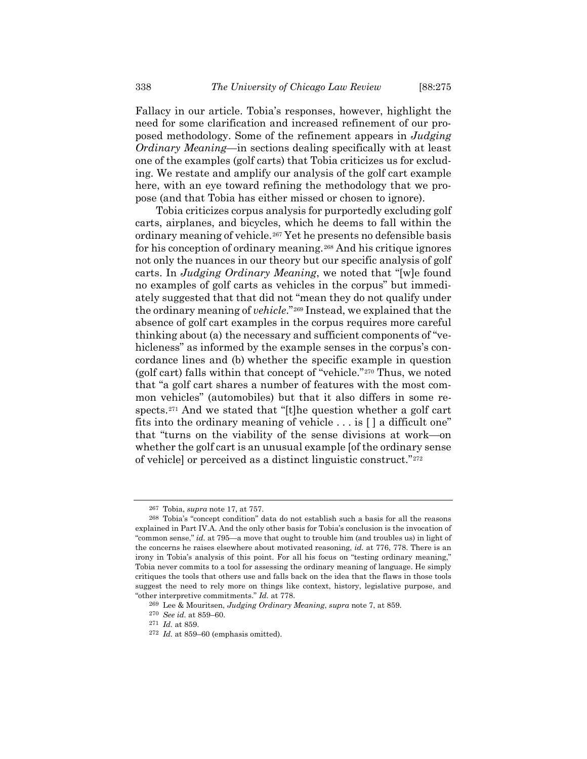Fallacy in our article. Tobia's responses, however, highlight the need for some clarification and increased refinement of our proposed methodology. Some of the refinement appears in *Judging Ordinary Meaning*—in sections dealing specifically with at least one of the examples (golf carts) that Tobia criticizes us for excluding. We restate and amplify our analysis of the golf cart example here, with an eye toward refining the methodology that we propose (and that Tobia has either missed or chosen to ignore).

Tobia criticizes corpus analysis for purportedly excluding golf carts, airplanes, and bicycles, which he deems to fall within the ordinary meaning of vehicle.[267] Yet he presents no defensible basis for his conception of ordinary meaning.[268] And his critique ignores not only the nuances in our theory but our specific analysis of golf carts. In *Judging Ordinary Meaning*, we noted that "[w]e found no examples of golf carts as vehicles in the corpus" but immediately suggested that that did not "mean they do not qualify under the ordinary meaning of *vehicle*."[269] Instead, we explained that the absence of golf cart examples in the corpus requires more careful thinking about (a) the necessary and sufficient components of "vehicleness" as informed by the example senses in the corpus's concordance lines and (b) whether the specific example in question (golf cart) falls within that concept of "vehicle."[270] Thus, we noted that "a golf cart shares a number of features with the most common vehicles" (automobiles) but that it also differs in some respects.[271] And we stated that "[t]he question whether a golf cart fits into the ordinary meaning of vehicle . . . is [ ] a difficult one" that "turns on the viability of the sense divisions at work—on whether the golf cart is an unusual example [of the ordinary sense of vehicle] or perceived as a distinct linguistic construct."[272]

---

[267] Tobia, *supra* note 17, at 757.

[268] Tobia's "concept condition" data do not establish such a basis for all the reasons explained in Part IV.A. And the only other basis for Tobia's conclusion is the invocation of "common sense," *id.* at 795—a move that ought to trouble him (and troubles us) in light of the concerns he raises elsewhere about motivated reasoning, *id.* at 776, 778. There is an irony in Tobia's analysis of this point. For all his focus on "testing ordinary meaning," Tobia never commits to a tool for assessing the ordinary meaning of language. He simply critiques the tools that others use and falls back on the idea that the flaws in those tools suggest the need to rely more on things like context, history, legislative purpose, and "other interpretive commitments." *Id.* at 778.

[269] Lee & Mouritsen, *Judging Ordinary Meaning*, *supra* note 7, at 859.

[270] *See id.* at 859–60.

[271] *Id.* at 859.

[272] *Id.* at 859–60 (emphasis omitted).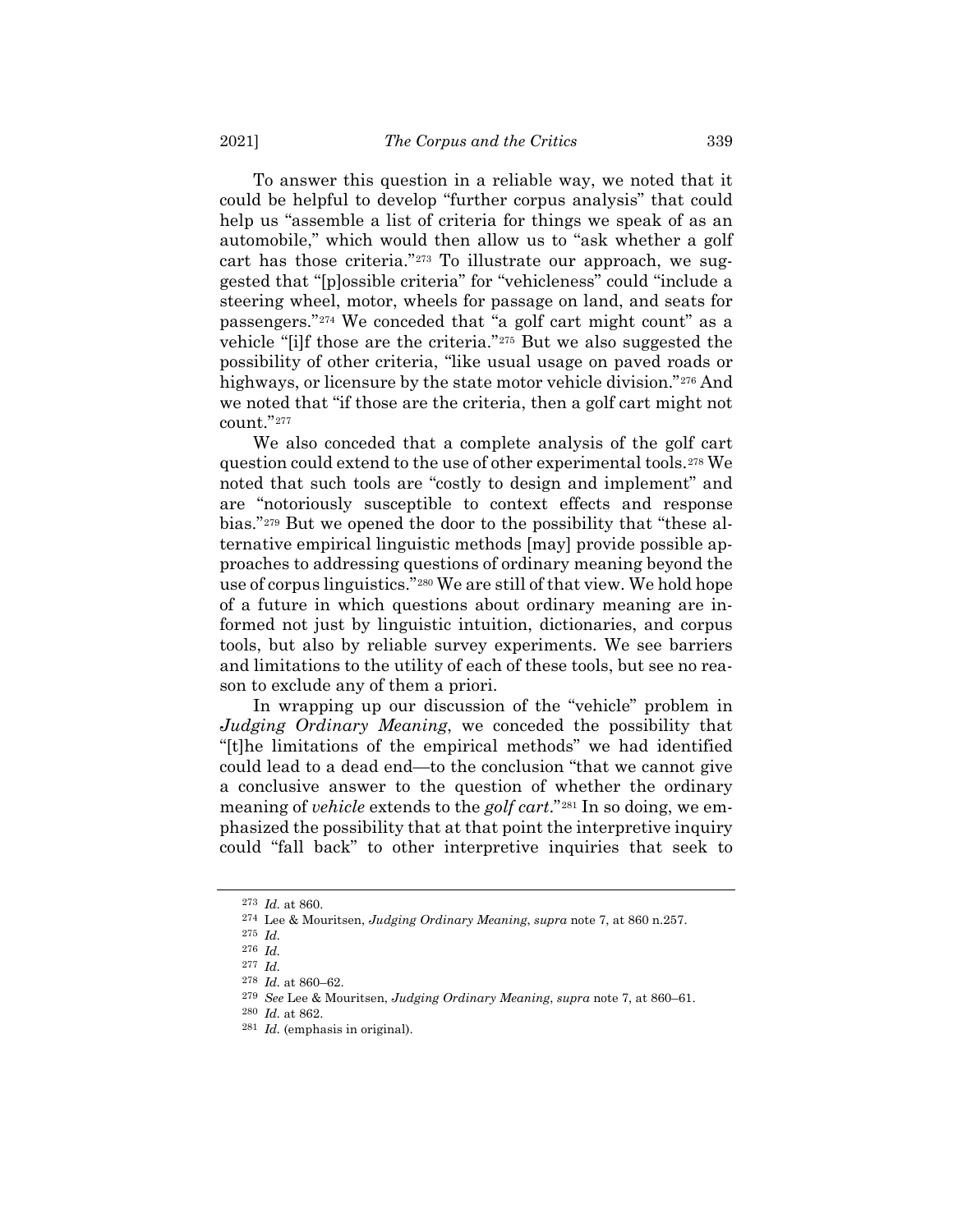To answer this question in a reliable way, we noted that it could be helpful to develop "further corpus analysis" that could help us "assemble a list of criteria for things we speak of as an automobile," which would then allow us to "ask whether a golf cart has those criteria."[273] To illustrate our approach, we suggested that "[p]ossible criteria" for "vehicleness" could "include a steering wheel, motor, wheels for passage on land, and seats for passengers."[274] We conceded that "a golf cart might count" as a vehicle "[i]f those are the criteria."[275] But we also suggested the possibility of other criteria, "like usual usage on paved roads or highways, or licensure by the state motor vehicle division."[276] And we noted that "if those are the criteria, then a golf cart might not count."[277]

We also conceded that a complete analysis of the golf cart question could extend to the use of other experimental tools.[278] We noted that such tools are "costly to design and implement" and are "notoriously susceptible to context effects and response bias."[279] But we opened the door to the possibility that "these alternative empirical linguistic methods [may] provide possible approaches to addressing questions of ordinary meaning beyond the use of corpus linguistics."[280] We are still of that view. We hold hope of a future in which questions about ordinary meaning are informed not just by linguistic intuition, dictionaries, and corpus tools, but also by reliable survey experiments. We see barriers and limitations to the utility of each of these tools, but see no reason to exclude any of them a priori.

In wrapping up our discussion of the "vehicle" problem in *Judging Ordinary Meaning*, we conceded the possibility that "[t]he limitations of the empirical methods" we had identified could lead to a dead end—to the conclusion "that we cannot give a conclusive answer to the question of whether the ordinary meaning of *vehicle* extends to the *golf cart*."[281] In so doing, we emphasized the possibility that at that point the interpretive inquiry could "fall back" to other interpretive inquiries that seek to

---

[273] *Id.* at 860.

[274] Lee & Mouritsen, *Judging Ordinary Meaning*, *supra* note 7, at 860 n.257.

[275] *Id.*

[276] *Id.*

[277] *Id.*

[278] *Id.* at 860–62.

[279] *See* Lee & Mouritsen, *Judging Ordinary Meaning*, *supra* note 7, at 860–61.

[280] *Id.* at 862.

[281] *Id.* (emphasis in original).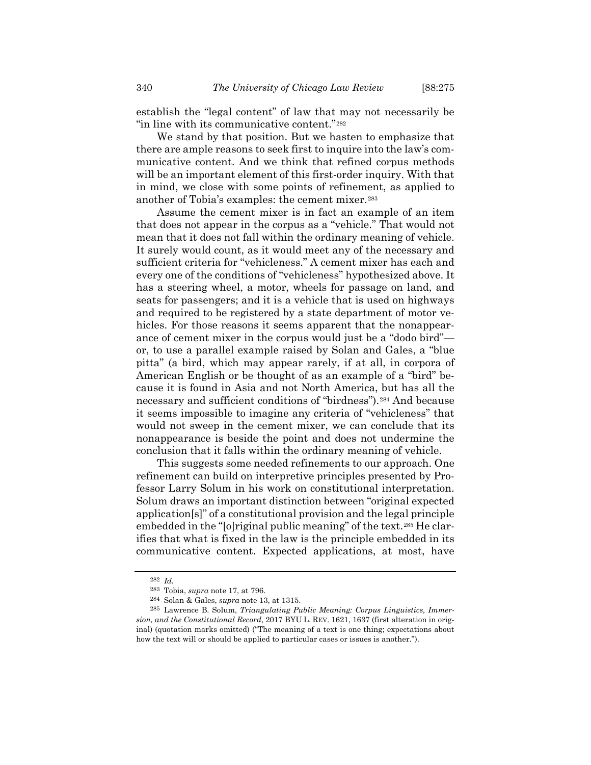establish the "legal content" of law that may not necessarily be "in line with its communicative content."[282]

We stand by that position. But we hasten to emphasize that there are ample reasons to seek first to inquire into the law's communicative content. And we think that refined corpus methods will be an important element of this first-order inquiry. With that in mind, we close with some points of refinement, as applied to another of Tobia's examples: the cement mixer.[283]

Assume the cement mixer is in fact an example of an item that does not appear in the corpus as a "vehicle." That would not mean that it does not fall within the ordinary meaning of vehicle. It surely would count, as it would meet any of the necessary and sufficient criteria for "vehicleness." A cement mixer has each and every one of the conditions of "vehicleness" hypothesized above. It has a steering wheel, a motor, wheels for passage on land, and seats for passengers; and it is a vehicle that is used on highways and required to be registered by a state department of motor vehicles. For those reasons it seems apparent that the nonappearance of cement mixer in the corpus would just be a "dodo bird"—or, to use a parallel example raised by Solan and Gales, a "blue pitta" (a bird, which may appear rarely, if at all, in corpora of American English or be thought of as an example of a "bird" because it is found in Asia and not North America, but has all the necessary and sufficient conditions of "birdness").[284] And because it seems impossible to imagine any criteria of "vehicleness" that would not sweep in the cement mixer, we can conclude that its nonappearance is beside the point and does not undermine the conclusion that it falls within the ordinary meaning of vehicle.

This suggests some needed refinements to our approach. One refinement can build on interpretive principles presented by Professor Larry Solum in his work on constitutional interpretation. Solum draws an important distinction between "original expected application[s]" of a constitutional provision and the legal principle embedded in the "[o]riginal public meaning" of the text.[285] He clarifies that what is fixed in the law is the principle embedded in its communicative content. Expected applications, at most, have

---

[282] *Id.*

[283] Tobia, *supra* note 17, at 796.

[284] Solan & Gales, *supra* note 13, at 1315.

[285] Lawrence B. Solum, *Triangulating Public Meaning: Corpus Linguistics, Immersion, and the Constitutional Record*, 2017 BYU L. REV. 1621, 1637 (first alteration in original) (quotation marks omitted) ("The meaning of a text is one thing; expectations about how the text will or should be applied to particular cases or issues is another.").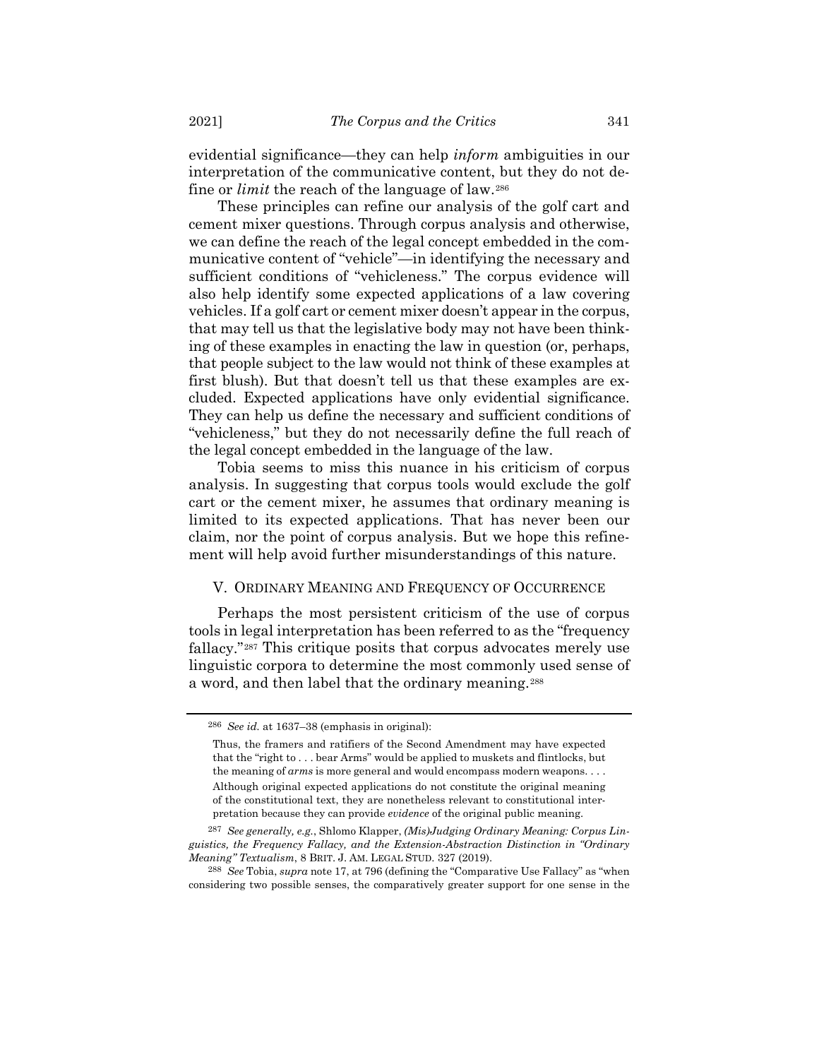evidential significance—they can help *inform* ambiguities in our interpretation of the communicative content, but they do not define or *limit* the reach of the language of law.[286]

These principles can refine our analysis of the golf cart and cement mixer questions. Through corpus analysis and otherwise, we can define the reach of the legal concept embedded in the communicative content of "vehicle"—in identifying the necessary and sufficient conditions of "vehicleness." The corpus evidence will also help identify some expected applications of a law covering vehicles. If a golf cart or cement mixer doesn't appear in the corpus, that may tell us that the legislative body may not have been thinking of these examples in enacting the law in question (or, perhaps, that people subject to the law would not think of these examples at first blush). But that doesn't tell us that these examples are excluded. Expected applications have only evidential significance. They can help us define the necessary and sufficient conditions of "vehicleness," but they do not necessarily define the full reach of the legal concept embedded in the language of the law.

Tobia seems to miss this nuance in his criticism of corpus analysis. In suggesting that corpus tools would exclude the golf cart or the cement mixer, he assumes that ordinary meaning is limited to its expected applications. That has never been our claim, nor the point of corpus analysis. But we hope this refinement will help avoid further misunderstandings of this nature.

## V. ORDINARY MEANING AND FREQUENCY OF OCCURRENCE

Perhaps the most persistent criticism of the use of corpus tools in legal interpretation has been referred to as the "frequency fallacy."[287] This critique posits that corpus advocates merely use linguistic corpora to determine the most commonly used sense of a word, and then label that the ordinary meaning.[288]

---

[286] *See id.* at 1637–38 (emphasis in original):

> Thus, the framers and ratifiers of the Second Amendment may have expected that the "right to . . . bear Arms" would be applied to muskets and flintlocks, but the meaning of *arms* is more general and would encompass modern weapons. . . . Although original expected applications do not constitute the original meaning of the constitutional text, they are nonetheless relevant to constitutional interpretation because they can provide *evidence* of the original public meaning.

[287] *See generally, e.g.*, Shlomo Klapper, *(Mis)Judging Ordinary Meaning: Corpus Linguistics, the Frequency Fallacy, and the Extension-Abstraction Distinction in "Ordinary Meaning" Textualism*, 8 BRIT. J. AM. LEGAL STUD. 327 (2019).

[288] *See* Tobia, *supra* note 17, at 796 (defining the "Comparative Use Fallacy" as "when considering two possible senses, the comparatively greater support for one sense in the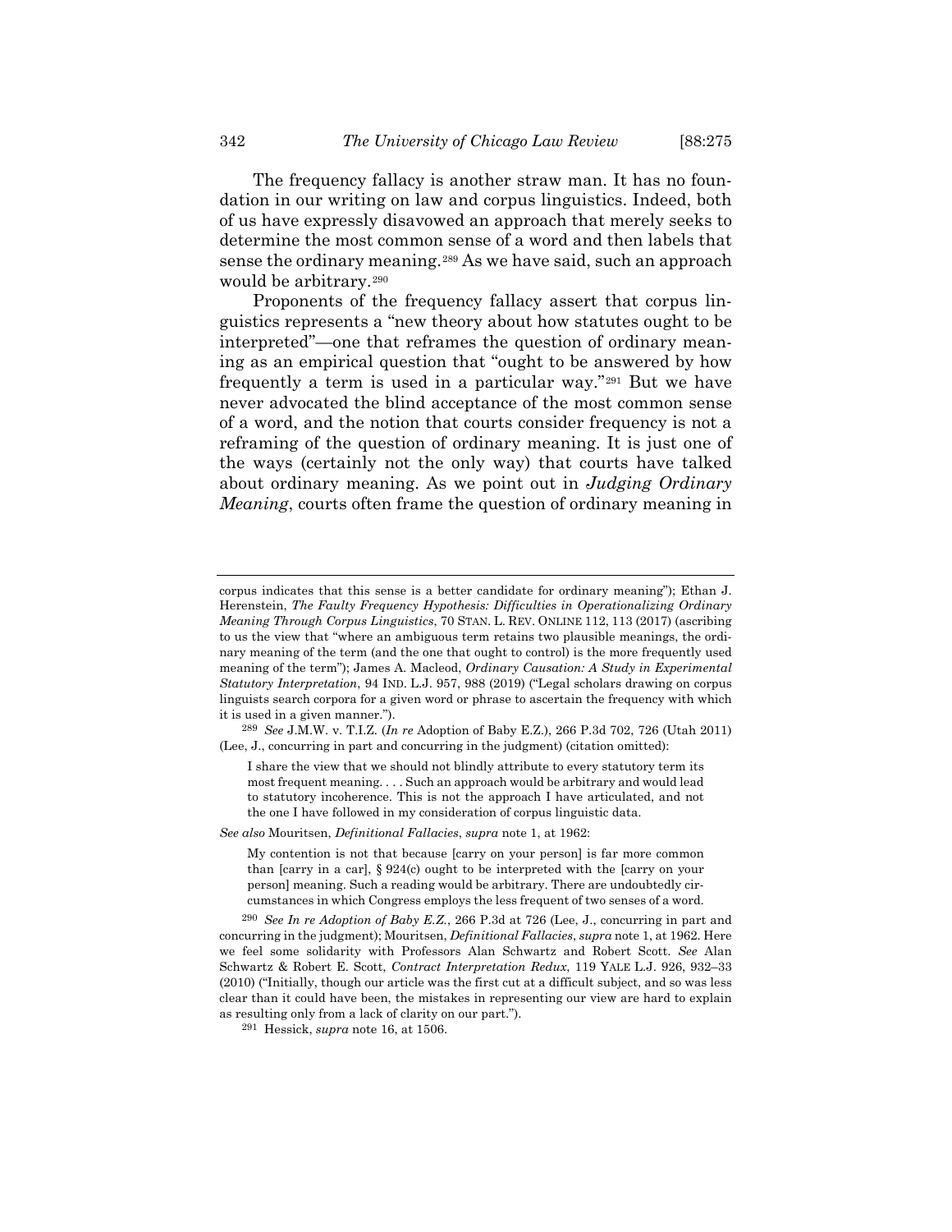The frequency fallacy is another straw man. It has no foundation in our writing on law and corpus linguistics. Indeed, both of us have expressly disavowed an approach that merely seeks to determine the most common sense of a word and then labels that sense the ordinary meaning.[289] As we have said, such an approach would be arbitrary.[290]

Proponents of the frequency fallacy assert that corpus linguistics represents a "new theory about how statutes ought to be interpreted"—one that reframes the question of ordinary meaning as an empirical question that "ought to be answered by how frequently a term is used in a particular way."[291] But we have never advocated the blind acceptance of the most common sense of a word, and the notion that courts consider frequency is not a reframing of the question of ordinary meaning. It is just one of the ways (certainly not the only way) that courts have talked about ordinary meaning. As we point out in *Judging Ordinary Meaning*, courts often frame the question of ordinary meaning in

---

corpus indicates that this sense is a better candidate for ordinary meaning"); Ethan J. Herenstein, *The Faulty Frequency Hypothesis: Difficulties in Operationalizing Ordinary Meaning Through Corpus Linguistics*, 70 STAN. L. REV. ONLINE 112, 113 (2017) (ascribing to us the view that "where an ambiguous term retains two plausible meanings, the ordinary meaning of the term (and the one that ought to control) is the more frequently used meaning of the term"); James A. Macleod, *Ordinary Causation: A Study in Experimental Statutory Interpretation*, 94 IND. L.J. 957, 988 (2019) ("Legal scholars drawing on corpus linguists search corpora for a given word or phrase to ascertain the frequency with which it is used in a given manner.").

[289] *See* J.M.W. v. T.I.Z. (*In re* Adoption of Baby E.Z.), 266 P.3d 702, 726 (Utah 2011) (Lee, J., concurring in part and concurring in the judgment) (citation omitted):

> I share the view that we should not blindly attribute to every statutory term its most frequent meaning. . . . Such an approach would be arbitrary and would lead to statutory incoherence. This is not the approach I have articulated, and not the one I have followed in my consideration of corpus linguistic data.

*See also* Mouritsen, *Definitional Fallacies*, *supra* note 1, at 1962:

> My contention is not that because [carry on your person] is far more common than [carry in a car], § 924(c) ought to be interpreted with the [carry on your person] meaning. Such a reading would be arbitrary. There are undoubtedly circumstances in which Congress employs the less frequent of two senses of a word.

[290] *See In re Adoption of Baby E.Z.*, 266 P.3d at 726 (Lee, J., concurring in part and concurring in the judgment); Mouritsen, *Definitional Fallacies*, *supra* note 1, at 1962. Here we feel some solidarity with Professors Alan Schwartz and Robert Scott. *See* Alan Schwartz & Robert E. Scott, *Contract Interpretation Redux*, 119 YALE L.J. 926, 932–33 (2010) ("Initially, though our article was the first cut at a difficult subject, and so was less clear than it could have been, the mistakes in representing our view are hard to explain as resulting only from a lack of clarity on our part.").

[291] Hessick, *supra* note 16, at 1506.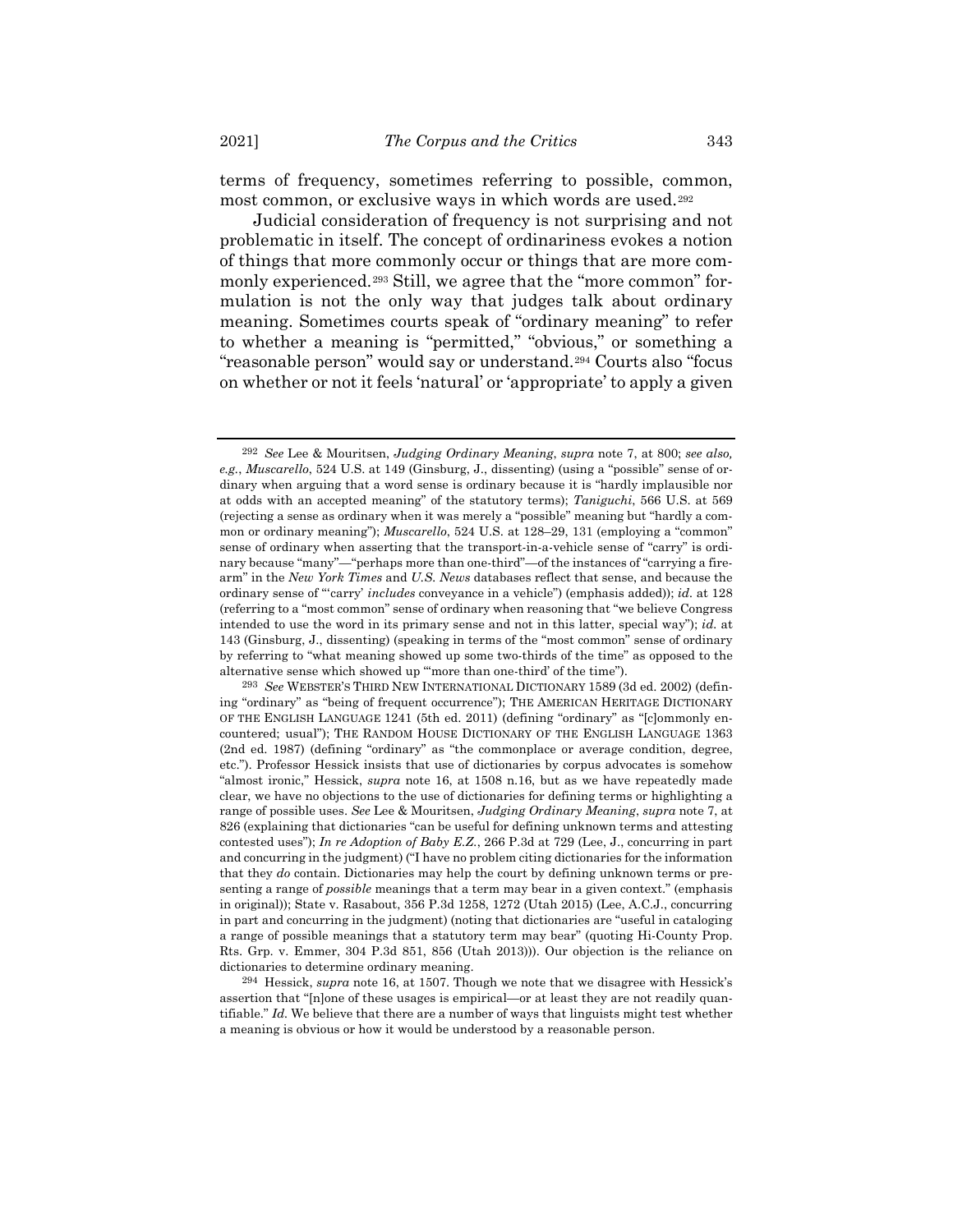terms of frequency, sometimes referring to possible, common, most common, or exclusive ways in which words are used.[292]

Judicial consideration of frequency is not surprising and not problematic in itself. The concept of ordinariness evokes a notion of things that more commonly occur or things that are more commonly experienced.[293] Still, we agree that the "more common" formulation is not the only way that judges talk about ordinary meaning. Sometimes courts speak of "ordinary meaning" to refer to whether a meaning is "permitted," "obvious," or something a "reasonable person" would say or understand.[294] Courts also "focus on whether or not it feels 'natural' or 'appropriate' to apply a given

---

[292] *See* Lee & Mouritsen, *Judging Ordinary Meaning*, *supra* note 7, at 800; *see also, e.g.*, *Muscarello*, 524 U.S. at 149 (Ginsburg, J., dissenting) (using a "possible" sense of ordinary when arguing that a word sense is ordinary because it is "hardly implausible nor at odds with an accepted meaning" of the statutory terms); *Taniguchi*, 566 U.S. at 569 (rejecting a sense as ordinary when it was merely a "possible" meaning but "hardly a common or ordinary meaning"); *Muscarello*, 524 U.S. at 128–29, 131 (employing a "common" sense of ordinary when asserting that the transport-in-a-vehicle sense of "carry" is ordinary because "many"—"perhaps more than one-third"—of the instances of "carrying a firearm" in the *New York Times* and *U.S. News* databases reflect that sense, and because the ordinary sense of "'carry' *includes* conveyance in a vehicle") (emphasis added)); *id.* at 128 (referring to a "most common" sense of ordinary when reasoning that "we believe Congress intended to use the word in its primary sense and not in this latter, special way"); *id.* at 143 (Ginsburg, J., dissenting) (speaking in terms of the "most common" sense of ordinary by referring to "what meaning showed up some two-thirds of the time" as opposed to the alternative sense which showed up "'more than one-third' of the time").

[293] *See* WEBSTER'S THIRD NEW INTERNATIONAL DICTIONARY 1589 (3d ed. 2002) (defining "ordinary" as "being of frequent occurrence"); THE AMERICAN HERITAGE DICTIONARY OF THE ENGLISH LANGUAGE 1241 (5th ed. 2011) (defining "ordinary" as "[c]ommonly encountered; usual"); THE RANDOM HOUSE DICTIONARY OF THE ENGLISH LANGUAGE 1363 (2nd ed. 1987) (defining "ordinary" as "the commonplace or average condition, degree, etc."). Professor Hessick insists that use of dictionaries by corpus advocates is somehow "almost ironic," Hessick, *supra* note 16, at 1508 n.16, but as we have repeatedly made clear, we have no objections to the use of dictionaries for defining terms or highlighting a range of possible uses. *See* Lee & Mouritsen, *Judging Ordinary Meaning*, *supra* note 7, at 826 (explaining that dictionaries "can be useful for defining unknown terms and attesting contested uses"); *In re Adoption of Baby E.Z.*, 266 P.3d at 729 (Lee, J., concurring in part and concurring in the judgment) ("I have no problem citing dictionaries for the information that they *do* contain. Dictionaries may help the court by defining unknown terms or presenting a range of *possible* meanings that a term may bear in a given context." (emphasis in original)); State v. Rasabout, 356 P.3d 1258, 1272 (Utah 2015) (Lee, A.C.J., concurring in part and concurring in the judgment) (noting that dictionaries are "useful in cataloging a range of possible meanings that a statutory term may bear" (quoting Hi-County Prop. Rts. Grp. v. Emmer, 304 P.3d 851, 856 (Utah 2013))). Our objection is the reliance on dictionaries to determine ordinary meaning.

[294] Hessick, *supra* note 16, at 1507. Though we note that we disagree with Hessick's assertion that "[n]one of these usages is empirical—or at least they are not readily quantifiable." *Id.* We believe that there are a number of ways that linguists might test whether a meaning is obvious or how it would be understood by a reasonable person.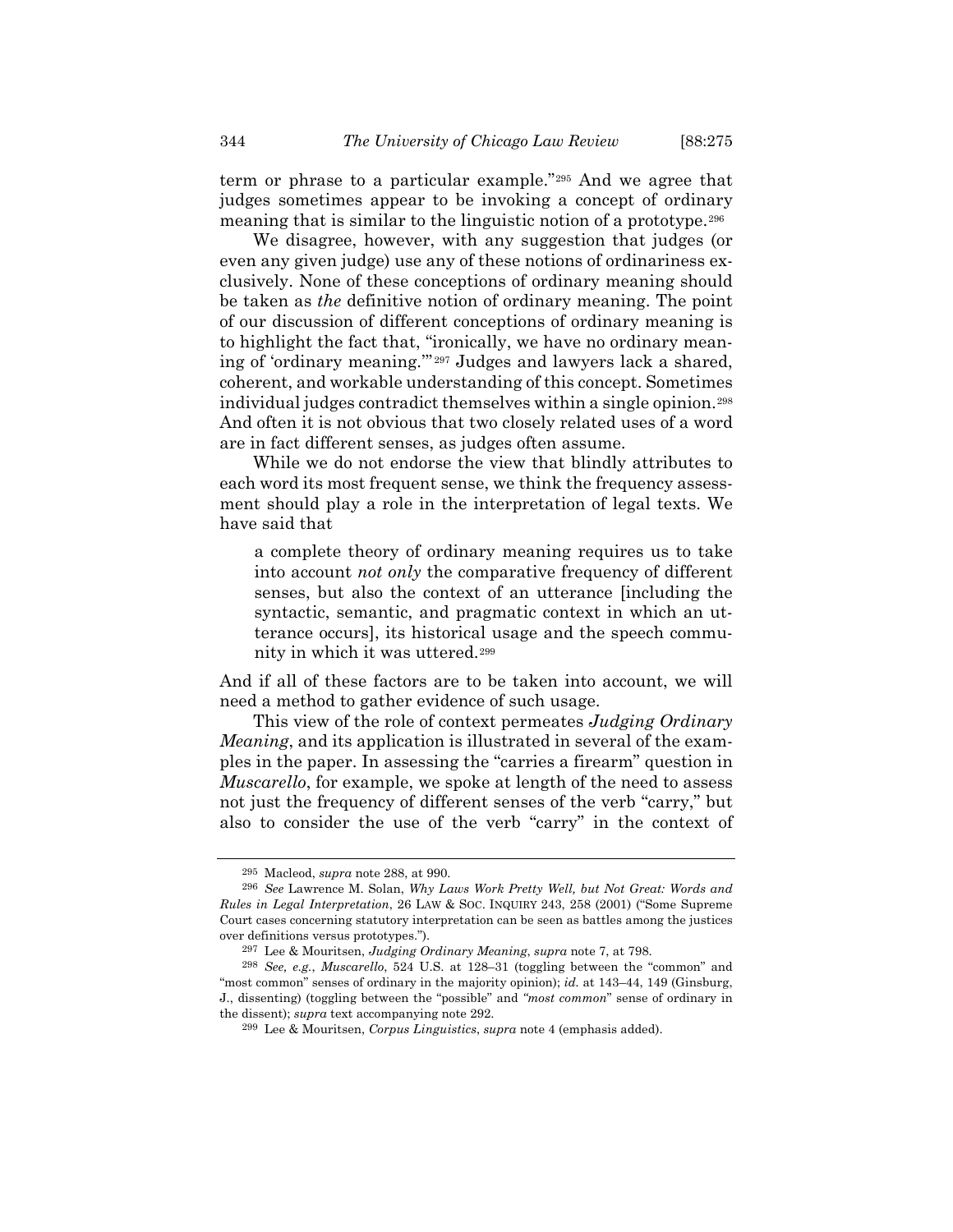term or phrase to a particular example."[295] And we agree that judges sometimes appear to be invoking a concept of ordinary meaning that is similar to the linguistic notion of a prototype.[296]

We disagree, however, with any suggestion that judges (or even any given judge) use any of these notions of ordinariness exclusively. None of these conceptions of ordinary meaning should be taken as *the* definitive notion of ordinary meaning. The point of our discussion of different conceptions of ordinary meaning is to highlight the fact that, "ironically, we have no ordinary meaning of 'ordinary meaning.'"[297] Judges and lawyers lack a shared, coherent, and workable understanding of this concept. Sometimes individual judges contradict themselves within a single opinion.[298] And often it is not obvious that two closely related uses of a word are in fact different senses, as judges often assume.

While we do not endorse the view that blindly attributes to each word its most frequent sense, we think the frequency assessment should play a role in the interpretation of legal texts. We have said that

> a complete theory of ordinary meaning requires us to take into account *not only* the comparative frequency of different senses, but also the context of an utterance [including the syntactic, semantic, and pragmatic context in which an utterance occurs], its historical usage and the speech community in which it was uttered.[299]

And if all of these factors are to be taken into account, we will need a method to gather evidence of such usage.

This view of the role of context permeates *Judging Ordinary Meaning*, and its application is illustrated in several of the examples in the paper. In assessing the "carries a firearm" question in *Muscarello*, for example, we spoke at length of the need to assess not just the frequency of different senses of the verb "carry," but also to consider the use of the verb "carry" in the context of

---

[295] Macleod, *supra* note 288, at 990.

[296] *See* Lawrence M. Solan, *Why Laws Work Pretty Well, but Not Great: Words and Rules in Legal Interpretation*, 26 LAW & SOC. INQUIRY 243, 258 (2001) ("Some Supreme Court cases concerning statutory interpretation can be seen as battles among the justices over definitions versus prototypes.").

[297] Lee & Mouritsen, *Judging Ordinary Meaning*, *supra* note 7, at 798.

[298] *See, e.g.*, *Muscarello*, 524 U.S. at 128–31 (toggling between the "common" and "most common" senses of ordinary in the majority opinion); *id.* at 143–44, 149 (Ginsburg, J., dissenting) (toggling between the "possible" and *"most common"* sense of ordinary in the dissent); *supra* text accompanying note 292.

[299] Lee & Mouritsen, *Corpus Linguistics*, *supra* note 4 (emphasis added).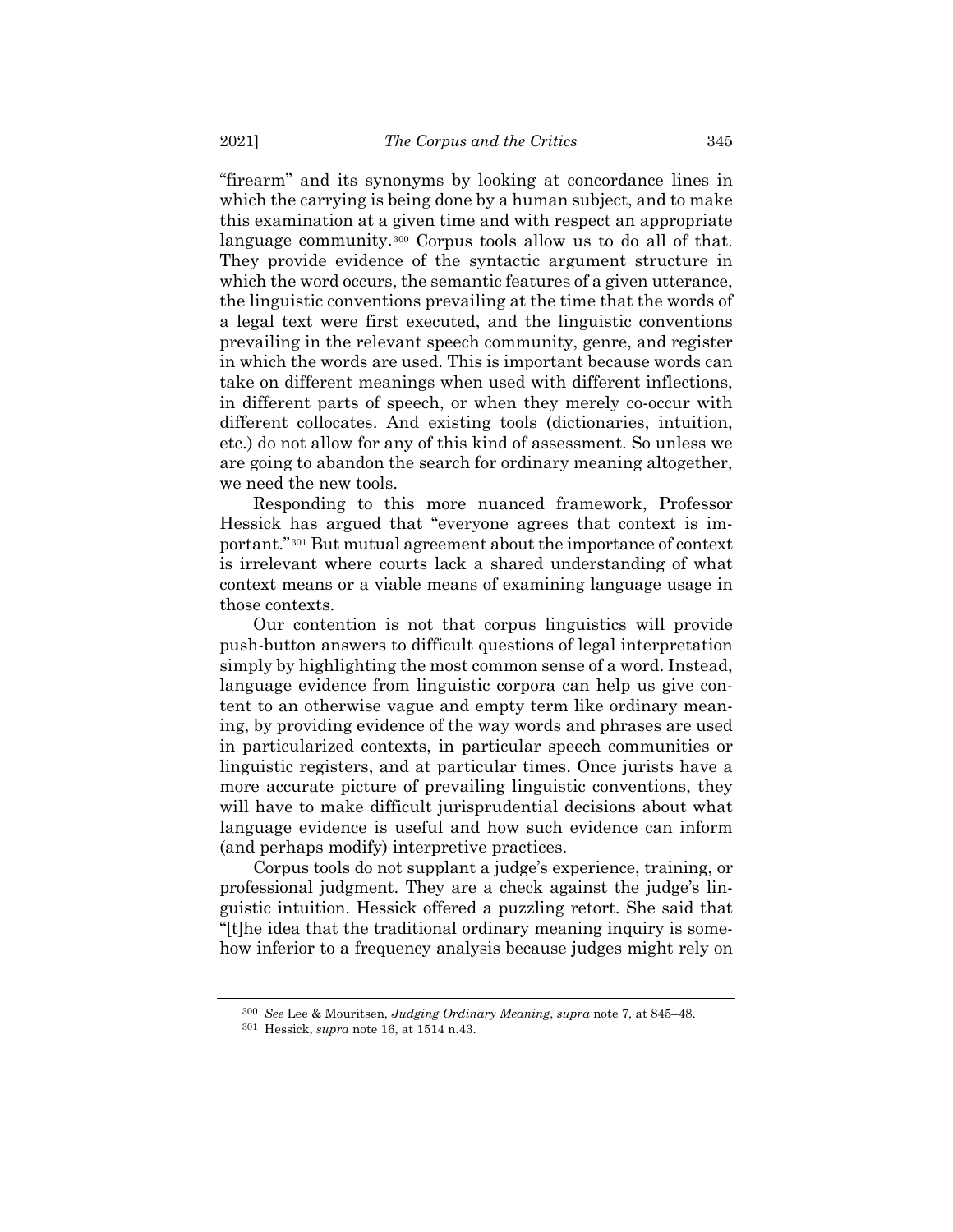"firearm" and its synonyms by looking at concordance lines in which the carrying is being done by a human subject, and to make this examination at a given time and with respect an appropriate language community.[300] Corpus tools allow us to do all of that. They provide evidence of the syntactic argument structure in which the word occurs, the semantic features of a given utterance, the linguistic conventions prevailing at the time that the words of a legal text were first executed, and the linguistic conventions prevailing in the relevant speech community, genre, and register in which the words are used. This is important because words can take on different meanings when used with different inflections, in different parts of speech, or when they merely co-occur with different collocates. And existing tools (dictionaries, intuition, etc.) do not allow for any of this kind of assessment. So unless we are going to abandon the search for ordinary meaning altogether, we need the new tools.

Responding to this more nuanced framework, Professor Hessick has argued that "everyone agrees that context is important."[301] But mutual agreement about the importance of context is irrelevant where courts lack a shared understanding of what context means or a viable means of examining language usage in those contexts.

Our contention is not that corpus linguistics will provide push-button answers to difficult questions of legal interpretation simply by highlighting the most common sense of a word. Instead, language evidence from linguistic corpora can help us give content to an otherwise vague and empty term like ordinary meaning, by providing evidence of the way words and phrases are used in particularized contexts, in particular speech communities or linguistic registers, and at particular times. Once jurists have a more accurate picture of prevailing linguistic conventions, they will have to make difficult jurisprudential decisions about what language evidence is useful and how such evidence can inform (and perhaps modify) interpretive practices.

Corpus tools do not supplant a judge's experience, training, or professional judgment. They are a check against the judge's linguistic intuition. Hessick offered a puzzling retort. She said that "[t]he idea that the traditional ordinary meaning inquiry is somehow inferior to a frequency analysis because judges might rely on

---

[300] *See* Lee & Mouritsen, *Judging Ordinary Meaning*, *supra* note 7, at 845–48.

[301] Hessick, *supra* note 16, at 1514 n.43.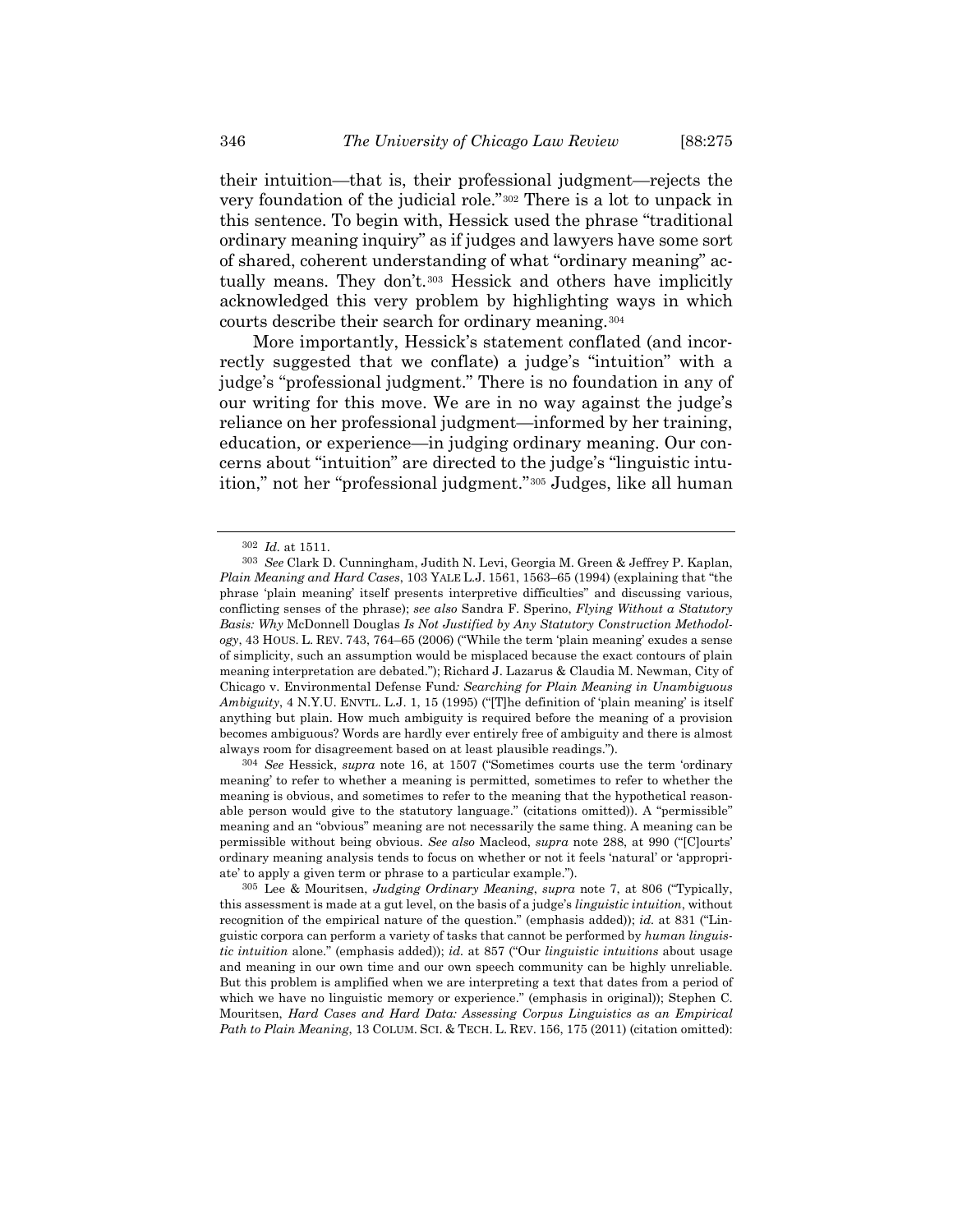their intuition—that is, their professional judgment—rejects the very foundation of the judicial role."[302] There is a lot to unpack in this sentence. To begin with, Hessick used the phrase "traditional ordinary meaning inquiry" as if judges and lawyers have some sort of shared, coherent understanding of what "ordinary meaning" actually means. They don't.[303] Hessick and others have implicitly acknowledged this very problem by highlighting ways in which courts describe their search for ordinary meaning.[304]

More importantly, Hessick's statement conflated (and incorrectly suggested that we conflate) a judge's "intuition" with a judge's "professional judgment." There is no foundation in any of our writing for this move. We are in no way against the judge's reliance on her professional judgment—informed by her training, education, or experience—in judging ordinary meaning. Our concerns about "intuition" are directed to the judge's "linguistic intuition," not her "professional judgment."[305] Judges, like all human

---

[302] *Id.* at 1511.

[303] *See* Clark D. Cunningham, Judith N. Levi, Georgia M. Green & Jeffrey P. Kaplan, *Plain Meaning and Hard Cases*, 103 YALE L.J. 1561, 1563–65 (1994) (explaining that "the phrase 'plain meaning' itself presents interpretive difficulties" and discussing various, conflicting senses of the phrase); *see also* Sandra F. Sperino, *Flying Without a Statutory Basis: Why* McDonnell Douglas *Is Not Justified by Any Statutory Construction Methodology*, 43 HOUS. L. REV. 743, 764–65 (2006) ("While the term 'plain meaning' exudes a sense of simplicity, such an assumption would be misplaced because the exact contours of plain meaning interpretation are debated."); Richard J. Lazarus & Claudia M. Newman, City of Chicago v. Environmental Defense Fund*: Searching for Plain Meaning in Unambiguous Ambiguity*, 4 N.Y.U. ENVTL. L.J. 1, 15 (1995) ("[T]he definition of 'plain meaning' is itself anything but plain. How much ambiguity is required before the meaning of a provision becomes ambiguous? Words are hardly ever entirely free of ambiguity and there is almost always room for disagreement based on at least plausible readings.").

[304] *See* Hessick, *supra* note 16, at 1507 ("Sometimes courts use the term 'ordinary meaning' to refer to whether a meaning is permitted, sometimes to refer to whether the meaning is obvious, and sometimes to refer to the meaning that the hypothetical reasonable person would give to the statutory language." (citations omitted)). A "permissible" meaning and an "obvious" meaning are not necessarily the same thing. A meaning can be permissible without being obvious. *See also* Macleod, *supra* note 288, at 990 ("[C]ourts' ordinary meaning analysis tends to focus on whether or not it feels 'natural' or 'appropriate' to apply a given term or phrase to a particular example.").

[305] Lee & Mouritsen, *Judging Ordinary Meaning*, *supra* note 7, at 806 ("Typically, this assessment is made at a gut level, on the basis of a judge's *linguistic intuition*, without recognition of the empirical nature of the question." (emphasis added)); *id.* at 831 ("Linguistic corpora can perform a variety of tasks that cannot be performed by *human linguistic intuition* alone." (emphasis added)); *id.* at 857 ("Our *linguistic intuitions* about usage and meaning in our own time and our own speech community can be highly unreliable. But this problem is amplified when we are interpreting a text that dates from a period of which we have no linguistic memory or experience." (emphasis in original)); Stephen C. Mouritsen, *Hard Cases and Hard Data: Assessing Corpus Linguistics as an Empirical Path to Plain Meaning*, 13 COLUM. SCI. & TECH. L. REV. 156, 175 (2011) (citation omitted):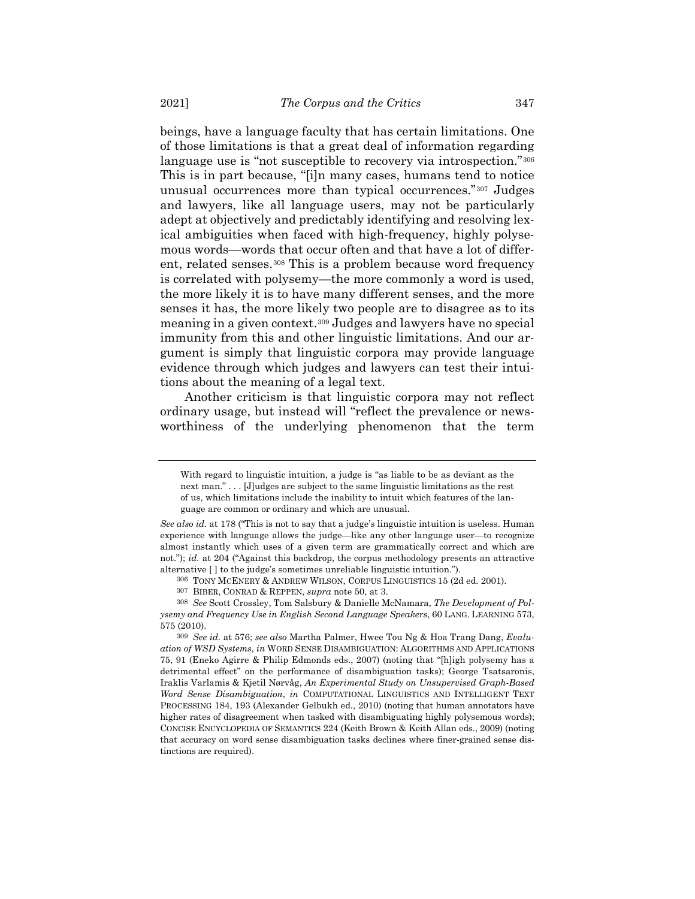beings, have a language faculty that has certain limitations. One of those limitations is that a great deal of information regarding language use is "not susceptible to recovery via introspection."[306] This is in part because, "[i]n many cases, humans tend to notice unusual occurrences more than typical occurrences."[307] Judges and lawyers, like all language users, may not be particularly adept at objectively and predictably identifying and resolving lexical ambiguities when faced with high-frequency, highly polysemous words—words that occur often and that have a lot of different, related senses.[308] This is a problem because word frequency is correlated with polysemy—the more commonly a word is used, the more likely it is to have many different senses, and the more senses it has, the more likely two people are to disagree as to its meaning in a given context.[309] Judges and lawyers have no special immunity from this and other linguistic limitations. And our argument is simply that linguistic corpora may provide language evidence through which judges and lawyers can test their intuitions about the meaning of a legal text.

Another criticism is that linguistic corpora may not reflect ordinary usage, but instead will "reflect the prevalence or newsworthiness of the underlying phenomenon that the term

---

> With regard to linguistic intuition, a judge is "as liable to be as deviant as the next man." . . . [J]udges are subject to the same linguistic limitations as the rest of us, which limitations include the inability to intuit which features of the language are common or ordinary and which are unusual.

*See also id.* at 178 ("This is not to say that a judge's linguistic intuition is useless. Human experience with language allows the judge—like any other language user—to recognize almost instantly which uses of a given term are grammatically correct and which are not."); *id.* at 204 ("Against this backdrop, the corpus methodology presents an attractive alternative [ ] to the judge's sometimes unreliable linguistic intuition.").

306 TONY MCENERY & ANDREW WILSON, CORPUS LINGUISTICS 15 (2d ed. 2001).

307 BIBER, CONRAD & REPPEN, *supra* note 50, at 3.

308 *See* Scott Crossley, Tom Salsbury & Danielle McNamara, *The Development of Polysemy and Frequency Use in English Second Language Speakers*, 60 LANG. LEARNING 573, 575 (2010).

309 *See id.* at 576; *see also* Martha Palmer, Hwee Tou Ng & Hoa Trang Dang, *Evaluation of WSD Systems*, *in* WORD SENSE DISAMBIGUATION: ALGORITHMS AND APPLICATIONS 75, 91 (Eneko Agirre & Philip Edmonds eds., 2007) (noting that "[h]igh polysemy has a detrimental effect" on the performance of disambiguation tasks); George Tsatsaronis, Iraklis Varlamis & Kjetil Nørvåg, *An Experimental Study on Unsupervised Graph-Based Word Sense Disambiguation*, *in* COMPUTATIONAL LINGUISTICS AND INTELLIGENT TEXT PROCESSING 184, 193 (Alexander Gelbukh ed., 2010) (noting that human annotators have higher rates of disagreement when tasked with disambiguating highly polysemous words); CONCISE ENCYCLOPEDIA OF SEMANTICS 224 (Keith Brown & Keith Allan eds., 2009) (noting that accuracy on word sense disambiguation tasks declines where finer-grained sense distinctions are required).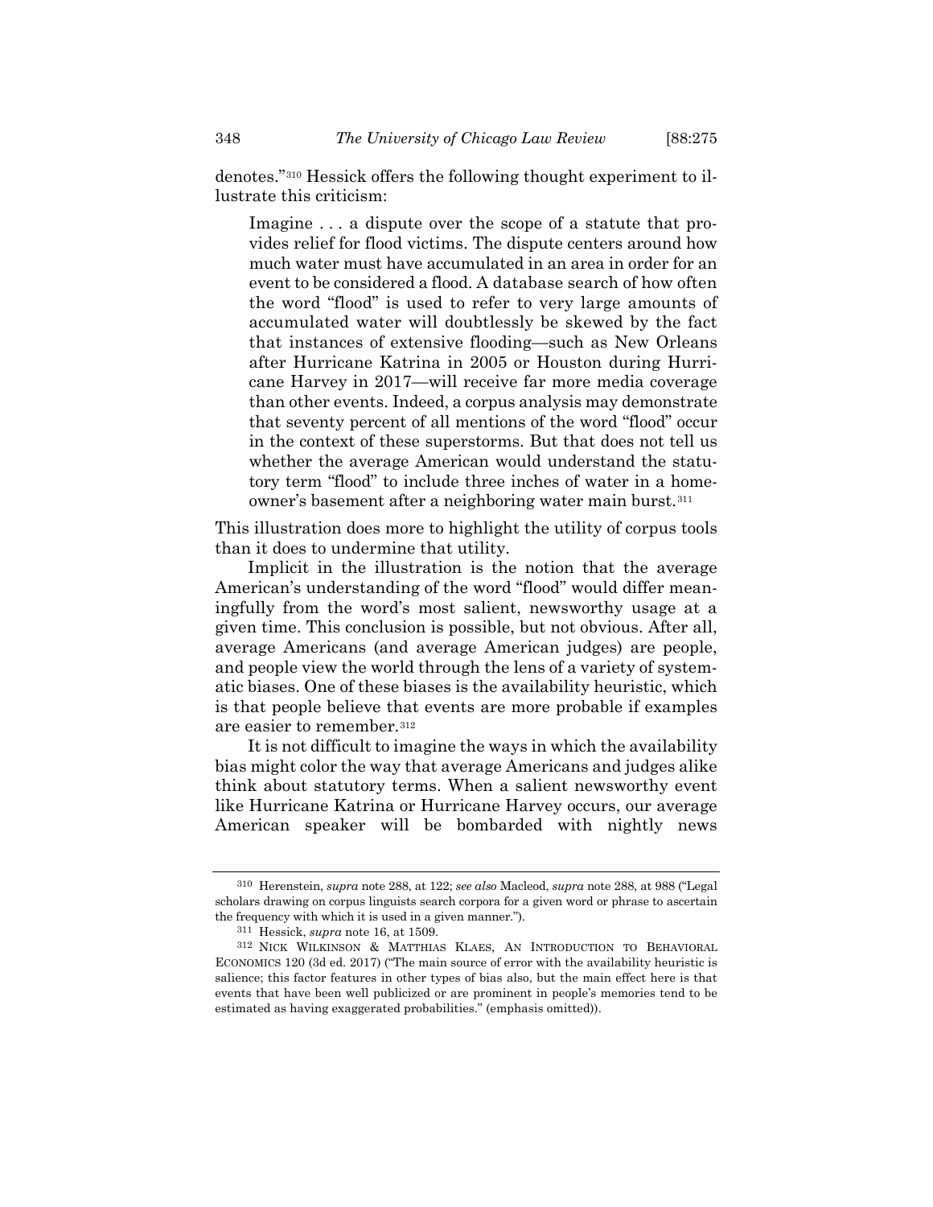denotes."[310] Hessick offers the following thought experiment to illustrate this criticism:

> Imagine . . . a dispute over the scope of a statute that provides relief for flood victims. The dispute centers around how much water must have accumulated in an area in order for an event to be considered a flood. A database search of how often the word "flood" is used to refer to very large amounts of accumulated water will doubtlessly be skewed by the fact that instances of extensive flooding—such as New Orleans after Hurricane Katrina in 2005 or Houston during Hurricane Harvey in 2017—will receive far more media coverage than other events. Indeed, a corpus analysis may demonstrate that seventy percent of all mentions of the word "flood" occur in the context of these superstorms. But that does not tell us whether the average American would understand the statutory term "flood" to include three inches of water in a homeowner's basement after a neighboring water main burst.[311]

This illustration does more to highlight the utility of corpus tools than it does to undermine that utility.

Implicit in the illustration is the notion that the average American's understanding of the word "flood" would differ meaningfully from the word's most salient, newsworthy usage at a given time. This conclusion is possible, but not obvious. After all, average Americans (and average American judges) are people, and people view the world through the lens of a variety of systematic biases. One of these biases is the availability heuristic, which is that people believe that events are more probable if examples are easier to remember.[312]

It is not difficult to imagine the ways in which the availability bias might color the way that average Americans and judges alike think about statutory terms. When a salient newsworthy event like Hurricane Katrina or Hurricane Harvey occurs, our average American speaker will be bombarded with nightly news

---

[310] Herenstein, *supra* note 288, at 122; *see also* Macleod, *supra* note 288, at 988 ("Legal scholars drawing on corpus linguists search corpora for a given word or phrase to ascertain the frequency with which it is used in a given manner.").

[311] Hessick, *supra* note 16, at 1509.

[312] NICK WILKINSON & MATTHIAS KLAES, AN INTRODUCTION TO BEHAVIORAL ECONOMICS 120 (3d ed. 2017) ("The main source of error with the availability heuristic is salience; this factor features in other types of bias also, but the main effect here is that events that have been well publicized or are prominent in people's memories tend to be estimated as having exaggerated probabilities." (emphasis omitted)).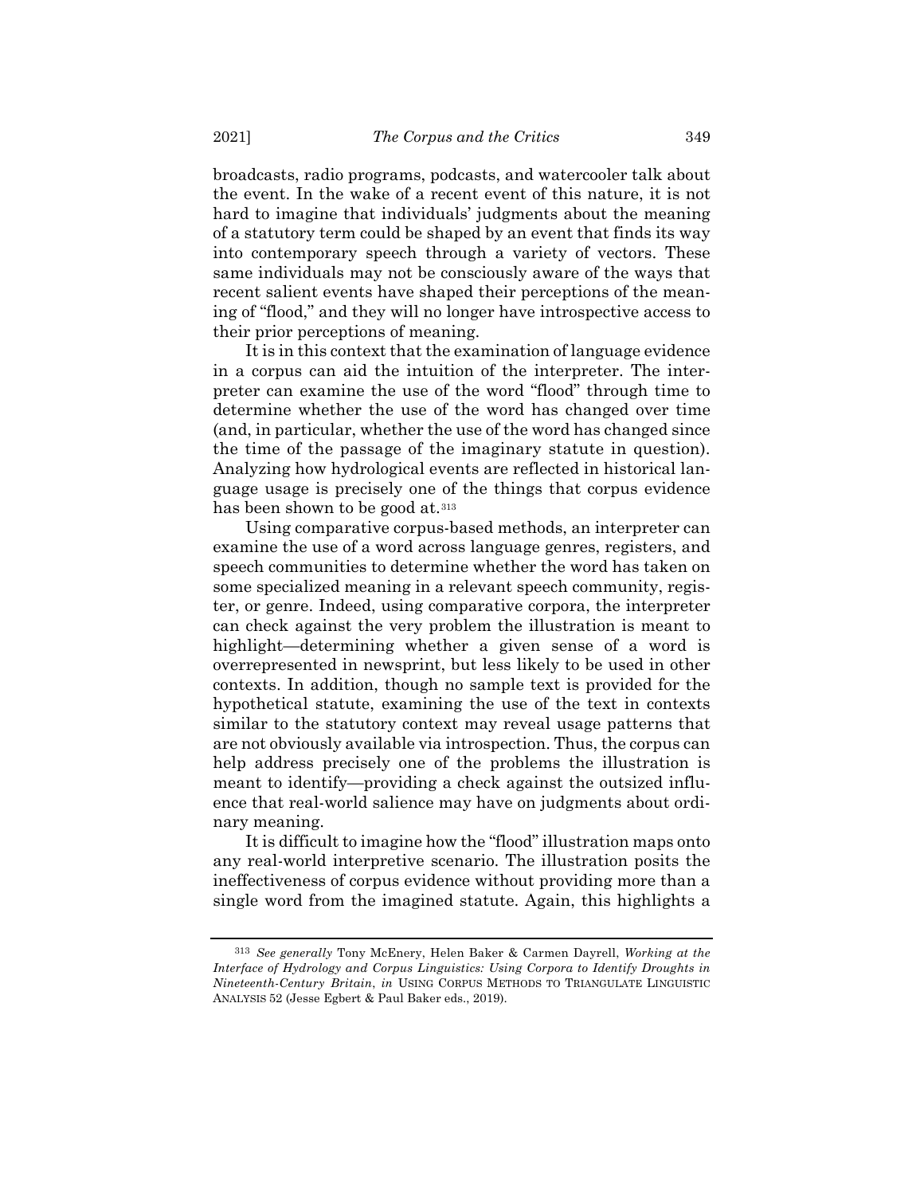broadcasts, radio programs, podcasts, and watercooler talk about the event. In the wake of a recent event of this nature, it is not hard to imagine that individuals' judgments about the meaning of a statutory term could be shaped by an event that finds its way into contemporary speech through a variety of vectors. These same individuals may not be consciously aware of the ways that recent salient events have shaped their perceptions of the meaning of "flood," and they will no longer have introspective access to their prior perceptions of meaning.

It is in this context that the examination of language evidence in a corpus can aid the intuition of the interpreter. The interpreter can examine the use of the word "flood" through time to determine whether the use of the word has changed over time (and, in particular, whether the use of the word has changed since the time of the passage of the imaginary statute in question). Analyzing how hydrological events are reflected in historical language usage is precisely one of the things that corpus evidence has been shown to be good at.[313]

Using comparative corpus-based methods, an interpreter can examine the use of a word across language genres, registers, and speech communities to determine whether the word has taken on some specialized meaning in a relevant speech community, register, or genre. Indeed, using comparative corpora, the interpreter can check against the very problem the illustration is meant to highlight—determining whether a given sense of a word is overrepresented in newsprint, but less likely to be used in other contexts. In addition, though no sample text is provided for the hypothetical statute, examining the use of the text in contexts similar to the statutory context may reveal usage patterns that are not obviously available via introspection. Thus, the corpus can help address precisely one of the problems the illustration is meant to identify—providing a check against the outsized influence that real-world salience may have on judgments about ordinary meaning.

It is difficult to imagine how the "flood" illustration maps onto any real-world interpretive scenario. The illustration posits the ineffectiveness of corpus evidence without providing more than a single word from the imagined statute. Again, this highlights a

---

[313] *See generally* Tony McEnery, Helen Baker & Carmen Dayrell, *Working at the Interface of Hydrology and Corpus Linguistics: Using Corpora to Identify Droughts in Nineteenth-Century Britain*, *in* USING CORPUS METHODS TO TRIANGULATE LINGUISTIC ANALYSIS 52 (Jesse Egbert & Paul Baker eds., 2019).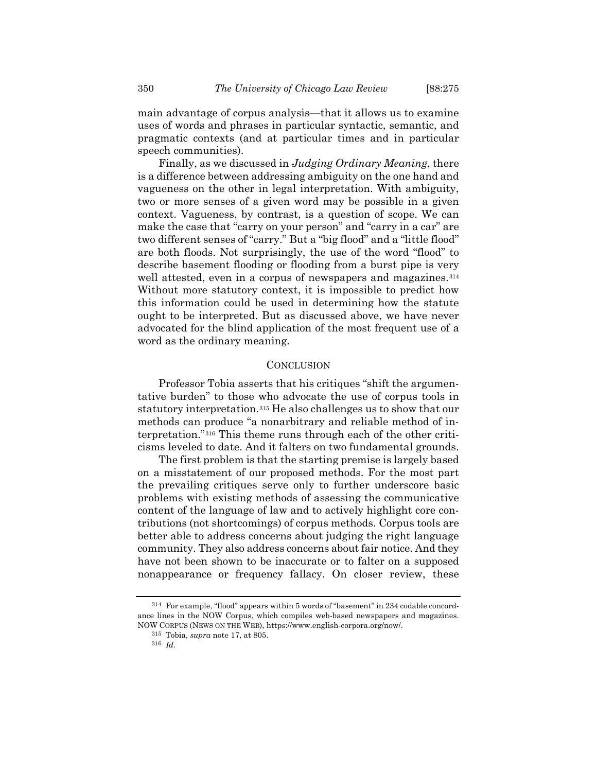main advantage of corpus analysis—that it allows us to examine uses of words and phrases in particular syntactic, semantic, and pragmatic contexts (and at particular times and in particular speech communities).

Finally, as we discussed in *Judging Ordinary Meaning*, there is a difference between addressing ambiguity on the one hand and vagueness on the other in legal interpretation. With ambiguity, two or more senses of a given word may be possible in a given context. Vagueness, by contrast, is a question of scope. We can make the case that "carry on your person" and "carry in a car" are two different senses of "carry." But a "big flood" and a "little flood" are both floods. Not surprisingly, the use of the word "flood" to describe basement flooding or flooding from a burst pipe is very well attested, even in a corpus of newspapers and magazines.[314] Without more statutory context, it is impossible to predict how this information could be used in determining how the statute ought to be interpreted. But as discussed above, we have never advocated for the blind application of the most frequent use of a word as the ordinary meaning.

## CONCLUSION

Professor Tobia asserts that his critiques "shift the argumentative burden" to those who advocate the use of corpus tools in statutory interpretation.[315] He also challenges us to show that our methods can produce "a nonarbitrary and reliable method of interpretation."[316] This theme runs through each of the other criticisms leveled to date. And it falters on two fundamental grounds.

The first problem is that the starting premise is largely based on a misstatement of our proposed methods. For the most part the prevailing critiques serve only to further underscore basic problems with existing methods of assessing the communicative content of the language of law and to actively highlight core contributions (not shortcomings) of corpus methods. Corpus tools are better able to address concerns about judging the right language community. They also address concerns about fair notice. And they have not been shown to be inaccurate or to falter on a supposed nonappearance or frequency fallacy. On closer review, these

---

[314] For example, "flood" appears within 5 words of "basement" in 234 codable concordance lines in the NOW Corpus, which compiles web-based newspapers and magazines. NOW CORPUS (NEWS ON THE WEB), https://www.english-corpora.org/now/.

[315] Tobia, *supra* note 17, at 805.

[316] *Id.*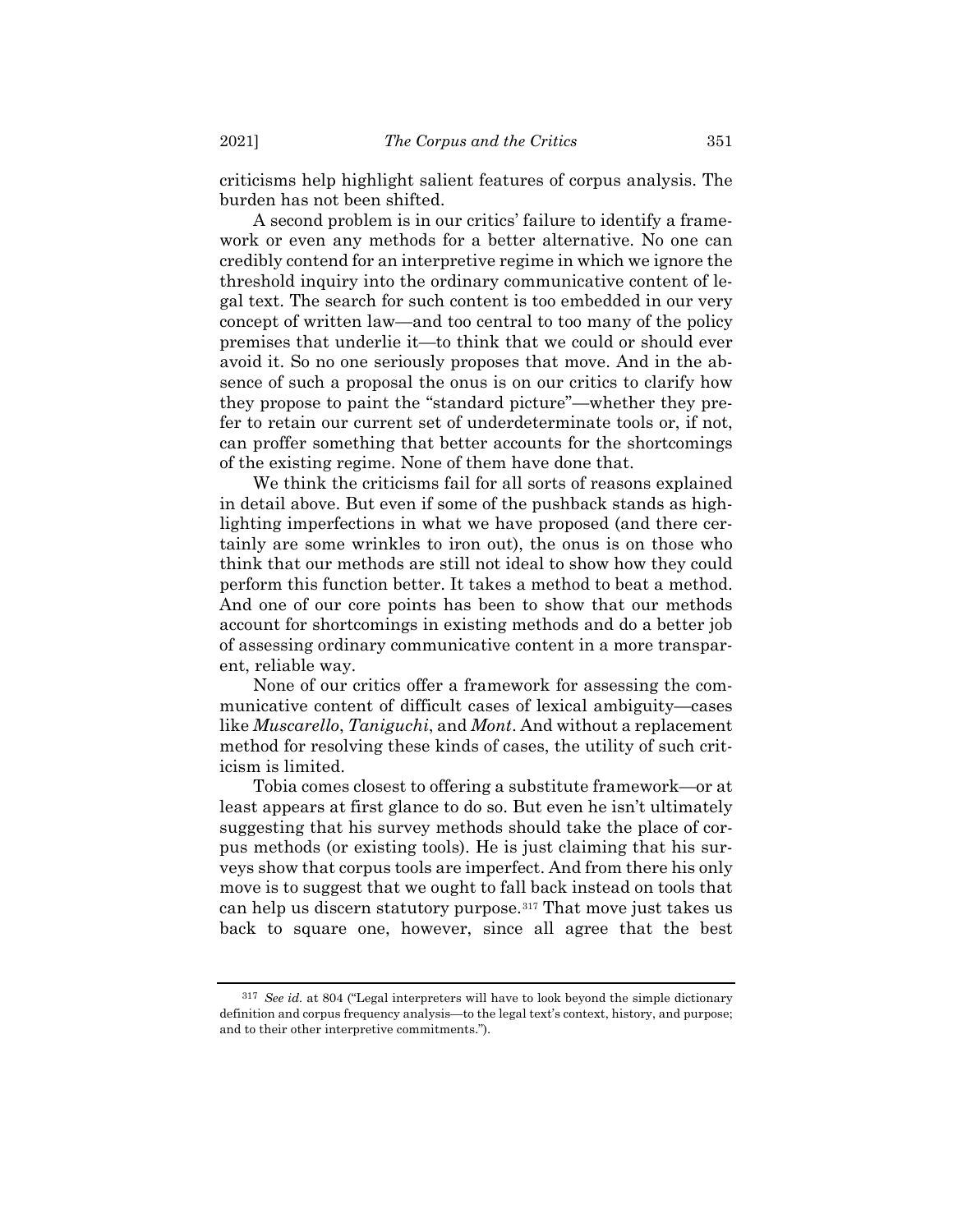criticisms help highlight salient features of corpus analysis. The burden has not been shifted.

A second problem is in our critics' failure to identify a framework or even any methods for a better alternative. No one can credibly contend for an interpretive regime in which we ignore the threshold inquiry into the ordinary communicative content of legal text. The search for such content is too embedded in our very concept of written law—and too central to too many of the policy premises that underlie it—to think that we could or should ever avoid it. So no one seriously proposes that move. And in the absence of such a proposal the onus is on our critics to clarify how they propose to paint the "standard picture"—whether they prefer to retain our current set of underdeterminate tools or, if not, can proffer something that better accounts for the shortcomings of the existing regime. None of them have done that.

We think the criticisms fail for all sorts of reasons explained in detail above. But even if some of the pushback stands as highlighting imperfections in what we have proposed (and there certainly are some wrinkles to iron out), the onus is on those who think that our methods are still not ideal to show how they could perform this function better. It takes a method to beat a method. And one of our core points has been to show that our methods account for shortcomings in existing methods and do a better job of assessing ordinary communicative content in a more transparent, reliable way.

None of our critics offer a framework for assessing the communicative content of difficult cases of lexical ambiguity—cases like *Muscarello*, *Taniguchi*, and *Mont*. And without a replacement method for resolving these kinds of cases, the utility of such criticism is limited.

Tobia comes closest to offering a substitute framework—or at least appears at first glance to do so. But even he isn't ultimately suggesting that his survey methods should take the place of corpus methods (or existing tools). He is just claiming that his surveys show that corpus tools are imperfect. And from there his only move is to suggest that we ought to fall back instead on tools that can help us discern statutory purpose.[317] That move just takes us back to square one, however, since all agree that the best

---

[317] *See id.* at 804 ("Legal interpreters will have to look beyond the simple dictionary definition and corpus frequency analysis—to the legal text's context, history, and purpose; and to their other interpretive commitments.").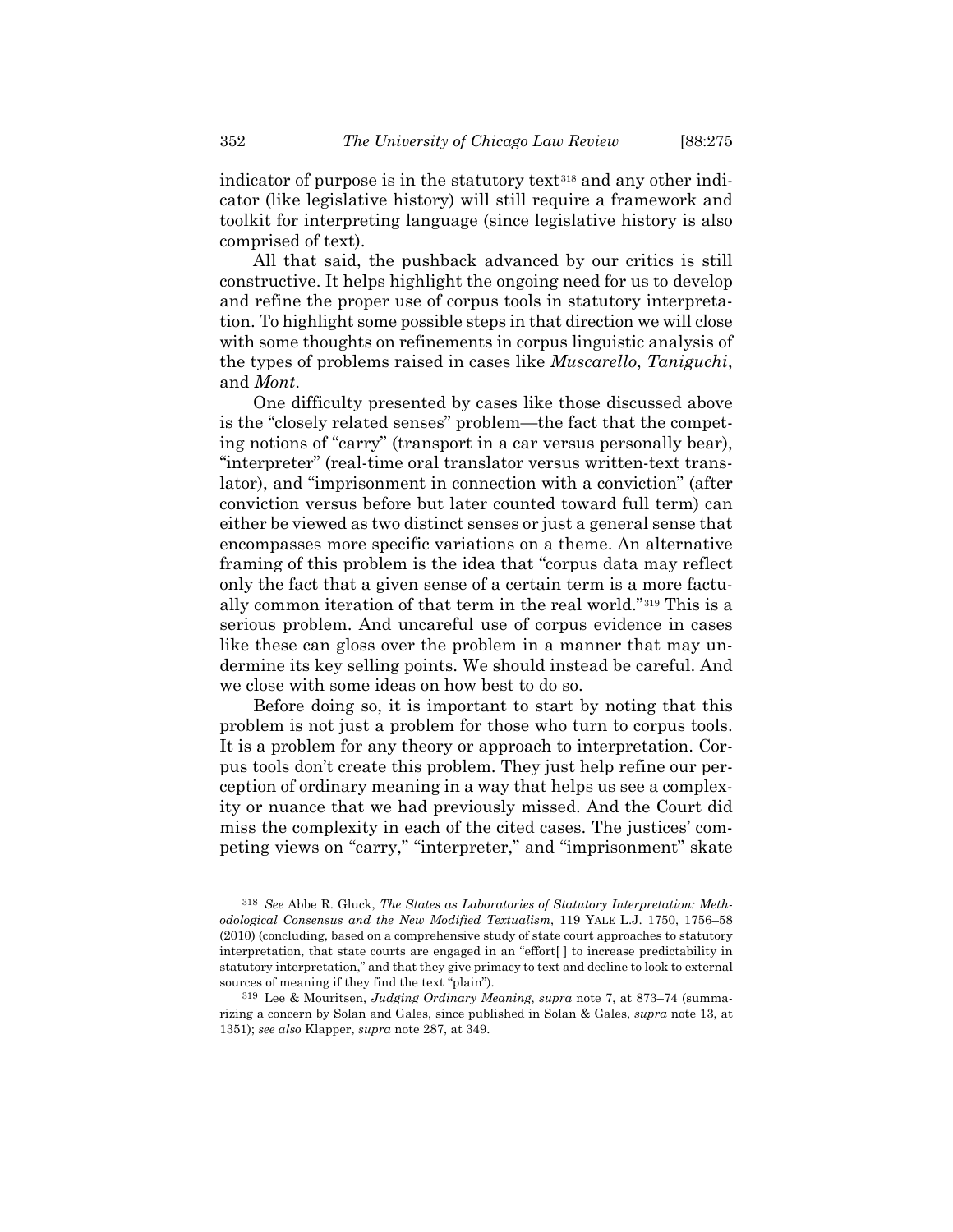indicator of purpose is in the statutory text[318] and any other indicator (like legislative history) will still require a framework and toolkit for interpreting language (since legislative history is also comprised of text).

All that said, the pushback advanced by our critics is still constructive. It helps highlight the ongoing need for us to develop and refine the proper use of corpus tools in statutory interpretation. To highlight some possible steps in that direction we will close with some thoughts on refinements in corpus linguistic analysis of the types of problems raised in cases like *Muscarello*, *Taniguchi*, and *Mont*.

One difficulty presented by cases like those discussed above is the "closely related senses" problem—the fact that the competing notions of "carry" (transport in a car versus personally bear), "interpreter" (real-time oral translator versus written-text translator), and "imprisonment in connection with a conviction" (after conviction versus before but later counted toward full term) can either be viewed as two distinct senses or just a general sense that encompasses more specific variations on a theme. An alternative framing of this problem is the idea that "corpus data may reflect only the fact that a given sense of a certain term is a more factually common iteration of that term in the real world."[319] This is a serious problem. And uncareful use of corpus evidence in cases like these can gloss over the problem in a manner that may undermine its key selling points. We should instead be careful. And we close with some ideas on how best to do so.

Before doing so, it is important to start by noting that this problem is not just a problem for those who turn to corpus tools. It is a problem for any theory or approach to interpretation. Corpus tools don't create this problem. They just help refine our perception of ordinary meaning in a way that helps us see a complexity or nuance that we had previously missed. And the Court did miss the complexity in each of the cited cases. The justices' competing views on "carry," "interpreter," and "imprisonment" skate

---

[318] *See* Abbe R. Gluck, *The States as Laboratories of Statutory Interpretation: Methodological Consensus and the New Modified Textualism*, 119 YALE L.J. 1750, 1756–58 (2010) (concluding, based on a comprehensive study of state court approaches to statutory interpretation, that state courts are engaged in an "effort[ ] to increase predictability in statutory interpretation," and that they give primacy to text and decline to look to external sources of meaning if they find the text "plain").

[319] Lee & Mouritsen, *Judging Ordinary Meaning*, *supra* note 7, at 873–74 (summarizing a concern by Solan and Gales, since published in Solan & Gales, *supra* note 13, at 1351); *see also* Klapper, *supra* note 287, at 349.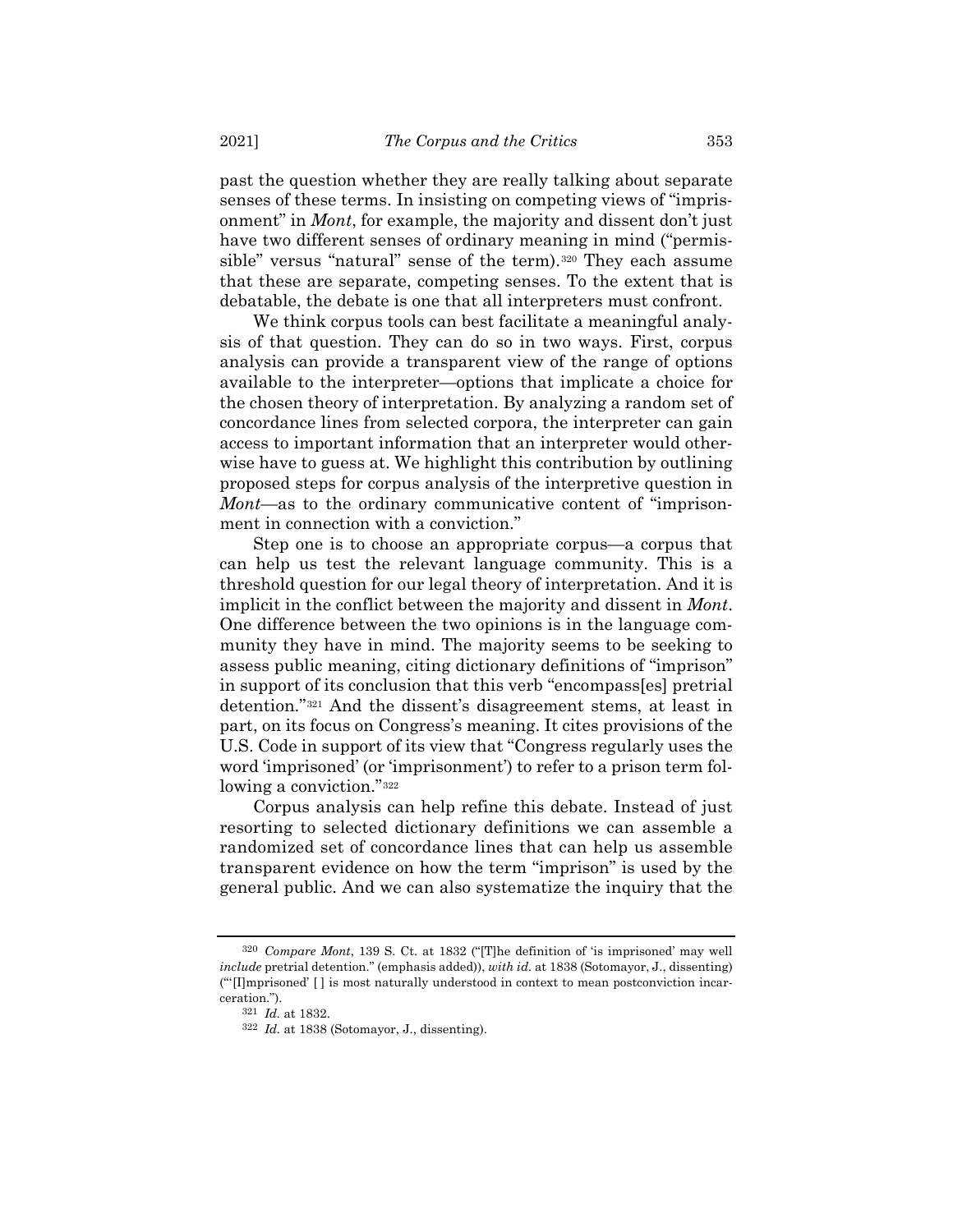past the question whether they are really talking about separate senses of these terms. In insisting on competing views of "imprisonment" in *Mont*, for example, the majority and dissent don't just have two different senses of ordinary meaning in mind ("permissible" versus "natural" sense of the term).[320] They each assume that these are separate, competing senses. To the extent that is debatable, the debate is one that all interpreters must confront.

We think corpus tools can best facilitate a meaningful analysis of that question. They can do so in two ways. First, corpus analysis can provide a transparent view of the range of options available to the interpreter—options that implicate a choice for the chosen theory of interpretation. By analyzing a random set of concordance lines from selected corpora, the interpreter can gain access to important information that an interpreter would otherwise have to guess at. We highlight this contribution by outlining proposed steps for corpus analysis of the interpretive question in *Mont*—as to the ordinary communicative content of "imprisonment in connection with a conviction."

Step one is to choose an appropriate corpus—a corpus that can help us test the relevant language community. This is a threshold question for our legal theory of interpretation. And it is implicit in the conflict between the majority and dissent in *Mont*. One difference between the two opinions is in the language community they have in mind. The majority seems to be seeking to assess public meaning, citing dictionary definitions of "imprison" in support of its conclusion that this verb "encompass[es] pretrial detention."[321] And the dissent's disagreement stems, at least in part, on its focus on Congress's meaning. It cites provisions of the U.S. Code in support of its view that "Congress regularly uses the word 'imprisoned' (or 'imprisonment') to refer to a prison term following a conviction."[322]

Corpus analysis can help refine this debate. Instead of just resorting to selected dictionary definitions we can assemble a randomized set of concordance lines that can help us assemble transparent evidence on how the term "imprison" is used by the general public. And we can also systematize the inquiry that the

---

[320] *Compare Mont*, 139 S. Ct. at 1832 ("[T]he definition of 'is imprisoned' may well *include* pretrial detention." (emphasis added)), *with id.* at 1838 (Sotomayor, J., dissenting) ("'[I]mprisoned' [ ] is most naturally understood in context to mean postconviction incarceration.").

[321] *Id.* at 1832.

[322] *Id.* at 1838 (Sotomayor, J., dissenting).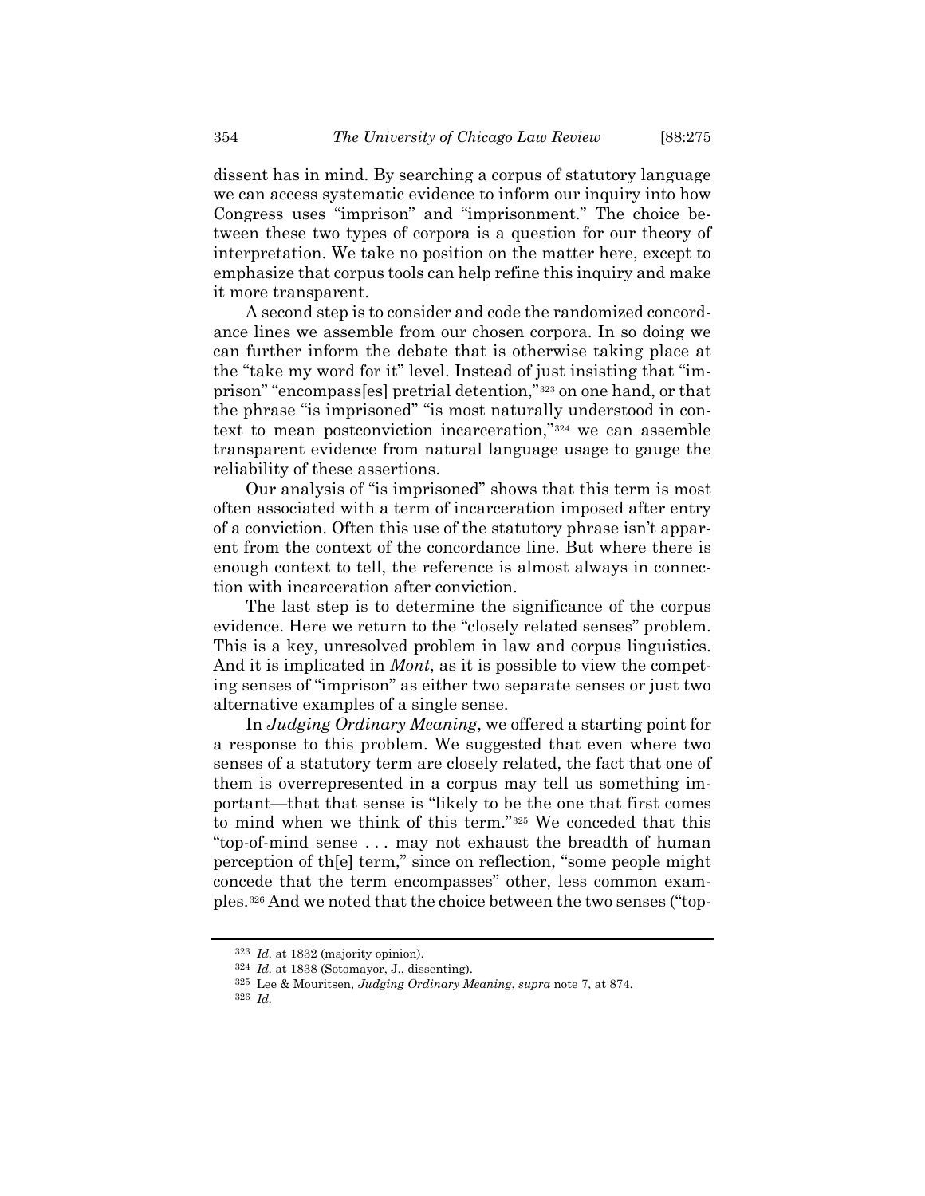dissent has in mind. By searching a corpus of statutory language we can access systematic evidence to inform our inquiry into how Congress uses "imprison" and "imprisonment." The choice between these two types of corpora is a question for our theory of interpretation. We take no position on the matter here, except to emphasize that corpus tools can help refine this inquiry and make it more transparent.

A second step is to consider and code the randomized concordance lines we assemble from our chosen corpora. In so doing we can further inform the debate that is otherwise taking place at the "take my word for it" level. Instead of just insisting that "imprison" "encompass[es] pretrial detention,"[323] on one hand, or that the phrase "is imprisoned" "is most naturally understood in context to mean postconviction incarceration,"[324] we can assemble transparent evidence from natural language usage to gauge the reliability of these assertions.

Our analysis of "is imprisoned" shows that this term is most often associated with a term of incarceration imposed after entry of a conviction. Often this use of the statutory phrase isn't apparent from the context of the concordance line. But where there is enough context to tell, the reference is almost always in connection with incarceration after conviction.

The last step is to determine the significance of the corpus evidence. Here we return to the "closely related senses" problem. This is a key, unresolved problem in law and corpus linguistics. And it is implicated in *Mont*, as it is possible to view the competing senses of "imprison" as either two separate senses or just two alternative examples of a single sense.

In *Judging Ordinary Meaning*, we offered a starting point for a response to this problem. We suggested that even where two senses of a statutory term are closely related, the fact that one of them is overrepresented in a corpus may tell us something important—that that sense is "likely to be the one that first comes to mind when we think of this term."[325] We conceded that this "top-of-mind sense . . . may not exhaust the breadth of human perception of th[e] term," since on reflection, "some people might concede that the term encompasses" other, less common examples.[326] And we noted that the choice between the two senses ("top-

---

[323] *Id.* at 1832 (majority opinion).

[324] *Id.* at 1838 (Sotomayor, J., dissenting).

[325] Lee & Mouritsen, *Judging Ordinary Meaning*, *supra* note 7, at 874.

[326] *Id.*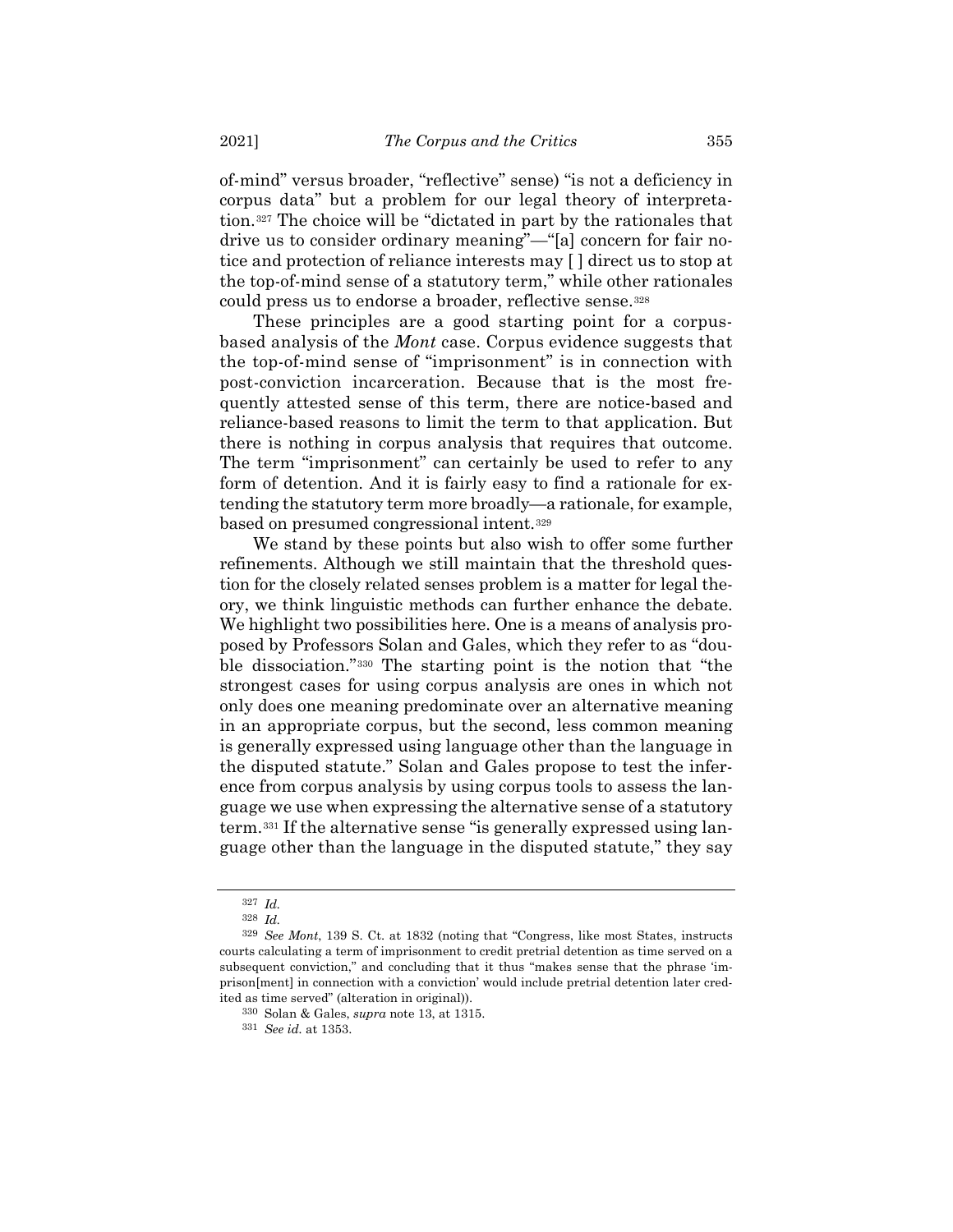of-mind" versus broader, "reflective" sense) "is not a deficiency in corpus data" but a problem for our legal theory of interpretation.[327] The choice will be "dictated in part by the rationales that drive us to consider ordinary meaning"—"[a] concern for fair notice and protection of reliance interests may [ ] direct us to stop at the top-of-mind sense of a statutory term," while other rationales could press us to endorse a broader, reflective sense.[328]

These principles are a good starting point for a corpus-based analysis of the *Mont* case. Corpus evidence suggests that the top-of-mind sense of "imprisonment" is in connection with post-conviction incarceration. Because that is the most frequently attested sense of this term, there are notice-based and reliance-based reasons to limit the term to that application. But there is nothing in corpus analysis that requires that outcome. The term "imprisonment" can certainly be used to refer to any form of detention. And it is fairly easy to find a rationale for extending the statutory term more broadly—a rationale, for example, based on presumed congressional intent.[329]

We stand by these points but also wish to offer some further refinements. Although we still maintain that the threshold question for the closely related senses problem is a matter for legal theory, we think linguistic methods can further enhance the debate. We highlight two possibilities here. One is a means of analysis proposed by Professors Solan and Gales, which they refer to as "double dissociation."[330] The starting point is the notion that "the strongest cases for using corpus analysis are ones in which not only does one meaning predominate over an alternative meaning in an appropriate corpus, but the second, less common meaning is generally expressed using language other than the language in the disputed statute." Solan and Gales propose to test the inference from corpus analysis by using corpus tools to assess the language we use when expressing the alternative sense of a statutory term.[331] If the alternative sense "is generally expressed using language other than the language in the disputed statute," they say

---

[327] *Id.*

[328] *Id.*

[329] *See Mont*, 139 S. Ct. at 1832 (noting that "Congress, like most States, instructs courts calculating a term of imprisonment to credit pretrial detention as time served on a subsequent conviction," and concluding that it thus "makes sense that the phrase 'imprison[ment] in connection with a conviction' would include pretrial detention later credited as time served" (alteration in original)).

[330] Solan & Gales, *supra* note 13, at 1315.

[331] *See id.* at 1353.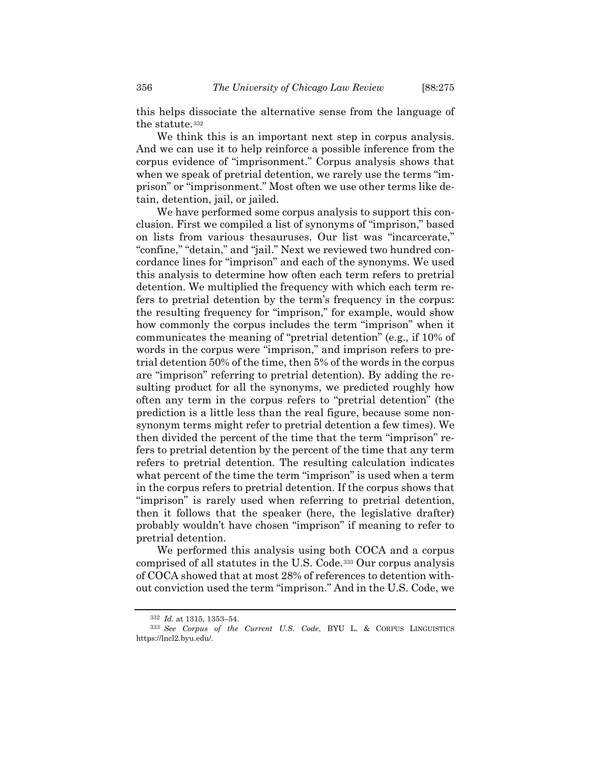this helps dissociate the alternative sense from the language of the statute.[332]

We think this is an important next step in corpus analysis. And we can use it to help reinforce a possible inference from the corpus evidence of "imprisonment." Corpus analysis shows that when we speak of pretrial detention, we rarely use the terms "imprison" or "imprisonment." Most often we use other terms like detain, detention, jail, or jailed.

We have performed some corpus analysis to support this conclusion. First we compiled a list of synonyms of "imprison," based on lists from various thesauruses. Our list was "incarcerate," "confine," "detain," and "jail." Next we reviewed two hundred concordance lines for "imprison" and each of the synonyms. We used this analysis to determine how often each term refers to pretrial detention. We multiplied the frequency with which each term refers to pretrial detention by the term's frequency in the corpus: the resulting frequency for "imprison," for example, would show how commonly the corpus includes the term "imprison" when it communicates the meaning of "pretrial detention" (e.g., if 10% of words in the corpus were "imprison," and imprison refers to pretrial detention 50% of the time, then 5% of the words in the corpus are "imprison" referring to pretrial detention). By adding the resulting product for all the synonyms, we predicted roughly how often any term in the corpus refers to "pretrial detention" (the prediction is a little less than the real figure, because some nonsynonym terms might refer to pretrial detention a few times). We then divided the percent of the time that the term "imprison" refers to pretrial detention by the percent of the time that any term refers to pretrial detention. The resulting calculation indicates what percent of the time the term "imprison" is used when a term in the corpus refers to pretrial detention. If the corpus shows that "imprison" is rarely used when referring to pretrial detention, then it follows that the speaker (here, the legislative drafter) probably wouldn't have chosen "imprison" if meaning to refer to pretrial detention.

We performed this analysis using both COCA and a corpus comprised of all statutes in the U.S. Code.[333] Our corpus analysis of COCA showed that at most 28% of references to detention without conviction used the term "imprison." And in the U.S. Code, we

---

[332] *Id.* at 1315, 1353–54.

[333] *See Corpus of the Current U.S. Code*, BYU L. & CORPUS LINGUISTICS https://lncl2.byu.edu/.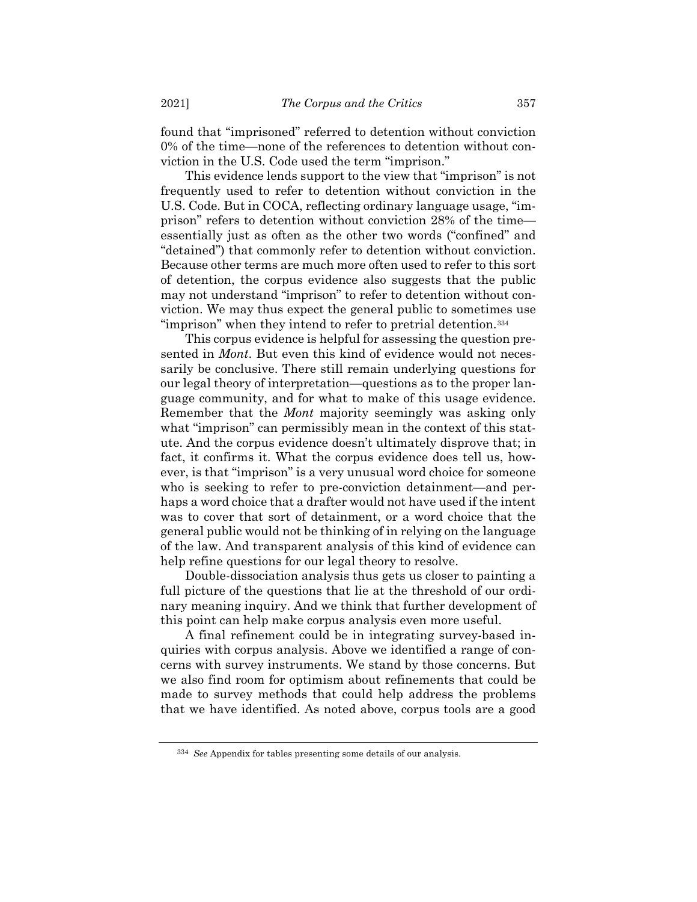found that "imprisoned" referred to detention without conviction 0% of the time—none of the references to detention without conviction in the U.S. Code used the term "imprison."

This evidence lends support to the view that "imprison" is not frequently used to refer to detention without conviction in the U.S. Code. But in COCA, reflecting ordinary language usage, "imprison" refers to detention without conviction 28% of the time—essentially just as often as the other two words ("confined" and "detained") that commonly refer to detention without conviction. Because other terms are much more often used to refer to this sort of detention, the corpus evidence also suggests that the public may not understand "imprison" to refer to detention without conviction. We may thus expect the general public to sometimes use "imprison" when they intend to refer to pretrial detention.[334]

This corpus evidence is helpful for assessing the question presented in *Mont*. But even this kind of evidence would not necessarily be conclusive. There still remain underlying questions for our legal theory of interpretation—questions as to the proper language community, and for what to make of this usage evidence. Remember that the *Mont* majority seemingly was asking only what "imprison" can permissibly mean in the context of this statute. And the corpus evidence doesn't ultimately disprove that; in fact, it confirms it. What the corpus evidence does tell us, however, is that "imprison" is a very unusual word choice for someone who is seeking to refer to pre-conviction detainment—and perhaps a word choice that a drafter would not have used if the intent was to cover that sort of detainment, or a word choice that the general public would not be thinking of in relying on the language of the law. And transparent analysis of this kind of evidence can help refine questions for our legal theory to resolve.

Double-dissociation analysis thus gets us closer to painting a full picture of the questions that lie at the threshold of our ordinary meaning inquiry. And we think that further development of this point can help make corpus analysis even more useful.

A final refinement could be in integrating survey-based inquiries with corpus analysis. Above we identified a range of concerns with survey instruments. We stand by those concerns. But we also find room for optimism about refinements that could be made to survey methods that could help address the problems that we have identified. As noted above, corpus tools are a good

---

[334] *See* Appendix for tables presenting some details of our analysis.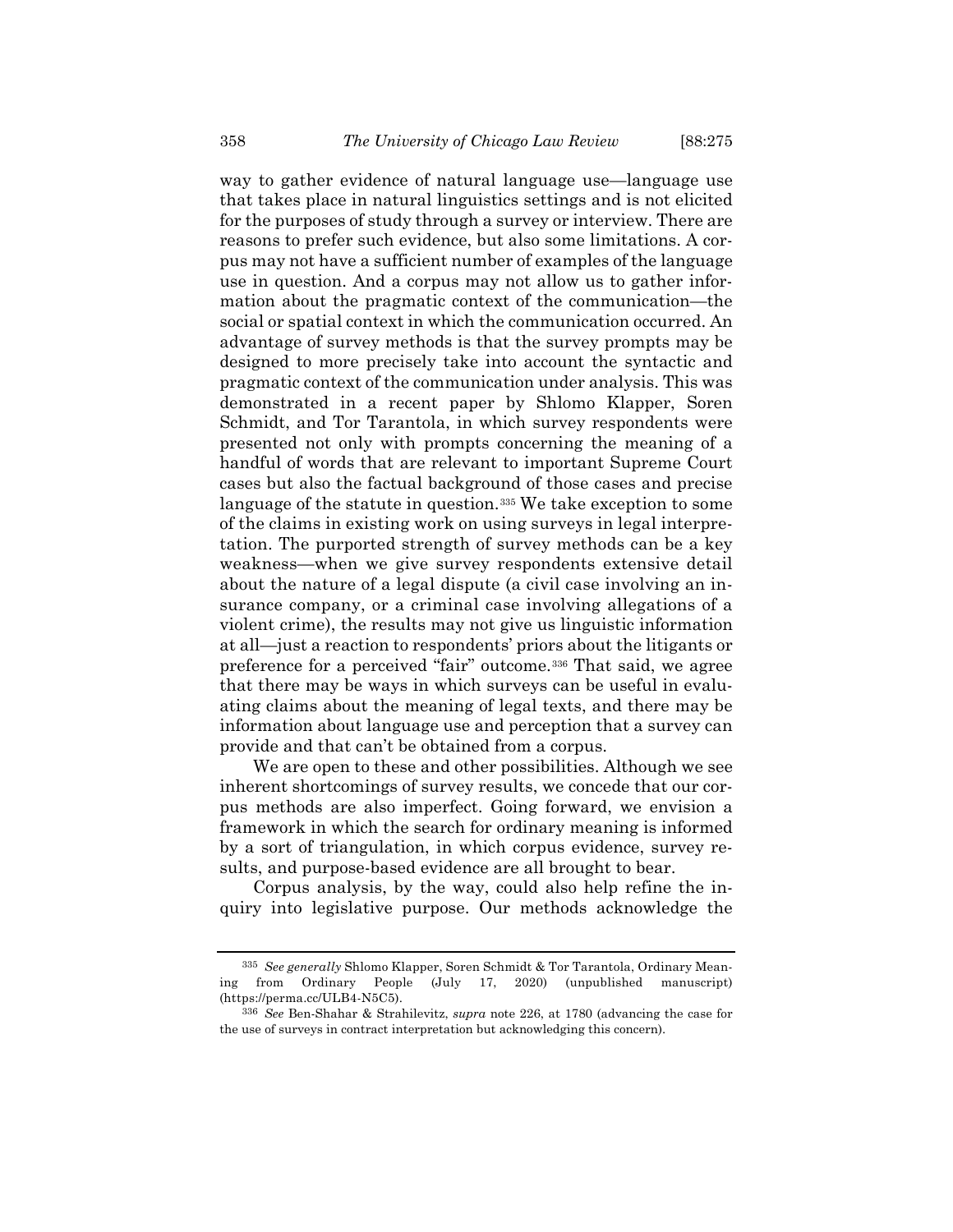way to gather evidence of natural language use—language use that takes place in natural linguistics settings and is not elicited for the purposes of study through a survey or interview. There are reasons to prefer such evidence, but also some limitations. A corpus may not have a sufficient number of examples of the language use in question. And a corpus may not allow us to gather information about the pragmatic context of the communication—the social or spatial context in which the communication occurred. An advantage of survey methods is that the survey prompts may be designed to more precisely take into account the syntactic and pragmatic context of the communication under analysis. This was demonstrated in a recent paper by Shlomo Klapper, Soren Schmidt, and Tor Tarantola, in which survey respondents were presented not only with prompts concerning the meaning of a handful of words that are relevant to important Supreme Court cases but also the factual background of those cases and precise language of the statute in question.[335] We take exception to some of the claims in existing work on using surveys in legal interpretation. The purported strength of survey methods can be a key weakness—when we give survey respondents extensive detail about the nature of a legal dispute (a civil case involving an insurance company, or a criminal case involving allegations of a violent crime), the results may not give us linguistic information at all—just a reaction to respondents' priors about the litigants or preference for a perceived "fair" outcome.[336] That said, we agree that there may be ways in which surveys can be useful in evaluating claims about the meaning of legal texts, and there may be information about language use and perception that a survey can provide and that can't be obtained from a corpus.

We are open to these and other possibilities. Although we see inherent shortcomings of survey results, we concede that our corpus methods are also imperfect. Going forward, we envision a framework in which the search for ordinary meaning is informed by a sort of triangulation, in which corpus evidence, survey results, and purpose-based evidence are all brought to bear.

Corpus analysis, by the way, could also help refine the inquiry into legislative purpose. Our methods acknowledge the

---

[335] *See generally* Shlomo Klapper, Soren Schmidt & Tor Tarantola, Ordinary Meaning from Ordinary People (July 17, 2020) (unpublished manuscript) (https://perma.cc/ULB4-N5C5).

[336] *See* Ben-Shahar & Strahilevitz, *supra* note 226, at 1780 (advancing the case for the use of surveys in contract interpretation but acknowledging this concern).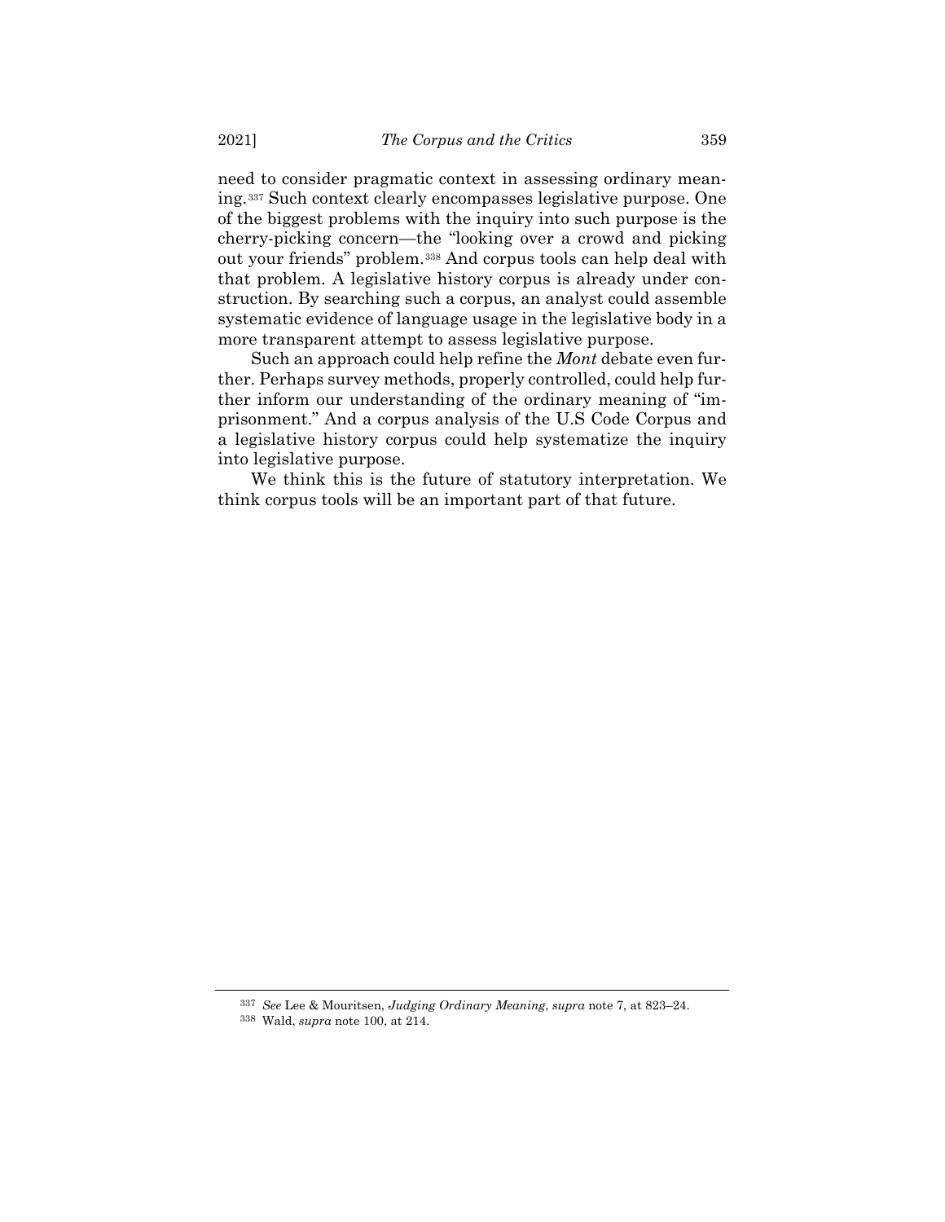need to consider pragmatic context in assessing ordinary meaning.[337] Such context clearly encompasses legislative purpose. One of the biggest problems with the inquiry into such purpose is the cherry-picking concern—the "looking over a crowd and picking out your friends" problem.[338] And corpus tools can help deal with that problem. A legislative history corpus is already under construction. By searching such a corpus, an analyst could assemble systematic evidence of language usage in the legislative body in a more transparent attempt to assess legislative purpose.

Such an approach could help refine the *Mont* debate even further. Perhaps survey methods, properly controlled, could help further inform our understanding of the ordinary meaning of "imprisonment." And a corpus analysis of the U.S Code Corpus and a legislative history corpus could help systematize the inquiry into legislative purpose.

We think this is the future of statutory interpretation. We think corpus tools will be an important part of that future.

---

[337] *See* Lee & Mouritsen, *Judging Ordinary Meaning*, *supra* note 7, at 823–24.

[338] Wald, *supra* note 100, at 214.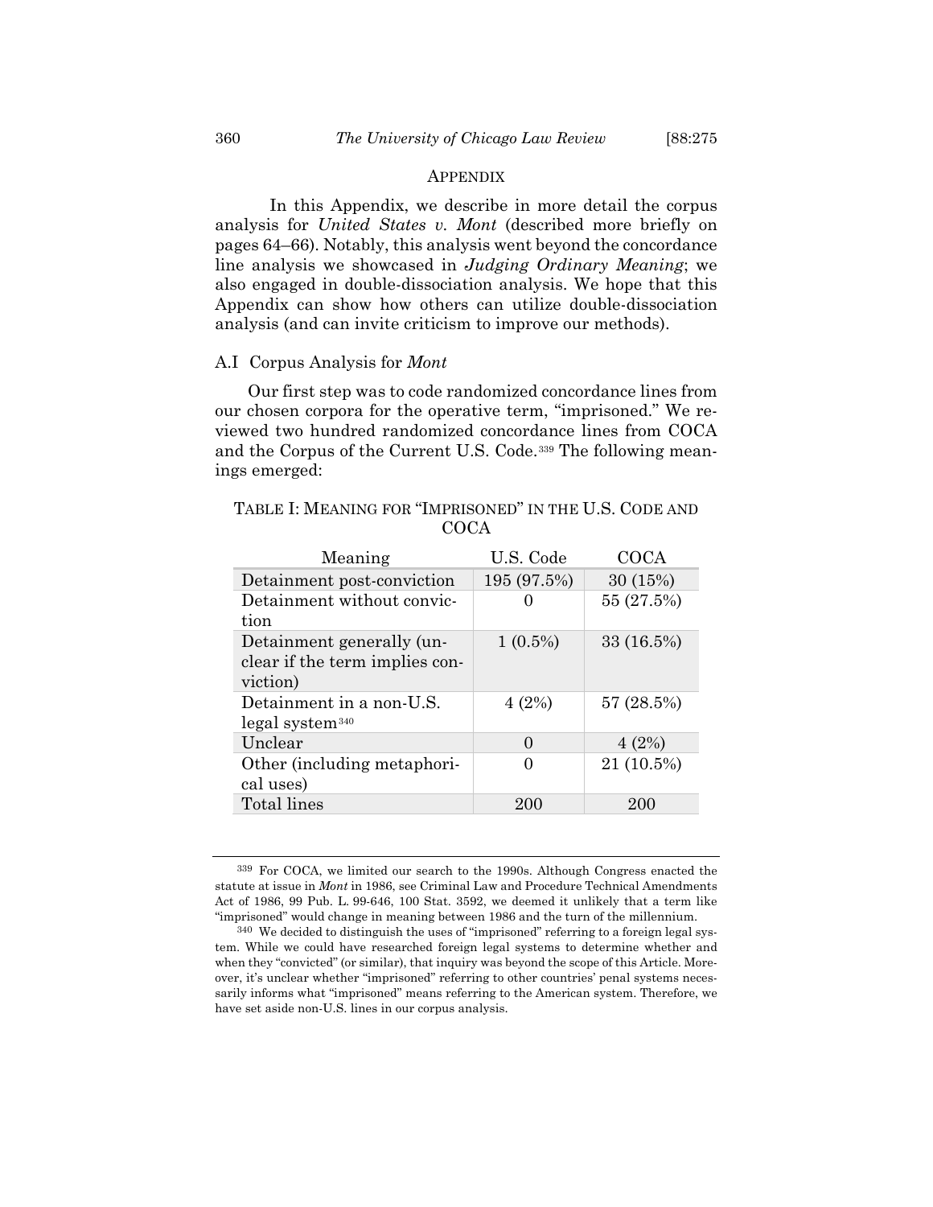## APPENDIX

In this Appendix, we describe in more detail the corpus analysis for *United States v. Mont* (described more briefly on pages 64–66). Notably, this analysis went beyond the concordance line analysis we showcased in *Judging Ordinary Meaning*; we also engaged in double-dissociation analysis. We hope that this Appendix can show how others can utilize double-dissociation analysis (and can invite criticism to improve our methods).

### A.I Corpus Analysis for *Mont*

Our first step was to code randomized concordance lines from our chosen corpora for the operative term, "imprisoned." We reviewed two hundred randomized concordance lines from COCA and the Corpus of the Current U.S. Code.[339] The following meanings emerged:

TABLE I: MEANING FOR "IMPRISONED" IN THE U.S. CODE AND COCA

| Meaning | U.S. Code | COCA |
|---|---|---|
| Detainment post-conviction | 195 (97.5%) | 30 (15%) |
| Detainment without conviction | 0 | 55 (27.5%) |
| Detainment generally (unclear if the term implies conviction) | 1 (0.5%) | 33 (16.5%) |
| Detainment in a non-U.S. legal system[340] | 4 (2%) | 57 (28.5%) |
| Unclear | 0 | 4 (2%) |
| Other (including metaphorical uses) | 0 | 21 (10.5%) |
| Total lines | 200 | 200 |

---

[339] For COCA, we limited our search to the 1990s. Although Congress enacted the statute at issue in *Mont* in 1986, see Criminal Law and Procedure Technical Amendments Act of 1986, 99 Pub. L. 99-646, 100 Stat. 3592, we deemed it unlikely that a term like "imprisoned" would change in meaning between 1986 and the turn of the millennium.

[340] We decided to distinguish the uses of "imprisoned" referring to a foreign legal system. While we could have researched foreign legal systems to determine whether and when they "convicted" (or similar), that inquiry was beyond the scope of this Article. Moreover, it's unclear whether "imprisoned" referring to other countries' penal systems necessarily informs what "imprisoned" means referring to the American system. Therefore, we have set aside non-U.S. lines in our corpus analysis.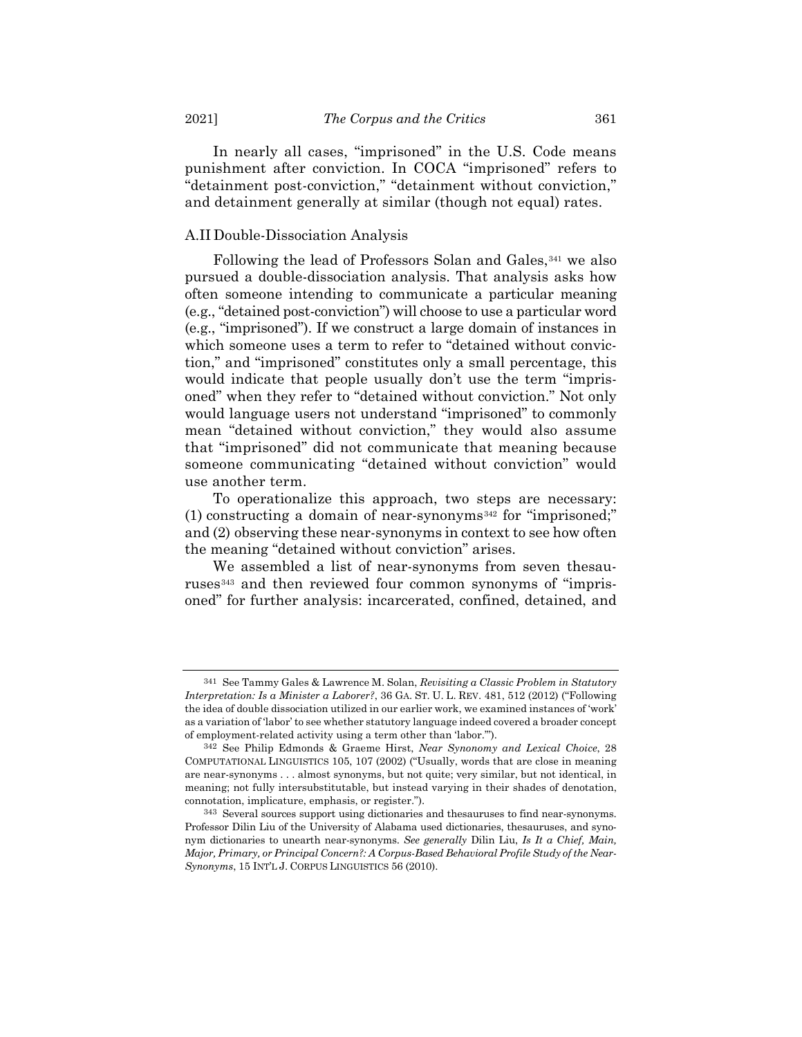In nearly all cases, "imprisoned" in the U.S. Code means punishment after conviction. In COCA "imprisoned" refers to "detainment post-conviction," "detainment without conviction," and detainment generally at similar (though not equal) rates.

### A.II Double-Dissociation Analysis

Following the lead of Professors Solan and Gales,[341] we also pursued a double-dissociation analysis. That analysis asks how often someone intending to communicate a particular meaning (e.g., "detained post-conviction") will choose to use a particular word (e.g., "imprisoned"). If we construct a large domain of instances in which someone uses a term to refer to "detained without conviction," and "imprisoned" constitutes only a small percentage, this would indicate that people usually don't use the term "imprisoned" when they refer to "detained without conviction." Not only would language users not understand "imprisoned" to commonly mean "detained without conviction," they would also assume that "imprisoned" did not communicate that meaning because someone communicating "detained without conviction" would use another term.

To operationalize this approach, two steps are necessary: (1) constructing a domain of near-synonyms[342] for "imprisoned;" and (2) observing these near-synonyms in context to see how often the meaning "detained without conviction" arises.

We assembled a list of near-synonyms from seven thesauruses[343] and then reviewed four common synonyms of "imprisoned" for further analysis: incarcerated, confined, detained, and

---

341 See Tammy Gales & Lawrence M. Solan, *Revisiting a Classic Problem in Statutory Interpretation: Is a Minister a Laborer?*, 36 GA. ST. U. L. REV. 481, 512 (2012) ("Following the idea of double dissociation utilized in our earlier work, we examined instances of 'work' as a variation of 'labor' to see whether statutory language indeed covered a broader concept of employment-related activity using a term other than 'labor.'").

342 See Philip Edmonds & Graeme Hirst, *Near Synonomy and Lexical Choice*, 28 COMPUTATIONAL LINGUISTICS 105, 107 (2002) ("Usually, words that are close in meaning are near-synonyms . . . almost synonyms, but not quite; very similar, but not identical, in meaning; not fully intersubstitutable, but instead varying in their shades of denotation, connotation, implicature, emphasis, or register.").

343 Several sources support using dictionaries and thesauruses to find near-synonyms. Professor Dilin Liu of the University of Alabama used dictionaries, thesauruses, and synonym dictionaries to unearth near-synonyms. *See generally* Dilin Liu, *Is It a Chief, Main, Major, Primary, or Principal Concern?: A Corpus-Based Behavioral Profile Study of the Near-Synonyms*, 15 INT'L J. CORPUS LINGUISTICS 56 (2010).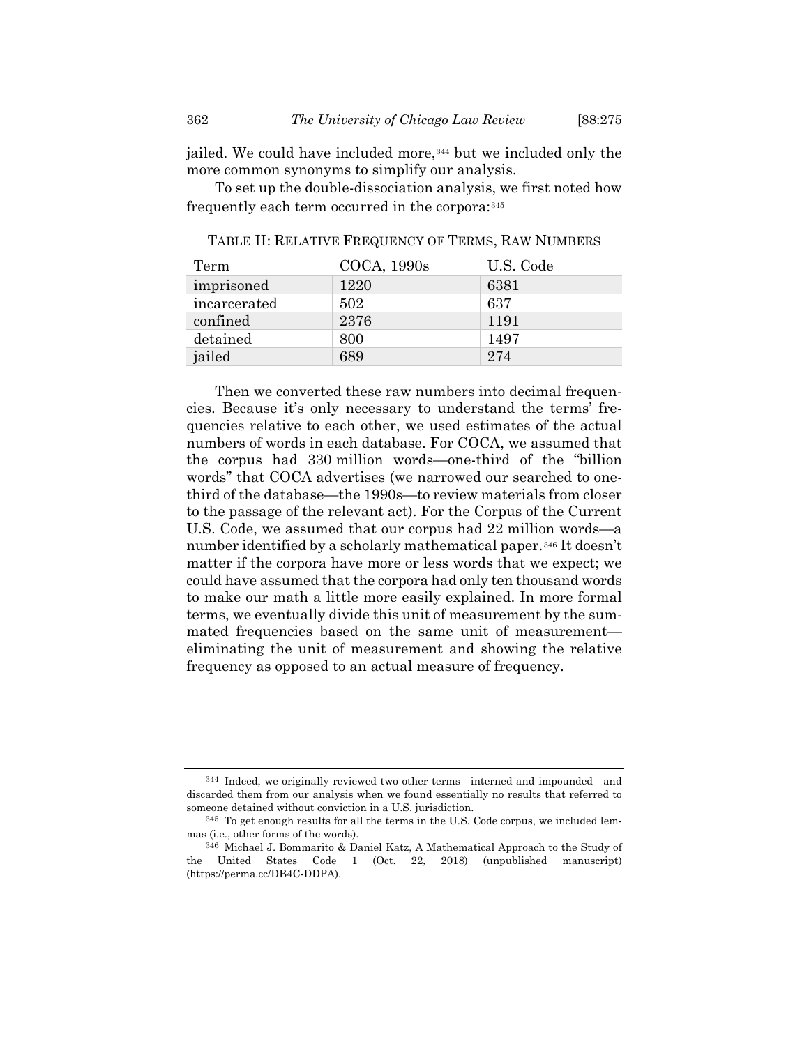jailed. We could have included more,[344] but we included only the more common synonyms to simplify our analysis.

To set up the double-dissociation analysis, we first noted how frequently each term occurred in the corpora:[345]

TABLE II: RELATIVE FREQUENCY OF TERMS, RAW NUMBERS

| Term | COCA, 1990s | U.S. Code |
|---|---|---|
| imprisoned | 1220 | 6381 |
| incarcerated | 502 | 637 |
| confined | 2376 | 1191 |
| detained | 800 | 1497 |
| jailed | 689 | 274 |

Then we converted these raw numbers into decimal frequencies. Because it's only necessary to understand the terms' frequencies relative to each other, we used estimates of the actual numbers of words in each database. For COCA, we assumed that the corpus had 330 million words—one-third of the "billion words" that COCA advertises (we narrowed our searched to one-third of the database—the 1990s—to review materials from closer to the passage of the relevant act). For the Corpus of the Current U.S. Code, we assumed that our corpus had 22 million words—a number identified by a scholarly mathematical paper.[346] It doesn't matter if the corpora have more or less words that we expect; we could have assumed that the corpora had only ten thousand words to make our math a little more easily explained. In more formal terms, we eventually divide this unit of measurement by the summated frequencies based on the same unit of measurement—eliminating the unit of measurement and showing the relative frequency as opposed to an actual measure of frequency.

---

[344] Indeed, we originally reviewed two other terms—interned and impounded—and discarded them from our analysis when we found essentially no results that referred to someone detained without conviction in a U.S. jurisdiction.

[345] To get enough results for all the terms in the U.S. Code corpus, we included lemmas (i.e., other forms of the words).

[346] Michael J. Bommarito & Daniel Katz, A Mathematical Approach to the Study of the United States Code 1 (Oct. 22, 2018) (unpublished manuscript) (https://perma.cc/DB4C-DDPA).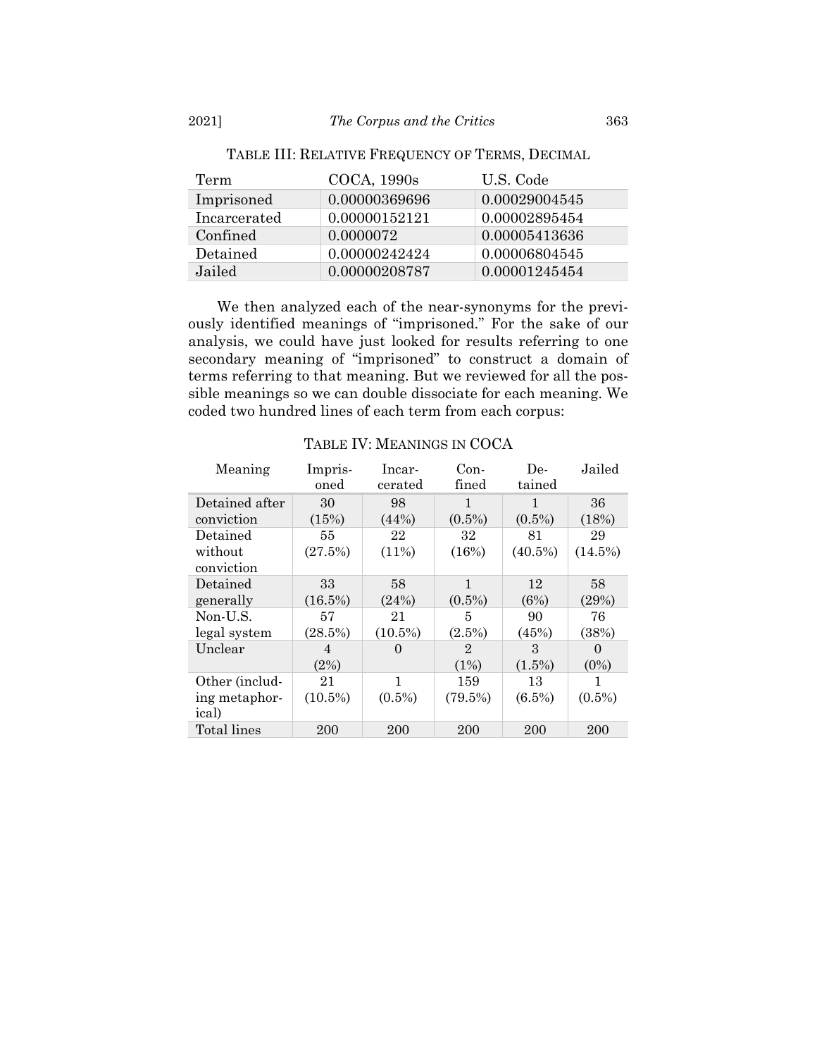TABLE III: RELATIVE FREQUENCY OF TERMS, DECIMAL

| Term | COCA, 1990s | U.S. Code |
|---|---|---|
| Imprisoned | 0.00000369696 | 0.00029004545 |
| Incarcerated | 0.00000152121 | 0.00002895454 |
| Confined | 0.0000072 | 0.00005413636 |
| Detained | 0.00000242424 | 0.00006804545 |
| Jailed | 0.00000208787 | 0.00001245454 |

We then analyzed each of the near-synonyms for the previously identified meanings of "imprisoned." For the sake of our analysis, we could have just looked for results referring to one secondary meaning of "imprisoned" to construct a domain of terms referring to that meaning. But we reviewed for all the possible meanings so we can double dissociate for each meaning. We coded two hundred lines of each term from each corpus:

TABLE IV: MEANINGS IN COCA

| Meaning | Imprisoned | Incarcerated | Confined | Detained | Jailed |
|---|---|---|---|---|---|
| Detained after conviction | 30 (15%) | 98 (44%) | 1 (0.5%) | 1 (0.5%) | 36 (18%) |
| Detained without conviction | 55 (27.5%) | 22 (11%) | 32 (16%) | 81 (40.5%) | 29 (14.5%) |
| Detained generally | 33 (16.5%) | 58 (24%) | 1 (0.5%) | 12 (6%) | 58 (29%) |
| Non-U.S. legal system | 57 (28.5%) | 21 (10.5%) | 5 (2.5%) | 90 (45%) | 76 (38%) |
| Unclear | 4 (2%) | 0 | 2 (1%) | 3 (1.5%) | 0 (0%) |
| Other (including metaphorical) | 21 (10.5%) | 1 (0.5%) | 159 (79.5%) | 13 (6.5%) | 1 (0.5%) |
| Total lines | 200 | 200 | 200 | 200 | 200 |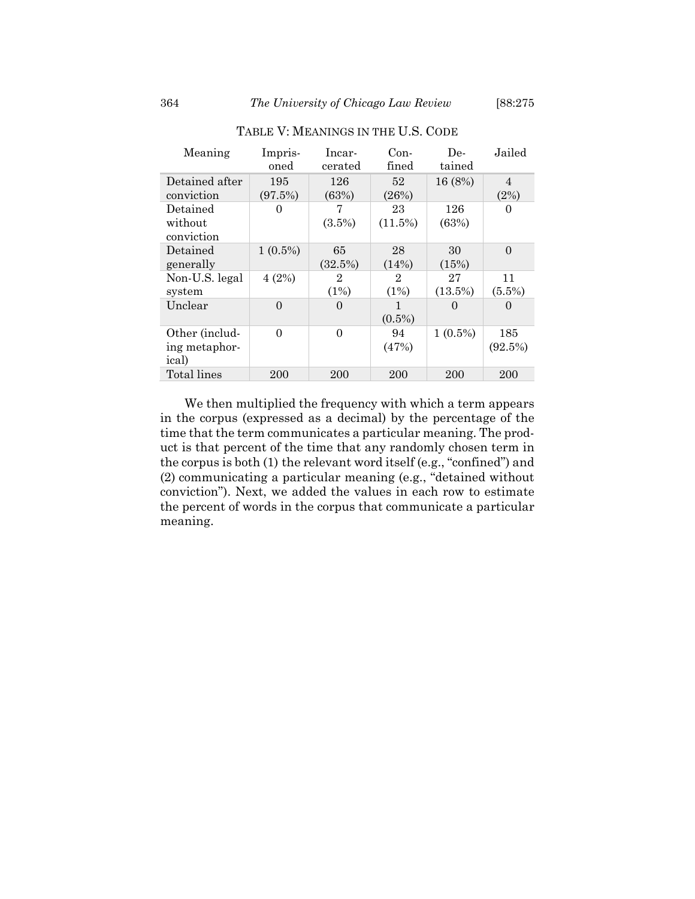TABLE V: MEANINGS IN THE U.S. CODE

| Meaning | Imprisoned | Incarcerated | Confined | Detained | Jailed |
|---|---|---|---|---|---|
| Detained after conviction | 195 (97.5%) | 126 (63%) | 52 (26%) | 16 (8%) | 4 (2%) |
| Detained without conviction | 0 | 7 (3.5%) | 23 (11.5%) | 126 (63%) | 0 |
| Detained generally | 1 (0.5%) | 65 (32.5%) | 28 (14%) | 30 (15%) | 0 |
| Non-U.S. legal system | 4 (2%) | 2 (1%) | 2 (1%) | 27 (13.5%) | 11 (5.5%) |
| Unclear | 0 | 0 | 1 (0.5%) | 0 | 0 |
| Other (including metaphorical) | 0 | 0 | 94 (47%) | 1 (0.5%) | 185 (92.5%) |
| Total lines | 200 | 200 | 200 | 200 | 200 |

We then multiplied the frequency with which a term appears in the corpus (expressed as a decimal) by the percentage of the time that the term communicates a particular meaning. The product is that percent of the time that any randomly chosen term in the corpus is both (1) the relevant word itself (e.g., "confined") and (2) communicating a particular meaning (e.g., "detained without conviction"). Next, we added the values in each row to estimate the percent of words in the corpus that communicate a particular meaning.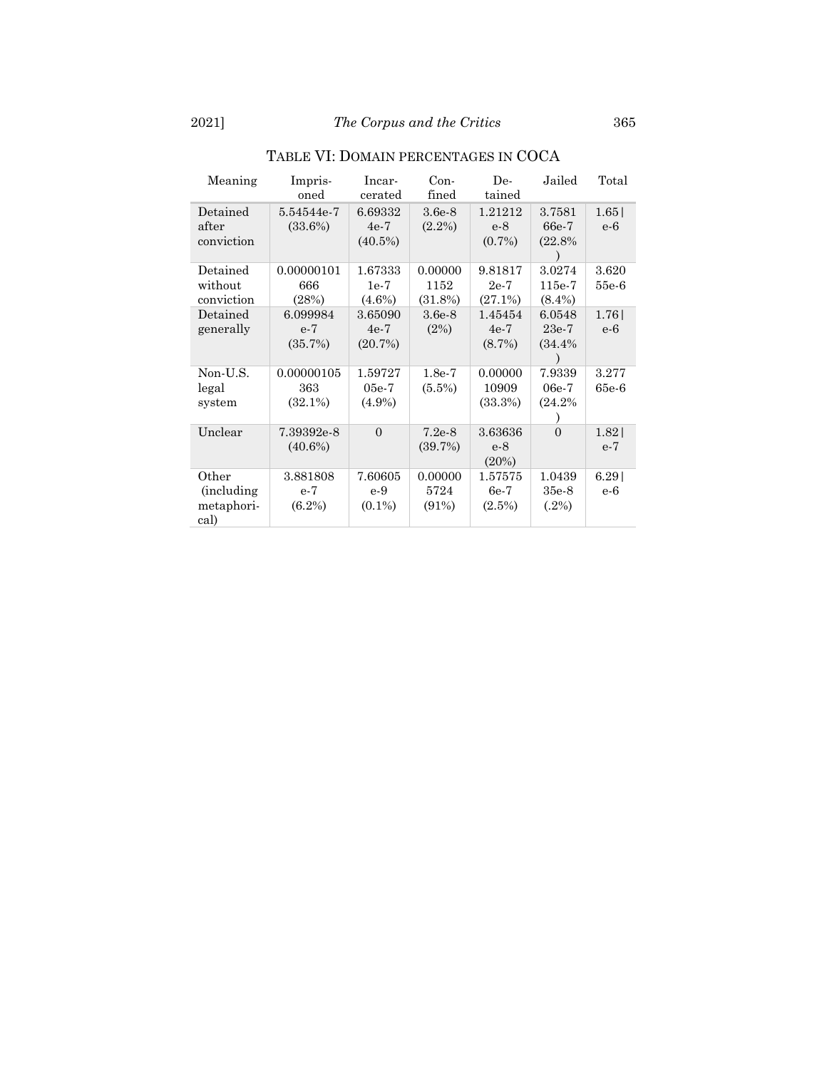TABLE VI: DOMAIN PERCENTAGES IN COCA

| Meaning | Imprisoned | Incarcerated | Confined | Detained | Jailed | Total |
|---|---|---|---|---|---|---|
| Detained after conviction | 5.54544e-7 (33.6%) | 6.693324e-7 (40.5%) | 3.6e-8 (2.2%) | 1.21212e-8 (0.7%) | 3.758166e-7 (22.8%) | 1.65e-6 |
| Detained without conviction | 0.00000101666 (28%) | 1.673331e-7 (4.6%) | 0.000001152 (31.8%) | 9.818172e-7 (27.1%) | 3.0274115e-7 (8.4%) | 3.62055e-6 |
| Detained generally | 6.099984e-7 (35.7%) | 3.650904e-7 (20.7%) | 3.6e-8 (2%) | 1.454544e-7 (8.7%) | 6.054823e-7 (34.4%) | 1.76e-6 |
| Non-U.S. legal system | 0.00000105363 (32.1%) | 1.5972705e-7 (4.9%) | 1.8e-7 (5.5%) | 0.0000010909 (33.3%) | 7.933906e-7 (24.2%) | 3.27765e-6 |
| Unclear | 7.39392e-8 (40.6%) | 0 | 7.2e-8 (39.7%) | 3.63636e-8 (20%) | 0 | 1.82e-7 |
| Other (including metaphorical) | 3.881808e-7 (6.2%) | 7.60605e-9 (0.1%) | 0.000005724 (91%) | 1.575756e-7 (2.5%) | 1.043935e-8 (.2%) | 6.29e-6 |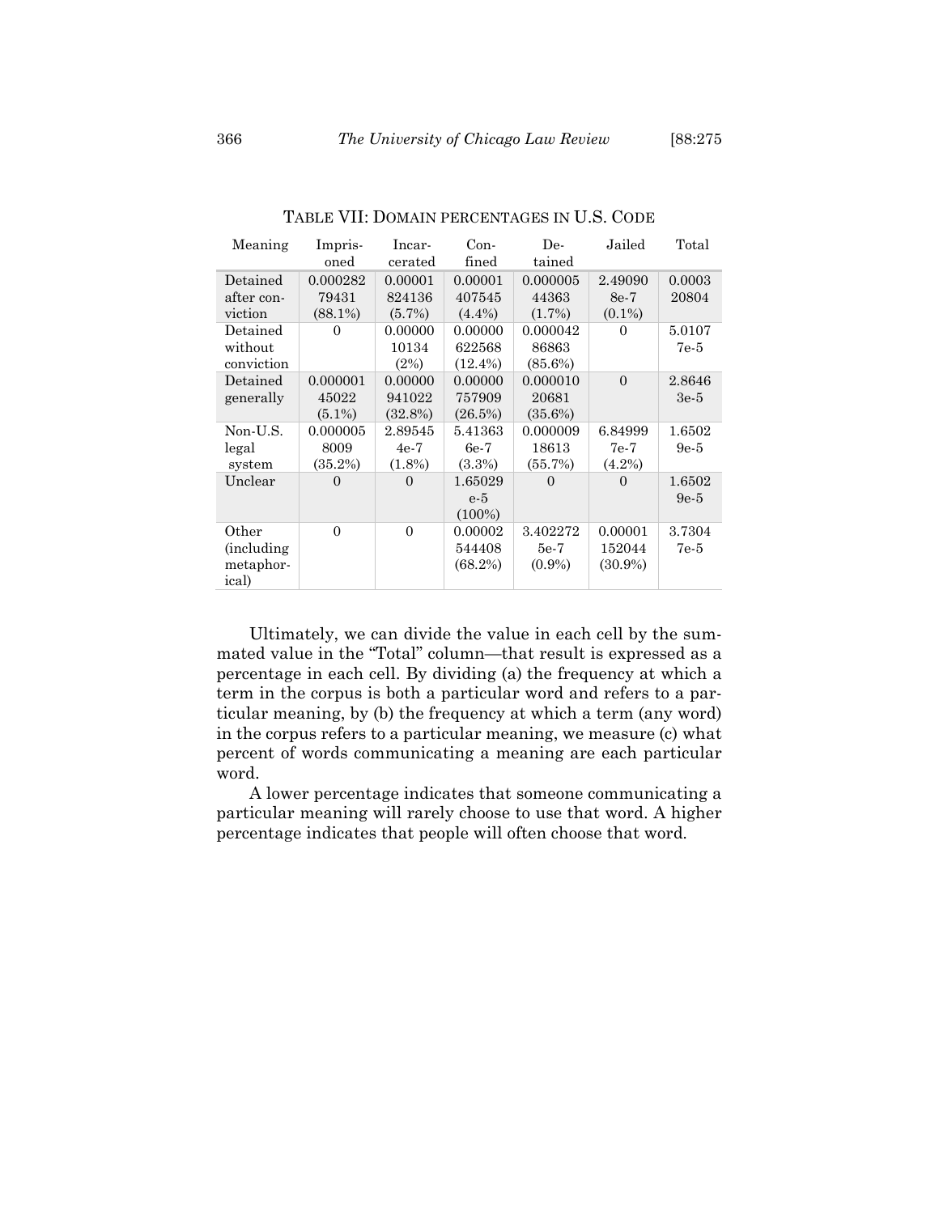TABLE VII: DOMAIN PERCENTAGES IN U.S. CODE

| Meaning | Imprisoned | Incarcerated | Confined | Detained | Jailed | Total |
|---|---|---|---|---|---|---|
| Detained after conviction | 0.00028279431 (88.1%) | 0.00001824136 (5.7%) | 0.00001407545 (4.4%) | 0.00000544363 (1.7%) | 2.490908e-7 (0.1%) | 0.000320804 |
| Detained without conviction | 0 | 0.0000010134 (2%) | 0.00000622568 (12.4%) | 0.00004286863 (85.6%) | 0 | 5.01077e-5 |
| Detained generally | 0.00000145022 (5.1%) | 0.00000941022 (32.8%) | 0.00000757909 (26.5%) | 0.00001020681 (35.6%) | 0 | 2.86463e-5 |
| Non-U.S. legal system | 0.0000058009 (35.2%) | 2.895454e-7 (1.8%) | 5.413636e-7 (3.3%) | 0.00000918613 (55.7%) | 6.849997e-7 (4.2%) | 1.65029e-5 |
| Unclear | 0 | 0 | 1.65029e-5 (100%) | 0 | 0 | 1.65029e-5 |
| Other (including metaphorical) | 0 | 0 | 0.00002544408 (68.2%) | 3.4022725e-7 (0.9%) | 0.00001152044 (30.9%) | 3.73047e-5 |

Ultimately, we can divide the value in each cell by the summated value in the "Total" column—that result is expressed as a percentage in each cell. By dividing (a) the frequency at which a term in the corpus is both a particular word and refers to a particular meaning, by (b) the frequency at which a term (any word) in the corpus refers to a particular meaning, we measure (c) what percent of words communicating a meaning are each particular word.

A lower percentage indicates that someone communicating a particular meaning will rarely choose to use that word. A higher percentage indicates that people will often choose that word.